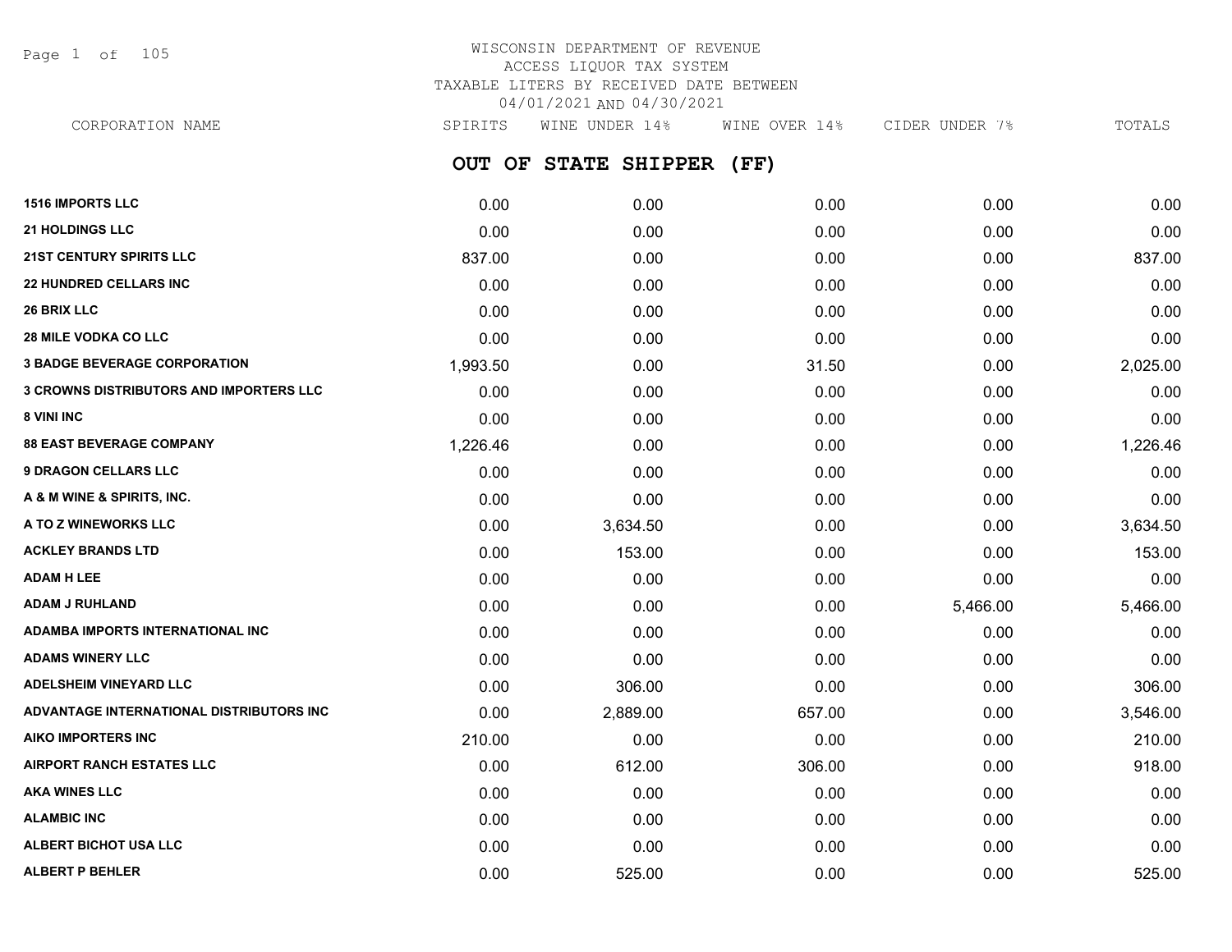# WISCONSIN DEPARTMENT OF REVENUE
## ACCESS LIQUOR TAX SYSTEM
## TAXABLE LITERS BY RECEIVED DATE BETWEEN 04/01/2021 AND 04/30/2021

## OUT OF STATE SHIPPER (FF)

| CORPORATION NAME | SPIRITS | WINE UNDER 14% | WINE OVER 14% | CIDER UNDER 7% | TOTALS |
|---|---|---|---|---|---|
| **1516 IMPORTS LLC** | 0.00 | 0.00 | 0.00 | 0.00 | 0.00 |
| **21 HOLDINGS LLC** | 0.00 | 0.00 | 0.00 | 0.00 | 0.00 |
| **21ST CENTURY SPIRITS LLC** | 837.00 | 0.00 | 0.00 | 0.00 | 837.00 |
| **22 HUNDRED CELLARS INC** | 0.00 | 0.00 | 0.00 | 0.00 | 0.00 |
| **26 BRIX LLC** | 0.00 | 0.00 | 0.00 | 0.00 | 0.00 |
| **28 MILE VODKA CO LLC** | 0.00 | 0.00 | 0.00 | 0.00 | 0.00 |
| **3 BADGE BEVERAGE CORPORATION** | 1,993.50 | 0.00 | 31.50 | 0.00 | 2,025.00 |
| **3 CROWNS DISTRIBUTORS AND IMPORTERS LLC** | 0.00 | 0.00 | 0.00 | 0.00 | 0.00 |
| **8 VINI INC** | 0.00 | 0.00 | 0.00 | 0.00 | 0.00 |
| **88 EAST BEVERAGE COMPANY** | 1,226.46 | 0.00 | 0.00 | 0.00 | 1,226.46 |
| **9 DRAGON CELLARS LLC** | 0.00 | 0.00 | 0.00 | 0.00 | 0.00 |
| **A & M WINE & SPIRITS, INC.** | 0.00 | 0.00 | 0.00 | 0.00 | 0.00 |
| **A TO Z WINEWORKS LLC** | 0.00 | 3,634.50 | 0.00 | 0.00 | 3,634.50 |
| **ACKLEY BRANDS LTD** | 0.00 | 153.00 | 0.00 | 0.00 | 153.00 |
| **ADAM H LEE** | 0.00 | 0.00 | 0.00 | 0.00 | 0.00 |
| **ADAM J RUHLAND** | 0.00 | 0.00 | 0.00 | 5,466.00 | 5,466.00 |
| **ADAMBA IMPORTS INTERNATIONAL INC** | 0.00 | 0.00 | 0.00 | 0.00 | 0.00 |
| **ADAMS WINERY LLC** | 0.00 | 0.00 | 0.00 | 0.00 | 0.00 |
| **ADELSHEIM VINEYARD LLC** | 0.00 | 306.00 | 0.00 | 0.00 | 306.00 |
| **ADVANTAGE INTERNATIONAL DISTRIBUTORS INC** | 0.00 | 2,889.00 | 657.00 | 0.00 | 3,546.00 |
| **AIKO IMPORTERS INC** | 210.00 | 0.00 | 0.00 | 0.00 | 210.00 |
| **AIRPORT RANCH ESTATES LLC** | 0.00 | 612.00 | 306.00 | 0.00 | 918.00 |
| **AKA WINES LLC** | 0.00 | 0.00 | 0.00 | 0.00 | 0.00 |
| **ALAMBIC INC** | 0.00 | 0.00 | 0.00 | 0.00 | 0.00 |
| **ALBERT BICHOT USA LLC** | 0.00 | 0.00 | 0.00 | 0.00 | 0.00 |
| **ALBERT P BEHLER** | 0.00 | 525.00 | 0.00 | 0.00 | 525.00 |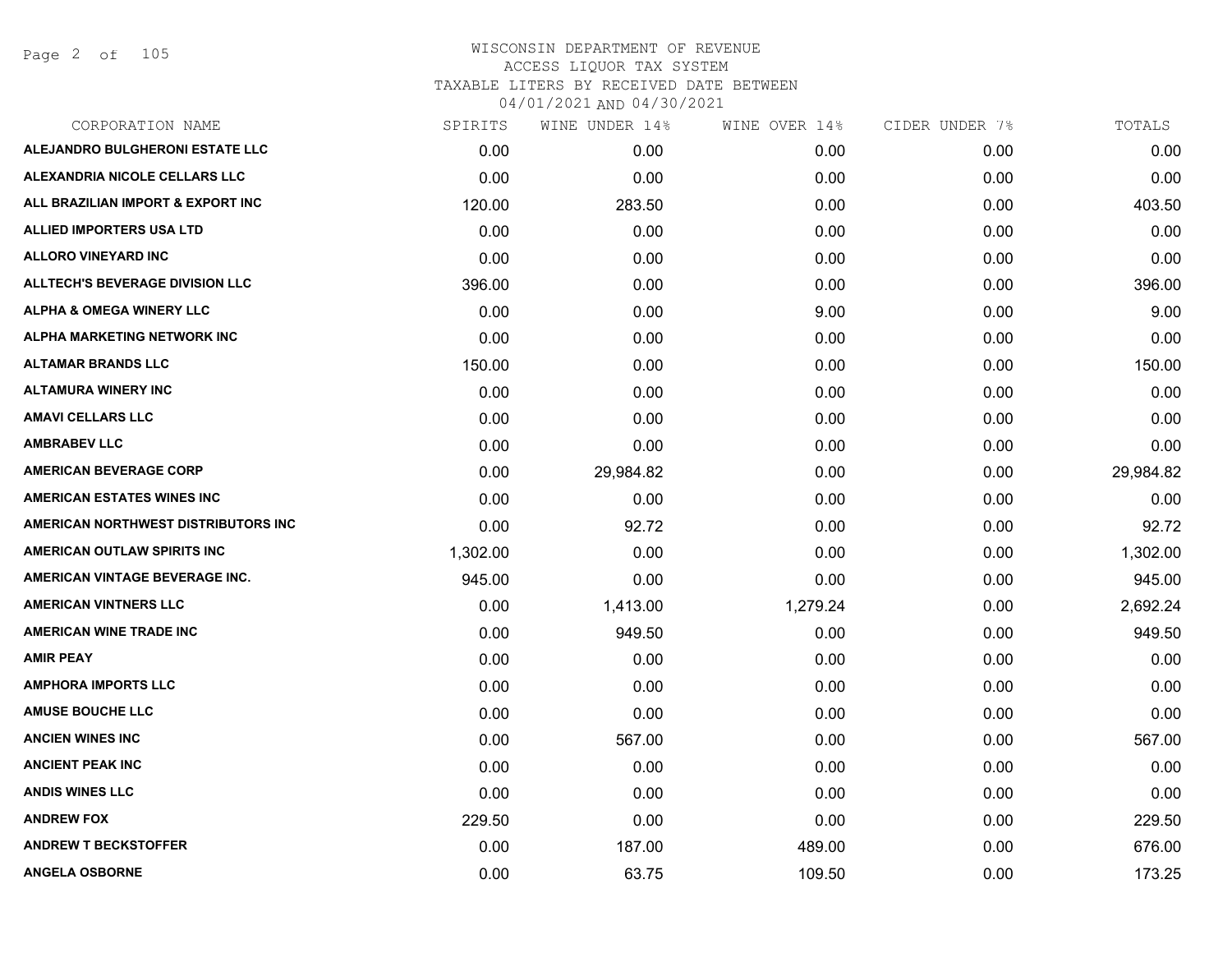# WISCONSIN DEPARTMENT OF REVENUE
ACCESS LIQUOR TAX SYSTEM
TAXABLE LITERS BY RECEIVED DATE BETWEEN
04/01/2021 AND 04/30/2021

| CORPORATION NAME | SPIRITS | WINE UNDER 14% | WINE OVER 14% | CIDER UNDER 7% | TOTALS |
|---|---|---|---|---|---|
| ALEJANDRO BULGHERONI ESTATE LLC | 0.00 | 0.00 | 0.00 | 0.00 | 0.00 |
| ALEXANDRIA NICOLE CELLARS LLC | 0.00 | 0.00 | 0.00 | 0.00 | 0.00 |
| ALL BRAZILIAN IMPORT & EXPORT INC | 120.00 | 283.50 | 0.00 | 0.00 | 403.50 |
| ALLIED IMPORTERS USA LTD | 0.00 | 0.00 | 0.00 | 0.00 | 0.00 |
| ALLORO VINEYARD INC | 0.00 | 0.00 | 0.00 | 0.00 | 0.00 |
| ALLTECH'S BEVERAGE DIVISION LLC | 396.00 | 0.00 | 0.00 | 0.00 | 396.00 |
| ALPHA & OMEGA WINERY LLC | 0.00 | 0.00 | 9.00 | 0.00 | 9.00 |
| ALPHA MARKETING NETWORK INC | 0.00 | 0.00 | 0.00 | 0.00 | 0.00 |
| ALTAMAR BRANDS LLC | 150.00 | 0.00 | 0.00 | 0.00 | 150.00 |
| ALTAMURA WINERY INC | 0.00 | 0.00 | 0.00 | 0.00 | 0.00 |
| AMAVI CELLARS LLC | 0.00 | 0.00 | 0.00 | 0.00 | 0.00 |
| AMBRABEV LLC | 0.00 | 0.00 | 0.00 | 0.00 | 0.00 |
| AMERICAN BEVERAGE CORP | 0.00 | 29,984.82 | 0.00 | 0.00 | 29,984.82 |
| AMERICAN ESTATES WINES INC | 0.00 | 0.00 | 0.00 | 0.00 | 0.00 |
| AMERICAN NORTHWEST DISTRIBUTORS INC | 0.00 | 92.72 | 0.00 | 0.00 | 92.72 |
| AMERICAN OUTLAW SPIRITS INC | 1,302.00 | 0.00 | 0.00 | 0.00 | 1,302.00 |
| AMERICAN VINTAGE BEVERAGE INC. | 945.00 | 0.00 | 0.00 | 0.00 | 945.00 |
| AMERICAN VINTNERS LLC | 0.00 | 1,413.00 | 1,279.24 | 0.00 | 2,692.24 |
| AMERICAN WINE TRADE INC | 0.00 | 949.50 | 0.00 | 0.00 | 949.50 |
| AMIR PEAY | 0.00 | 0.00 | 0.00 | 0.00 | 0.00 |
| AMPHORA IMPORTS LLC | 0.00 | 0.00 | 0.00 | 0.00 | 0.00 |
| AMUSE BOUCHE LLC | 0.00 | 0.00 | 0.00 | 0.00 | 0.00 |
| ANCIEN WINES INC | 0.00 | 567.00 | 0.00 | 0.00 | 567.00 |
| ANCIENT PEAK INC | 0.00 | 0.00 | 0.00 | 0.00 | 0.00 |
| ANDIS WINES LLC | 0.00 | 0.00 | 0.00 | 0.00 | 0.00 |
| ANDREW FOX | 229.50 | 0.00 | 0.00 | 0.00 | 229.50 |
| ANDREW T BECKSTOFFER | 0.00 | 187.00 | 489.00 | 0.00 | 676.00 |
| ANGELA OSBORNE | 0.00 | 63.75 | 109.50 | 0.00 | 173.25 |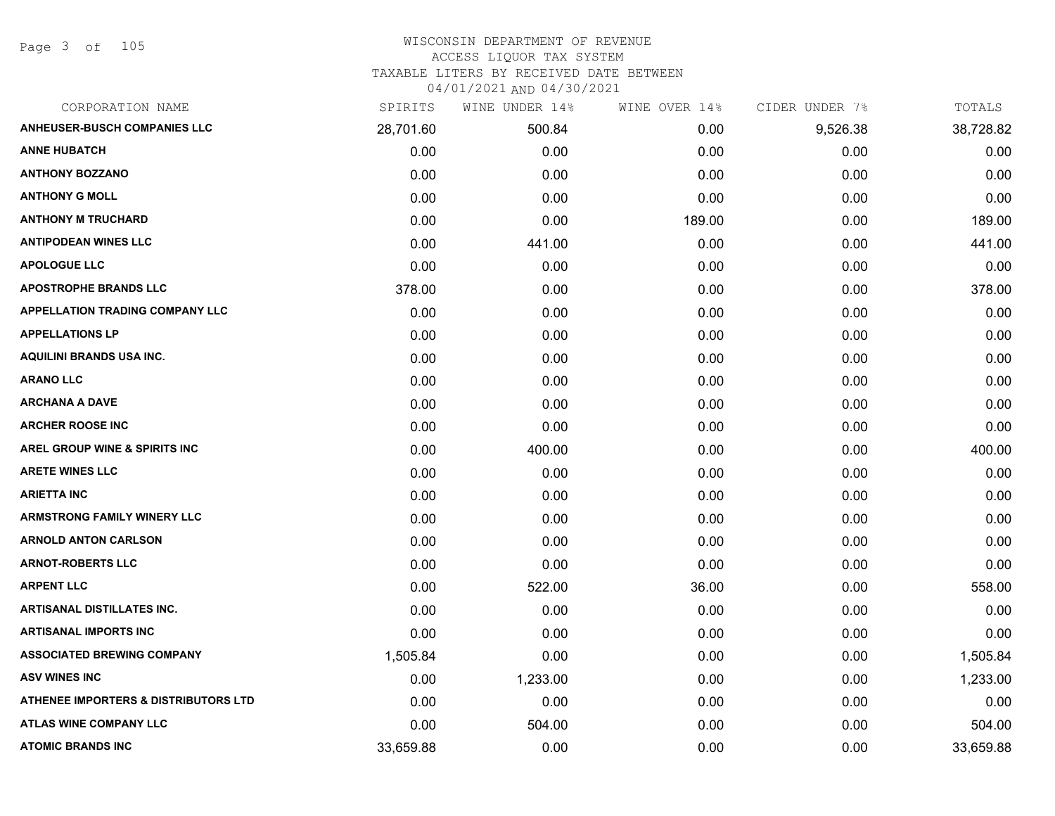# WISCONSIN DEPARTMENT OF REVENUE
## ACCESS LIQUOR TAX SYSTEM
## TAXABLE LITERS BY RECEIVED DATE BETWEEN 04/01/2021 AND 04/30/2021

| CORPORATION NAME | SPIRITS | WINE UNDER 14% | WINE OVER 14% | CIDER UNDER 7% | TOTALS |
|---|---|---|---|---|---|
| ANHEUSER-BUSCH COMPANIES LLC | 28,701.60 | 500.84 | 0.00 | 9,526.38 | 38,728.82 |
| ANNE HUBATCH | 0.00 | 0.00 | 0.00 | 0.00 | 0.00 |
| ANTHONY BOZZANO | 0.00 | 0.00 | 0.00 | 0.00 | 0.00 |
| ANTHONY G MOLL | 0.00 | 0.00 | 0.00 | 0.00 | 0.00 |
| ANTHONY M TRUCHARD | 0.00 | 0.00 | 189.00 | 0.00 | 189.00 |
| ANTIPODEAN WINES LLC | 0.00 | 441.00 | 0.00 | 0.00 | 441.00 |
| APOLOGUE LLC | 0.00 | 0.00 | 0.00 | 0.00 | 0.00 |
| APOSTROPHE BRANDS LLC | 378.00 | 0.00 | 0.00 | 0.00 | 378.00 |
| APPELLATION TRADING COMPANY LLC | 0.00 | 0.00 | 0.00 | 0.00 | 0.00 |
| APPELLATIONS LP | 0.00 | 0.00 | 0.00 | 0.00 | 0.00 |
| AQUILINI BRANDS USA INC. | 0.00 | 0.00 | 0.00 | 0.00 | 0.00 |
| ARANO LLC | 0.00 | 0.00 | 0.00 | 0.00 | 0.00 |
| ARCHANA A DAVE | 0.00 | 0.00 | 0.00 | 0.00 | 0.00 |
| ARCHER ROOSE INC | 0.00 | 0.00 | 0.00 | 0.00 | 0.00 |
| AREL GROUP WINE & SPIRITS INC | 0.00 | 400.00 | 0.00 | 0.00 | 400.00 |
| ARETE WINES LLC | 0.00 | 0.00 | 0.00 | 0.00 | 0.00 |
| ARIETTA INC | 0.00 | 0.00 | 0.00 | 0.00 | 0.00 |
| ARMSTRONG FAMILY WINERY LLC | 0.00 | 0.00 | 0.00 | 0.00 | 0.00 |
| ARNOLD ANTON CARLSON | 0.00 | 0.00 | 0.00 | 0.00 | 0.00 |
| ARNOT-ROBERTS LLC | 0.00 | 0.00 | 0.00 | 0.00 | 0.00 |
| ARPENT LLC | 0.00 | 522.00 | 36.00 | 0.00 | 558.00 |
| ARTISANAL DISTILLATES INC. | 0.00 | 0.00 | 0.00 | 0.00 | 0.00 |
| ARTISANAL IMPORTS INC | 0.00 | 0.00 | 0.00 | 0.00 | 0.00 |
| ASSOCIATED BREWING COMPANY | 1,505.84 | 0.00 | 0.00 | 0.00 | 1,505.84 |
| ASV WINES INC | 0.00 | 1,233.00 | 0.00 | 0.00 | 1,233.00 |
| ATHENEE IMPORTERS & DISTRIBUTORS LTD | 0.00 | 0.00 | 0.00 | 0.00 | 0.00 |
| ATLAS WINE COMPANY LLC | 0.00 | 504.00 | 0.00 | 0.00 | 504.00 |
| ATOMIC BRANDS INC | 33,659.88 | 0.00 | 0.00 | 0.00 | 33,659.88 |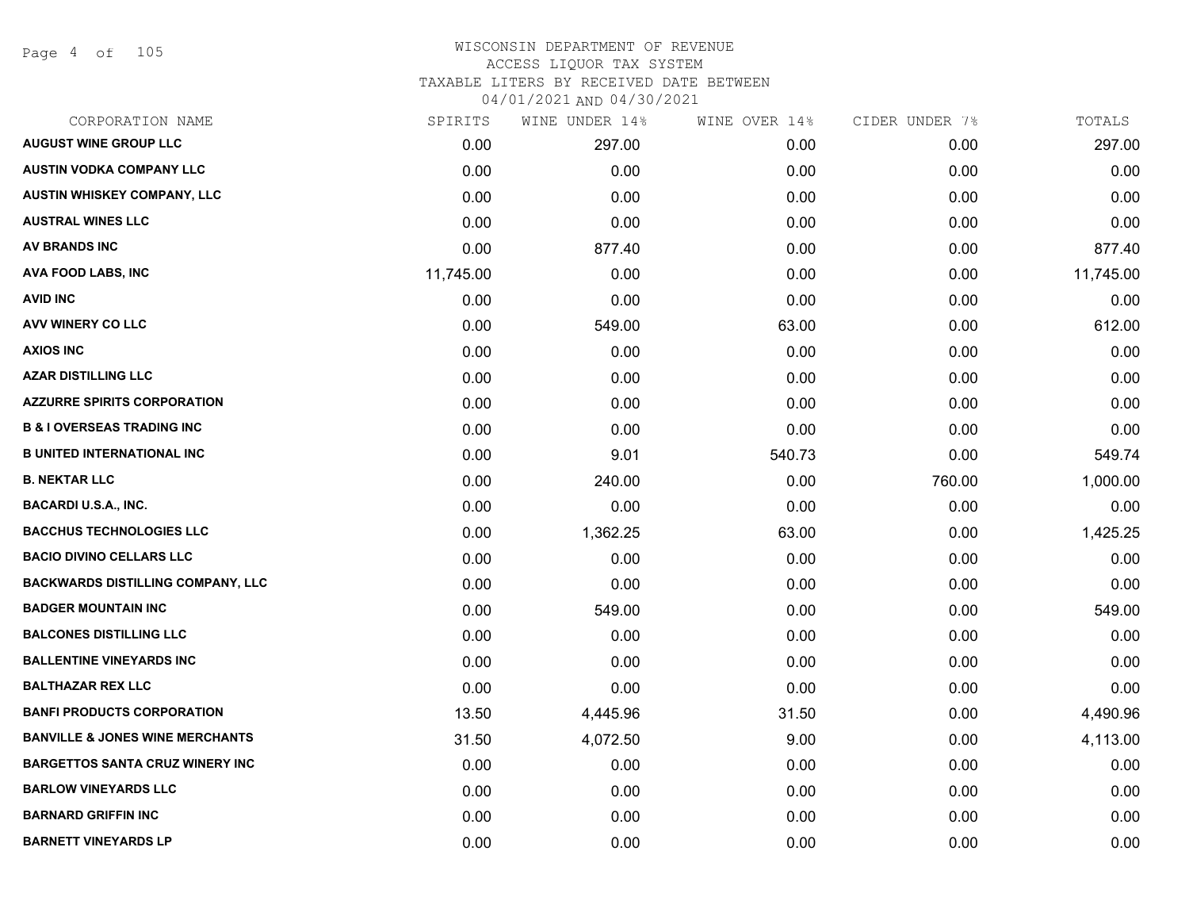# WISCONSIN DEPARTMENT OF REVENUE
## ACCESS LIQUOR TAX SYSTEM
### TAXABLE LITERS BY RECEIVED DATE BETWEEN 04/01/2021 AND 04/30/2021

| CORPORATION NAME | SPIRITS | WINE UNDER 14% | WINE OVER 14% | CIDER UNDER 7% | TOTALS |
|---|---|---|---|---|---|
| AUGUST WINE GROUP LLC | 0.00 | 297.00 | 0.00 | 0.00 | 297.00 |
| AUSTIN VODKA COMPANY LLC | 0.00 | 0.00 | 0.00 | 0.00 | 0.00 |
| AUSTIN WHISKEY COMPANY, LLC | 0.00 | 0.00 | 0.00 | 0.00 | 0.00 |
| AUSTRAL WINES LLC | 0.00 | 0.00 | 0.00 | 0.00 | 0.00 |
| AV BRANDS INC | 0.00 | 877.40 | 0.00 | 0.00 | 877.40 |
| AVA FOOD LABS, INC | 11,745.00 | 0.00 | 0.00 | 0.00 | 11,745.00 |
| AVID INC | 0.00 | 0.00 | 0.00 | 0.00 | 0.00 |
| AVV WINERY CO LLC | 0.00 | 549.00 | 63.00 | 0.00 | 612.00 |
| AXIOS INC | 0.00 | 0.00 | 0.00 | 0.00 | 0.00 |
| AZAR DISTILLING LLC | 0.00 | 0.00 | 0.00 | 0.00 | 0.00 |
| AZZURRE SPIRITS CORPORATION | 0.00 | 0.00 | 0.00 | 0.00 | 0.00 |
| B & I OVERSEAS TRADING INC | 0.00 | 0.00 | 0.00 | 0.00 | 0.00 |
| B UNITED INTERNATIONAL INC | 0.00 | 9.01 | 540.73 | 0.00 | 549.74 |
| B. NEKTAR LLC | 0.00 | 240.00 | 0.00 | 760.00 | 1,000.00 |
| BACARDI U.S.A., INC. | 0.00 | 0.00 | 0.00 | 0.00 | 0.00 |
| BACCHUS TECHNOLOGIES LLC | 0.00 | 1,362.25 | 63.00 | 0.00 | 1,425.25 |
| BACIO DIVINO CELLARS LLC | 0.00 | 0.00 | 0.00 | 0.00 | 0.00 |
| BACKWARDS DISTILLING COMPANY, LLC | 0.00 | 0.00 | 0.00 | 0.00 | 0.00 |
| BADGER MOUNTAIN INC | 0.00 | 549.00 | 0.00 | 0.00 | 549.00 |
| BALCONES DISTILLING LLC | 0.00 | 0.00 | 0.00 | 0.00 | 0.00 |
| BALLENTINE VINEYARDS INC | 0.00 | 0.00 | 0.00 | 0.00 | 0.00 |
| BALTHAZAR REX LLC | 0.00 | 0.00 | 0.00 | 0.00 | 0.00 |
| BANFI PRODUCTS CORPORATION | 13.50 | 4,445.96 | 31.50 | 0.00 | 4,490.96 |
| BANVILLE & JONES WINE MERCHANTS | 31.50 | 4,072.50 | 9.00 | 0.00 | 4,113.00 |
| BARGETTOS SANTA CRUZ WINERY INC | 0.00 | 0.00 | 0.00 | 0.00 | 0.00 |
| BARLOW VINEYARDS LLC | 0.00 | 0.00 | 0.00 | 0.00 | 0.00 |
| BARNARD GRIFFIN INC | 0.00 | 0.00 | 0.00 | 0.00 | 0.00 |
| BARNETT VINEYARDS LP | 0.00 | 0.00 | 0.00 | 0.00 | 0.00 |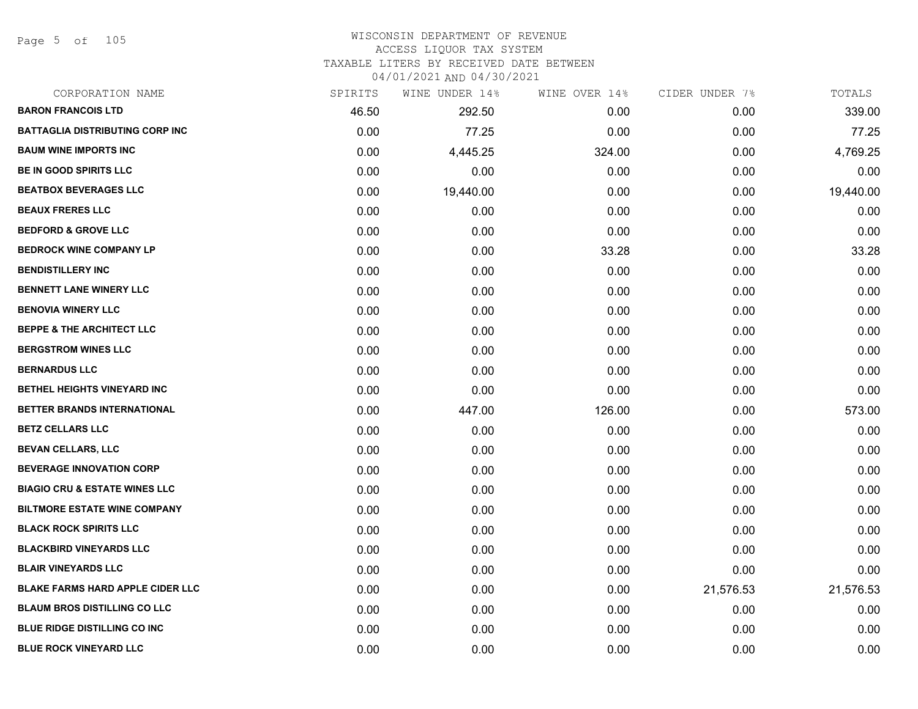# WISCONSIN DEPARTMENT OF REVENUE
## ACCESS LIQUOR TAX SYSTEM
### TAXABLE LITERS BY RECEIVED DATE BETWEEN 04/01/2021 AND 04/30/2021

| CORPORATION NAME | SPIRITS | WINE UNDER 14% | WINE OVER 14% | CIDER UNDER 7% | TOTALS |
|---|---|---|---|---|---|
| BARON FRANCOIS LTD | 46.50 | 292.50 | 0.00 | 0.00 | 339.00 |
| BATTAGLIA DISTRIBUTING CORP INC | 0.00 | 77.25 | 0.00 | 0.00 | 77.25 |
| BAUM WINE IMPORTS INC | 0.00 | 4,445.25 | 324.00 | 0.00 | 4,769.25 |
| BE IN GOOD SPIRITS LLC | 0.00 | 0.00 | 0.00 | 0.00 | 0.00 |
| BEATBOX BEVERAGES LLC | 0.00 | 19,440.00 | 0.00 | 0.00 | 19,440.00 |
| BEAUX FRERES LLC | 0.00 | 0.00 | 0.00 | 0.00 | 0.00 |
| BEDFORD & GROVE LLC | 0.00 | 0.00 | 0.00 | 0.00 | 0.00 |
| BEDROCK WINE COMPANY LP | 0.00 | 0.00 | 33.28 | 0.00 | 33.28 |
| BENDISTILLERY INC | 0.00 | 0.00 | 0.00 | 0.00 | 0.00 |
| BENNETT LANE WINERY LLC | 0.00 | 0.00 | 0.00 | 0.00 | 0.00 |
| BENOVIA WINERY LLC | 0.00 | 0.00 | 0.00 | 0.00 | 0.00 |
| BEPPE & THE ARCHITECT LLC | 0.00 | 0.00 | 0.00 | 0.00 | 0.00 |
| BERGSTROM WINES LLC | 0.00 | 0.00 | 0.00 | 0.00 | 0.00 |
| BERNARDUS LLC | 0.00 | 0.00 | 0.00 | 0.00 | 0.00 |
| BETHEL HEIGHTS VINEYARD INC | 0.00 | 0.00 | 0.00 | 0.00 | 0.00 |
| BETTER BRANDS INTERNATIONAL | 0.00 | 447.00 | 126.00 | 0.00 | 573.00 |
| BETZ CELLARS LLC | 0.00 | 0.00 | 0.00 | 0.00 | 0.00 |
| BEVAN CELLARS, LLC | 0.00 | 0.00 | 0.00 | 0.00 | 0.00 |
| BEVERAGE INNOVATION CORP | 0.00 | 0.00 | 0.00 | 0.00 | 0.00 |
| BIAGIO CRU & ESTATE WINES LLC | 0.00 | 0.00 | 0.00 | 0.00 | 0.00 |
| BILTMORE ESTATE WINE COMPANY | 0.00 | 0.00 | 0.00 | 0.00 | 0.00 |
| BLACK ROCK SPIRITS LLC | 0.00 | 0.00 | 0.00 | 0.00 | 0.00 |
| BLACKBIRD VINEYARDS LLC | 0.00 | 0.00 | 0.00 | 0.00 | 0.00 |
| BLAIR VINEYARDS LLC | 0.00 | 0.00 | 0.00 | 0.00 | 0.00 |
| BLAKE FARMS HARD APPLE CIDER LLC | 0.00 | 0.00 | 0.00 | 21,576.53 | 21,576.53 |
| BLAUM BROS DISTILLING CO LLC | 0.00 | 0.00 | 0.00 | 0.00 | 0.00 |
| BLUE RIDGE DISTILLING CO INC | 0.00 | 0.00 | 0.00 | 0.00 | 0.00 |
| BLUE ROCK VINEYARD LLC | 0.00 | 0.00 | 0.00 | 0.00 | 0.00 |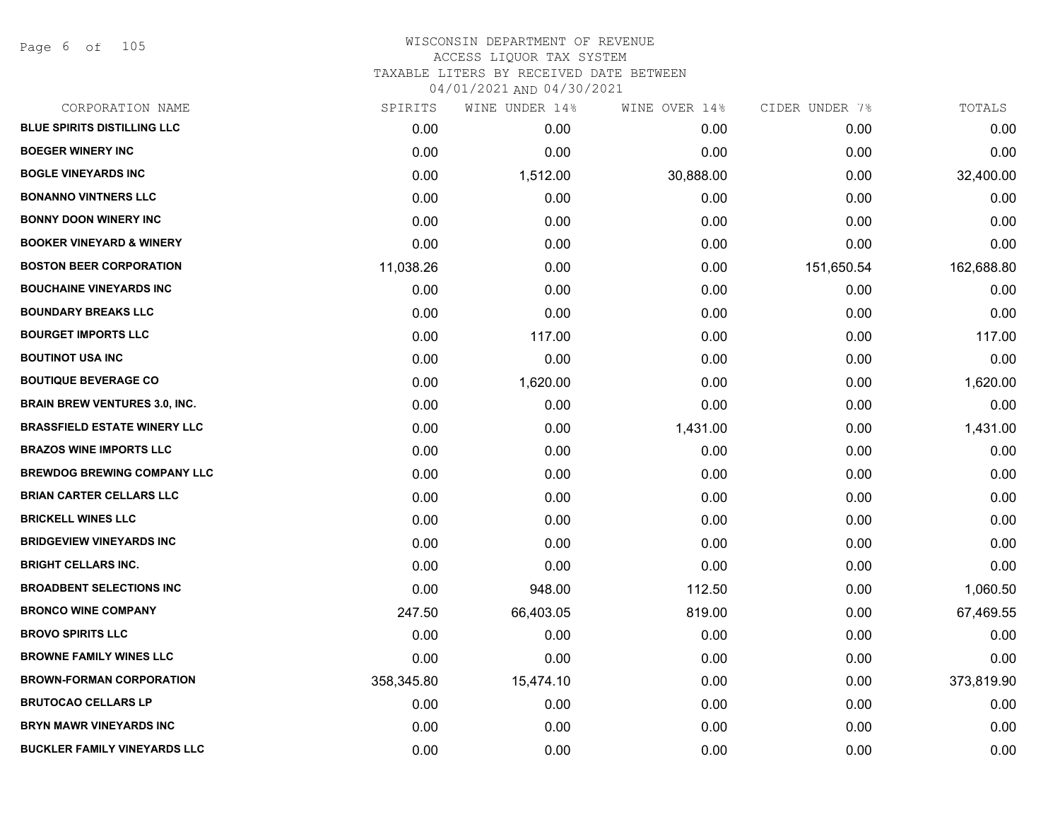# WISCONSIN DEPARTMENT OF REVENUE
## ACCESS LIQUOR TAX SYSTEM
### TAXABLE LITERS BY RECEIVED DATE BETWEEN 04/01/2021 AND 04/30/2021

| CORPORATION NAME | SPIRITS | WINE UNDER 14% | WINE OVER 14% | CIDER UNDER 7% | TOTALS |
|---|---|---|---|---|---|
| BLUE SPIRITS DISTILLING LLC | 0.00 | 0.00 | 0.00 | 0.00 | 0.00 |
| BOEGER WINERY INC | 0.00 | 0.00 | 0.00 | 0.00 | 0.00 |
| BOGLE VINEYARDS INC | 0.00 | 1,512.00 | 30,888.00 | 0.00 | 32,400.00 |
| BONANNO VINTNERS LLC | 0.00 | 0.00 | 0.00 | 0.00 | 0.00 |
| BONNY DOON WINERY INC | 0.00 | 0.00 | 0.00 | 0.00 | 0.00 |
| BOOKER VINEYARD & WINERY | 0.00 | 0.00 | 0.00 | 0.00 | 0.00 |
| BOSTON BEER CORPORATION | 11,038.26 | 0.00 | 0.00 | 151,650.54 | 162,688.80 |
| BOUCHAINE VINEYARDS INC | 0.00 | 0.00 | 0.00 | 0.00 | 0.00 |
| BOUNDARY BREAKS LLC | 0.00 | 0.00 | 0.00 | 0.00 | 0.00 |
| BOURGET IMPORTS LLC | 0.00 | 117.00 | 0.00 | 0.00 | 117.00 |
| BOUTINOT USA INC | 0.00 | 0.00 | 0.00 | 0.00 | 0.00 |
| BOUTIQUE BEVERAGE CO | 0.00 | 1,620.00 | 0.00 | 0.00 | 1,620.00 |
| BRAIN BREW VENTURES 3.0, INC. | 0.00 | 0.00 | 0.00 | 0.00 | 0.00 |
| BRASSFIELD ESTATE WINERY LLC | 0.00 | 0.00 | 1,431.00 | 0.00 | 1,431.00 |
| BRAZOS WINE IMPORTS LLC | 0.00 | 0.00 | 0.00 | 0.00 | 0.00 |
| BREWDOG BREWING COMPANY LLC | 0.00 | 0.00 | 0.00 | 0.00 | 0.00 |
| BRIAN CARTER CELLARS LLC | 0.00 | 0.00 | 0.00 | 0.00 | 0.00 |
| BRICKELL WINES LLC | 0.00 | 0.00 | 0.00 | 0.00 | 0.00 |
| BRIDGEVIEW VINEYARDS INC | 0.00 | 0.00 | 0.00 | 0.00 | 0.00 |
| BRIGHT CELLARS INC. | 0.00 | 0.00 | 0.00 | 0.00 | 0.00 |
| BROADBENT SELECTIONS INC | 0.00 | 948.00 | 112.50 | 0.00 | 1,060.50 |
| BRONCO WINE COMPANY | 247.50 | 66,403.05 | 819.00 | 0.00 | 67,469.55 |
| BROVO SPIRITS LLC | 0.00 | 0.00 | 0.00 | 0.00 | 0.00 |
| BROWNE FAMILY WINES LLC | 0.00 | 0.00 | 0.00 | 0.00 | 0.00 |
| BROWN-FORMAN CORPORATION | 358,345.80 | 15,474.10 | 0.00 | 0.00 | 373,819.90 |
| BRUTOCAO CELLARS LP | 0.00 | 0.00 | 0.00 | 0.00 | 0.00 |
| BRYN MAWR VINEYARDS INC | 0.00 | 0.00 | 0.00 | 0.00 | 0.00 |
| BUCKLER FAMILY VINEYARDS LLC | 0.00 | 0.00 | 0.00 | 0.00 | 0.00 |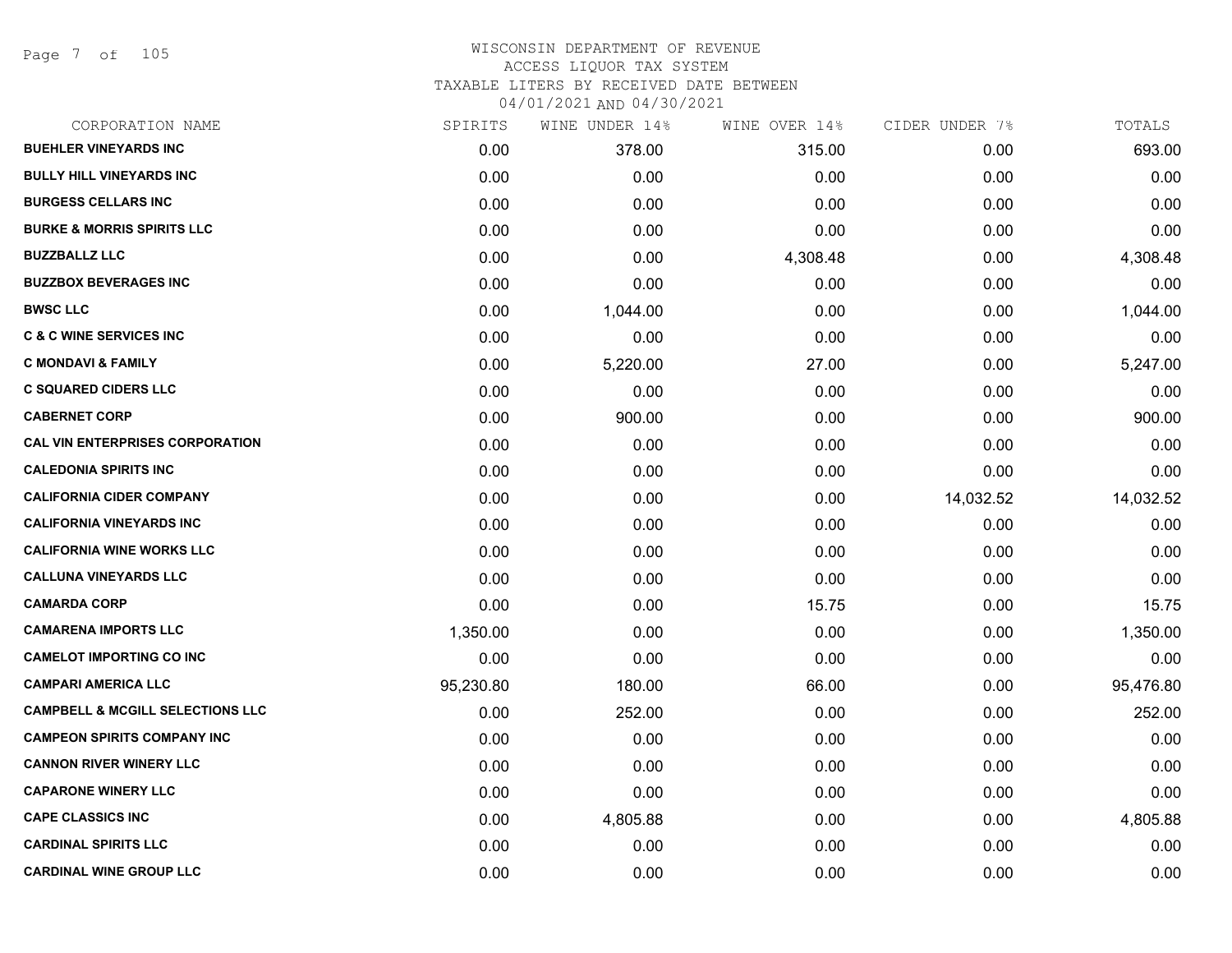# WISCONSIN DEPARTMENT OF REVENUE
## ACCESS LIQUOR TAX SYSTEM
### TAXABLE LITERS BY RECEIVED DATE BETWEEN 04/01/2021 AND 04/30/2021

| CORPORATION NAME | SPIRITS | WINE UNDER 14% | WINE OVER 14% | CIDER UNDER 7% | TOTALS |
|---|---|---|---|---|---|
| **BUEHLER VINEYARDS INC** | 0.00 | 378.00 | 315.00 | 0.00 | 693.00 |
| **BULLY HILL VINEYARDS INC** | 0.00 | 0.00 | 0.00 | 0.00 | 0.00 |
| **BURGESS CELLARS INC** | 0.00 | 0.00 | 0.00 | 0.00 | 0.00 |
| **BURKE & MORRIS SPIRITS LLC** | 0.00 | 0.00 | 0.00 | 0.00 | 0.00 |
| **BUZZBALLZ LLC** | 0.00 | 0.00 | 4,308.48 | 0.00 | 4,308.48 |
| **BUZZBOX BEVERAGES INC** | 0.00 | 0.00 | 0.00 | 0.00 | 0.00 |
| **BWSC LLC** | 0.00 | 1,044.00 | 0.00 | 0.00 | 1,044.00 |
| **C & C WINE SERVICES INC** | 0.00 | 0.00 | 0.00 | 0.00 | 0.00 |
| **C MONDAVI & FAMILY** | 0.00 | 5,220.00 | 27.00 | 0.00 | 5,247.00 |
| **C SQUARED CIDERS LLC** | 0.00 | 0.00 | 0.00 | 0.00 | 0.00 |
| **CABERNET CORP** | 0.00 | 900.00 | 0.00 | 0.00 | 900.00 |
| **CAL VIN ENTERPRISES CORPORATION** | 0.00 | 0.00 | 0.00 | 0.00 | 0.00 |
| **CALEDONIA SPIRITS INC** | 0.00 | 0.00 | 0.00 | 0.00 | 0.00 |
| **CALIFORNIA CIDER COMPANY** | 0.00 | 0.00 | 0.00 | 14,032.52 | 14,032.52 |
| **CALIFORNIA VINEYARDS INC** | 0.00 | 0.00 | 0.00 | 0.00 | 0.00 |
| **CALIFORNIA WINE WORKS LLC** | 0.00 | 0.00 | 0.00 | 0.00 | 0.00 |
| **CALLUNA VINEYARDS LLC** | 0.00 | 0.00 | 0.00 | 0.00 | 0.00 |
| **CAMARDA CORP** | 0.00 | 0.00 | 15.75 | 0.00 | 15.75 |
| **CAMARENA IMPORTS LLC** | 1,350.00 | 0.00 | 0.00 | 0.00 | 1,350.00 |
| **CAMELOT IMPORTING CO INC** | 0.00 | 0.00 | 0.00 | 0.00 | 0.00 |
| **CAMPARI AMERICA LLC** | 95,230.80 | 180.00 | 66.00 | 0.00 | 95,476.80 |
| **CAMPBELL & MCGILL SELECTIONS LLC** | 0.00 | 252.00 | 0.00 | 0.00 | 252.00 |
| **CAMPEON SPIRITS COMPANY INC** | 0.00 | 0.00 | 0.00 | 0.00 | 0.00 |
| **CANNON RIVER WINERY LLC** | 0.00 | 0.00 | 0.00 | 0.00 | 0.00 |
| **CAPARONE WINERY LLC** | 0.00 | 0.00 | 0.00 | 0.00 | 0.00 |
| **CAPE CLASSICS INC** | 0.00 | 4,805.88 | 0.00 | 0.00 | 4,805.88 |
| **CARDINAL SPIRITS LLC** | 0.00 | 0.00 | 0.00 | 0.00 | 0.00 |
| **CARDINAL WINE GROUP LLC** | 0.00 | 0.00 | 0.00 | 0.00 | 0.00 |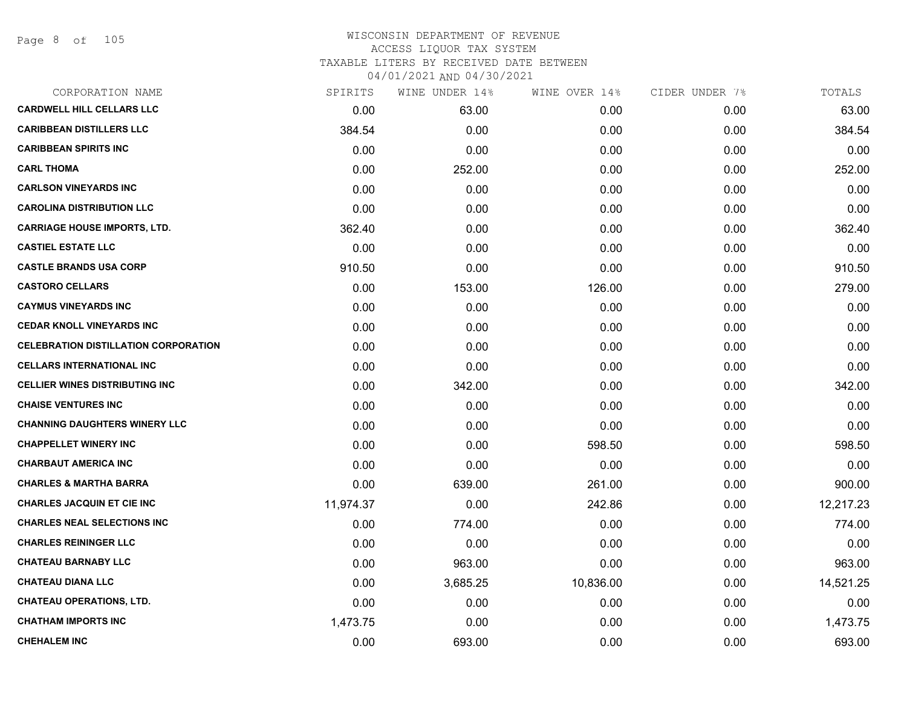# WISCONSIN DEPARTMENT OF REVENUE
ACCESS LIQUOR TAX SYSTEM
TAXABLE LITERS BY RECEIVED DATE BETWEEN
04/01/2021 AND 04/30/2021

| CORPORATION NAME | SPIRITS | WINE UNDER 14% | WINE OVER 14% | CIDER UNDER 7% | TOTALS |
|---|---|---|---|---|---|
| CARDWELL HILL CELLARS LLC | 0.00 | 63.00 | 0.00 | 0.00 | 63.00 |
| CARIBBEAN DISTILLERS LLC | 384.54 | 0.00 | 0.00 | 0.00 | 384.54 |
| CARIBBEAN SPIRITS INC | 0.00 | 0.00 | 0.00 | 0.00 | 0.00 |
| CARL THOMA | 0.00 | 252.00 | 0.00 | 0.00 | 252.00 |
| CARLSON VINEYARDS INC | 0.00 | 0.00 | 0.00 | 0.00 | 0.00 |
| CAROLINA DISTRIBUTION LLC | 0.00 | 0.00 | 0.00 | 0.00 | 0.00 |
| CARRIAGE HOUSE IMPORTS, LTD. | 362.40 | 0.00 | 0.00 | 0.00 | 362.40 |
| CASTIEL ESTATE LLC | 0.00 | 0.00 | 0.00 | 0.00 | 0.00 |
| CASTLE BRANDS USA CORP | 910.50 | 0.00 | 0.00 | 0.00 | 910.50 |
| CASTORO CELLARS | 0.00 | 153.00 | 126.00 | 0.00 | 279.00 |
| CAYMUS VINEYARDS INC | 0.00 | 0.00 | 0.00 | 0.00 | 0.00 |
| CEDAR KNOLL VINEYARDS INC | 0.00 | 0.00 | 0.00 | 0.00 | 0.00 |
| CELEBRATION DISTILLATION CORPORATION | 0.00 | 0.00 | 0.00 | 0.00 | 0.00 |
| CELLARS INTERNATIONAL INC | 0.00 | 0.00 | 0.00 | 0.00 | 0.00 |
| CELLIER WINES DISTRIBUTING INC | 0.00 | 342.00 | 0.00 | 0.00 | 342.00 |
| CHAISE VENTURES INC | 0.00 | 0.00 | 0.00 | 0.00 | 0.00 |
| CHANNING DAUGHTERS WINERY LLC | 0.00 | 0.00 | 0.00 | 0.00 | 0.00 |
| CHAPPELLET WINERY INC | 0.00 | 0.00 | 598.50 | 0.00 | 598.50 |
| CHARBAUT AMERICA INC | 0.00 | 0.00 | 0.00 | 0.00 | 0.00 |
| CHARLES & MARTHA BARRA | 0.00 | 639.00 | 261.00 | 0.00 | 900.00 |
| CHARLES JACQUIN ET CIE INC | 11,974.37 | 0.00 | 242.86 | 0.00 | 12,217.23 |
| CHARLES NEAL SELECTIONS INC | 0.00 | 774.00 | 0.00 | 0.00 | 774.00 |
| CHARLES REININGER LLC | 0.00 | 0.00 | 0.00 | 0.00 | 0.00 |
| CHATEAU BARNABY LLC | 0.00 | 963.00 | 0.00 | 0.00 | 963.00 |
| CHATEAU DIANA LLC | 0.00 | 3,685.25 | 10,836.00 | 0.00 | 14,521.25 |
| CHATEAU OPERATIONS, LTD. | 0.00 | 0.00 | 0.00 | 0.00 | 0.00 |
| CHATHAM IMPORTS INC | 1,473.75 | 0.00 | 0.00 | 0.00 | 1,473.75 |
| CHEHALEM INC | 0.00 | 693.00 | 0.00 | 0.00 | 693.00 |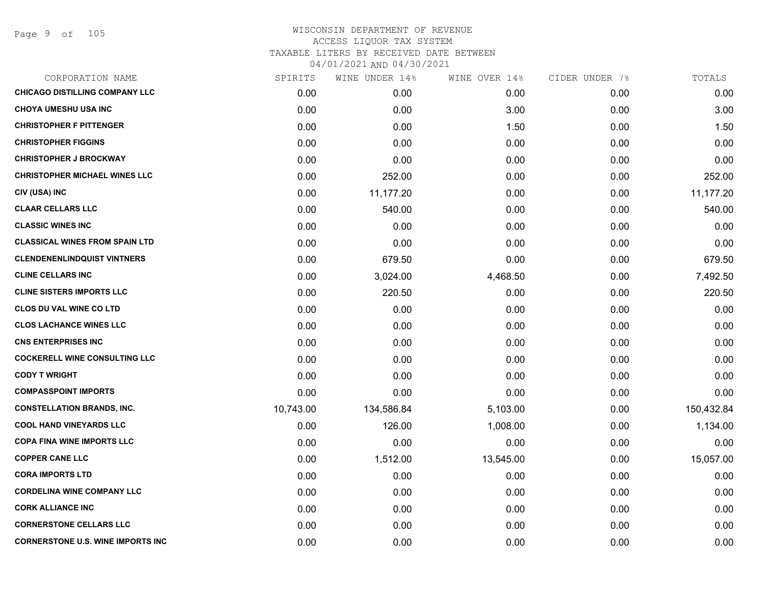# WISCONSIN DEPARTMENT OF REVENUE
## ACCESS LIQUOR TAX SYSTEM
### TAXABLE LITERS BY RECEIVED DATE BETWEEN 04/01/2021 AND 04/30/2021

| CORPORATION NAME | SPIRITS | WINE UNDER 14% | WINE OVER 14% | CIDER UNDER 7% | TOTALS |
|---|---|---|---|---|---|
| CHICAGO DISTILLING COMPANY LLC | 0.00 | 0.00 | 0.00 | 0.00 | 0.00 |
| CHOYA UMESHU USA INC | 0.00 | 0.00 | 3.00 | 0.00 | 3.00 |
| CHRISTOPHER F PITTENGER | 0.00 | 0.00 | 1.50 | 0.00 | 1.50 |
| CHRISTOPHER FIGGINS | 0.00 | 0.00 | 0.00 | 0.00 | 0.00 |
| CHRISTOPHER J BROCKWAY | 0.00 | 0.00 | 0.00 | 0.00 | 0.00 |
| CHRISTOPHER MICHAEL WINES LLC | 0.00 | 252.00 | 0.00 | 0.00 | 252.00 |
| CIV (USA) INC | 0.00 | 11,177.20 | 0.00 | 0.00 | 11,177.20 |
| CLAAR CELLARS LLC | 0.00 | 540.00 | 0.00 | 0.00 | 540.00 |
| CLASSIC WINES INC | 0.00 | 0.00 | 0.00 | 0.00 | 0.00 |
| CLASSICAL WINES FROM SPAIN LTD | 0.00 | 0.00 | 0.00 | 0.00 | 0.00 |
| CLENDENENLINDQUIST VINTNERS | 0.00 | 679.50 | 0.00 | 0.00 | 679.50 |
| CLINE CELLARS INC | 0.00 | 3,024.00 | 4,468.50 | 0.00 | 7,492.50 |
| CLINE SISTERS IMPORTS LLC | 0.00 | 220.50 | 0.00 | 0.00 | 220.50 |
| CLOS DU VAL WINE CO LTD | 0.00 | 0.00 | 0.00 | 0.00 | 0.00 |
| CLOS LACHANCE WINES LLC | 0.00 | 0.00 | 0.00 | 0.00 | 0.00 |
| CNS ENTERPRISES INC | 0.00 | 0.00 | 0.00 | 0.00 | 0.00 |
| COCKERELL WINE CONSULTING LLC | 0.00 | 0.00 | 0.00 | 0.00 | 0.00 |
| CODY T WRIGHT | 0.00 | 0.00 | 0.00 | 0.00 | 0.00 |
| COMPASSPOINT IMPORTS | 0.00 | 0.00 | 0.00 | 0.00 | 0.00 |
| CONSTELLATION BRANDS, INC. | 10,743.00 | 134,586.84 | 5,103.00 | 0.00 | 150,432.84 |
| COOL HAND VINEYARDS LLC | 0.00 | 126.00 | 1,008.00 | 0.00 | 1,134.00 |
| COPA FINA WINE IMPORTS LLC | 0.00 | 0.00 | 0.00 | 0.00 | 0.00 |
| COPPER CANE LLC | 0.00 | 1,512.00 | 13,545.00 | 0.00 | 15,057.00 |
| CORA IMPORTS LTD | 0.00 | 0.00 | 0.00 | 0.00 | 0.00 |
| CORDELINA WINE COMPANY LLC | 0.00 | 0.00 | 0.00 | 0.00 | 0.00 |
| CORK ALLIANCE INC | 0.00 | 0.00 | 0.00 | 0.00 | 0.00 |
| CORNERSTONE CELLARS LLC | 0.00 | 0.00 | 0.00 | 0.00 | 0.00 |
| CORNERSTONE U.S. WINE IMPORTS INC | 0.00 | 0.00 | 0.00 | 0.00 | 0.00 |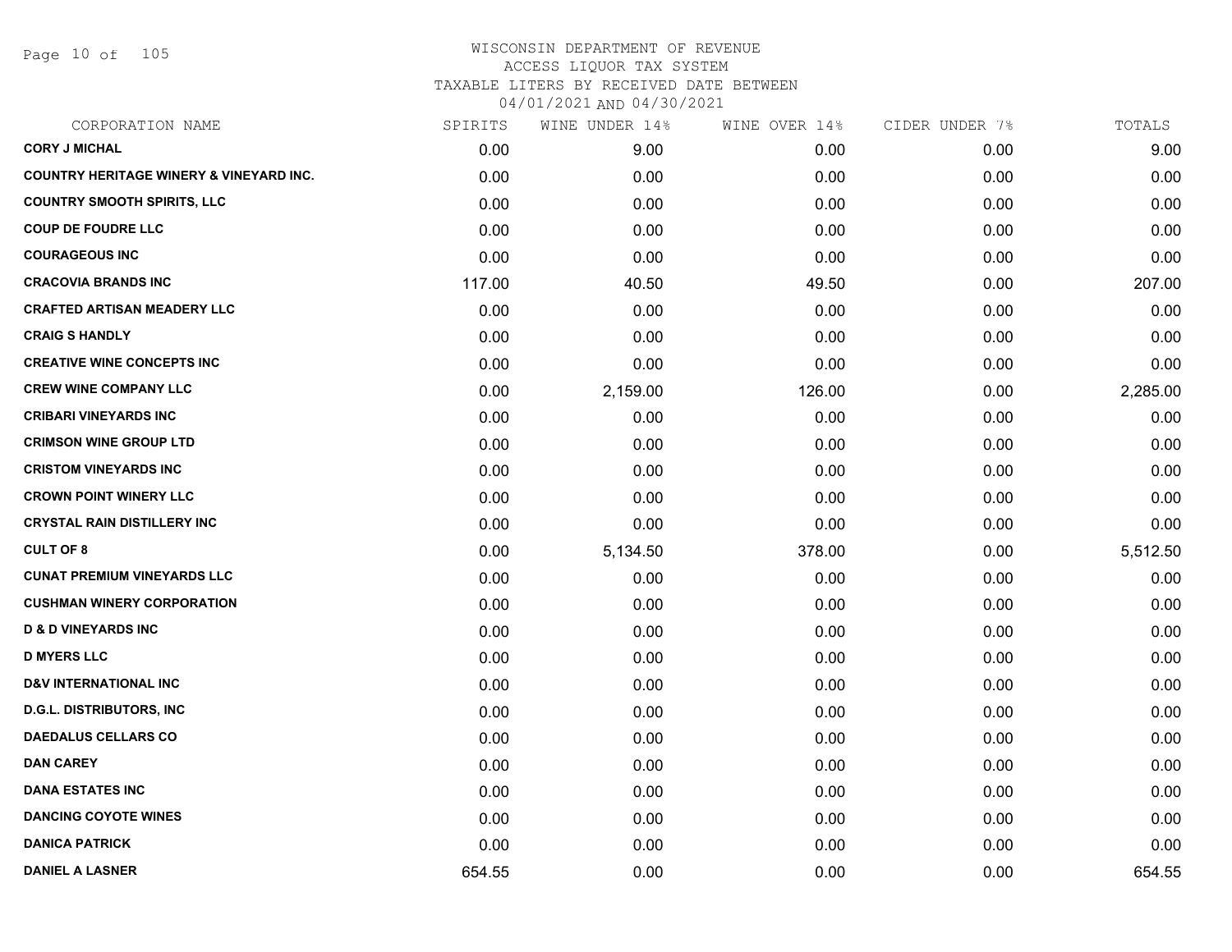# WISCONSIN DEPARTMENT OF REVENUE
ACCESS LIQUOR TAX SYSTEM
TAXABLE LITERS BY RECEIVED DATE BETWEEN
04/01/2021 AND 04/30/2021

| CORPORATION NAME | SPIRITS | WINE UNDER 14% | WINE OVER 14% | CIDER UNDER 7% | TOTALS |
|---|---|---|---|---|---|
| CORY J MICHAL | 0.00 | 9.00 | 0.00 | 0.00 | 9.00 |
| COUNTRY HERITAGE WINERY & VINEYARD INC. | 0.00 | 0.00 | 0.00 | 0.00 | 0.00 |
| COUNTRY SMOOTH SPIRITS, LLC | 0.00 | 0.00 | 0.00 | 0.00 | 0.00 |
| COUP DE FOUDRE LLC | 0.00 | 0.00 | 0.00 | 0.00 | 0.00 |
| COURAGEOUS INC | 0.00 | 0.00 | 0.00 | 0.00 | 0.00 |
| CRACOVIA BRANDS INC | 117.00 | 40.50 | 49.50 | 0.00 | 207.00 |
| CRAFTED ARTISAN MEADERY LLC | 0.00 | 0.00 | 0.00 | 0.00 | 0.00 |
| CRAIG S HANDLY | 0.00 | 0.00 | 0.00 | 0.00 | 0.00 |
| CREATIVE WINE CONCEPTS INC | 0.00 | 0.00 | 0.00 | 0.00 | 0.00 |
| CREW WINE COMPANY LLC | 0.00 | 2,159.00 | 126.00 | 0.00 | 2,285.00 |
| CRIBARI VINEYARDS INC | 0.00 | 0.00 | 0.00 | 0.00 | 0.00 |
| CRIMSON WINE GROUP LTD | 0.00 | 0.00 | 0.00 | 0.00 | 0.00 |
| CRISTOM VINEYARDS INC | 0.00 | 0.00 | 0.00 | 0.00 | 0.00 |
| CROWN POINT WINERY LLC | 0.00 | 0.00 | 0.00 | 0.00 | 0.00 |
| CRYSTAL RAIN DISTILLERY INC | 0.00 | 0.00 | 0.00 | 0.00 | 0.00 |
| CULT OF 8 | 0.00 | 5,134.50 | 378.00 | 0.00 | 5,512.50 |
| CUNAT PREMIUM VINEYARDS LLC | 0.00 | 0.00 | 0.00 | 0.00 | 0.00 |
| CUSHMAN WINERY CORPORATION | 0.00 | 0.00 | 0.00 | 0.00 | 0.00 |
| D & D VINEYARDS INC | 0.00 | 0.00 | 0.00 | 0.00 | 0.00 |
| D MYERS LLC | 0.00 | 0.00 | 0.00 | 0.00 | 0.00 |
| D&V INTERNATIONAL INC | 0.00 | 0.00 | 0.00 | 0.00 | 0.00 |
| D.G.L. DISTRIBUTORS, INC | 0.00 | 0.00 | 0.00 | 0.00 | 0.00 |
| DAEDALUS CELLARS CO | 0.00 | 0.00 | 0.00 | 0.00 | 0.00 |
| DAN CAREY | 0.00 | 0.00 | 0.00 | 0.00 | 0.00 |
| DANA ESTATES INC | 0.00 | 0.00 | 0.00 | 0.00 | 0.00 |
| DANCING COYOTE WINES | 0.00 | 0.00 | 0.00 | 0.00 | 0.00 |
| DANICA PATRICK | 0.00 | 0.00 | 0.00 | 0.00 | 0.00 |
| DANIEL A LASNER | 654.55 | 0.00 | 0.00 | 0.00 | 654.55 |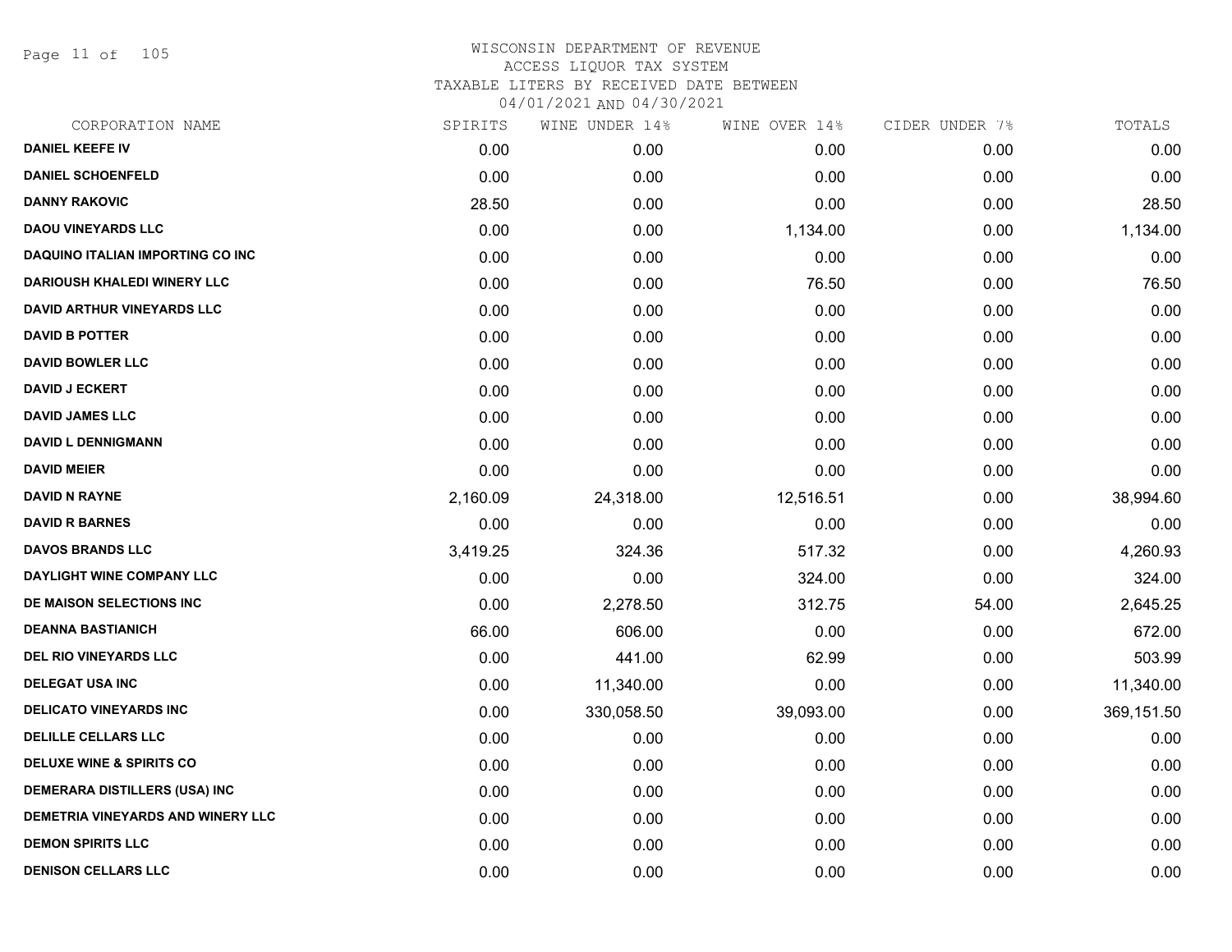# WISCONSIN DEPARTMENT OF REVENUE
## ACCESS LIQUOR TAX SYSTEM
### TAXABLE LITERS BY RECEIVED DATE BETWEEN 04/01/2021 AND 04/30/2021

| CORPORATION NAME | SPIRITS | WINE UNDER 14% | WINE OVER 14% | CIDER UNDER 7% | TOTALS |
|---|---|---|---|---|---|
| DANIEL KEEFE IV | 0.00 | 0.00 | 0.00 | 0.00 | 0.00 |
| DANIEL SCHOENFELD | 0.00 | 0.00 | 0.00 | 0.00 | 0.00 |
| DANNY RAKOVIC | 28.50 | 0.00 | 0.00 | 0.00 | 28.50 |
| DAOU VINEYARDS LLC | 0.00 | 0.00 | 1,134.00 | 0.00 | 1,134.00 |
| DAQUINO ITALIAN IMPORTING CO INC | 0.00 | 0.00 | 0.00 | 0.00 | 0.00 |
| DARIOUSH KHALEDI WINERY LLC | 0.00 | 0.00 | 76.50 | 0.00 | 76.50 |
| DAVID ARTHUR VINEYARDS LLC | 0.00 | 0.00 | 0.00 | 0.00 | 0.00 |
| DAVID B POTTER | 0.00 | 0.00 | 0.00 | 0.00 | 0.00 |
| DAVID BOWLER LLC | 0.00 | 0.00 | 0.00 | 0.00 | 0.00 |
| DAVID J ECKERT | 0.00 | 0.00 | 0.00 | 0.00 | 0.00 |
| DAVID JAMES LLC | 0.00 | 0.00 | 0.00 | 0.00 | 0.00 |
| DAVID L DENNIGMANN | 0.00 | 0.00 | 0.00 | 0.00 | 0.00 |
| DAVID MEIER | 0.00 | 0.00 | 0.00 | 0.00 | 0.00 |
| DAVID N RAYNE | 2,160.09 | 24,318.00 | 12,516.51 | 0.00 | 38,994.60 |
| DAVID R BARNES | 0.00 | 0.00 | 0.00 | 0.00 | 0.00 |
| DAVOS BRANDS LLC | 3,419.25 | 324.36 | 517.32 | 0.00 | 4,260.93 |
| DAYLIGHT WINE COMPANY LLC | 0.00 | 0.00 | 324.00 | 0.00 | 324.00 |
| DE MAISON SELECTIONS INC | 0.00 | 2,278.50 | 312.75 | 54.00 | 2,645.25 |
| DEANNA BASTIANICH | 66.00 | 606.00 | 0.00 | 0.00 | 672.00 |
| DEL RIO VINEYARDS LLC | 0.00 | 441.00 | 62.99 | 0.00 | 503.99 |
| DELEGAT USA INC | 0.00 | 11,340.00 | 0.00 | 0.00 | 11,340.00 |
| DELICATO VINEYARDS INC | 0.00 | 330,058.50 | 39,093.00 | 0.00 | 369,151.50 |
| DELILLE CELLARS LLC | 0.00 | 0.00 | 0.00 | 0.00 | 0.00 |
| DELUXE WINE & SPIRITS CO | 0.00 | 0.00 | 0.00 | 0.00 | 0.00 |
| DEMERARA DISTILLERS (USA) INC | 0.00 | 0.00 | 0.00 | 0.00 | 0.00 |
| DEMETRIA VINEYARDS AND WINERY LLC | 0.00 | 0.00 | 0.00 | 0.00 | 0.00 |
| DEMON SPIRITS LLC | 0.00 | 0.00 | 0.00 | 0.00 | 0.00 |
| DENISON CELLARS LLC | 0.00 | 0.00 | 0.00 | 0.00 | 0.00 |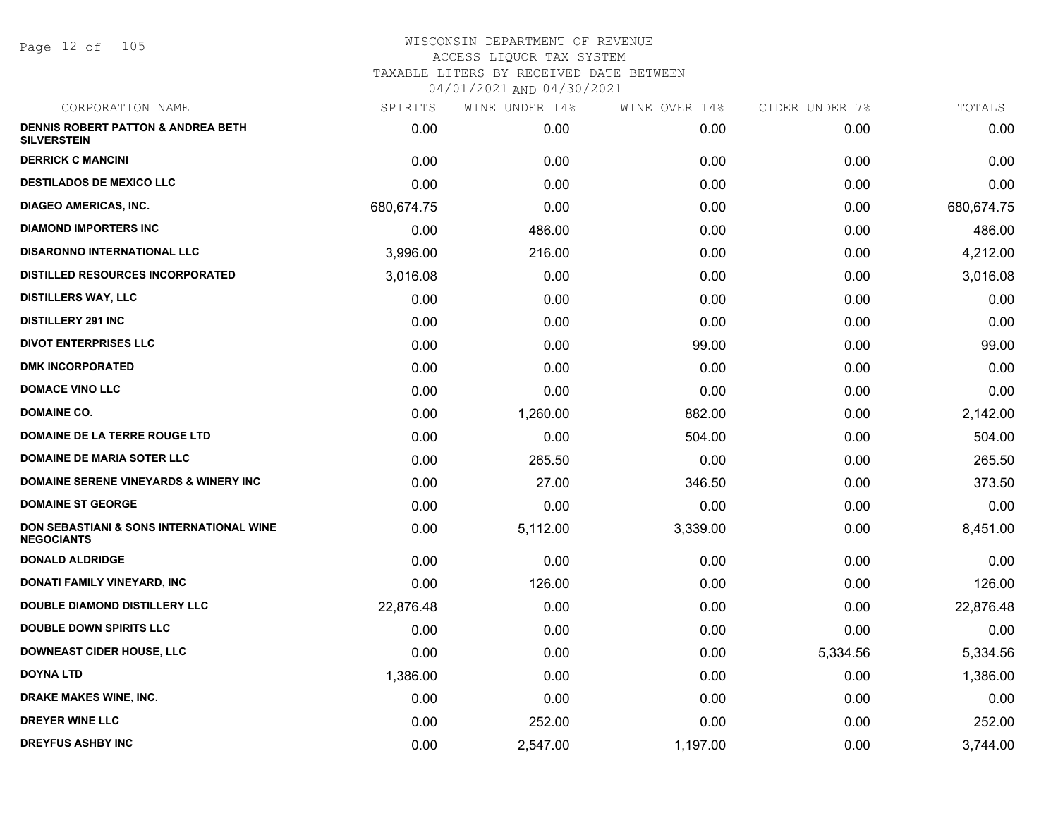# WISCONSIN DEPARTMENT OF REVENUE
## ACCESS LIQUOR TAX SYSTEM
### TAXABLE LITERS BY RECEIVED DATE BETWEEN 04/01/2021 AND 04/30/2021

| CORPORATION NAME | SPIRITS | WINE UNDER 14% | WINE OVER 14% | CIDER UNDER 7% | TOTALS |
|---|---|---|---|---|---|
| DENNIS ROBERT PATTON & ANDREA BETH SILVERSTEIN | 0.00 | 0.00 | 0.00 | 0.00 | 0.00 |
| DERRICK C MANCINI | 0.00 | 0.00 | 0.00 | 0.00 | 0.00 |
| DESTILADOS DE MEXICO LLC | 0.00 | 0.00 | 0.00 | 0.00 | 0.00 |
| DIAGEO AMERICAS, INC. | 680,674.75 | 0.00 | 0.00 | 0.00 | 680,674.75 |
| DIAMOND IMPORTERS INC | 0.00 | 486.00 | 0.00 | 0.00 | 486.00 |
| DISARONNO INTERNATIONAL LLC | 3,996.00 | 216.00 | 0.00 | 0.00 | 4,212.00 |
| DISTILLED RESOURCES INCORPORATED | 3,016.08 | 0.00 | 0.00 | 0.00 | 3,016.08 |
| DISTILLERS WAY, LLC | 0.00 | 0.00 | 0.00 | 0.00 | 0.00 |
| DISTILLERY 291 INC | 0.00 | 0.00 | 0.00 | 0.00 | 0.00 |
| DIVOT ENTERPRISES LLC | 0.00 | 0.00 | 99.00 | 0.00 | 99.00 |
| DMK INCORPORATED | 0.00 | 0.00 | 0.00 | 0.00 | 0.00 |
| DOMACE VINO LLC | 0.00 | 0.00 | 0.00 | 0.00 | 0.00 |
| DOMAINE CO. | 0.00 | 1,260.00 | 882.00 | 0.00 | 2,142.00 |
| DOMAINE DE LA TERRE ROUGE LTD | 0.00 | 0.00 | 504.00 | 0.00 | 504.00 |
| DOMAINE DE MARIA SOTER LLC | 0.00 | 265.50 | 0.00 | 0.00 | 265.50 |
| DOMAINE SERENE VINEYARDS & WINERY INC | 0.00 | 27.00 | 346.50 | 0.00 | 373.50 |
| DOMAINE ST GEORGE | 0.00 | 0.00 | 0.00 | 0.00 | 0.00 |
| DON SEBASTIANI & SONS INTERNATIONAL WINE NEGOCIANTS | 0.00 | 5,112.00 | 3,339.00 | 0.00 | 8,451.00 |
| DONALD ALDRIDGE | 0.00 | 0.00 | 0.00 | 0.00 | 0.00 |
| DONATI FAMILY VINEYARD, INC | 0.00 | 126.00 | 0.00 | 0.00 | 126.00 |
| DOUBLE DIAMOND DISTILLERY LLC | 22,876.48 | 0.00 | 0.00 | 0.00 | 22,876.48 |
| DOUBLE DOWN SPIRITS LLC | 0.00 | 0.00 | 0.00 | 0.00 | 0.00 |
| DOWNEAST CIDER HOUSE, LLC | 0.00 | 0.00 | 0.00 | 5,334.56 | 5,334.56 |
| DOYNA LTD | 1,386.00 | 0.00 | 0.00 | 0.00 | 1,386.00 |
| DRAKE MAKES WINE, INC. | 0.00 | 0.00 | 0.00 | 0.00 | 0.00 |
| DREYER WINE LLC | 0.00 | 252.00 | 0.00 | 0.00 | 252.00 |
| DREYFUS ASHBY INC | 0.00 | 2,547.00 | 1,197.00 | 0.00 | 3,744.00 |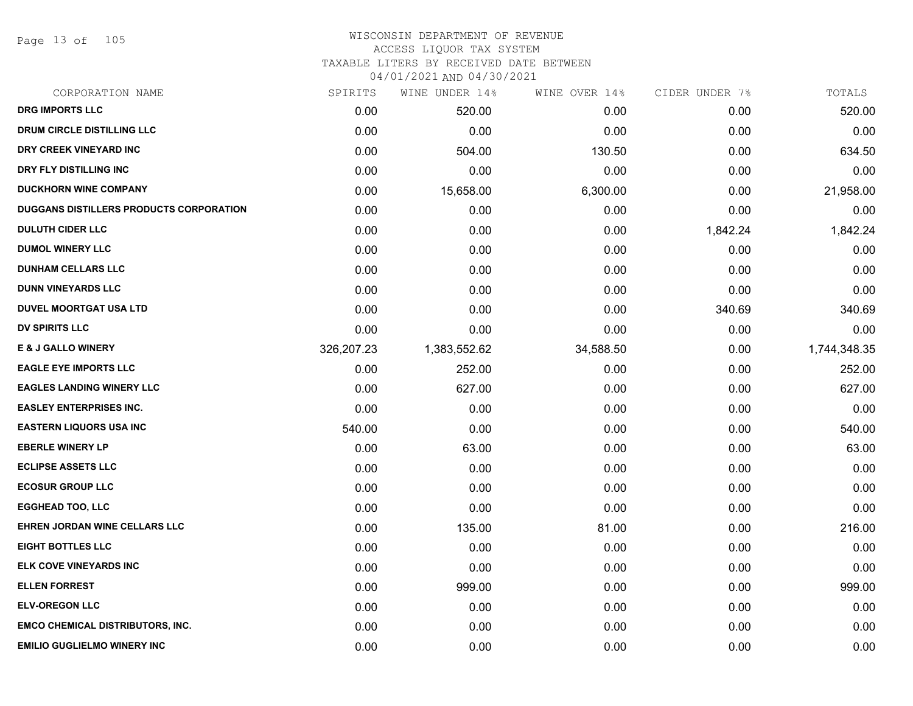# WISCONSIN DEPARTMENT OF REVENUE
## ACCESS LIQUOR TAX SYSTEM
### TAXABLE LITERS BY RECEIVED DATE BETWEEN 04/01/2021 AND 04/30/2021

| CORPORATION NAME | SPIRITS | WINE UNDER 14% | WINE OVER 14% | CIDER UNDER 7% | TOTALS |
|---|---|---|---|---|---|
| DRG IMPORTS LLC | 0.00 | 520.00 | 0.00 | 0.00 | 520.00 |
| DRUM CIRCLE DISTILLING LLC | 0.00 | 0.00 | 0.00 | 0.00 | 0.00 |
| DRY CREEK VINEYARD INC | 0.00 | 504.00 | 130.50 | 0.00 | 634.50 |
| DRY FLY DISTILLING INC | 0.00 | 0.00 | 0.00 | 0.00 | 0.00 |
| DUCKHORN WINE COMPANY | 0.00 | 15,658.00 | 6,300.00 | 0.00 | 21,958.00 |
| DUGGANS DISTILLERS PRODUCTS CORPORATION | 0.00 | 0.00 | 0.00 | 0.00 | 0.00 |
| DULUTH CIDER LLC | 0.00 | 0.00 | 0.00 | 1,842.24 | 1,842.24 |
| DUMOL WINERY LLC | 0.00 | 0.00 | 0.00 | 0.00 | 0.00 |
| DUNHAM CELLARS LLC | 0.00 | 0.00 | 0.00 | 0.00 | 0.00 |
| DUNN VINEYARDS LLC | 0.00 | 0.00 | 0.00 | 0.00 | 0.00 |
| DUVEL MOORTGAT USA LTD | 0.00 | 0.00 | 0.00 | 340.69 | 340.69 |
| DV SPIRITS LLC | 0.00 | 0.00 | 0.00 | 0.00 | 0.00 |
| E & J GALLO WINERY | 326,207.23 | 1,383,552.62 | 34,588.50 | 0.00 | 1,744,348.35 |
| EAGLE EYE IMPORTS LLC | 0.00 | 252.00 | 0.00 | 0.00 | 252.00 |
| EAGLES LANDING WINERY LLC | 0.00 | 627.00 | 0.00 | 0.00 | 627.00 |
| EASLEY ENTERPRISES INC. | 0.00 | 0.00 | 0.00 | 0.00 | 0.00 |
| EASTERN LIQUORS USA INC | 540.00 | 0.00 | 0.00 | 0.00 | 540.00 |
| EBERLE WINERY LP | 0.00 | 63.00 | 0.00 | 0.00 | 63.00 |
| ECLIPSE ASSETS LLC | 0.00 | 0.00 | 0.00 | 0.00 | 0.00 |
| ECOSUR GROUP LLC | 0.00 | 0.00 | 0.00 | 0.00 | 0.00 |
| EGGHEAD TOO, LLC | 0.00 | 0.00 | 0.00 | 0.00 | 0.00 |
| EHREN JORDAN WINE CELLARS LLC | 0.00 | 135.00 | 81.00 | 0.00 | 216.00 |
| EIGHT BOTTLES LLC | 0.00 | 0.00 | 0.00 | 0.00 | 0.00 |
| ELK COVE VINEYARDS INC | 0.00 | 0.00 | 0.00 | 0.00 | 0.00 |
| ELLEN FORREST | 0.00 | 999.00 | 0.00 | 0.00 | 999.00 |
| ELV-OREGON LLC | 0.00 | 0.00 | 0.00 | 0.00 | 0.00 |
| EMCO CHEMICAL DISTRIBUTORS, INC. | 0.00 | 0.00 | 0.00 | 0.00 | 0.00 |
| EMILIO GUGLIELMO WINERY INC | 0.00 | 0.00 | 0.00 | 0.00 | 0.00 |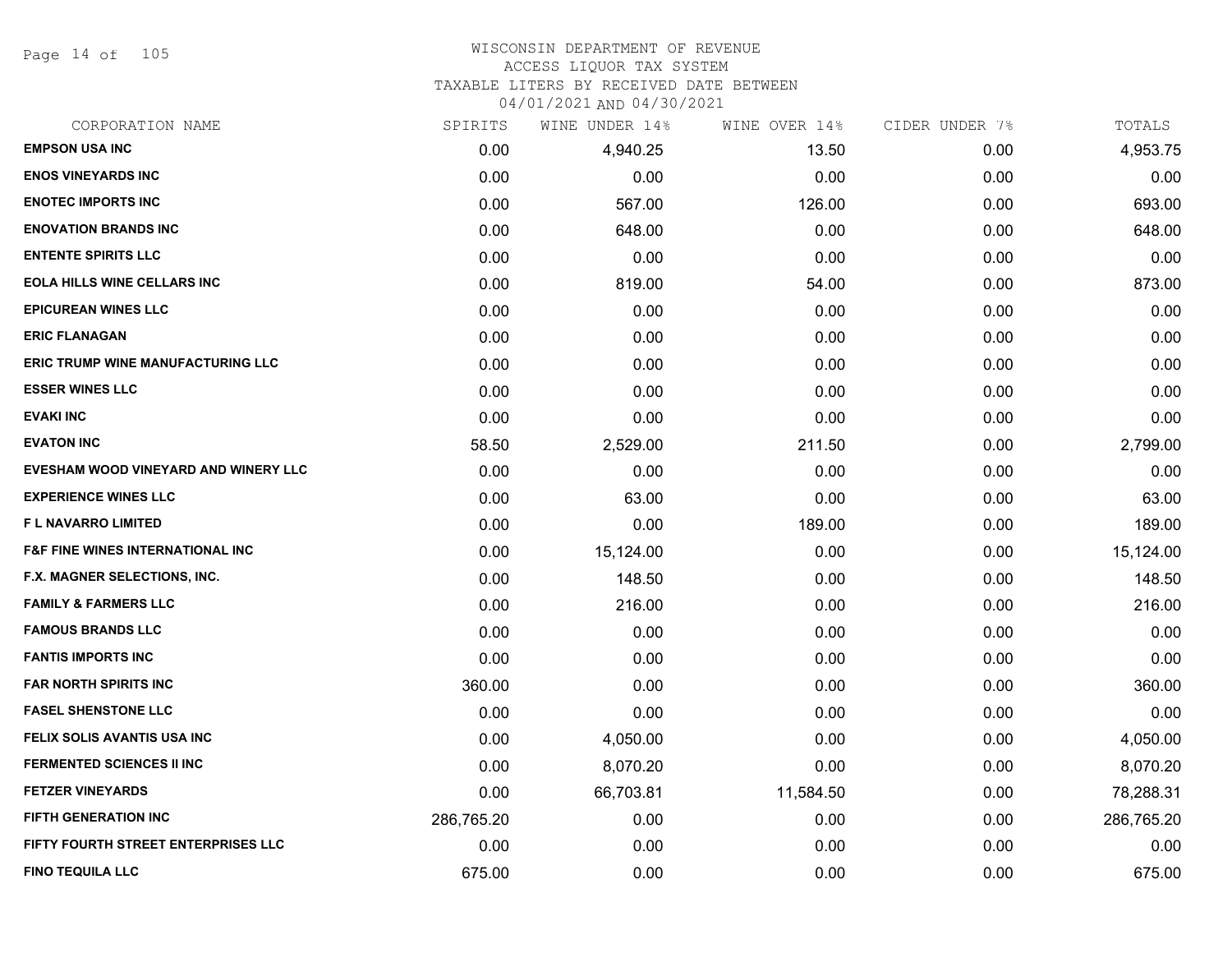# WISCONSIN DEPARTMENT OF REVENUE
## ACCESS LIQUOR TAX SYSTEM
### TAXABLE LITERS BY RECEIVED DATE BETWEEN 04/01/2021 AND 04/30/2021

| CORPORATION NAME | SPIRITS | WINE UNDER 14% | WINE OVER 14% | CIDER UNDER 7% | TOTALS |
|---|---|---|---|---|---|
| EMPSON USA INC | 0.00 | 4,940.25 | 13.50 | 0.00 | 4,953.75 |
| ENOS VINEYARDS INC | 0.00 | 0.00 | 0.00 | 0.00 | 0.00 |
| ENOTEC IMPORTS INC | 0.00 | 567.00 | 126.00 | 0.00 | 693.00 |
| ENOVATION BRANDS INC | 0.00 | 648.00 | 0.00 | 0.00 | 648.00 |
| ENTENTE SPIRITS LLC | 0.00 | 0.00 | 0.00 | 0.00 | 0.00 |
| EOLA HILLS WINE CELLARS INC | 0.00 | 819.00 | 54.00 | 0.00 | 873.00 |
| EPICUREAN WINES LLC | 0.00 | 0.00 | 0.00 | 0.00 | 0.00 |
| ERIC FLANAGAN | 0.00 | 0.00 | 0.00 | 0.00 | 0.00 |
| ERIC TRUMP WINE MANUFACTURING LLC | 0.00 | 0.00 | 0.00 | 0.00 | 0.00 |
| ESSER WINES LLC | 0.00 | 0.00 | 0.00 | 0.00 | 0.00 |
| EVAKI INC | 0.00 | 0.00 | 0.00 | 0.00 | 0.00 |
| EVATON INC | 58.50 | 2,529.00 | 211.50 | 0.00 | 2,799.00 |
| EVESHAM WOOD VINEYARD AND WINERY LLC | 0.00 | 0.00 | 0.00 | 0.00 | 0.00 |
| EXPERIENCE WINES LLC | 0.00 | 63.00 | 0.00 | 0.00 | 63.00 |
| F L NAVARRO LIMITED | 0.00 | 0.00 | 189.00 | 0.00 | 189.00 |
| F&F FINE WINES INTERNATIONAL INC | 0.00 | 15,124.00 | 0.00 | 0.00 | 15,124.00 |
| F.X. MAGNER SELECTIONS, INC. | 0.00 | 148.50 | 0.00 | 0.00 | 148.50 |
| FAMILY & FARMERS LLC | 0.00 | 216.00 | 0.00 | 0.00 | 216.00 |
| FAMOUS BRANDS LLC | 0.00 | 0.00 | 0.00 | 0.00 | 0.00 |
| FANTIS IMPORTS INC | 0.00 | 0.00 | 0.00 | 0.00 | 0.00 |
| FAR NORTH SPIRITS INC | 360.00 | 0.00 | 0.00 | 0.00 | 360.00 |
| FASEL SHENSTONE LLC | 0.00 | 0.00 | 0.00 | 0.00 | 0.00 |
| FELIX SOLIS AVANTIS USA INC | 0.00 | 4,050.00 | 0.00 | 0.00 | 4,050.00 |
| FERMENTED SCIENCES II INC | 0.00 | 8,070.20 | 0.00 | 0.00 | 8,070.20 |
| FETZER VINEYARDS | 0.00 | 66,703.81 | 11,584.50 | 0.00 | 78,288.31 |
| FIFTH GENERATION INC | 286,765.20 | 0.00 | 0.00 | 0.00 | 286,765.20 |
| FIFTY FOURTH STREET ENTERPRISES LLC | 0.00 | 0.00 | 0.00 | 0.00 | 0.00 |
| FINO TEQUILA LLC | 675.00 | 0.00 | 0.00 | 0.00 | 675.00 |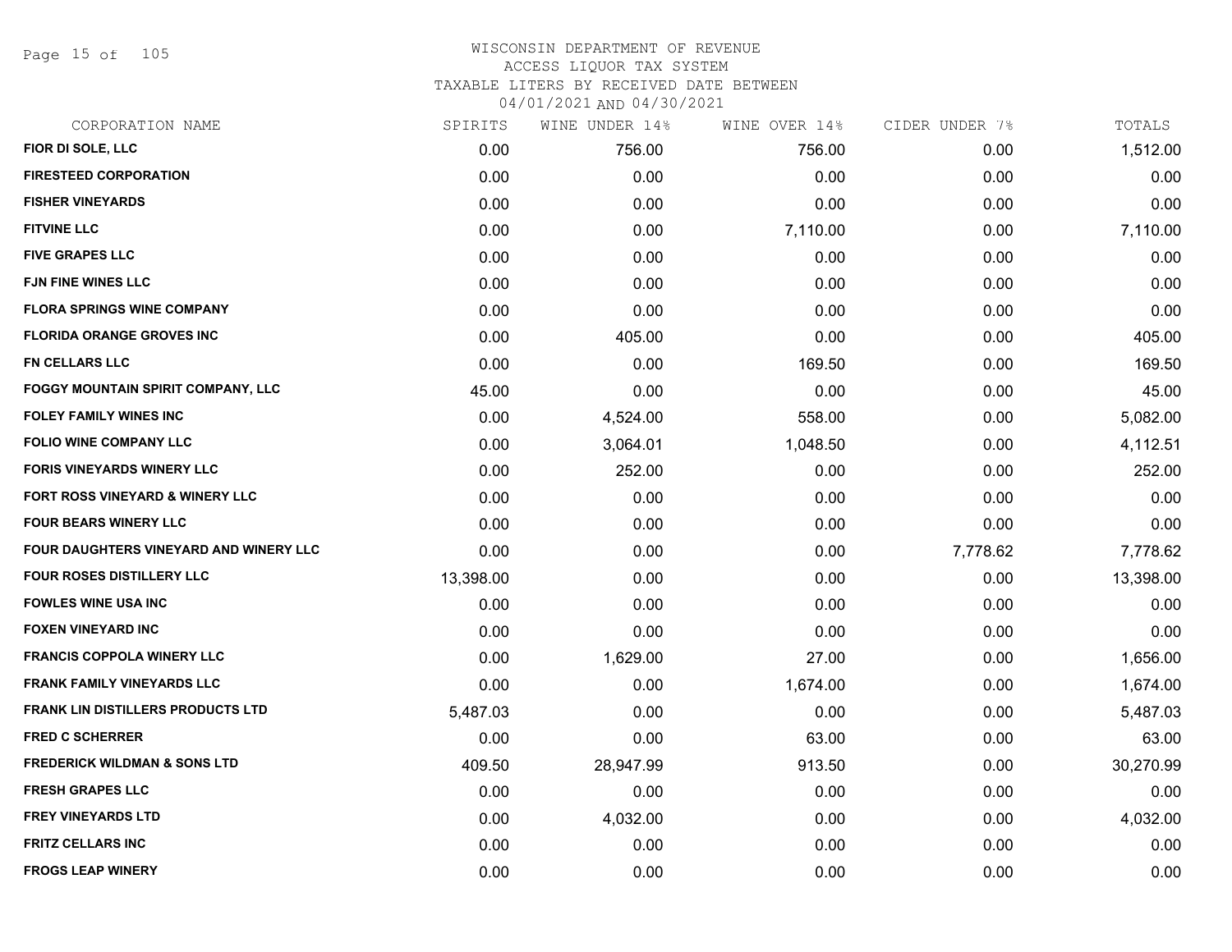# WISCONSIN DEPARTMENT OF REVENUE
## ACCESS LIQUOR TAX SYSTEM
### TAXABLE LITERS BY RECEIVED DATE BETWEEN 04/01/2021 AND 04/30/2021

| CORPORATION NAME | SPIRITS | WINE UNDER 14% | WINE OVER 14% | CIDER UNDER 7% | TOTALS |
|---|---|---|---|---|---|
| FIOR DI SOLE, LLC | 0.00 | 756.00 | 756.00 | 0.00 | 1,512.00 |
| FIRESTEED CORPORATION | 0.00 | 0.00 | 0.00 | 0.00 | 0.00 |
| FISHER VINEYARDS | 0.00 | 0.00 | 0.00 | 0.00 | 0.00 |
| FITVINE LLC | 0.00 | 0.00 | 7,110.00 | 0.00 | 7,110.00 |
| FIVE GRAPES LLC | 0.00 | 0.00 | 0.00 | 0.00 | 0.00 |
| FJN FINE WINES LLC | 0.00 | 0.00 | 0.00 | 0.00 | 0.00 |
| FLORA SPRINGS WINE COMPANY | 0.00 | 0.00 | 0.00 | 0.00 | 0.00 |
| FLORIDA ORANGE GROVES INC | 0.00 | 405.00 | 0.00 | 0.00 | 405.00 |
| FN CELLARS LLC | 0.00 | 0.00 | 169.50 | 0.00 | 169.50 |
| FOGGY MOUNTAIN SPIRIT COMPANY, LLC | 45.00 | 0.00 | 0.00 | 0.00 | 45.00 |
| FOLEY FAMILY WINES INC | 0.00 | 4,524.00 | 558.00 | 0.00 | 5,082.00 |
| FOLIO WINE COMPANY LLC | 0.00 | 3,064.01 | 1,048.50 | 0.00 | 4,112.51 |
| FORIS VINEYARDS WINERY LLC | 0.00 | 252.00 | 0.00 | 0.00 | 252.00 |
| FORT ROSS VINEYARD & WINERY LLC | 0.00 | 0.00 | 0.00 | 0.00 | 0.00 |
| FOUR BEARS WINERY LLC | 0.00 | 0.00 | 0.00 | 0.00 | 0.00 |
| FOUR DAUGHTERS VINEYARD AND WINERY LLC | 0.00 | 0.00 | 0.00 | 7,778.62 | 7,778.62 |
| FOUR ROSES DISTILLERY LLC | 13,398.00 | 0.00 | 0.00 | 0.00 | 13,398.00 |
| FOWLES WINE USA INC | 0.00 | 0.00 | 0.00 | 0.00 | 0.00 |
| FOXEN VINEYARD INC | 0.00 | 0.00 | 0.00 | 0.00 | 0.00 |
| FRANCIS COPPOLA WINERY LLC | 0.00 | 1,629.00 | 27.00 | 0.00 | 1,656.00 |
| FRANK FAMILY VINEYARDS LLC | 0.00 | 0.00 | 1,674.00 | 0.00 | 1,674.00 |
| FRANK LIN DISTILLERS PRODUCTS LTD | 5,487.03 | 0.00 | 0.00 | 0.00 | 5,487.03 |
| FRED C SCHERRER | 0.00 | 0.00 | 63.00 | 0.00 | 63.00 |
| FREDERICK WILDMAN & SONS LTD | 409.50 | 28,947.99 | 913.50 | 0.00 | 30,270.99 |
| FRESH GRAPES LLC | 0.00 | 0.00 | 0.00 | 0.00 | 0.00 |
| FREY VINEYARDS LTD | 0.00 | 4,032.00 | 0.00 | 0.00 | 4,032.00 |
| FRITZ CELLARS INC | 0.00 | 0.00 | 0.00 | 0.00 | 0.00 |
| FROGS LEAP WINERY | 0.00 | 0.00 | 0.00 | 0.00 | 0.00 |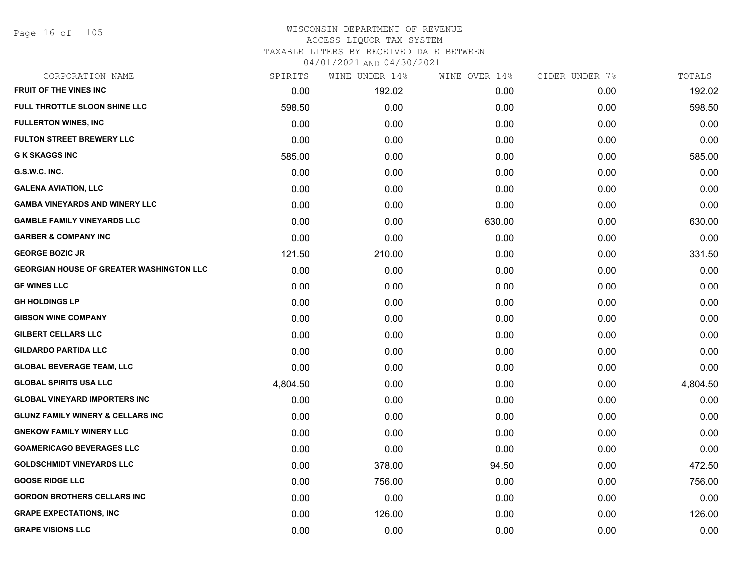# WISCONSIN DEPARTMENT OF REVENUE
ACCESS LIQUOR TAX SYSTEM
TAXABLE LITERS BY RECEIVED DATE BETWEEN
04/01/2021 AND 04/30/2021

| CORPORATION NAME | SPIRITS | WINE UNDER 14% | WINE OVER 14% | CIDER UNDER 7% | TOTALS |
|---|---|---|---|---|---|
| FRUIT OF THE VINES INC | 0.00 | 192.02 | 0.00 | 0.00 | 192.02 |
| FULL THROTTLE SLOON SHINE LLC | 598.50 | 0.00 | 0.00 | 0.00 | 598.50 |
| FULLERTON WINES, INC | 0.00 | 0.00 | 0.00 | 0.00 | 0.00 |
| FULTON STREET BREWERY LLC | 0.00 | 0.00 | 0.00 | 0.00 | 0.00 |
| G K SKAGGS INC | 585.00 | 0.00 | 0.00 | 0.00 | 585.00 |
| G.S.W.C. INC. | 0.00 | 0.00 | 0.00 | 0.00 | 0.00 |
| GALENA AVIATION, LLC | 0.00 | 0.00 | 0.00 | 0.00 | 0.00 |
| GAMBA VINEYARDS AND WINERY LLC | 0.00 | 0.00 | 0.00 | 0.00 | 0.00 |
| GAMBLE FAMILY VINEYARDS LLC | 0.00 | 0.00 | 630.00 | 0.00 | 630.00 |
| GARBER & COMPANY INC | 0.00 | 0.00 | 0.00 | 0.00 | 0.00 |
| GEORGE BOZIC JR | 121.50 | 210.00 | 0.00 | 0.00 | 331.50 |
| GEORGIAN HOUSE OF GREATER WASHINGTON LLC | 0.00 | 0.00 | 0.00 | 0.00 | 0.00 |
| GF WINES LLC | 0.00 | 0.00 | 0.00 | 0.00 | 0.00 |
| GH HOLDINGS LP | 0.00 | 0.00 | 0.00 | 0.00 | 0.00 |
| GIBSON WINE COMPANY | 0.00 | 0.00 | 0.00 | 0.00 | 0.00 |
| GILBERT CELLARS LLC | 0.00 | 0.00 | 0.00 | 0.00 | 0.00 |
| GILDARDO PARTIDA LLC | 0.00 | 0.00 | 0.00 | 0.00 | 0.00 |
| GLOBAL BEVERAGE TEAM, LLC | 0.00 | 0.00 | 0.00 | 0.00 | 0.00 |
| GLOBAL SPIRITS USA LLC | 4,804.50 | 0.00 | 0.00 | 0.00 | 4,804.50 |
| GLOBAL VINEYARD IMPORTERS INC | 0.00 | 0.00 | 0.00 | 0.00 | 0.00 |
| GLUNZ FAMILY WINERY & CELLARS INC | 0.00 | 0.00 | 0.00 | 0.00 | 0.00 |
| GNEKOW FAMILY WINERY LLC | 0.00 | 0.00 | 0.00 | 0.00 | 0.00 |
| GOAMERICAGO BEVERAGES LLC | 0.00 | 0.00 | 0.00 | 0.00 | 0.00 |
| GOLDSCHMIDT VINEYARDS LLC | 0.00 | 378.00 | 94.50 | 0.00 | 472.50 |
| GOOSE RIDGE LLC | 0.00 | 756.00 | 0.00 | 0.00 | 756.00 |
| GORDON BROTHERS CELLARS INC | 0.00 | 0.00 | 0.00 | 0.00 | 0.00 |
| GRAPE EXPECTATIONS, INC | 0.00 | 126.00 | 0.00 | 0.00 | 126.00 |
| GRAPE VISIONS LLC | 0.00 | 0.00 | 0.00 | 0.00 | 0.00 |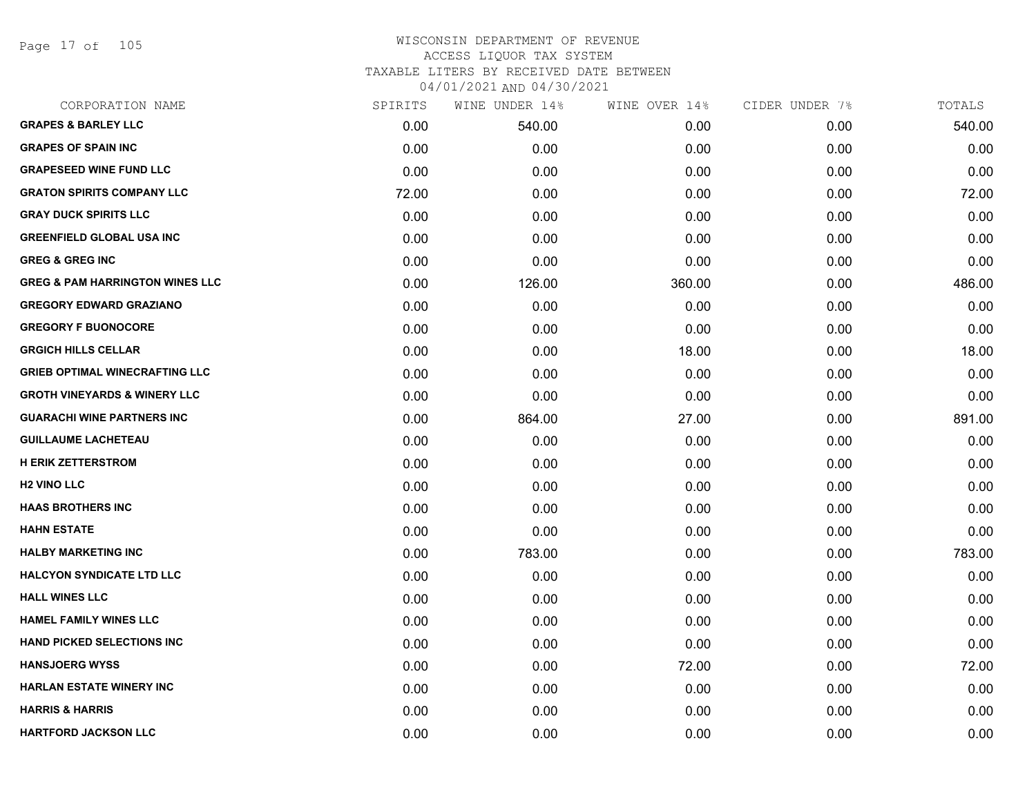# WISCONSIN DEPARTMENT OF REVENUE
## ACCESS LIQUOR TAX SYSTEM
## TAXABLE LITERS BY RECEIVED DATE BETWEEN
## 04/01/2021 AND 04/30/2021

| CORPORATION NAME | SPIRITS | WINE UNDER 14% | WINE OVER 14% | CIDER UNDER 7% | TOTALS |
|---|---|---|---|---|---|
| **GRAPES & BARLEY LLC** | 0.00 | 540.00 | 0.00 | 0.00 | 540.00 |
| **GRAPES OF SPAIN INC** | 0.00 | 0.00 | 0.00 | 0.00 | 0.00 |
| **GRAPESEED WINE FUND LLC** | 0.00 | 0.00 | 0.00 | 0.00 | 0.00 |
| **GRATON SPIRITS COMPANY LLC** | 72.00 | 0.00 | 0.00 | 0.00 | 72.00 |
| **GRAY DUCK SPIRITS LLC** | 0.00 | 0.00 | 0.00 | 0.00 | 0.00 |
| **GREENFIELD GLOBAL USA INC** | 0.00 | 0.00 | 0.00 | 0.00 | 0.00 |
| **GREG & GREG INC** | 0.00 | 0.00 | 0.00 | 0.00 | 0.00 |
| **GREG & PAM HARRINGTON WINES LLC** | 0.00 | 126.00 | 360.00 | 0.00 | 486.00 |
| **GREGORY EDWARD GRAZIANO** | 0.00 | 0.00 | 0.00 | 0.00 | 0.00 |
| **GREGORY F BUONOCORE** | 0.00 | 0.00 | 0.00 | 0.00 | 0.00 |
| **GRGICH HILLS CELLAR** | 0.00 | 0.00 | 18.00 | 0.00 | 18.00 |
| **GRIEB OPTIMAL WINECRAFTING LLC** | 0.00 | 0.00 | 0.00 | 0.00 | 0.00 |
| **GROTH VINEYARDS & WINERY LLC** | 0.00 | 0.00 | 0.00 | 0.00 | 0.00 |
| **GUARACHI WINE PARTNERS INC** | 0.00 | 864.00 | 27.00 | 0.00 | 891.00 |
| **GUILLAUME LACHETEAU** | 0.00 | 0.00 | 0.00 | 0.00 | 0.00 |
| **H ERIK ZETTERSTROM** | 0.00 | 0.00 | 0.00 | 0.00 | 0.00 |
| **H2 VINO LLC** | 0.00 | 0.00 | 0.00 | 0.00 | 0.00 |
| **HAAS BROTHERS INC** | 0.00 | 0.00 | 0.00 | 0.00 | 0.00 |
| **HAHN ESTATE** | 0.00 | 0.00 | 0.00 | 0.00 | 0.00 |
| **HALBY MARKETING INC** | 0.00 | 783.00 | 0.00 | 0.00 | 783.00 |
| **HALCYON SYNDICATE LTD LLC** | 0.00 | 0.00 | 0.00 | 0.00 | 0.00 |
| **HALL WINES LLC** | 0.00 | 0.00 | 0.00 | 0.00 | 0.00 |
| **HAMEL FAMILY WINES LLC** | 0.00 | 0.00 | 0.00 | 0.00 | 0.00 |
| **HAND PICKED SELECTIONS INC** | 0.00 | 0.00 | 0.00 | 0.00 | 0.00 |
| **HANSJOERG WYSS** | 0.00 | 0.00 | 72.00 | 0.00 | 72.00 |
| **HARLAN ESTATE WINERY INC** | 0.00 | 0.00 | 0.00 | 0.00 | 0.00 |
| **HARRIS & HARRIS** | 0.00 | 0.00 | 0.00 | 0.00 | 0.00 |
| **HARTFORD JACKSON LLC** | 0.00 | 0.00 | 0.00 | 0.00 | 0.00 |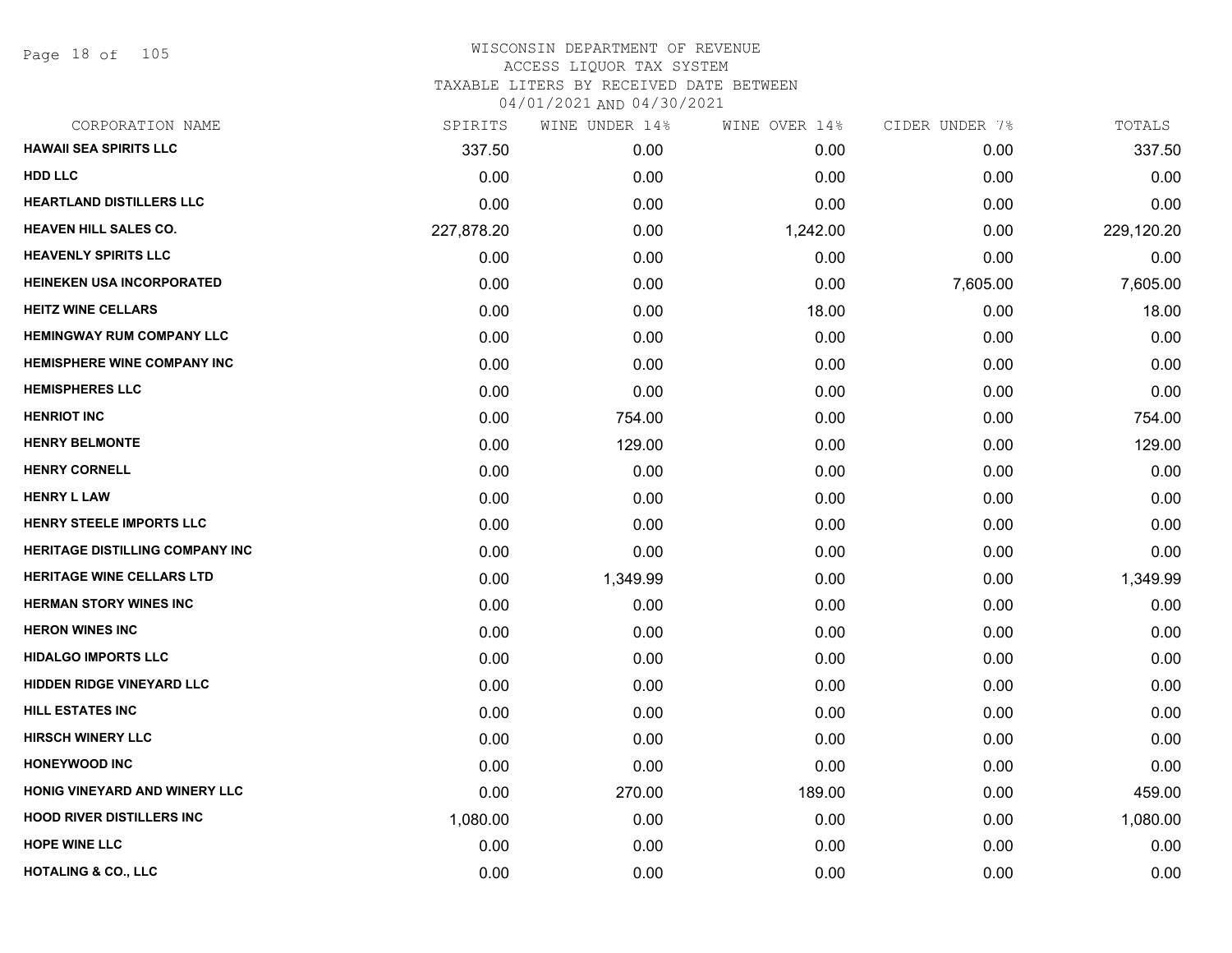# WISCONSIN DEPARTMENT OF REVENUE
## ACCESS LIQUOR TAX SYSTEM
## TAXABLE LITERS BY RECEIVED DATE BETWEEN 04/01/2021 AND 04/30/2021

| CORPORATION NAME | SPIRITS | WINE UNDER 14% | WINE OVER 14% | CIDER UNDER 7% | TOTALS |
|---|---|---|---|---|---|
| HAWAII SEA SPIRITS LLC | 337.50 | 0.00 | 0.00 | 0.00 | 337.50 |
| HDD LLC | 0.00 | 0.00 | 0.00 | 0.00 | 0.00 |
| HEARTLAND DISTILLERS LLC | 0.00 | 0.00 | 0.00 | 0.00 | 0.00 |
| HEAVEN HILL SALES CO. | 227,878.20 | 0.00 | 1,242.00 | 0.00 | 229,120.20 |
| HEAVENLY SPIRITS LLC | 0.00 | 0.00 | 0.00 | 0.00 | 0.00 |
| HEINEKEN USA INCORPORATED | 0.00 | 0.00 | 0.00 | 7,605.00 | 7,605.00 |
| HEITZ WINE CELLARS | 0.00 | 0.00 | 18.00 | 0.00 | 18.00 |
| HEMINGWAY RUM COMPANY LLC | 0.00 | 0.00 | 0.00 | 0.00 | 0.00 |
| HEMISPHERE WINE COMPANY INC | 0.00 | 0.00 | 0.00 | 0.00 | 0.00 |
| HEMISPHERES LLC | 0.00 | 0.00 | 0.00 | 0.00 | 0.00 |
| HENRIOT INC | 0.00 | 754.00 | 0.00 | 0.00 | 754.00 |
| HENRY BELMONTE | 0.00 | 129.00 | 0.00 | 0.00 | 129.00 |
| HENRY CORNELL | 0.00 | 0.00 | 0.00 | 0.00 | 0.00 |
| HENRY L LAW | 0.00 | 0.00 | 0.00 | 0.00 | 0.00 |
| HENRY STEELE IMPORTS LLC | 0.00 | 0.00 | 0.00 | 0.00 | 0.00 |
| HERITAGE DISTILLING COMPANY INC | 0.00 | 0.00 | 0.00 | 0.00 | 0.00 |
| HERITAGE WINE CELLARS LTD | 0.00 | 1,349.99 | 0.00 | 0.00 | 1,349.99 |
| HERMAN STORY WINES INC | 0.00 | 0.00 | 0.00 | 0.00 | 0.00 |
| HERON WINES INC | 0.00 | 0.00 | 0.00 | 0.00 | 0.00 |
| HIDALGO IMPORTS LLC | 0.00 | 0.00 | 0.00 | 0.00 | 0.00 |
| HIDDEN RIDGE VINEYARD LLC | 0.00 | 0.00 | 0.00 | 0.00 | 0.00 |
| HILL ESTATES INC | 0.00 | 0.00 | 0.00 | 0.00 | 0.00 |
| HIRSCH WINERY LLC | 0.00 | 0.00 | 0.00 | 0.00 | 0.00 |
| HONEYWOOD INC | 0.00 | 0.00 | 0.00 | 0.00 | 0.00 |
| HONIG VINEYARD AND WINERY LLC | 0.00 | 270.00 | 189.00 | 0.00 | 459.00 |
| HOOD RIVER DISTILLERS INC | 1,080.00 | 0.00 | 0.00 | 0.00 | 1,080.00 |
| HOPE WINE LLC | 0.00 | 0.00 | 0.00 | 0.00 | 0.00 |
| HOTALING & CO., LLC | 0.00 | 0.00 | 0.00 | 0.00 | 0.00 |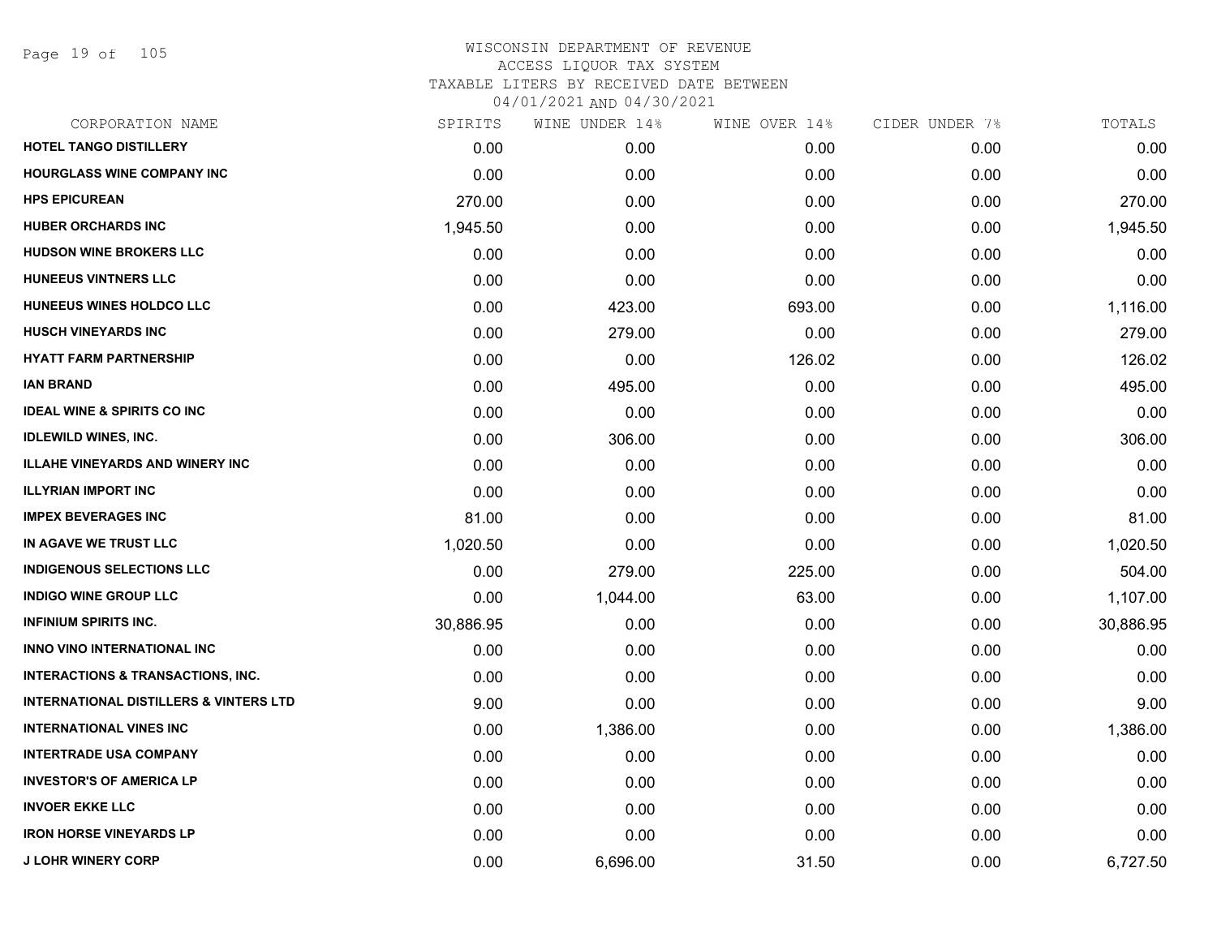# WISCONSIN DEPARTMENT OF REVENUE
## ACCESS LIQUOR TAX SYSTEM
### TAXABLE LITERS BY RECEIVED DATE BETWEEN 04/01/2021 AND 04/30/2021

| CORPORATION NAME | SPIRITS | WINE UNDER 14% | WINE OVER 14% | CIDER UNDER 7% | TOTALS |
|---|---|---|---|---|---|
| HOTEL TANGO DISTILLERY | 0.00 | 0.00 | 0.00 | 0.00 | 0.00 |
| HOURGLASS WINE COMPANY INC | 0.00 | 0.00 | 0.00 | 0.00 | 0.00 |
| HPS EPICUREAN | 270.00 | 0.00 | 0.00 | 0.00 | 270.00 |
| HUBER ORCHARDS INC | 1,945.50 | 0.00 | 0.00 | 0.00 | 1,945.50 |
| HUDSON WINE BROKERS LLC | 0.00 | 0.00 | 0.00 | 0.00 | 0.00 |
| HUNEEUS VINTNERS LLC | 0.00 | 0.00 | 0.00 | 0.00 | 0.00 |
| HUNEEUS WINES HOLDCO LLC | 0.00 | 423.00 | 693.00 | 0.00 | 1,116.00 |
| HUSCH VINEYARDS INC | 0.00 | 279.00 | 0.00 | 0.00 | 279.00 |
| HYATT FARM PARTNERSHIP | 0.00 | 0.00 | 126.02 | 0.00 | 126.02 |
| IAN BRAND | 0.00 | 495.00 | 0.00 | 0.00 | 495.00 |
| IDEAL WINE & SPIRITS CO INC | 0.00 | 0.00 | 0.00 | 0.00 | 0.00 |
| IDLEWILD WINES, INC. | 0.00 | 306.00 | 0.00 | 0.00 | 306.00 |
| ILLAHE VINEYARDS AND WINERY INC | 0.00 | 0.00 | 0.00 | 0.00 | 0.00 |
| ILLYRIAN IMPORT INC | 0.00 | 0.00 | 0.00 | 0.00 | 0.00 |
| IMPEX BEVERAGES INC | 81.00 | 0.00 | 0.00 | 0.00 | 81.00 |
| IN AGAVE WE TRUST LLC | 1,020.50 | 0.00 | 0.00 | 0.00 | 1,020.50 |
| INDIGENOUS SELECTIONS LLC | 0.00 | 279.00 | 225.00 | 0.00 | 504.00 |
| INDIGO WINE GROUP LLC | 0.00 | 1,044.00 | 63.00 | 0.00 | 1,107.00 |
| INFINIUM SPIRITS INC. | 30,886.95 | 0.00 | 0.00 | 0.00 | 30,886.95 |
| INNO VINO INTERNATIONAL INC | 0.00 | 0.00 | 0.00 | 0.00 | 0.00 |
| INTERACTIONS & TRANSACTIONS, INC. | 0.00 | 0.00 | 0.00 | 0.00 | 0.00 |
| INTERNATIONAL DISTILLERS & VINTERS LTD | 9.00 | 0.00 | 0.00 | 0.00 | 9.00 |
| INTERNATIONAL VINES INC | 0.00 | 1,386.00 | 0.00 | 0.00 | 1,386.00 |
| INTERTRADE USA COMPANY | 0.00 | 0.00 | 0.00 | 0.00 | 0.00 |
| INVESTOR'S OF AMERICA LP | 0.00 | 0.00 | 0.00 | 0.00 | 0.00 |
| INVOER EKKE LLC | 0.00 | 0.00 | 0.00 | 0.00 | 0.00 |
| IRON HORSE VINEYARDS LP | 0.00 | 0.00 | 0.00 | 0.00 | 0.00 |
| J LOHR WINERY CORP | 0.00 | 6,696.00 | 31.50 | 0.00 | 6,727.50 |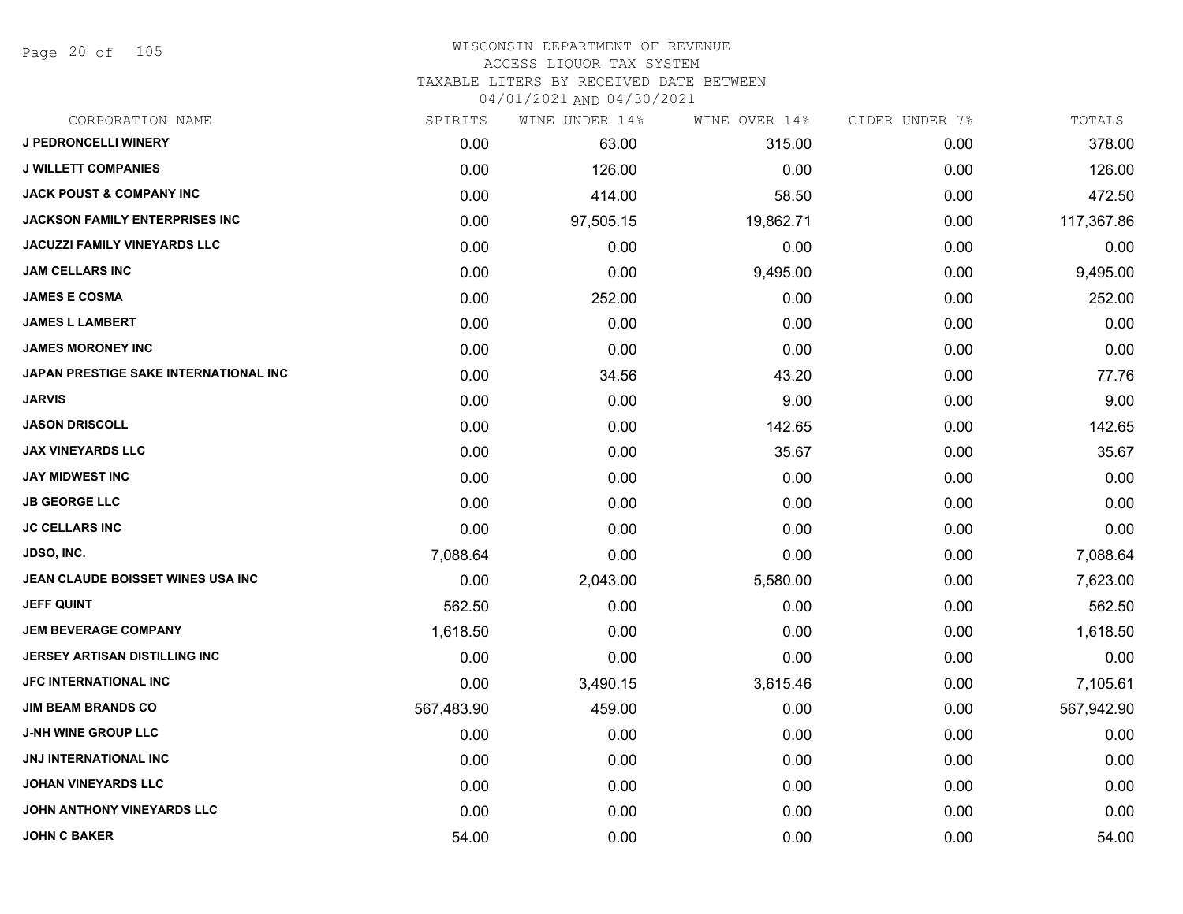# WISCONSIN DEPARTMENT OF REVENUE
## ACCESS LIQUOR TAX SYSTEM
### TAXABLE LITERS BY RECEIVED DATE BETWEEN 04/01/2021 AND 04/30/2021

| CORPORATION NAME | SPIRITS | WINE UNDER 14% | WINE OVER 14% | CIDER UNDER 7% | TOTALS |
|---|---|---|---|---|---|
| J PEDRONCELLI WINERY | 0.00 | 63.00 | 315.00 | 0.00 | 378.00 |
| J WILLETT COMPANIES | 0.00 | 126.00 | 0.00 | 0.00 | 126.00 |
| JACK POUST & COMPANY INC | 0.00 | 414.00 | 58.50 | 0.00 | 472.50 |
| JACKSON FAMILY ENTERPRISES INC | 0.00 | 97,505.15 | 19,862.71 | 0.00 | 117,367.86 |
| JACUZZI FAMILY VINEYARDS LLC | 0.00 | 0.00 | 0.00 | 0.00 | 0.00 |
| JAM CELLARS INC | 0.00 | 0.00 | 9,495.00 | 0.00 | 9,495.00 |
| JAMES E COSMA | 0.00 | 252.00 | 0.00 | 0.00 | 252.00 |
| JAMES L LAMBERT | 0.00 | 0.00 | 0.00 | 0.00 | 0.00 |
| JAMES MORONEY INC | 0.00 | 0.00 | 0.00 | 0.00 | 0.00 |
| JAPAN PRESTIGE SAKE INTERNATIONAL INC | 0.00 | 34.56 | 43.20 | 0.00 | 77.76 |
| JARVIS | 0.00 | 0.00 | 9.00 | 0.00 | 9.00 |
| JASON DRISCOLL | 0.00 | 0.00 | 142.65 | 0.00 | 142.65 |
| JAX VINEYARDS LLC | 0.00 | 0.00 | 35.67 | 0.00 | 35.67 |
| JAY MIDWEST INC | 0.00 | 0.00 | 0.00 | 0.00 | 0.00 |
| JB GEORGE LLC | 0.00 | 0.00 | 0.00 | 0.00 | 0.00 |
| JC CELLARS INC | 0.00 | 0.00 | 0.00 | 0.00 | 0.00 |
| JDSO, INC. | 7,088.64 | 0.00 | 0.00 | 0.00 | 7,088.64 |
| JEAN CLAUDE BOISSET WINES USA INC | 0.00 | 2,043.00 | 5,580.00 | 0.00 | 7,623.00 |
| JEFF QUINT | 562.50 | 0.00 | 0.00 | 0.00 | 562.50 |
| JEM BEVERAGE COMPANY | 1,618.50 | 0.00 | 0.00 | 0.00 | 1,618.50 |
| JERSEY ARTISAN DISTILLING INC | 0.00 | 0.00 | 0.00 | 0.00 | 0.00 |
| JFC INTERNATIONAL INC | 0.00 | 3,490.15 | 3,615.46 | 0.00 | 7,105.61 |
| JIM BEAM BRANDS CO | 567,483.90 | 459.00 | 0.00 | 0.00 | 567,942.90 |
| J-NH WINE GROUP LLC | 0.00 | 0.00 | 0.00 | 0.00 | 0.00 |
| JNJ INTERNATIONAL INC | 0.00 | 0.00 | 0.00 | 0.00 | 0.00 |
| JOHAN VINEYARDS LLC | 0.00 | 0.00 | 0.00 | 0.00 | 0.00 |
| JOHN ANTHONY VINEYARDS LLC | 0.00 | 0.00 | 0.00 | 0.00 | 0.00 |
| JOHN C BAKER | 54.00 | 0.00 | 0.00 | 0.00 | 54.00 |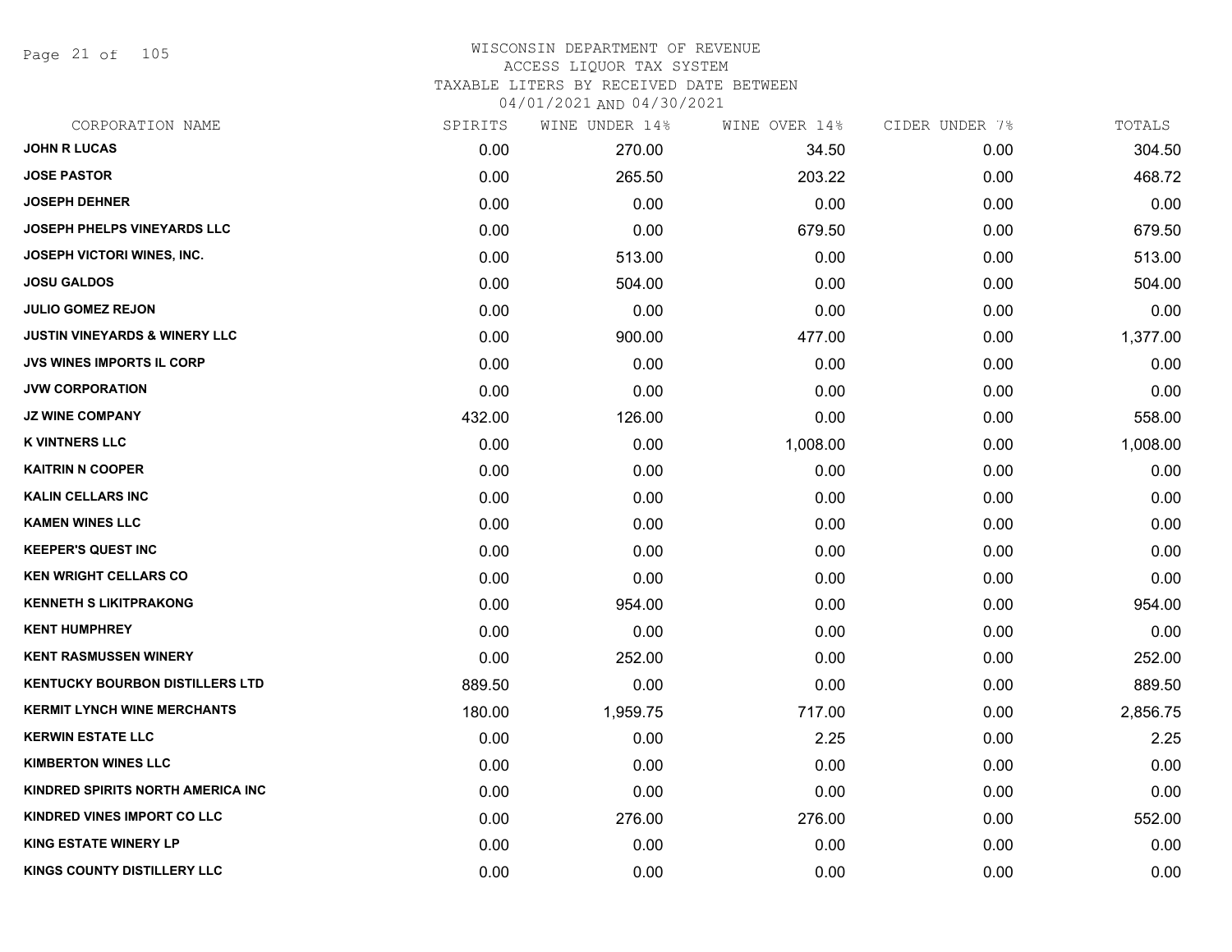# WISCONSIN DEPARTMENT OF REVENUE
## ACCESS LIQUOR TAX SYSTEM
## TAXABLE LITERS BY RECEIVED DATE BETWEEN
## 04/01/2021 AND 04/30/2021

| CORPORATION NAME | SPIRITS | WINE UNDER 14% | WINE OVER 14% | CIDER UNDER 7% | TOTALS |
|---|---|---|---|---|---|
| JOHN R LUCAS | 0.00 | 270.00 | 34.50 | 0.00 | 304.50 |
| JOSE PASTOR | 0.00 | 265.50 | 203.22 | 0.00 | 468.72 |
| JOSEPH DEHNER | 0.00 | 0.00 | 0.00 | 0.00 | 0.00 |
| JOSEPH PHELPS VINEYARDS LLC | 0.00 | 0.00 | 679.50 | 0.00 | 679.50 |
| JOSEPH VICTORI WINES, INC. | 0.00 | 513.00 | 0.00 | 0.00 | 513.00 |
| JOSU GALDOS | 0.00 | 504.00 | 0.00 | 0.00 | 504.00 |
| JULIO GOMEZ REJON | 0.00 | 0.00 | 0.00 | 0.00 | 0.00 |
| JUSTIN VINEYARDS & WINERY LLC | 0.00 | 900.00 | 477.00 | 0.00 | 1,377.00 |
| JVS WINES IMPORTS IL CORP | 0.00 | 0.00 | 0.00 | 0.00 | 0.00 |
| JVW CORPORATION | 0.00 | 0.00 | 0.00 | 0.00 | 0.00 |
| JZ WINE COMPANY | 432.00 | 126.00 | 0.00 | 0.00 | 558.00 |
| K VINTNERS LLC | 0.00 | 0.00 | 1,008.00 | 0.00 | 1,008.00 |
| KAITRIN N COOPER | 0.00 | 0.00 | 0.00 | 0.00 | 0.00 |
| KALIN CELLARS INC | 0.00 | 0.00 | 0.00 | 0.00 | 0.00 |
| KAMEN WINES LLC | 0.00 | 0.00 | 0.00 | 0.00 | 0.00 |
| KEEPER'S QUEST INC | 0.00 | 0.00 | 0.00 | 0.00 | 0.00 |
| KEN WRIGHT CELLARS CO | 0.00 | 0.00 | 0.00 | 0.00 | 0.00 |
| KENNETH S LIKITPRAKONG | 0.00 | 954.00 | 0.00 | 0.00 | 954.00 |
| KENT HUMPHREY | 0.00 | 0.00 | 0.00 | 0.00 | 0.00 |
| KENT RASMUSSEN WINERY | 0.00 | 252.00 | 0.00 | 0.00 | 252.00 |
| KENTUCKY BOURBON DISTILLERS LTD | 889.50 | 0.00 | 0.00 | 0.00 | 889.50 |
| KERMIT LYNCH WINE MERCHANTS | 180.00 | 1,959.75 | 717.00 | 0.00 | 2,856.75 |
| KERWIN ESTATE LLC | 0.00 | 0.00 | 2.25 | 0.00 | 2.25 |
| KIMBERTON WINES LLC | 0.00 | 0.00 | 0.00 | 0.00 | 0.00 |
| KINDRED SPIRITS NORTH AMERICA INC | 0.00 | 0.00 | 0.00 | 0.00 | 0.00 |
| KINDRED VINES IMPORT CO LLC | 0.00 | 276.00 | 276.00 | 0.00 | 552.00 |
| KING ESTATE WINERY LP | 0.00 | 0.00 | 0.00 | 0.00 | 0.00 |
| KINGS COUNTY DISTILLERY LLC | 0.00 | 0.00 | 0.00 | 0.00 | 0.00 |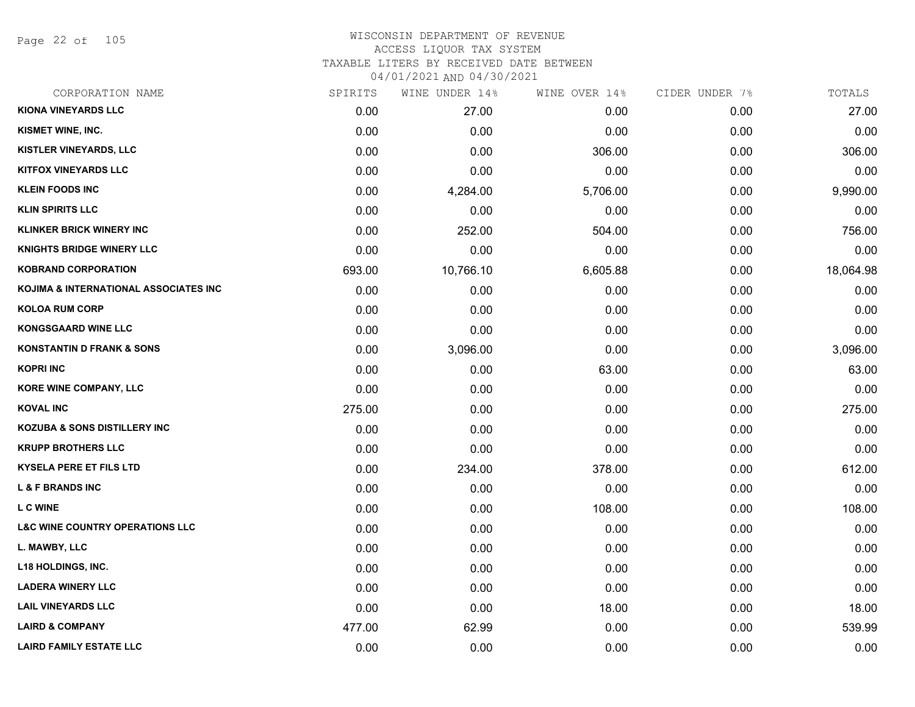# WISCONSIN DEPARTMENT OF REVENUE
## ACCESS LIQUOR TAX SYSTEM
## TAXABLE LITERS BY RECEIVED DATE BETWEEN 04/01/2021 AND 04/30/2021

| CORPORATION NAME | SPIRITS | WINE UNDER 14% | WINE OVER 14% | CIDER UNDER 7% | TOTALS |
|---|---|---|---|---|---|
| KIONA VINEYARDS LLC | 0.00 | 27.00 | 0.00 | 0.00 | 27.00 |
| KISMET WINE, INC. | 0.00 | 0.00 | 0.00 | 0.00 | 0.00 |
| KISTLER VINEYARDS, LLC | 0.00 | 0.00 | 306.00 | 0.00 | 306.00 |
| KITFOX VINEYARDS LLC | 0.00 | 0.00 | 0.00 | 0.00 | 0.00 |
| KLEIN FOODS INC | 0.00 | 4,284.00 | 5,706.00 | 0.00 | 9,990.00 |
| KLIN SPIRITS LLC | 0.00 | 0.00 | 0.00 | 0.00 | 0.00 |
| KLINKER BRICK WINERY INC | 0.00 | 252.00 | 504.00 | 0.00 | 756.00 |
| KNIGHTS BRIDGE WINERY LLC | 0.00 | 0.00 | 0.00 | 0.00 | 0.00 |
| KOBRAND CORPORATION | 693.00 | 10,766.10 | 6,605.88 | 0.00 | 18,064.98 |
| KOJIMA & INTERNATIONAL ASSOCIATES INC | 0.00 | 0.00 | 0.00 | 0.00 | 0.00 |
| KOLOA RUM CORP | 0.00 | 0.00 | 0.00 | 0.00 | 0.00 |
| KONGSGAARD WINE LLC | 0.00 | 0.00 | 0.00 | 0.00 | 0.00 |
| KONSTANTIN D FRANK & SONS | 0.00 | 3,096.00 | 0.00 | 0.00 | 3,096.00 |
| KOPRI INC | 0.00 | 0.00 | 63.00 | 0.00 | 63.00 |
| KORE WINE COMPANY, LLC | 0.00 | 0.00 | 0.00 | 0.00 | 0.00 |
| KOVAL INC | 275.00 | 0.00 | 0.00 | 0.00 | 275.00 |
| KOZUBA & SONS DISTILLERY INC | 0.00 | 0.00 | 0.00 | 0.00 | 0.00 |
| KRUPP BROTHERS LLC | 0.00 | 0.00 | 0.00 | 0.00 | 0.00 |
| KYSELA PERE ET FILS LTD | 0.00 | 234.00 | 378.00 | 0.00 | 612.00 |
| L & F BRANDS INC | 0.00 | 0.00 | 0.00 | 0.00 | 0.00 |
| L C WINE | 0.00 | 0.00 | 108.00 | 0.00 | 108.00 |
| L&C WINE COUNTRY OPERATIONS LLC | 0.00 | 0.00 | 0.00 | 0.00 | 0.00 |
| L. MAWBY, LLC | 0.00 | 0.00 | 0.00 | 0.00 | 0.00 |
| L18 HOLDINGS, INC. | 0.00 | 0.00 | 0.00 | 0.00 | 0.00 |
| LADERA WINERY LLC | 0.00 | 0.00 | 0.00 | 0.00 | 0.00 |
| LAIL VINEYARDS LLC | 0.00 | 0.00 | 18.00 | 0.00 | 18.00 |
| LAIRD & COMPANY | 477.00 | 62.99 | 0.00 | 0.00 | 539.99 |
| LAIRD FAMILY ESTATE LLC | 0.00 | 0.00 | 0.00 | 0.00 | 0.00 |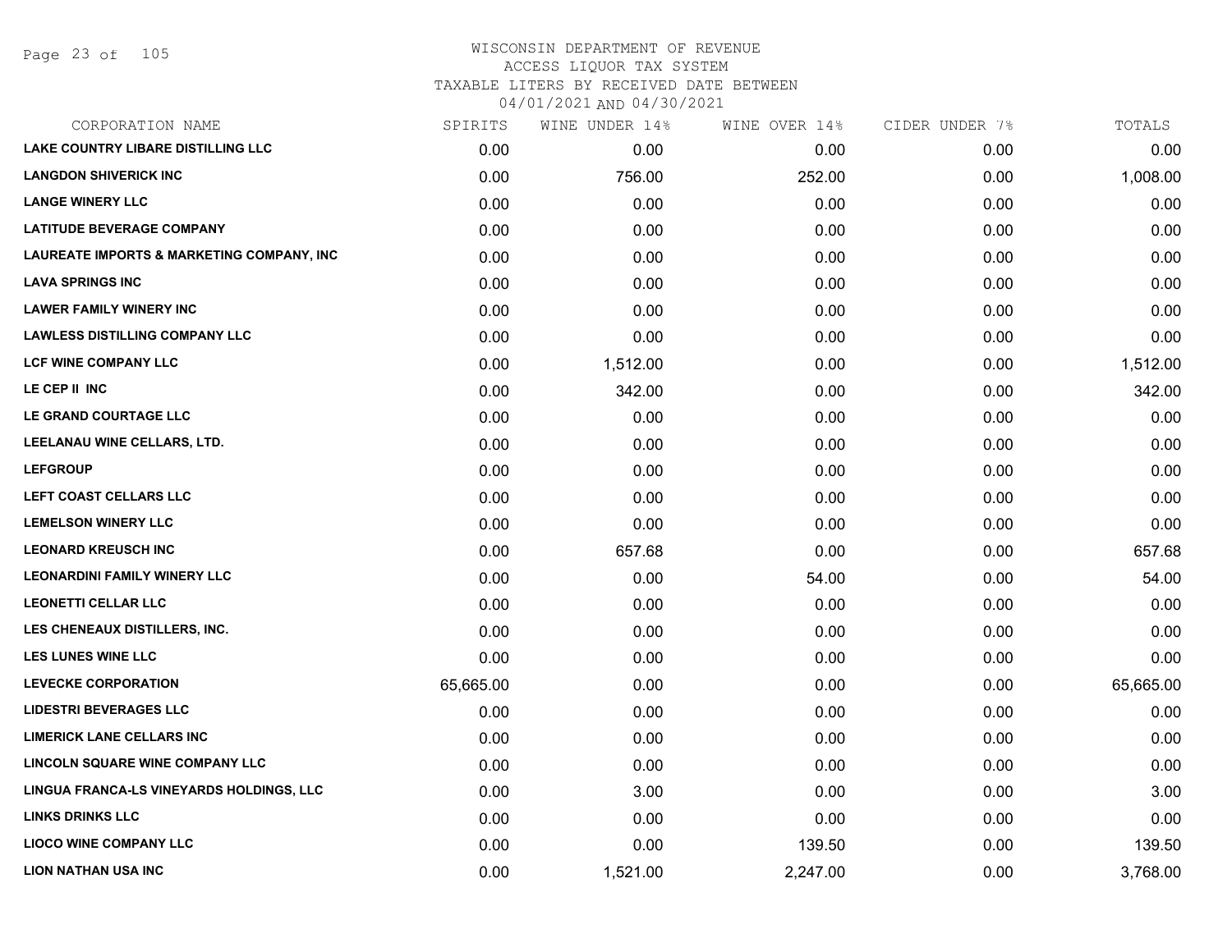# WISCONSIN DEPARTMENT OF REVENUE
## ACCESS LIQUOR TAX SYSTEM
### TAXABLE LITERS BY RECEIVED DATE BETWEEN 04/01/2021 AND 04/30/2021

| CORPORATION NAME | SPIRITS | WINE UNDER 14% | WINE OVER 14% | CIDER UNDER 7% | TOTALS |
|---|---|---|---|---|---|
| LAKE COUNTRY LIBARE DISTILLING LLC | 0.00 | 0.00 | 0.00 | 0.00 | 0.00 |
| LANGDON SHIVERICK INC | 0.00 | 756.00 | 252.00 | 0.00 | 1,008.00 |
| LANGE WINERY LLC | 0.00 | 0.00 | 0.00 | 0.00 | 0.00 |
| LATITUDE BEVERAGE COMPANY | 0.00 | 0.00 | 0.00 | 0.00 | 0.00 |
| LAUREATE IMPORTS & MARKETING COMPANY, INC | 0.00 | 0.00 | 0.00 | 0.00 | 0.00 |
| LAVA SPRINGS INC | 0.00 | 0.00 | 0.00 | 0.00 | 0.00 |
| LAWER FAMILY WINERY INC | 0.00 | 0.00 | 0.00 | 0.00 | 0.00 |
| LAWLESS DISTILLING COMPANY LLC | 0.00 | 0.00 | 0.00 | 0.00 | 0.00 |
| LCF WINE COMPANY LLC | 0.00 | 1,512.00 | 0.00 | 0.00 | 1,512.00 |
| LE CEP II INC | 0.00 | 342.00 | 0.00 | 0.00 | 342.00 |
| LE GRAND COURTAGE LLC | 0.00 | 0.00 | 0.00 | 0.00 | 0.00 |
| LEELANAU WINE CELLARS, LTD. | 0.00 | 0.00 | 0.00 | 0.00 | 0.00 |
| LEFGROUP | 0.00 | 0.00 | 0.00 | 0.00 | 0.00 |
| LEFT COAST CELLARS LLC | 0.00 | 0.00 | 0.00 | 0.00 | 0.00 |
| LEMELSON WINERY LLC | 0.00 | 0.00 | 0.00 | 0.00 | 0.00 |
| LEONARD KREUSCH INC | 0.00 | 657.68 | 0.00 | 0.00 | 657.68 |
| LEONARDINI FAMILY WINERY LLC | 0.00 | 0.00 | 54.00 | 0.00 | 54.00 |
| LEONETTI CELLAR LLC | 0.00 | 0.00 | 0.00 | 0.00 | 0.00 |
| LES CHENEAUX DISTILLERS, INC. | 0.00 | 0.00 | 0.00 | 0.00 | 0.00 |
| LES LUNES WINE LLC | 0.00 | 0.00 | 0.00 | 0.00 | 0.00 |
| LEVECKE CORPORATION | 65,665.00 | 0.00 | 0.00 | 0.00 | 65,665.00 |
| LIDESTRI BEVERAGES LLC | 0.00 | 0.00 | 0.00 | 0.00 | 0.00 |
| LIMERICK LANE CELLARS INC | 0.00 | 0.00 | 0.00 | 0.00 | 0.00 |
| LINCOLN SQUARE WINE COMPANY LLC | 0.00 | 0.00 | 0.00 | 0.00 | 0.00 |
| LINGUA FRANCA-LS VINEYARDS HOLDINGS, LLC | 0.00 | 3.00 | 0.00 | 0.00 | 3.00 |
| LINKS DRINKS LLC | 0.00 | 0.00 | 0.00 | 0.00 | 0.00 |
| LIOCO WINE COMPANY LLC | 0.00 | 0.00 | 139.50 | 0.00 | 139.50 |
| LION NATHAN USA INC | 0.00 | 1,521.00 | 2,247.00 | 0.00 | 3,768.00 |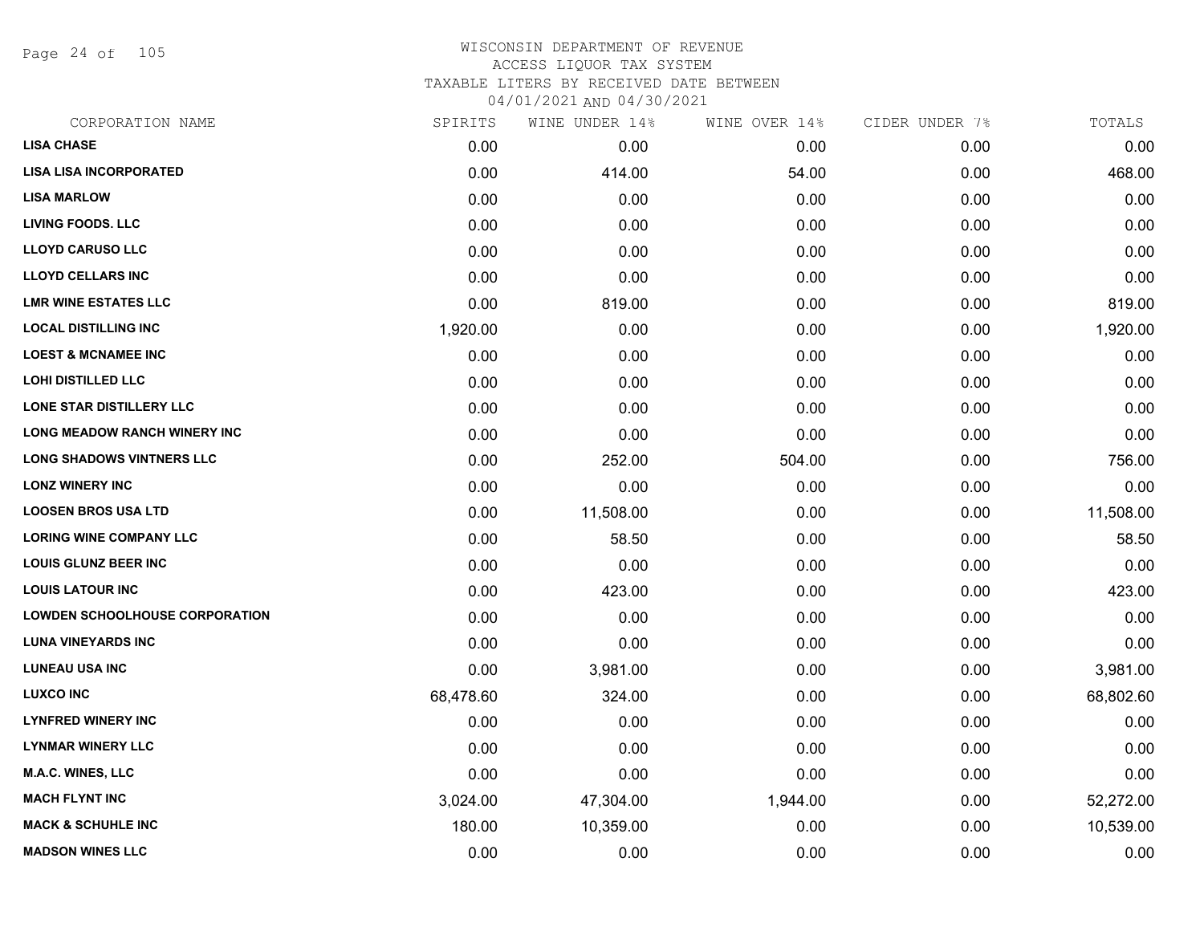WISCONSIN DEPARTMENT OF REVENUE
ACCESS LIQUOR TAX SYSTEM
TAXABLE LITERS BY RECEIVED DATE BETWEEN
04/01/2021 AND 04/30/2021

| CORPORATION NAME | SPIRITS | WINE UNDER 14% | WINE OVER 14% | CIDER UNDER 7% | TOTALS |
|---|---|---|---|---|---|
| LISA CHASE | 0.00 | 0.00 | 0.00 | 0.00 | 0.00 |
| LISA LISA INCORPORATED | 0.00 | 414.00 | 54.00 | 0.00 | 468.00 |
| LISA MARLOW | 0.00 | 0.00 | 0.00 | 0.00 | 0.00 |
| LIVING FOODS. LLC | 0.00 | 0.00 | 0.00 | 0.00 | 0.00 |
| LLOYD CARUSO LLC | 0.00 | 0.00 | 0.00 | 0.00 | 0.00 |
| LLOYD CELLARS INC | 0.00 | 0.00 | 0.00 | 0.00 | 0.00 |
| LMR WINE ESTATES LLC | 0.00 | 819.00 | 0.00 | 0.00 | 819.00 |
| LOCAL DISTILLING INC | 1,920.00 | 0.00 | 0.00 | 0.00 | 1,920.00 |
| LOEST & MCNAMEE INC | 0.00 | 0.00 | 0.00 | 0.00 | 0.00 |
| LOHI DISTILLED LLC | 0.00 | 0.00 | 0.00 | 0.00 | 0.00 |
| LONE STAR DISTILLERY LLC | 0.00 | 0.00 | 0.00 | 0.00 | 0.00 |
| LONG MEADOW RANCH WINERY INC | 0.00 | 0.00 | 0.00 | 0.00 | 0.00 |
| LONG SHADOWS VINTNERS LLC | 0.00 | 252.00 | 504.00 | 0.00 | 756.00 |
| LONZ WINERY INC | 0.00 | 0.00 | 0.00 | 0.00 | 0.00 |
| LOOSEN BROS USA LTD | 0.00 | 11,508.00 | 0.00 | 0.00 | 11,508.00 |
| LORING WINE COMPANY LLC | 0.00 | 58.50 | 0.00 | 0.00 | 58.50 |
| LOUIS GLUNZ BEER INC | 0.00 | 0.00 | 0.00 | 0.00 | 0.00 |
| LOUIS LATOUR INC | 0.00 | 423.00 | 0.00 | 0.00 | 423.00 |
| LOWDEN SCHOOLHOUSE CORPORATION | 0.00 | 0.00 | 0.00 | 0.00 | 0.00 |
| LUNA VINEYARDS INC | 0.00 | 0.00 | 0.00 | 0.00 | 0.00 |
| LUNEAU USA INC | 0.00 | 3,981.00 | 0.00 | 0.00 | 3,981.00 |
| LUXCO INC | 68,478.60 | 324.00 | 0.00 | 0.00 | 68,802.60 |
| LYNFRED WINERY INC | 0.00 | 0.00 | 0.00 | 0.00 | 0.00 |
| LYNMAR WINERY LLC | 0.00 | 0.00 | 0.00 | 0.00 | 0.00 |
| M.A.C. WINES, LLC | 0.00 | 0.00 | 0.00 | 0.00 | 0.00 |
| MACH FLYNT INC | 3,024.00 | 47,304.00 | 1,944.00 | 0.00 | 52,272.00 |
| MACK & SCHUHLE INC | 180.00 | 10,359.00 | 0.00 | 0.00 | 10,539.00 |
| MADSON WINES LLC | 0.00 | 0.00 | 0.00 | 0.00 | 0.00 |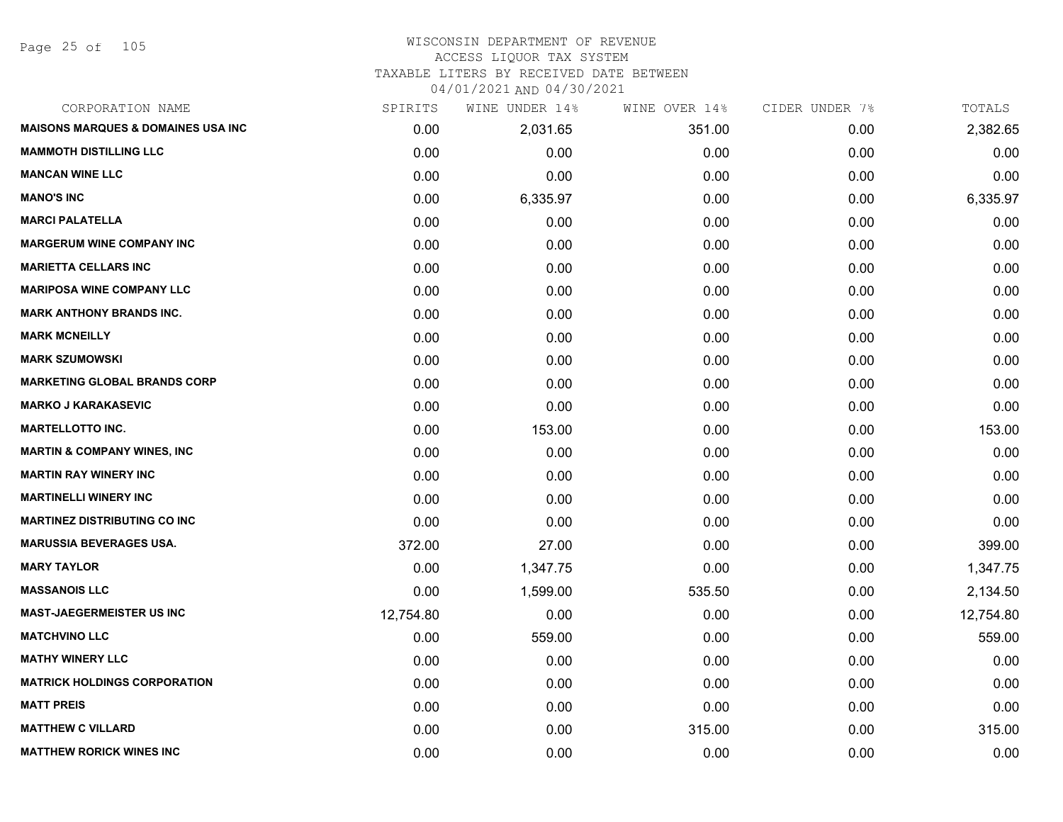WISCONSIN DEPARTMENT OF REVENUE
ACCESS LIQUOR TAX SYSTEM
TAXABLE LITERS BY RECEIVED DATE BETWEEN
04/01/2021 AND 04/30/2021

| CORPORATION NAME | SPIRITS | WINE UNDER 14% | WINE OVER 14% | CIDER UNDER 7% | TOTALS |
|---|---|---|---|---|---|
| **MAISONS MARQUES & DOMAINES USA INC** | 0.00 | 2,031.65 | 351.00 | 0.00 | 2,382.65 |
| **MAMMOTH DISTILLING LLC** | 0.00 | 0.00 | 0.00 | 0.00 | 0.00 |
| **MANCAN WINE LLC** | 0.00 | 0.00 | 0.00 | 0.00 | 0.00 |
| **MANO'S INC** | 0.00 | 6,335.97 | 0.00 | 0.00 | 6,335.97 |
| **MARCI PALATELLA** | 0.00 | 0.00 | 0.00 | 0.00 | 0.00 |
| **MARGERUM WINE COMPANY INC** | 0.00 | 0.00 | 0.00 | 0.00 | 0.00 |
| **MARIETTA CELLARS INC** | 0.00 | 0.00 | 0.00 | 0.00 | 0.00 |
| **MARIPOSA WINE COMPANY LLC** | 0.00 | 0.00 | 0.00 | 0.00 | 0.00 |
| **MARK ANTHONY BRANDS INC.** | 0.00 | 0.00 | 0.00 | 0.00 | 0.00 |
| **MARK MCNEILLY** | 0.00 | 0.00 | 0.00 | 0.00 | 0.00 |
| **MARK SZUMOWSKI** | 0.00 | 0.00 | 0.00 | 0.00 | 0.00 |
| **MARKETING GLOBAL BRANDS CORP** | 0.00 | 0.00 | 0.00 | 0.00 | 0.00 |
| **MARKO J KARAKASEVIC** | 0.00 | 0.00 | 0.00 | 0.00 | 0.00 |
| **MARTELLOTTO INC.** | 0.00 | 153.00 | 0.00 | 0.00 | 153.00 |
| **MARTIN & COMPANY WINES, INC** | 0.00 | 0.00 | 0.00 | 0.00 | 0.00 |
| **MARTIN RAY WINERY INC** | 0.00 | 0.00 | 0.00 | 0.00 | 0.00 |
| **MARTINELLI WINERY INC** | 0.00 | 0.00 | 0.00 | 0.00 | 0.00 |
| **MARTINEZ DISTRIBUTING CO INC** | 0.00 | 0.00 | 0.00 | 0.00 | 0.00 |
| **MARUSSIA BEVERAGES USA.** | 372.00 | 27.00 | 0.00 | 0.00 | 399.00 |
| **MARY TAYLOR** | 0.00 | 1,347.75 | 0.00 | 0.00 | 1,347.75 |
| **MASSANOIS LLC** | 0.00 | 1,599.00 | 535.50 | 0.00 | 2,134.50 |
| **MAST-JAEGERMEISTER US INC** | 12,754.80 | 0.00 | 0.00 | 0.00 | 12,754.80 |
| **MATCHVINO LLC** | 0.00 | 559.00 | 0.00 | 0.00 | 559.00 |
| **MATHY WINERY LLC** | 0.00 | 0.00 | 0.00 | 0.00 | 0.00 |
| **MATRICK HOLDINGS CORPORATION** | 0.00 | 0.00 | 0.00 | 0.00 | 0.00 |
| **MATT PREIS** | 0.00 | 0.00 | 0.00 | 0.00 | 0.00 |
| **MATTHEW C VILLARD** | 0.00 | 0.00 | 315.00 | 0.00 | 315.00 |
| **MATTHEW RORICK WINES INC** | 0.00 | 0.00 | 0.00 | 0.00 | 0.00 |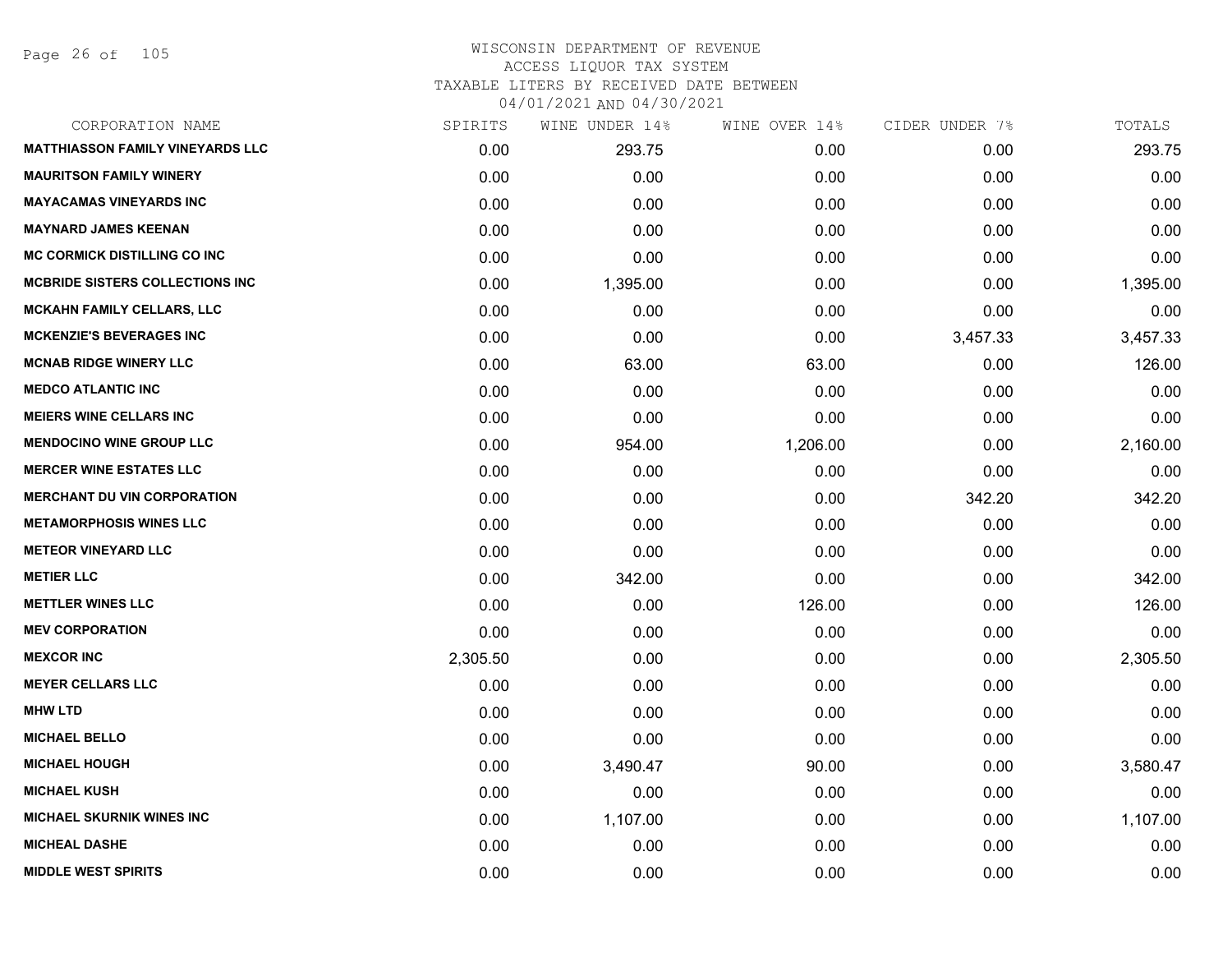# WISCONSIN DEPARTMENT OF REVENUE
## ACCESS LIQUOR TAX SYSTEM
### TAXABLE LITERS BY RECEIVED DATE BETWEEN 04/01/2021 AND 04/30/2021

| CORPORATION NAME | SPIRITS | WINE UNDER 14% | WINE OVER 14% | CIDER UNDER 7% | TOTALS |
|---|---|---|---|---|---|
| MATTHIASSON FAMILY VINEYARDS LLC | 0.00 | 293.75 | 0.00 | 0.00 | 293.75 |
| MAURITSON FAMILY WINERY | 0.00 | 0.00 | 0.00 | 0.00 | 0.00 |
| MAYACAMAS VINEYARDS INC | 0.00 | 0.00 | 0.00 | 0.00 | 0.00 |
| MAYNARD JAMES KEENAN | 0.00 | 0.00 | 0.00 | 0.00 | 0.00 |
| MC CORMICK DISTILLING CO INC | 0.00 | 0.00 | 0.00 | 0.00 | 0.00 |
| MCBRIDE SISTERS COLLECTIONS INC | 0.00 | 1,395.00 | 0.00 | 0.00 | 1,395.00 |
| MCKAHN FAMILY CELLARS, LLC | 0.00 | 0.00 | 0.00 | 0.00 | 0.00 |
| MCKENZIE'S BEVERAGES INC | 0.00 | 0.00 | 0.00 | 3,457.33 | 3,457.33 |
| MCNAB RIDGE WINERY LLC | 0.00 | 63.00 | 63.00 | 0.00 | 126.00 |
| MEDCO ATLANTIC INC | 0.00 | 0.00 | 0.00 | 0.00 | 0.00 |
| MEIERS WINE CELLARS INC | 0.00 | 0.00 | 0.00 | 0.00 | 0.00 |
| MENDOCINO WINE GROUP LLC | 0.00 | 954.00 | 1,206.00 | 0.00 | 2,160.00 |
| MERCER WINE ESTATES LLC | 0.00 | 0.00 | 0.00 | 0.00 | 0.00 |
| MERCHANT DU VIN CORPORATION | 0.00 | 0.00 | 0.00 | 342.20 | 342.20 |
| METAMORPHOSIS WINES LLC | 0.00 | 0.00 | 0.00 | 0.00 | 0.00 |
| METEOR VINEYARD LLC | 0.00 | 0.00 | 0.00 | 0.00 | 0.00 |
| METIER LLC | 0.00 | 342.00 | 0.00 | 0.00 | 342.00 |
| METTLER WINES LLC | 0.00 | 0.00 | 126.00 | 0.00 | 126.00 |
| MEV CORPORATION | 0.00 | 0.00 | 0.00 | 0.00 | 0.00 |
| MEXCOR INC | 2,305.50 | 0.00 | 0.00 | 0.00 | 2,305.50 |
| MEYER CELLARS LLC | 0.00 | 0.00 | 0.00 | 0.00 | 0.00 |
| MHW LTD | 0.00 | 0.00 | 0.00 | 0.00 | 0.00 |
| MICHAEL BELLO | 0.00 | 0.00 | 0.00 | 0.00 | 0.00 |
| MICHAEL HOUGH | 0.00 | 3,490.47 | 90.00 | 0.00 | 3,580.47 |
| MICHAEL KUSH | 0.00 | 0.00 | 0.00 | 0.00 | 0.00 |
| MICHAEL SKURNIK WINES INC | 0.00 | 1,107.00 | 0.00 | 0.00 | 1,107.00 |
| MICHEAL DASHE | 0.00 | 0.00 | 0.00 | 0.00 | 0.00 |
| MIDDLE WEST SPIRITS | 0.00 | 0.00 | 0.00 | 0.00 | 0.00 |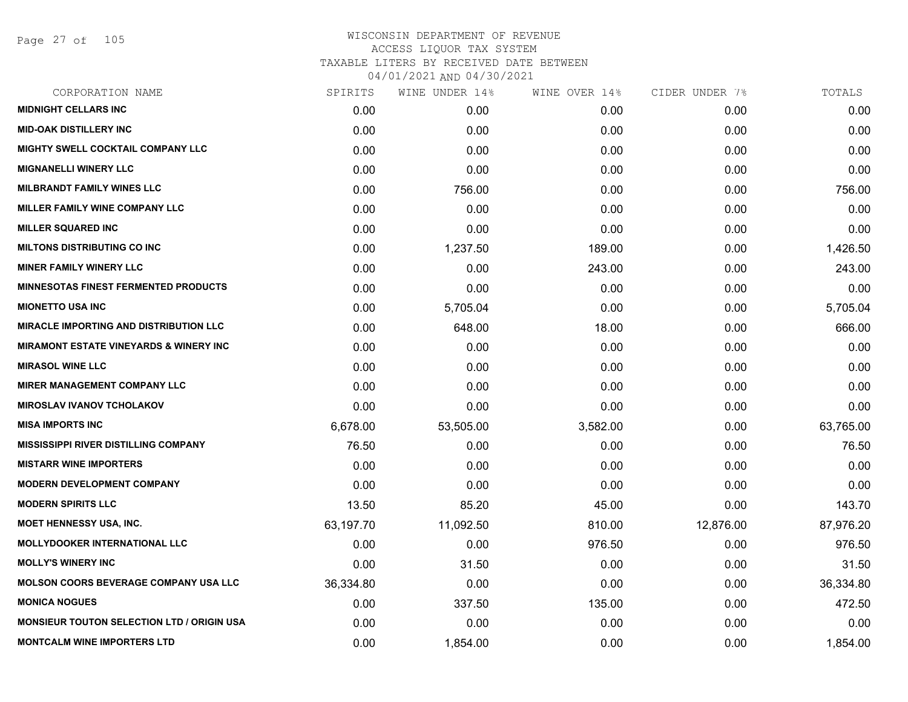# WISCONSIN DEPARTMENT OF REVENUE
## ACCESS LIQUOR TAX SYSTEM
## TAXABLE LITERS BY RECEIVED DATE BETWEEN
## 04/01/2021 AND 04/30/2021

| CORPORATION NAME | SPIRITS | WINE UNDER 14% | WINE OVER 14% | CIDER UNDER 7% | TOTALS |
|---|---|---|---|---|---|
| MIDNIGHT CELLARS INC | 0.00 | 0.00 | 0.00 | 0.00 | 0.00 |
| MID-OAK DISTILLERY INC | 0.00 | 0.00 | 0.00 | 0.00 | 0.00 |
| MIGHTY SWELL COCKTAIL COMPANY LLC | 0.00 | 0.00 | 0.00 | 0.00 | 0.00 |
| MIGNANELLI WINERY LLC | 0.00 | 0.00 | 0.00 | 0.00 | 0.00 |
| MILBRANDT FAMILY WINES LLC | 0.00 | 756.00 | 0.00 | 0.00 | 756.00 |
| MILLER FAMILY WINE COMPANY LLC | 0.00 | 0.00 | 0.00 | 0.00 | 0.00 |
| MILLER SQUARED INC | 0.00 | 0.00 | 0.00 | 0.00 | 0.00 |
| MILTONS DISTRIBUTING CO INC | 0.00 | 1,237.50 | 189.00 | 0.00 | 1,426.50 |
| MINER FAMILY WINERY LLC | 0.00 | 0.00 | 243.00 | 0.00 | 243.00 |
| MINNESOTAS FINEST FERMENTED PRODUCTS | 0.00 | 0.00 | 0.00 | 0.00 | 0.00 |
| MIONETTO USA INC | 0.00 | 5,705.04 | 0.00 | 0.00 | 5,705.04 |
| MIRACLE IMPORTING AND DISTRIBUTION LLC | 0.00 | 648.00 | 18.00 | 0.00 | 666.00 |
| MIRAMONT ESTATE VINEYARDS & WINERY INC | 0.00 | 0.00 | 0.00 | 0.00 | 0.00 |
| MIRASOL WINE LLC | 0.00 | 0.00 | 0.00 | 0.00 | 0.00 |
| MIRER MANAGEMENT COMPANY LLC | 0.00 | 0.00 | 0.00 | 0.00 | 0.00 |
| MIROSLAV IVANOV TCHOLAKOV | 0.00 | 0.00 | 0.00 | 0.00 | 0.00 |
| MISA IMPORTS INC | 6,678.00 | 53,505.00 | 3,582.00 | 0.00 | 63,765.00 |
| MISSISSIPPI RIVER DISTILLING COMPANY | 76.50 | 0.00 | 0.00 | 0.00 | 76.50 |
| MISTARR WINE IMPORTERS | 0.00 | 0.00 | 0.00 | 0.00 | 0.00 |
| MODERN DEVELOPMENT COMPANY | 0.00 | 0.00 | 0.00 | 0.00 | 0.00 |
| MODERN SPIRITS LLC | 13.50 | 85.20 | 45.00 | 0.00 | 143.70 |
| MOET HENNESSY USA, INC. | 63,197.70 | 11,092.50 | 810.00 | 12,876.00 | 87,976.20 |
| MOLLYDOOKER INTERNATIONAL LLC | 0.00 | 0.00 | 976.50 | 0.00 | 976.50 |
| MOLLY'S WINERY INC | 0.00 | 31.50 | 0.00 | 0.00 | 31.50 |
| MOLSON COORS BEVERAGE COMPANY USA LLC | 36,334.80 | 0.00 | 0.00 | 0.00 | 36,334.80 |
| MONICA NOGUES | 0.00 | 337.50 | 135.00 | 0.00 | 472.50 |
| MONSIEUR TOUTON SELECTION LTD / ORIGIN USA | 0.00 | 0.00 | 0.00 | 0.00 | 0.00 |
| MONTCALM WINE IMPORTERS LTD | 0.00 | 1,854.00 | 0.00 | 0.00 | 1,854.00 |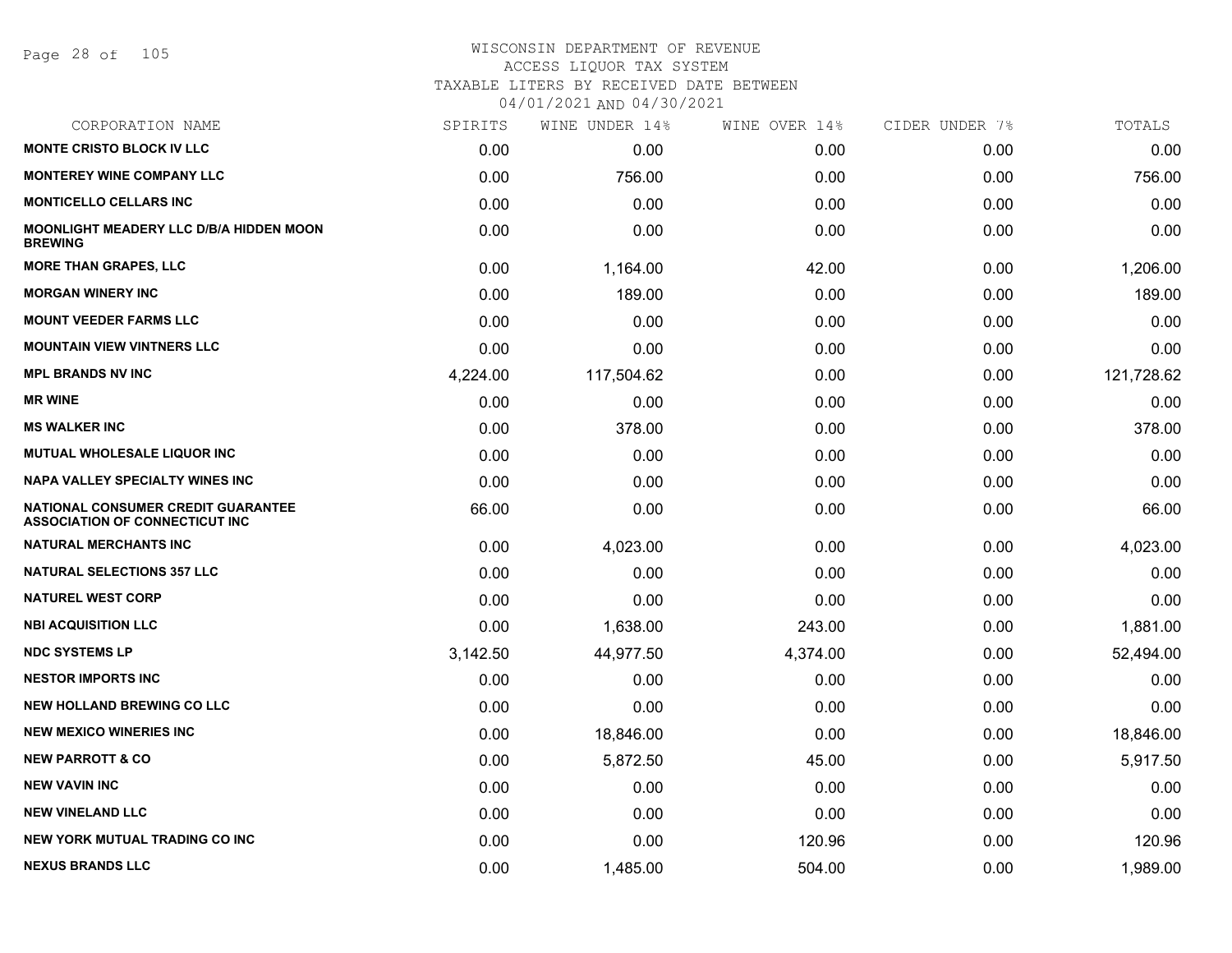WISCONSIN DEPARTMENT OF REVENUE
ACCESS LIQUOR TAX SYSTEM
TAXABLE LITERS BY RECEIVED DATE BETWEEN
04/01/2021 AND 04/30/2021

| CORPORATION NAME | SPIRITS | WINE UNDER 14% | WINE OVER 14% | CIDER UNDER 7% | TOTALS |
|---|---|---|---|---|---|
| MONTE CRISTO BLOCK IV LLC | 0.00 | 0.00 | 0.00 | 0.00 | 0.00 |
| MONTEREY WINE COMPANY LLC | 0.00 | 756.00 | 0.00 | 0.00 | 756.00 |
| MONTICELLO CELLARS INC | 0.00 | 0.00 | 0.00 | 0.00 | 0.00 |
| MOONLIGHT MEADERY LLC D/B/A HIDDEN MOON BREWING | 0.00 | 0.00 | 0.00 | 0.00 | 0.00 |
| MORE THAN GRAPES, LLC | 0.00 | 1,164.00 | 42.00 | 0.00 | 1,206.00 |
| MORGAN WINERY INC | 0.00 | 189.00 | 0.00 | 0.00 | 189.00 |
| MOUNT VEEDER FARMS LLC | 0.00 | 0.00 | 0.00 | 0.00 | 0.00 |
| MOUNTAIN VIEW VINTNERS LLC | 0.00 | 0.00 | 0.00 | 0.00 | 0.00 |
| MPL BRANDS NV INC | 4,224.00 | 117,504.62 | 0.00 | 0.00 | 121,728.62 |
| MR WINE | 0.00 | 0.00 | 0.00 | 0.00 | 0.00 |
| MS WALKER INC | 0.00 | 378.00 | 0.00 | 0.00 | 378.00 |
| MUTUAL WHOLESALE LIQUOR INC | 0.00 | 0.00 | 0.00 | 0.00 | 0.00 |
| NAPA VALLEY SPECIALTY WINES INC | 0.00 | 0.00 | 0.00 | 0.00 | 0.00 |
| NATIONAL CONSUMER CREDIT GUARANTEE ASSOCIATION OF CONNECTICUT INC | 66.00 | 0.00 | 0.00 | 0.00 | 66.00 |
| NATURAL MERCHANTS INC | 0.00 | 4,023.00 | 0.00 | 0.00 | 4,023.00 |
| NATURAL SELECTIONS 357 LLC | 0.00 | 0.00 | 0.00 | 0.00 | 0.00 |
| NATUREL WEST CORP | 0.00 | 0.00 | 0.00 | 0.00 | 0.00 |
| NBI ACQUISITION LLC | 0.00 | 1,638.00 | 243.00 | 0.00 | 1,881.00 |
| NDC SYSTEMS LP | 3,142.50 | 44,977.50 | 4,374.00 | 0.00 | 52,494.00 |
| NESTOR IMPORTS INC | 0.00 | 0.00 | 0.00 | 0.00 | 0.00 |
| NEW HOLLAND BREWING CO LLC | 0.00 | 0.00 | 0.00 | 0.00 | 0.00 |
| NEW MEXICO WINERIES INC | 0.00 | 18,846.00 | 0.00 | 0.00 | 18,846.00 |
| NEW PARROTT & CO | 0.00 | 5,872.50 | 45.00 | 0.00 | 5,917.50 |
| NEW VAVIN INC | 0.00 | 0.00 | 0.00 | 0.00 | 0.00 |
| NEW VINELAND LLC | 0.00 | 0.00 | 0.00 | 0.00 | 0.00 |
| NEW YORK MUTUAL TRADING CO INC | 0.00 | 0.00 | 120.96 | 0.00 | 120.96 |
| NEXUS BRANDS LLC | 0.00 | 1,485.00 | 504.00 | 0.00 | 1,989.00 |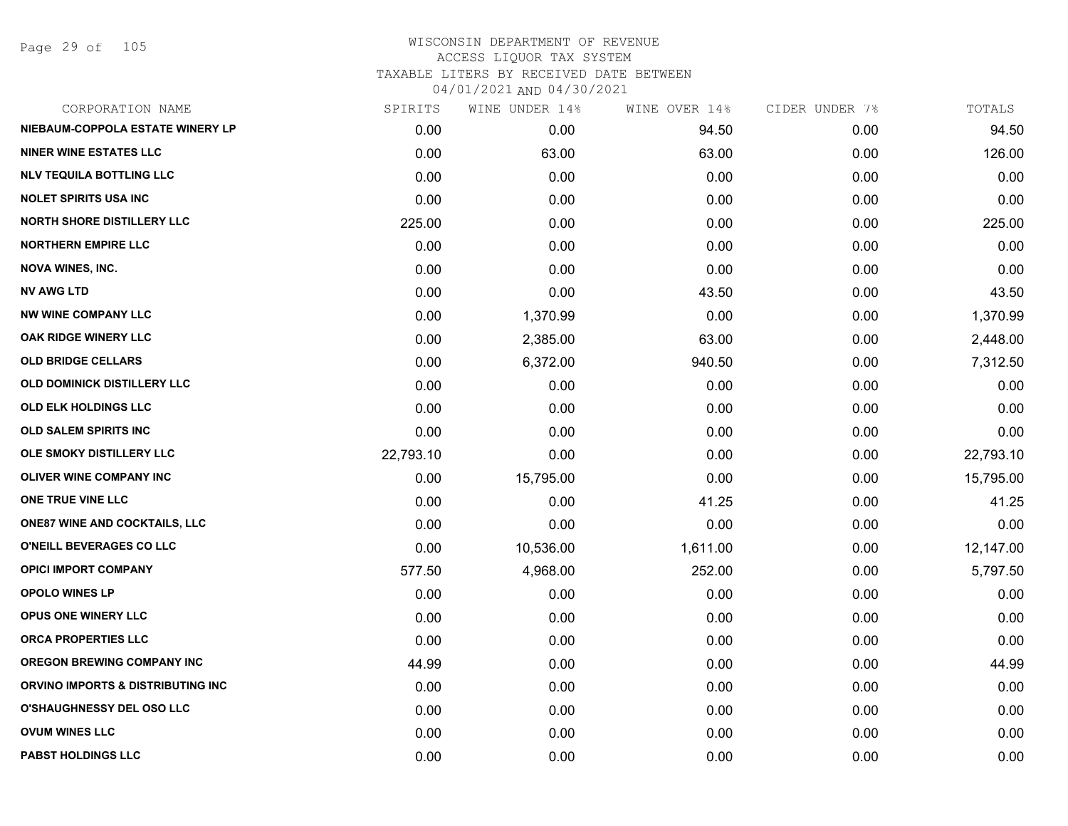# WISCONSIN DEPARTMENT OF REVENUE
ACCESS LIQUOR TAX SYSTEM
TAXABLE LITERS BY RECEIVED DATE BETWEEN
04/01/2021 AND 04/30/2021

| CORPORATION NAME | SPIRITS | WINE UNDER 14% | WINE OVER 14% | CIDER UNDER 7% | TOTALS |
|---|---|---|---|---|---|
| NIEBAUM-COPPOLA ESTATE WINERY LP | 0.00 | 0.00 | 94.50 | 0.00 | 94.50 |
| NINER WINE ESTATES LLC | 0.00 | 63.00 | 63.00 | 0.00 | 126.00 |
| NLV TEQUILA BOTTLING LLC | 0.00 | 0.00 | 0.00 | 0.00 | 0.00 |
| NOLET SPIRITS USA INC | 0.00 | 0.00 | 0.00 | 0.00 | 0.00 |
| NORTH SHORE DISTILLERY LLC | 225.00 | 0.00 | 0.00 | 0.00 | 225.00 |
| NORTHERN EMPIRE LLC | 0.00 | 0.00 | 0.00 | 0.00 | 0.00 |
| NOVA WINES, INC. | 0.00 | 0.00 | 0.00 | 0.00 | 0.00 |
| NV AWG LTD | 0.00 | 0.00 | 43.50 | 0.00 | 43.50 |
| NW WINE COMPANY LLC | 0.00 | 1,370.99 | 0.00 | 0.00 | 1,370.99 |
| OAK RIDGE WINERY LLC | 0.00 | 2,385.00 | 63.00 | 0.00 | 2,448.00 |
| OLD BRIDGE CELLARS | 0.00 | 6,372.00 | 940.50 | 0.00 | 7,312.50 |
| OLD DOMINICK DISTILLERY LLC | 0.00 | 0.00 | 0.00 | 0.00 | 0.00 |
| OLD ELK HOLDINGS LLC | 0.00 | 0.00 | 0.00 | 0.00 | 0.00 |
| OLD SALEM SPIRITS INC | 0.00 | 0.00 | 0.00 | 0.00 | 0.00 |
| OLE SMOKY DISTILLERY LLC | 22,793.10 | 0.00 | 0.00 | 0.00 | 22,793.10 |
| OLIVER WINE COMPANY INC | 0.00 | 15,795.00 | 0.00 | 0.00 | 15,795.00 |
| ONE TRUE VINE LLC | 0.00 | 0.00 | 41.25 | 0.00 | 41.25 |
| ONE87 WINE AND COCKTAILS, LLC | 0.00 | 0.00 | 0.00 | 0.00 | 0.00 |
| O'NEILL BEVERAGES CO LLC | 0.00 | 10,536.00 | 1,611.00 | 0.00 | 12,147.00 |
| OPICI IMPORT COMPANY | 577.50 | 4,968.00 | 252.00 | 0.00 | 5,797.50 |
| OPOLO WINES LP | 0.00 | 0.00 | 0.00 | 0.00 | 0.00 |
| OPUS ONE WINERY LLC | 0.00 | 0.00 | 0.00 | 0.00 | 0.00 |
| ORCA PROPERTIES LLC | 0.00 | 0.00 | 0.00 | 0.00 | 0.00 |
| OREGON BREWING COMPANY INC | 44.99 | 0.00 | 0.00 | 0.00 | 44.99 |
| ORVINO IMPORTS & DISTRIBUTING INC | 0.00 | 0.00 | 0.00 | 0.00 | 0.00 |
| O'SHAUGHNESSY DEL OSO LLC | 0.00 | 0.00 | 0.00 | 0.00 | 0.00 |
| OVUM WINES LLC | 0.00 | 0.00 | 0.00 | 0.00 | 0.00 |
| PABST HOLDINGS LLC | 0.00 | 0.00 | 0.00 | 0.00 | 0.00 |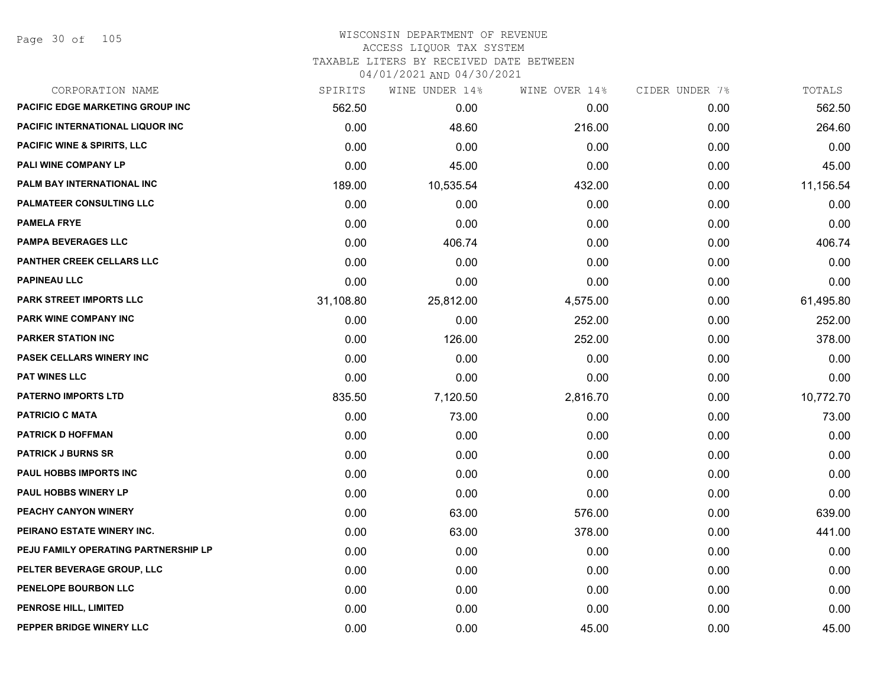# WISCONSIN DEPARTMENT OF REVENUE
## ACCESS LIQUOR TAX SYSTEM
### TAXABLE LITERS BY RECEIVED DATE BETWEEN 04/01/2021 AND 04/30/2021

| CORPORATION NAME | SPIRITS | WINE UNDER 14% | WINE OVER 14% | CIDER UNDER 7% | TOTALS |
|---|---|---|---|---|---|
| PACIFIC EDGE MARKETING GROUP INC | 562.50 | 0.00 | 0.00 | 0.00 | 562.50 |
| PACIFIC INTERNATIONAL LIQUOR INC | 0.00 | 48.60 | 216.00 | 0.00 | 264.60 |
| PACIFIC WINE & SPIRITS, LLC | 0.00 | 0.00 | 0.00 | 0.00 | 0.00 |
| PALI WINE COMPANY LP | 0.00 | 45.00 | 0.00 | 0.00 | 45.00 |
| PALM BAY INTERNATIONAL INC | 189.00 | 10,535.54 | 432.00 | 0.00 | 11,156.54 |
| PALMATEER CONSULTING LLC | 0.00 | 0.00 | 0.00 | 0.00 | 0.00 |
| PAMELA FRYE | 0.00 | 0.00 | 0.00 | 0.00 | 0.00 |
| PAMPA BEVERAGES LLC | 0.00 | 406.74 | 0.00 | 0.00 | 406.74 |
| PANTHER CREEK CELLARS LLC | 0.00 | 0.00 | 0.00 | 0.00 | 0.00 |
| PAPINEAU LLC | 0.00 | 0.00 | 0.00 | 0.00 | 0.00 |
| PARK STREET IMPORTS LLC | 31,108.80 | 25,812.00 | 4,575.00 | 0.00 | 61,495.80 |
| PARK WINE COMPANY INC | 0.00 | 0.00 | 252.00 | 0.00 | 252.00 |
| PARKER STATION INC | 0.00 | 126.00 | 252.00 | 0.00 | 378.00 |
| PASEK CELLARS WINERY INC | 0.00 | 0.00 | 0.00 | 0.00 | 0.00 |
| PAT WINES LLC | 0.00 | 0.00 | 0.00 | 0.00 | 0.00 |
| PATERNO IMPORTS LTD | 835.50 | 7,120.50 | 2,816.70 | 0.00 | 10,772.70 |
| PATRICIO C MATA | 0.00 | 73.00 | 0.00 | 0.00 | 73.00 |
| PATRICK D HOFFMAN | 0.00 | 0.00 | 0.00 | 0.00 | 0.00 |
| PATRICK J BURNS SR | 0.00 | 0.00 | 0.00 | 0.00 | 0.00 |
| PAUL HOBBS IMPORTS INC | 0.00 | 0.00 | 0.00 | 0.00 | 0.00 |
| PAUL HOBBS WINERY LP | 0.00 | 0.00 | 0.00 | 0.00 | 0.00 |
| PEACHY CANYON WINERY | 0.00 | 63.00 | 576.00 | 0.00 | 639.00 |
| PEIRANO ESTATE WINERY INC. | 0.00 | 63.00 | 378.00 | 0.00 | 441.00 |
| PEJU FAMILY OPERATING PARTNERSHIP LP | 0.00 | 0.00 | 0.00 | 0.00 | 0.00 |
| PELTER BEVERAGE GROUP, LLC | 0.00 | 0.00 | 0.00 | 0.00 | 0.00 |
| PENELOPE BOURBON LLC | 0.00 | 0.00 | 0.00 | 0.00 | 0.00 |
| PENROSE HILL, LIMITED | 0.00 | 0.00 | 0.00 | 0.00 | 0.00 |
| PEPPER BRIDGE WINERY LLC | 0.00 | 0.00 | 45.00 | 0.00 | 45.00 |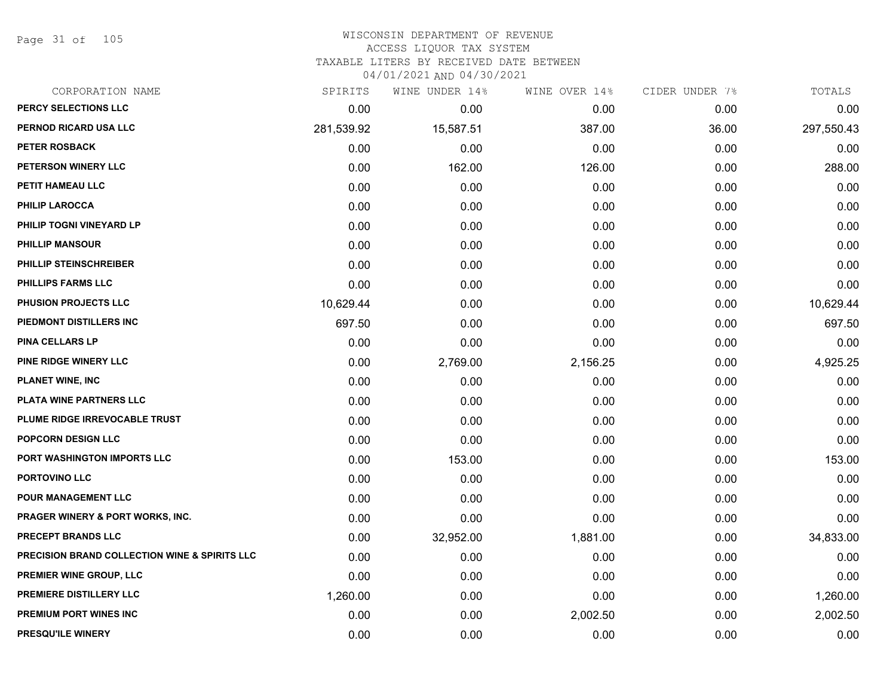WISCONSIN DEPARTMENT OF REVENUE
ACCESS LIQUOR TAX SYSTEM
TAXABLE LITERS BY RECEIVED DATE BETWEEN
04/01/2021 AND 04/30/2021

| CORPORATION NAME | SPIRITS | WINE UNDER 14% | WINE OVER 14% | CIDER UNDER 7% | TOTALS |
|---|---|---|---|---|---|
| PERCY SELECTIONS LLC | 0.00 | 0.00 | 0.00 | 0.00 | 0.00 |
| PERNOD RICARD USA LLC | 281,539.92 | 15,587.51 | 387.00 | 36.00 | 297,550.43 |
| PETER ROSBACK | 0.00 | 0.00 | 0.00 | 0.00 | 0.00 |
| PETERSON WINERY LLC | 0.00 | 162.00 | 126.00 | 0.00 | 288.00 |
| PETIT HAMEAU LLC | 0.00 | 0.00 | 0.00 | 0.00 | 0.00 |
| PHILIP LAROCCA | 0.00 | 0.00 | 0.00 | 0.00 | 0.00 |
| PHILIP TOGNI VINEYARD LP | 0.00 | 0.00 | 0.00 | 0.00 | 0.00 |
| PHILLIP MANSOUR | 0.00 | 0.00 | 0.00 | 0.00 | 0.00 |
| PHILLIP STEINSCHREIBER | 0.00 | 0.00 | 0.00 | 0.00 | 0.00 |
| PHILLIPS FARMS LLC | 0.00 | 0.00 | 0.00 | 0.00 | 0.00 |
| PHUSION PROJECTS LLC | 10,629.44 | 0.00 | 0.00 | 0.00 | 10,629.44 |
| PIEDMONT DISTILLERS INC | 697.50 | 0.00 | 0.00 | 0.00 | 697.50 |
| PINA CELLARS LP | 0.00 | 0.00 | 0.00 | 0.00 | 0.00 |
| PINE RIDGE WINERY LLC | 0.00 | 2,769.00 | 2,156.25 | 0.00 | 4,925.25 |
| PLANET WINE, INC | 0.00 | 0.00 | 0.00 | 0.00 | 0.00 |
| PLATA WINE PARTNERS LLC | 0.00 | 0.00 | 0.00 | 0.00 | 0.00 |
| PLUME RIDGE IRREVOCABLE TRUST | 0.00 | 0.00 | 0.00 | 0.00 | 0.00 |
| POPCORN DESIGN LLC | 0.00 | 0.00 | 0.00 | 0.00 | 0.00 |
| PORT WASHINGTON IMPORTS LLC | 0.00 | 153.00 | 0.00 | 0.00 | 153.00 |
| PORTOVINO LLC | 0.00 | 0.00 | 0.00 | 0.00 | 0.00 |
| POUR MANAGEMENT LLC | 0.00 | 0.00 | 0.00 | 0.00 | 0.00 |
| PRAGER WINERY & PORT WORKS, INC. | 0.00 | 0.00 | 0.00 | 0.00 | 0.00 |
| PRECEPT BRANDS LLC | 0.00 | 32,952.00 | 1,881.00 | 0.00 | 34,833.00 |
| PRECISION BRAND COLLECTION WINE & SPIRITS LLC | 0.00 | 0.00 | 0.00 | 0.00 | 0.00 |
| PREMIER WINE GROUP, LLC | 0.00 | 0.00 | 0.00 | 0.00 | 0.00 |
| PREMIERE DISTILLERY LLC | 1,260.00 | 0.00 | 0.00 | 0.00 | 1,260.00 |
| PREMIUM PORT WINES INC | 0.00 | 0.00 | 2,002.50 | 0.00 | 2,002.50 |
| PRESQU'ILE WINERY | 0.00 | 0.00 | 0.00 | 0.00 | 0.00 |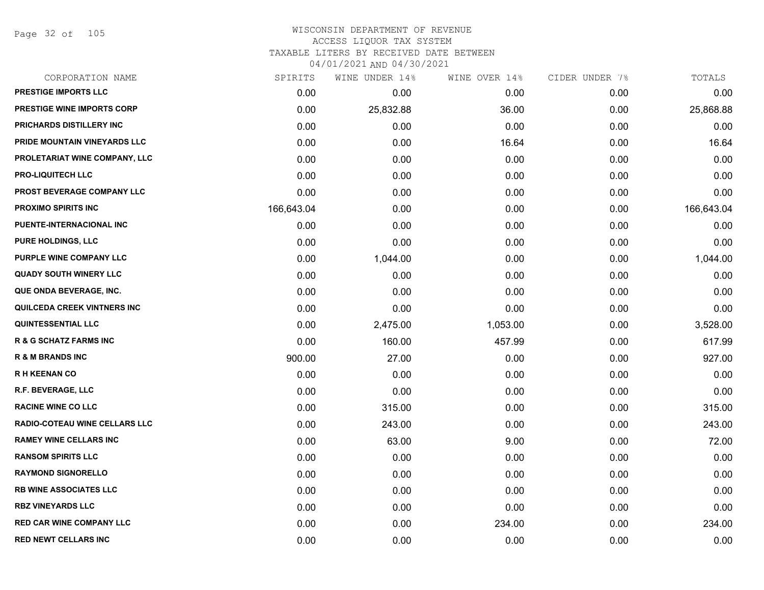# WISCONSIN DEPARTMENT OF REVENUE
## ACCESS LIQUOR TAX SYSTEM
### TAXABLE LITERS BY RECEIVED DATE BETWEEN 04/01/2021 AND 04/30/2021

| CORPORATION NAME | SPIRITS | WINE UNDER 14% | WINE OVER 14% | CIDER UNDER 7% | TOTALS |
|---|---|---|---|---|---|
| PRESTIGE IMPORTS LLC | 0.00 | 0.00 | 0.00 | 0.00 | 0.00 |
| PRESTIGE WINE IMPORTS CORP | 0.00 | 25,832.88 | 36.00 | 0.00 | 25,868.88 |
| PRICHARDS DISTILLERY INC | 0.00 | 0.00 | 0.00 | 0.00 | 0.00 |
| PRIDE MOUNTAIN VINEYARDS LLC | 0.00 | 0.00 | 16.64 | 0.00 | 16.64 |
| PROLETARIAT WINE COMPANY, LLC | 0.00 | 0.00 | 0.00 | 0.00 | 0.00 |
| PRO-LIQUITECH LLC | 0.00 | 0.00 | 0.00 | 0.00 | 0.00 |
| PROST BEVERAGE COMPANY LLC | 0.00 | 0.00 | 0.00 | 0.00 | 0.00 |
| PROXIMO SPIRITS INC | 166,643.04 | 0.00 | 0.00 | 0.00 | 166,643.04 |
| PUENTE-INTERNACIONAL INC | 0.00 | 0.00 | 0.00 | 0.00 | 0.00 |
| PURE HOLDINGS, LLC | 0.00 | 0.00 | 0.00 | 0.00 | 0.00 |
| PURPLE WINE COMPANY LLC | 0.00 | 1,044.00 | 0.00 | 0.00 | 1,044.00 |
| QUADY SOUTH WINERY LLC | 0.00 | 0.00 | 0.00 | 0.00 | 0.00 |
| QUE ONDA BEVERAGE, INC. | 0.00 | 0.00 | 0.00 | 0.00 | 0.00 |
| QUILCEDA CREEK VINTNERS INC | 0.00 | 0.00 | 0.00 | 0.00 | 0.00 |
| QUINTESSENTIAL LLC | 0.00 | 2,475.00 | 1,053.00 | 0.00 | 3,528.00 |
| R & G SCHATZ FARMS INC | 0.00 | 160.00 | 457.99 | 0.00 | 617.99 |
| R & M BRANDS INC | 900.00 | 27.00 | 0.00 | 0.00 | 927.00 |
| R H KEENAN CO | 0.00 | 0.00 | 0.00 | 0.00 | 0.00 |
| R.F. BEVERAGE, LLC | 0.00 | 0.00 | 0.00 | 0.00 | 0.00 |
| RACINE WINE CO LLC | 0.00 | 315.00 | 0.00 | 0.00 | 315.00 |
| RADIO-COTEAU WINE CELLARS LLC | 0.00 | 243.00 | 0.00 | 0.00 | 243.00 |
| RAMEY WINE CELLARS INC | 0.00 | 63.00 | 9.00 | 0.00 | 72.00 |
| RANSOM SPIRITS LLC | 0.00 | 0.00 | 0.00 | 0.00 | 0.00 |
| RAYMOND SIGNORELLO | 0.00 | 0.00 | 0.00 | 0.00 | 0.00 |
| RB WINE ASSOCIATES LLC | 0.00 | 0.00 | 0.00 | 0.00 | 0.00 |
| RBZ VINEYARDS LLC | 0.00 | 0.00 | 0.00 | 0.00 | 0.00 |
| RED CAR WINE COMPANY LLC | 0.00 | 0.00 | 234.00 | 0.00 | 234.00 |
| RED NEWT CELLARS INC | 0.00 | 0.00 | 0.00 | 0.00 | 0.00 |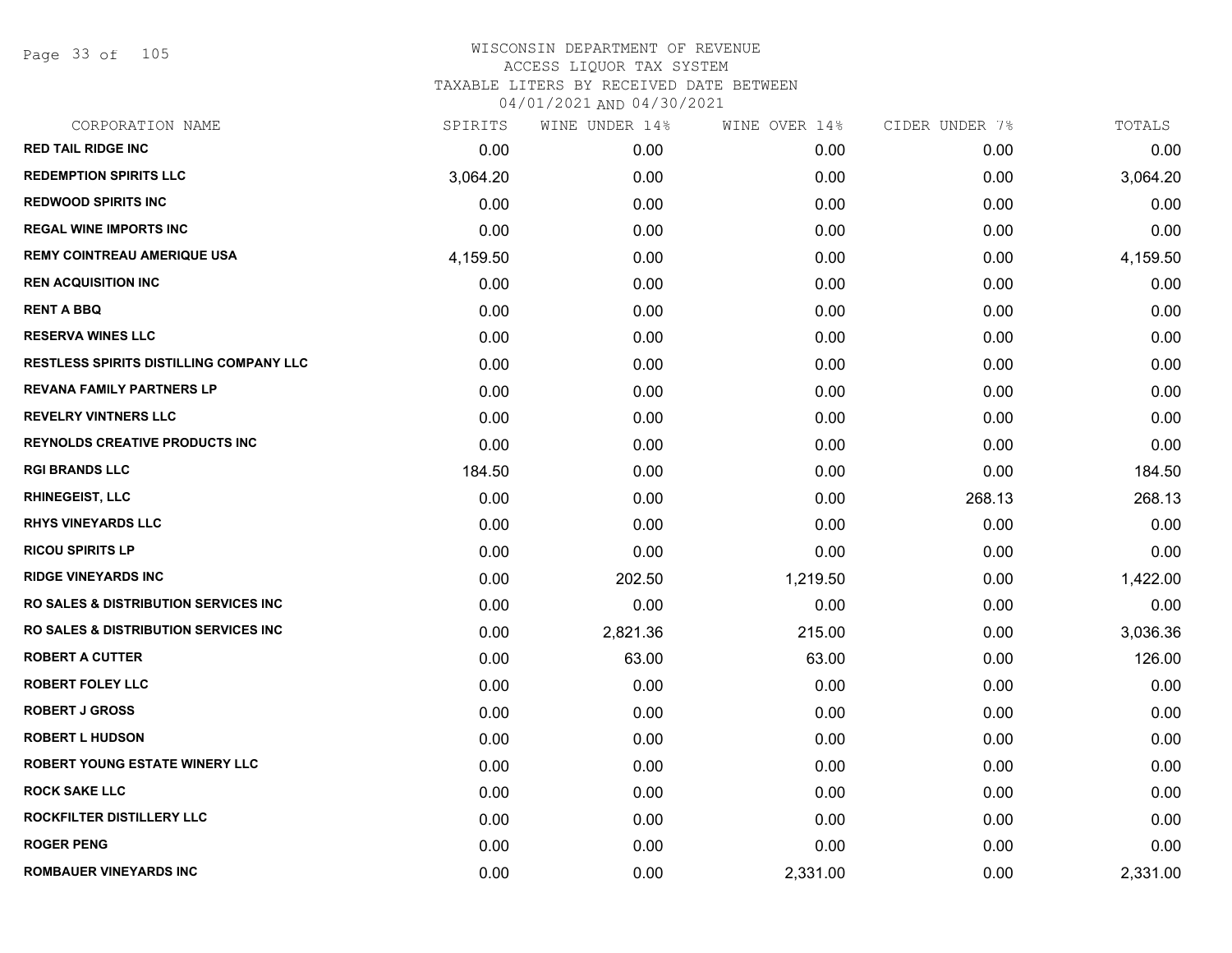# WISCONSIN DEPARTMENT OF REVENUE
## ACCESS LIQUOR TAX SYSTEM
### TAXABLE LITERS BY RECEIVED DATE BETWEEN 04/01/2021 AND 04/30/2021

| CORPORATION NAME | SPIRITS | WINE UNDER 14% | WINE OVER 14% | CIDER UNDER 7% | TOTALS |
|---|---|---|---|---|---|
| RED TAIL RIDGE INC | 0.00 | 0.00 | 0.00 | 0.00 | 0.00 |
| REDEMPTION SPIRITS LLC | 3,064.20 | 0.00 | 0.00 | 0.00 | 3,064.20 |
| REDWOOD SPIRITS INC | 0.00 | 0.00 | 0.00 | 0.00 | 0.00 |
| REGAL WINE IMPORTS INC | 0.00 | 0.00 | 0.00 | 0.00 | 0.00 |
| REMY COINTREAU AMERIQUE USA | 4,159.50 | 0.00 | 0.00 | 0.00 | 4,159.50 |
| REN ACQUISITION INC | 0.00 | 0.00 | 0.00 | 0.00 | 0.00 |
| RENT A BBQ | 0.00 | 0.00 | 0.00 | 0.00 | 0.00 |
| RESERVA WINES LLC | 0.00 | 0.00 | 0.00 | 0.00 | 0.00 |
| RESTLESS SPIRITS DISTILLING COMPANY LLC | 0.00 | 0.00 | 0.00 | 0.00 | 0.00 |
| REVANA FAMILY PARTNERS LP | 0.00 | 0.00 | 0.00 | 0.00 | 0.00 |
| REVELRY VINTNERS LLC | 0.00 | 0.00 | 0.00 | 0.00 | 0.00 |
| REYNOLDS CREATIVE PRODUCTS INC | 0.00 | 0.00 | 0.00 | 0.00 | 0.00 |
| RGI BRANDS LLC | 184.50 | 0.00 | 0.00 | 0.00 | 184.50 |
| RHINEGEIST, LLC | 0.00 | 0.00 | 0.00 | 268.13 | 268.13 |
| RHYS VINEYARDS LLC | 0.00 | 0.00 | 0.00 | 0.00 | 0.00 |
| RICOU SPIRITS LP | 0.00 | 0.00 | 0.00 | 0.00 | 0.00 |
| RIDGE VINEYARDS INC | 0.00 | 202.50 | 1,219.50 | 0.00 | 1,422.00 |
| RO SALES & DISTRIBUTION SERVICES INC | 0.00 | 0.00 | 0.00 | 0.00 | 0.00 |
| RO SALES & DISTRIBUTION SERVICES INC | 0.00 | 2,821.36 | 215.00 | 0.00 | 3,036.36 |
| ROBERT A CUTTER | 0.00 | 63.00 | 63.00 | 0.00 | 126.00 |
| ROBERT FOLEY LLC | 0.00 | 0.00 | 0.00 | 0.00 | 0.00 |
| ROBERT J GROSS | 0.00 | 0.00 | 0.00 | 0.00 | 0.00 |
| ROBERT L HUDSON | 0.00 | 0.00 | 0.00 | 0.00 | 0.00 |
| ROBERT YOUNG ESTATE WINERY LLC | 0.00 | 0.00 | 0.00 | 0.00 | 0.00 |
| ROCK SAKE LLC | 0.00 | 0.00 | 0.00 | 0.00 | 0.00 |
| ROCKFILTER DISTILLERY LLC | 0.00 | 0.00 | 0.00 | 0.00 | 0.00 |
| ROGER PENG | 0.00 | 0.00 | 0.00 | 0.00 | 0.00 |
| ROMBAUER VINEYARDS INC | 0.00 | 0.00 | 2,331.00 | 0.00 | 2,331.00 |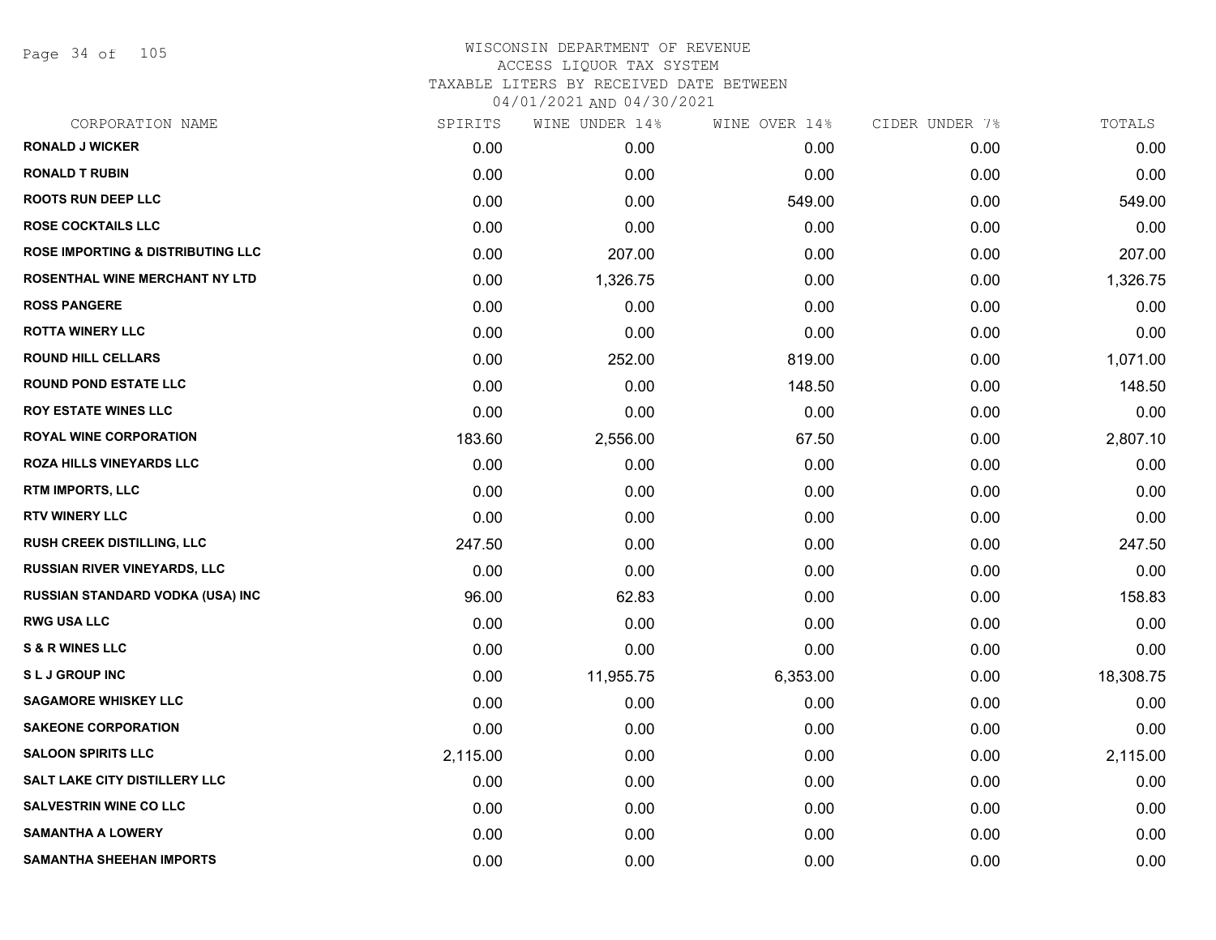# WISCONSIN DEPARTMENT OF REVENUE
## ACCESS LIQUOR TAX SYSTEM
## TAXABLE LITERS BY RECEIVED DATE BETWEEN
## 04/01/2021 AND 04/30/2021

| CORPORATION NAME | SPIRITS | WINE UNDER 14% | WINE OVER 14% | CIDER UNDER 7% | TOTALS |
|---|---|---|---|---|---|
| RONALD J WICKER | 0.00 | 0.00 | 0.00 | 0.00 | 0.00 |
| RONALD T RUBIN | 0.00 | 0.00 | 0.00 | 0.00 | 0.00 |
| ROOTS RUN DEEP LLC | 0.00 | 0.00 | 549.00 | 0.00 | 549.00 |
| ROSE COCKTAILS LLC | 0.00 | 0.00 | 0.00 | 0.00 | 0.00 |
| ROSE IMPORTING & DISTRIBUTING LLC | 0.00 | 207.00 | 0.00 | 0.00 | 207.00 |
| ROSENTHAL WINE MERCHANT NY LTD | 0.00 | 1,326.75 | 0.00 | 0.00 | 1,326.75 |
| ROSS PANGERE | 0.00 | 0.00 | 0.00 | 0.00 | 0.00 |
| ROTTA WINERY LLC | 0.00 | 0.00 | 0.00 | 0.00 | 0.00 |
| ROUND HILL CELLARS | 0.00 | 252.00 | 819.00 | 0.00 | 1,071.00 |
| ROUND POND ESTATE LLC | 0.00 | 0.00 | 148.50 | 0.00 | 148.50 |
| ROY ESTATE WINES LLC | 0.00 | 0.00 | 0.00 | 0.00 | 0.00 |
| ROYAL WINE CORPORATION | 183.60 | 2,556.00 | 67.50 | 0.00 | 2,807.10 |
| ROZA HILLS VINEYARDS LLC | 0.00 | 0.00 | 0.00 | 0.00 | 0.00 |
| RTM IMPORTS, LLC | 0.00 | 0.00 | 0.00 | 0.00 | 0.00 |
| RTV WINERY LLC | 0.00 | 0.00 | 0.00 | 0.00 | 0.00 |
| RUSH CREEK DISTILLING, LLC | 247.50 | 0.00 | 0.00 | 0.00 | 247.50 |
| RUSSIAN RIVER VINEYARDS, LLC | 0.00 | 0.00 | 0.00 | 0.00 | 0.00 |
| RUSSIAN STANDARD VODKA (USA) INC | 96.00 | 62.83 | 0.00 | 0.00 | 158.83 |
| RWG USA LLC | 0.00 | 0.00 | 0.00 | 0.00 | 0.00 |
| S & R WINES LLC | 0.00 | 0.00 | 0.00 | 0.00 | 0.00 |
| S L J GROUP INC | 0.00 | 11,955.75 | 6,353.00 | 0.00 | 18,308.75 |
| SAGAMORE WHISKEY LLC | 0.00 | 0.00 | 0.00 | 0.00 | 0.00 |
| SAKEONE CORPORATION | 0.00 | 0.00 | 0.00 | 0.00 | 0.00 |
| SALOON SPIRITS LLC | 2,115.00 | 0.00 | 0.00 | 0.00 | 2,115.00 |
| SALT LAKE CITY DISTILLERY LLC | 0.00 | 0.00 | 0.00 | 0.00 | 0.00 |
| SALVESTRIN WINE CO LLC | 0.00 | 0.00 | 0.00 | 0.00 | 0.00 |
| SAMANTHA A LOWERY | 0.00 | 0.00 | 0.00 | 0.00 | 0.00 |
| SAMANTHA SHEEHAN IMPORTS | 0.00 | 0.00 | 0.00 | 0.00 | 0.00 |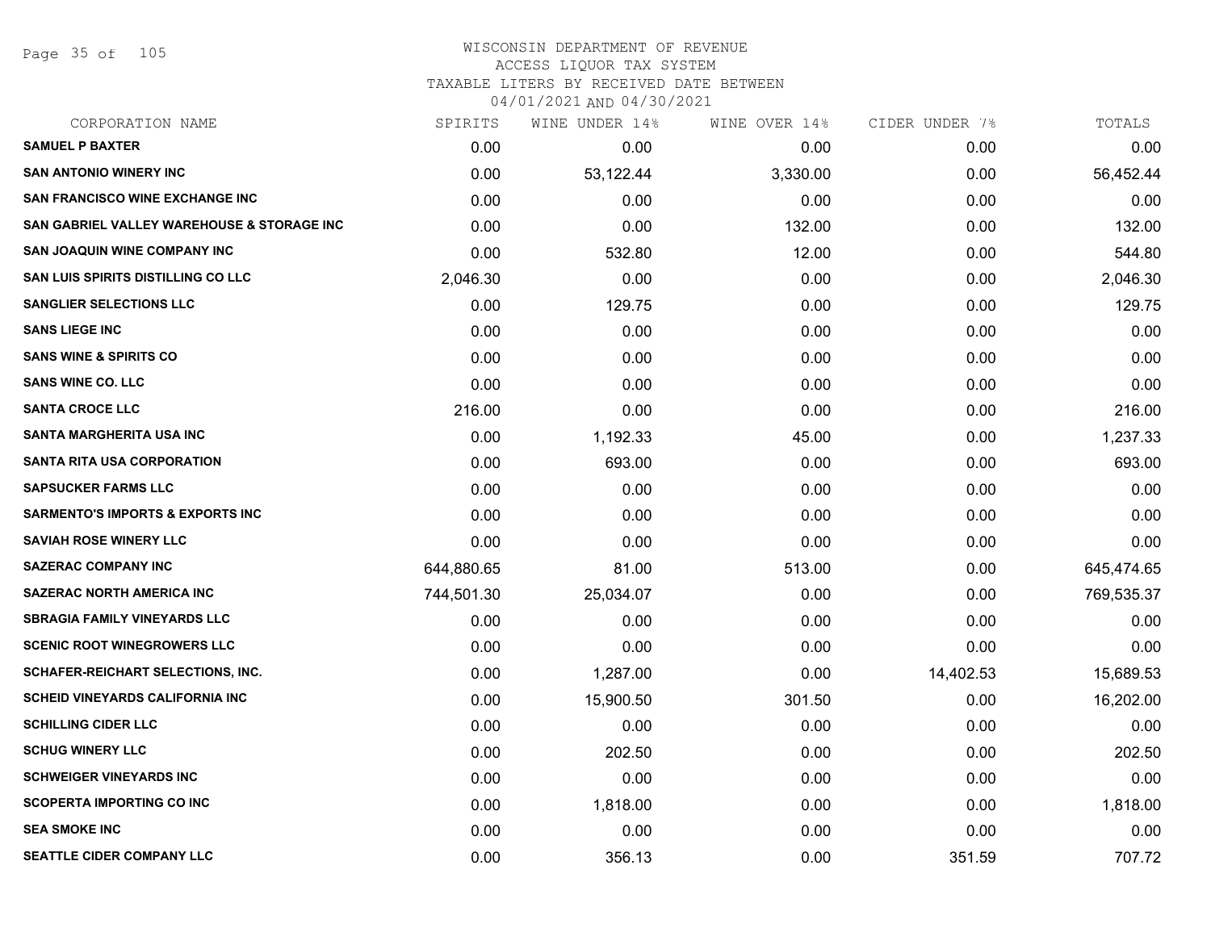# WISCONSIN DEPARTMENT OF REVENUE
## ACCESS LIQUOR TAX SYSTEM
### TAXABLE LITERS BY RECEIVED DATE BETWEEN 04/01/2021 AND 04/30/2021

| CORPORATION NAME | SPIRITS | WINE UNDER 14% | WINE OVER 14% | CIDER UNDER 7% | TOTALS |
|---|---|---|---|---|---|
| SAMUEL P BAXTER | 0.00 | 0.00 | 0.00 | 0.00 | 0.00 |
| SAN ANTONIO WINERY INC | 0.00 | 53,122.44 | 3,330.00 | 0.00 | 56,452.44 |
| SAN FRANCISCO WINE EXCHANGE INC | 0.00 | 0.00 | 0.00 | 0.00 | 0.00 |
| SAN GABRIEL VALLEY WAREHOUSE & STORAGE INC | 0.00 | 0.00 | 132.00 | 0.00 | 132.00 |
| SAN JOAQUIN WINE COMPANY INC | 0.00 | 532.80 | 12.00 | 0.00 | 544.80 |
| SAN LUIS SPIRITS DISTILLING CO LLC | 2,046.30 | 0.00 | 0.00 | 0.00 | 2,046.30 |
| SANGLIER SELECTIONS LLC | 0.00 | 129.75 | 0.00 | 0.00 | 129.75 |
| SANS LIEGE INC | 0.00 | 0.00 | 0.00 | 0.00 | 0.00 |
| SANS WINE & SPIRITS CO | 0.00 | 0.00 | 0.00 | 0.00 | 0.00 |
| SANS WINE CO. LLC | 0.00 | 0.00 | 0.00 | 0.00 | 0.00 |
| SANTA CROCE LLC | 216.00 | 0.00 | 0.00 | 0.00 | 216.00 |
| SANTA MARGHERITA USA INC | 0.00 | 1,192.33 | 45.00 | 0.00 | 1,237.33 |
| SANTA RITA USA CORPORATION | 0.00 | 693.00 | 0.00 | 0.00 | 693.00 |
| SAPSUCKER FARMS LLC | 0.00 | 0.00 | 0.00 | 0.00 | 0.00 |
| SARMENTO'S IMPORTS & EXPORTS INC | 0.00 | 0.00 | 0.00 | 0.00 | 0.00 |
| SAVIAH ROSE WINERY LLC | 0.00 | 0.00 | 0.00 | 0.00 | 0.00 |
| SAZERAC COMPANY INC | 644,880.65 | 81.00 | 513.00 | 0.00 | 645,474.65 |
| SAZERAC NORTH AMERICA INC | 744,501.30 | 25,034.07 | 0.00 | 0.00 | 769,535.37 |
| SBRAGIA FAMILY VINEYARDS LLC | 0.00 | 0.00 | 0.00 | 0.00 | 0.00 |
| SCENIC ROOT WINEGROWERS LLC | 0.00 | 0.00 | 0.00 | 0.00 | 0.00 |
| SCHAFER-REICHART SELECTIONS, INC. | 0.00 | 1,287.00 | 0.00 | 14,402.53 | 15,689.53 |
| SCHEID VINEYARDS CALIFORNIA INC | 0.00 | 15,900.50 | 301.50 | 0.00 | 16,202.00 |
| SCHILLING CIDER LLC | 0.00 | 0.00 | 0.00 | 0.00 | 0.00 |
| SCHUG WINERY LLC | 0.00 | 202.50 | 0.00 | 0.00 | 202.50 |
| SCHWEIGER VINEYARDS INC | 0.00 | 0.00 | 0.00 | 0.00 | 0.00 |
| SCOPERTA IMPORTING CO INC | 0.00 | 1,818.00 | 0.00 | 0.00 | 1,818.00 |
| SEA SMOKE INC | 0.00 | 0.00 | 0.00 | 0.00 | 0.00 |
| SEATTLE CIDER COMPANY LLC | 0.00 | 356.13 | 0.00 | 351.59 | 707.72 |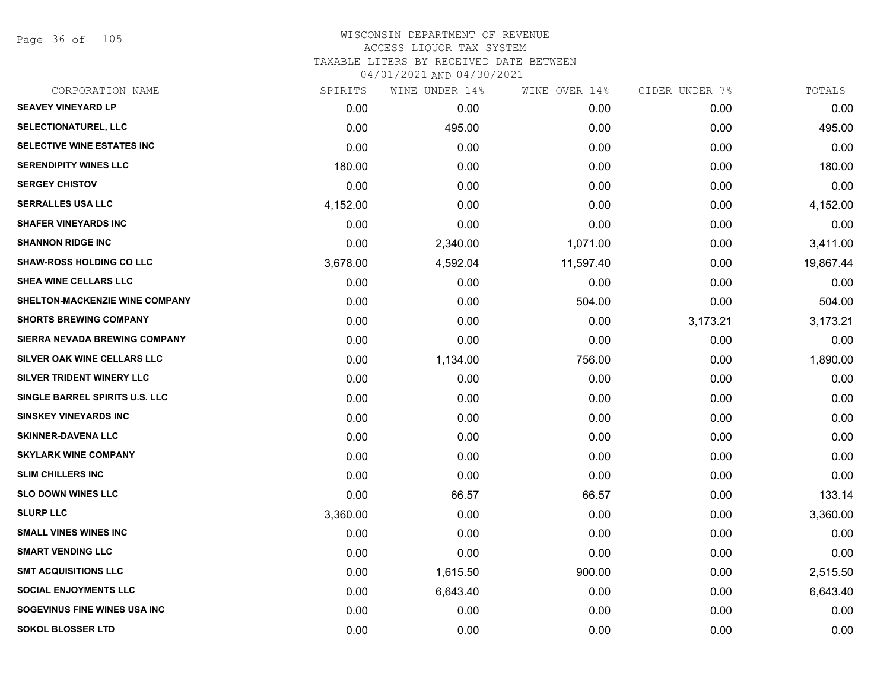# WISCONSIN DEPARTMENT OF REVENUE
ACCESS LIQUOR TAX SYSTEM
TAXABLE LITERS BY RECEIVED DATE BETWEEN
04/01/2021 AND 04/30/2021

| CORPORATION NAME | SPIRITS | WINE UNDER 14% | WINE OVER 14% | CIDER UNDER 7% | TOTALS |
|---|---|---|---|---|---|
| SEAVEY VINEYARD LP | 0.00 | 0.00 | 0.00 | 0.00 | 0.00 |
| SELECTIONATUREL, LLC | 0.00 | 495.00 | 0.00 | 0.00 | 495.00 |
| SELECTIVE WINE ESTATES INC | 0.00 | 0.00 | 0.00 | 0.00 | 0.00 |
| SERENDIPITY WINES LLC | 180.00 | 0.00 | 0.00 | 0.00 | 180.00 |
| SERGEY CHISTOV | 0.00 | 0.00 | 0.00 | 0.00 | 0.00 |
| SERRALLES USA LLC | 4,152.00 | 0.00 | 0.00 | 0.00 | 4,152.00 |
| SHAFER VINEYARDS INC | 0.00 | 0.00 | 0.00 | 0.00 | 0.00 |
| SHANNON RIDGE INC | 0.00 | 2,340.00 | 1,071.00 | 0.00 | 3,411.00 |
| SHAW-ROSS HOLDING CO LLC | 3,678.00 | 4,592.04 | 11,597.40 | 0.00 | 19,867.44 |
| SHEA WINE CELLARS LLC | 0.00 | 0.00 | 0.00 | 0.00 | 0.00 |
| SHELTON-MACKENZIE WINE COMPANY | 0.00 | 0.00 | 504.00 | 0.00 | 504.00 |
| SHORTS BREWING COMPANY | 0.00 | 0.00 | 0.00 | 3,173.21 | 3,173.21 |
| SIERRA NEVADA BREWING COMPANY | 0.00 | 0.00 | 0.00 | 0.00 | 0.00 |
| SILVER OAK WINE CELLARS LLC | 0.00 | 1,134.00 | 756.00 | 0.00 | 1,890.00 |
| SILVER TRIDENT WINERY LLC | 0.00 | 0.00 | 0.00 | 0.00 | 0.00 |
| SINGLE BARREL SPIRITS U.S. LLC | 0.00 | 0.00 | 0.00 | 0.00 | 0.00 |
| SINSKEY VINEYARDS INC | 0.00 | 0.00 | 0.00 | 0.00 | 0.00 |
| SKINNER-DAVENA LLC | 0.00 | 0.00 | 0.00 | 0.00 | 0.00 |
| SKYLARK WINE COMPANY | 0.00 | 0.00 | 0.00 | 0.00 | 0.00 |
| SLIM CHILLERS INC | 0.00 | 0.00 | 0.00 | 0.00 | 0.00 |
| SLO DOWN WINES LLC | 0.00 | 66.57 | 66.57 | 0.00 | 133.14 |
| SLURP LLC | 3,360.00 | 0.00 | 0.00 | 0.00 | 3,360.00 |
| SMALL VINES WINES INC | 0.00 | 0.00 | 0.00 | 0.00 | 0.00 |
| SMART VENDING LLC | 0.00 | 0.00 | 0.00 | 0.00 | 0.00 |
| SMT ACQUISITIONS LLC | 0.00 | 1,615.50 | 900.00 | 0.00 | 2,515.50 |
| SOCIAL ENJOYMENTS LLC | 0.00 | 6,643.40 | 0.00 | 0.00 | 6,643.40 |
| SOGEVINUS FINE WINES USA INC | 0.00 | 0.00 | 0.00 | 0.00 | 0.00 |
| SOKOL BLOSSER LTD | 0.00 | 0.00 | 0.00 | 0.00 | 0.00 |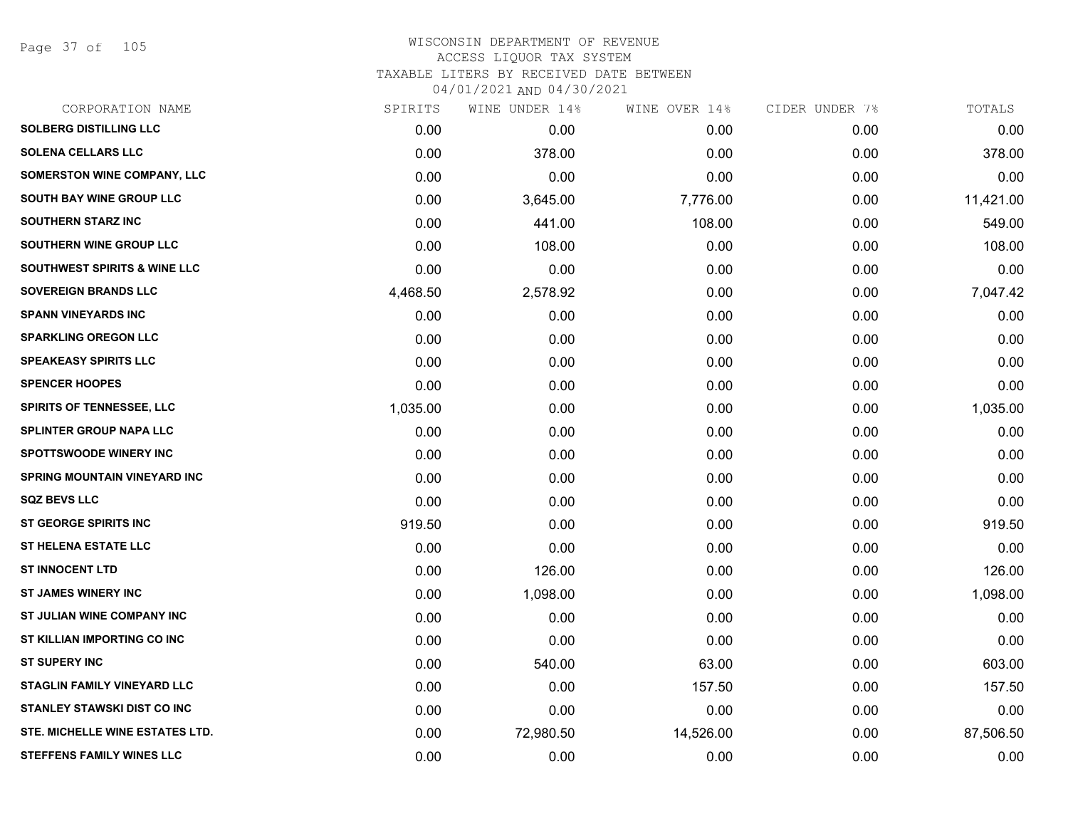# WISCONSIN DEPARTMENT OF REVENUE
## ACCESS LIQUOR TAX SYSTEM
### TAXABLE LITERS BY RECEIVED DATE BETWEEN 04/01/2021 AND 04/30/2021

| CORPORATION NAME | SPIRITS | WINE UNDER 14% | WINE OVER 14% | CIDER UNDER 7% | TOTALS |
|---|---|---|---|---|---|
| SOLBERG DISTILLING LLC | 0.00 | 0.00 | 0.00 | 0.00 | 0.00 |
| SOLENA CELLARS LLC | 0.00 | 378.00 | 0.00 | 0.00 | 378.00 |
| SOMERSTON WINE COMPANY, LLC | 0.00 | 0.00 | 0.00 | 0.00 | 0.00 |
| SOUTH BAY WINE GROUP LLC | 0.00 | 3,645.00 | 7,776.00 | 0.00 | 11,421.00 |
| SOUTHERN STARZ INC | 0.00 | 441.00 | 108.00 | 0.00 | 549.00 |
| SOUTHERN WINE GROUP LLC | 0.00 | 108.00 | 0.00 | 0.00 | 108.00 |
| SOUTHWEST SPIRITS & WINE LLC | 0.00 | 0.00 | 0.00 | 0.00 | 0.00 |
| SOVEREIGN BRANDS LLC | 4,468.50 | 2,578.92 | 0.00 | 0.00 | 7,047.42 |
| SPANN VINEYARDS INC | 0.00 | 0.00 | 0.00 | 0.00 | 0.00 |
| SPARKLING OREGON LLC | 0.00 | 0.00 | 0.00 | 0.00 | 0.00 |
| SPEAKEASY SPIRITS LLC | 0.00 | 0.00 | 0.00 | 0.00 | 0.00 |
| SPENCER HOOPES | 0.00 | 0.00 | 0.00 | 0.00 | 0.00 |
| SPIRITS OF TENNESSEE, LLC | 1,035.00 | 0.00 | 0.00 | 0.00 | 1,035.00 |
| SPLINTER GROUP NAPA LLC | 0.00 | 0.00 | 0.00 | 0.00 | 0.00 |
| SPOTTSWOODE WINERY INC | 0.00 | 0.00 | 0.00 | 0.00 | 0.00 |
| SPRING MOUNTAIN VINEYARD INC | 0.00 | 0.00 | 0.00 | 0.00 | 0.00 |
| SQZ BEVS LLC | 0.00 | 0.00 | 0.00 | 0.00 | 0.00 |
| ST GEORGE SPIRITS INC | 919.50 | 0.00 | 0.00 | 0.00 | 919.50 |
| ST HELENA ESTATE LLC | 0.00 | 0.00 | 0.00 | 0.00 | 0.00 |
| ST INNOCENT LTD | 0.00 | 126.00 | 0.00 | 0.00 | 126.00 |
| ST JAMES WINERY INC | 0.00 | 1,098.00 | 0.00 | 0.00 | 1,098.00 |
| ST JULIAN WINE COMPANY INC | 0.00 | 0.00 | 0.00 | 0.00 | 0.00 |
| ST KILLIAN IMPORTING CO INC | 0.00 | 0.00 | 0.00 | 0.00 | 0.00 |
| ST SUPERY INC | 0.00 | 540.00 | 63.00 | 0.00 | 603.00 |
| STAGLIN FAMILY VINEYARD LLC | 0.00 | 0.00 | 157.50 | 0.00 | 157.50 |
| STANLEY STAWSKI DIST CO INC | 0.00 | 0.00 | 0.00 | 0.00 | 0.00 |
| STE. MICHELLE WINE ESTATES LTD. | 0.00 | 72,980.50 | 14,526.00 | 0.00 | 87,506.50 |
| STEFFENS FAMILY WINES LLC | 0.00 | 0.00 | 0.00 | 0.00 | 0.00 |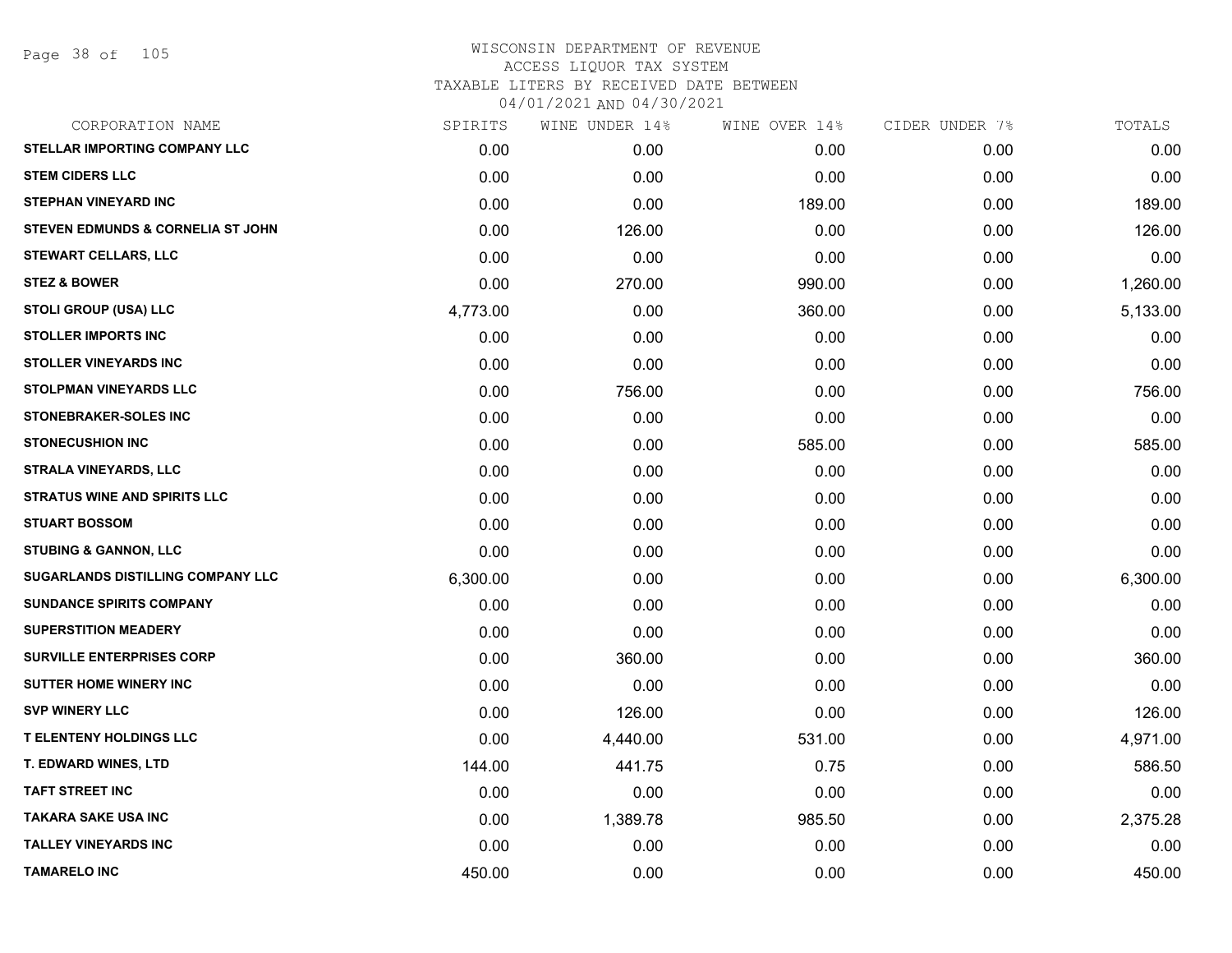# WISCONSIN DEPARTMENT OF REVENUE
ACCESS LIQUOR TAX SYSTEM
TAXABLE LITERS BY RECEIVED DATE BETWEEN
04/01/2021 AND 04/30/2021

| CORPORATION NAME | SPIRITS | WINE UNDER 14% | WINE OVER 14% | CIDER UNDER 7% | TOTALS |
|---|---|---|---|---|---|
| STELLAR IMPORTING COMPANY LLC | 0.00 | 0.00 | 0.00 | 0.00 | 0.00 |
| STEM CIDERS LLC | 0.00 | 0.00 | 0.00 | 0.00 | 0.00 |
| STEPHAN VINEYARD INC | 0.00 | 0.00 | 189.00 | 0.00 | 189.00 |
| STEVEN EDMUNDS & CORNELIA ST JOHN | 0.00 | 126.00 | 0.00 | 0.00 | 126.00 |
| STEWART CELLARS, LLC | 0.00 | 0.00 | 0.00 | 0.00 | 0.00 |
| STEZ & BOWER | 0.00 | 270.00 | 990.00 | 0.00 | 1,260.00 |
| STOLI GROUP (USA) LLC | 4,773.00 | 0.00 | 360.00 | 0.00 | 5,133.00 |
| STOLLER IMPORTS INC | 0.00 | 0.00 | 0.00 | 0.00 | 0.00 |
| STOLLER VINEYARDS INC | 0.00 | 0.00 | 0.00 | 0.00 | 0.00 |
| STOLPMAN VINEYARDS LLC | 0.00 | 756.00 | 0.00 | 0.00 | 756.00 |
| STONEBRAKER-SOLES INC | 0.00 | 0.00 | 0.00 | 0.00 | 0.00 |
| STONECUSHION INC | 0.00 | 0.00 | 585.00 | 0.00 | 585.00 |
| STRALA VINEYARDS, LLC | 0.00 | 0.00 | 0.00 | 0.00 | 0.00 |
| STRATUS WINE AND SPIRITS LLC | 0.00 | 0.00 | 0.00 | 0.00 | 0.00 |
| STUART BOSSOM | 0.00 | 0.00 | 0.00 | 0.00 | 0.00 |
| STUBING & GANNON, LLC | 0.00 | 0.00 | 0.00 | 0.00 | 0.00 |
| SUGARLANDS DISTILLING COMPANY LLC | 6,300.00 | 0.00 | 0.00 | 0.00 | 6,300.00 |
| SUNDANCE SPIRITS COMPANY | 0.00 | 0.00 | 0.00 | 0.00 | 0.00 |
| SUPERSTITION MEADERY | 0.00 | 0.00 | 0.00 | 0.00 | 0.00 |
| SURVILLE ENTERPRISES CORP | 0.00 | 360.00 | 0.00 | 0.00 | 360.00 |
| SUTTER HOME WINERY INC | 0.00 | 0.00 | 0.00 | 0.00 | 0.00 |
| SVP WINERY LLC | 0.00 | 126.00 | 0.00 | 0.00 | 126.00 |
| T ELENTENY HOLDINGS LLC | 0.00 | 4,440.00 | 531.00 | 0.00 | 4,971.00 |
| T. EDWARD WINES, LTD | 144.00 | 441.75 | 0.75 | 0.00 | 586.50 |
| TAFT STREET INC | 0.00 | 0.00 | 0.00 | 0.00 | 0.00 |
| TAKARA SAKE USA INC | 0.00 | 1,389.78 | 985.50 | 0.00 | 2,375.28 |
| TALLEY VINEYARDS INC | 0.00 | 0.00 | 0.00 | 0.00 | 0.00 |
| TAMARELO INC | 450.00 | 0.00 | 0.00 | 0.00 | 450.00 |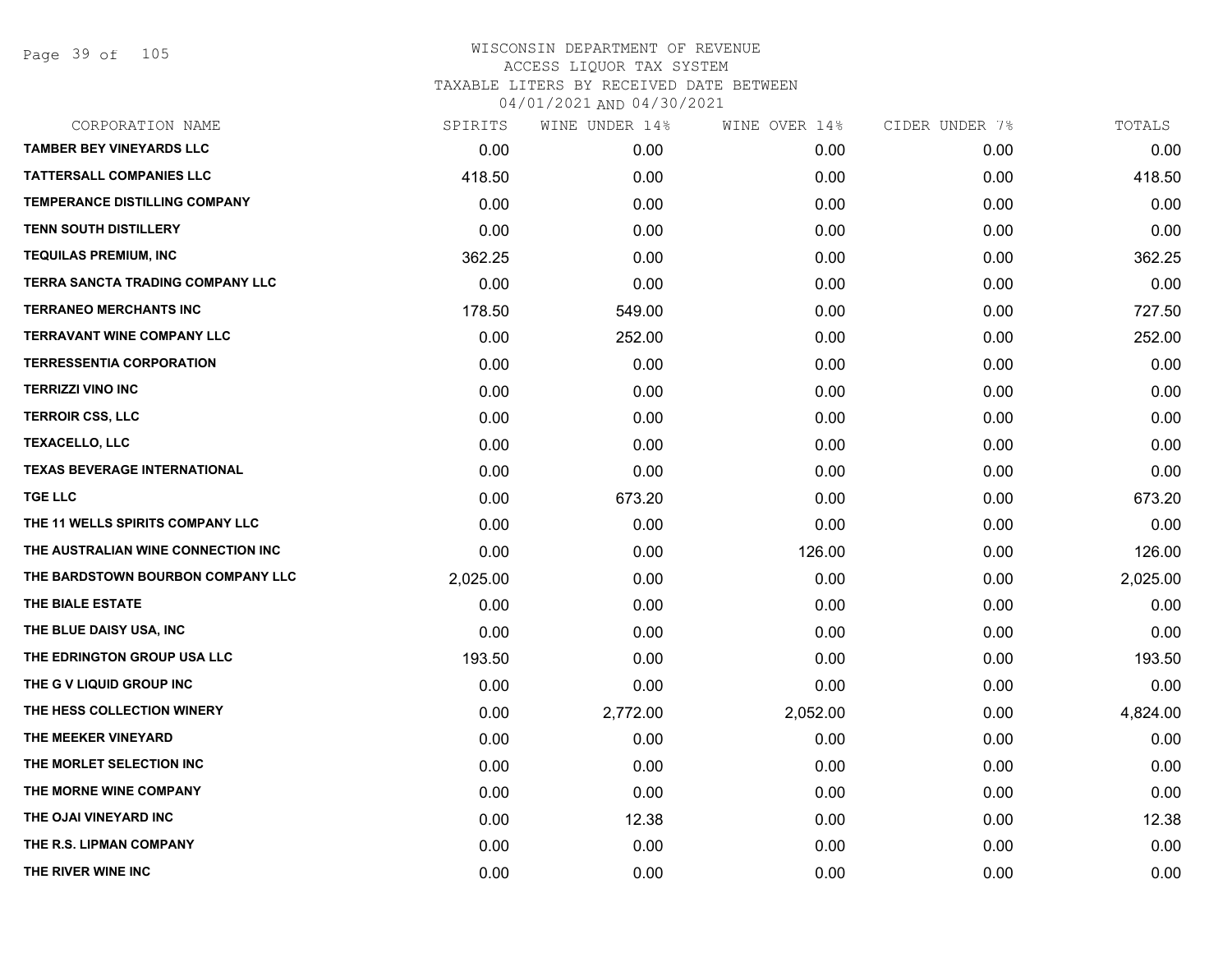# WISCONSIN DEPARTMENT OF REVENUE
ACCESS LIQUOR TAX SYSTEM
TAXABLE LITERS BY RECEIVED DATE BETWEEN
04/01/2021 AND 04/30/2021

| CORPORATION NAME | SPIRITS | WINE UNDER 14% | WINE OVER 14% | CIDER UNDER 7% | TOTALS |
|---|---|---|---|---|---|
| TAMBER BEY VINEYARDS LLC | 0.00 | 0.00 | 0.00 | 0.00 | 0.00 |
| TATTERSALL COMPANIES LLC | 418.50 | 0.00 | 0.00 | 0.00 | 418.50 |
| TEMPERANCE DISTILLING COMPANY | 0.00 | 0.00 | 0.00 | 0.00 | 0.00 |
| TENN SOUTH DISTILLERY | 0.00 | 0.00 | 0.00 | 0.00 | 0.00 |
| TEQUILAS PREMIUM, INC | 362.25 | 0.00 | 0.00 | 0.00 | 362.25 |
| TERRA SANCTA TRADING COMPANY LLC | 0.00 | 0.00 | 0.00 | 0.00 | 0.00 |
| TERRANEO MERCHANTS INC | 178.50 | 549.00 | 0.00 | 0.00 | 727.50 |
| TERRAVANT WINE COMPANY LLC | 0.00 | 252.00 | 0.00 | 0.00 | 252.00 |
| TERRESSENTIA CORPORATION | 0.00 | 0.00 | 0.00 | 0.00 | 0.00 |
| TERRIZZI VINO INC | 0.00 | 0.00 | 0.00 | 0.00 | 0.00 |
| TERROIR CSS, LLC | 0.00 | 0.00 | 0.00 | 0.00 | 0.00 |
| TEXACELLO, LLC | 0.00 | 0.00 | 0.00 | 0.00 | 0.00 |
| TEXAS BEVERAGE INTERNATIONAL | 0.00 | 0.00 | 0.00 | 0.00 | 0.00 |
| TGE LLC | 0.00 | 673.20 | 0.00 | 0.00 | 673.20 |
| THE 11 WELLS SPIRITS COMPANY LLC | 0.00 | 0.00 | 0.00 | 0.00 | 0.00 |
| THE AUSTRALIAN WINE CONNECTION INC | 0.00 | 0.00 | 126.00 | 0.00 | 126.00 |
| THE BARDSTOWN BOURBON COMPANY LLC | 2,025.00 | 0.00 | 0.00 | 0.00 | 2,025.00 |
| THE BIALE ESTATE | 0.00 | 0.00 | 0.00 | 0.00 | 0.00 |
| THE BLUE DAISY USA, INC | 0.00 | 0.00 | 0.00 | 0.00 | 0.00 |
| THE EDRINGTON GROUP USA LLC | 193.50 | 0.00 | 0.00 | 0.00 | 193.50 |
| THE G V LIQUID GROUP INC | 0.00 | 0.00 | 0.00 | 0.00 | 0.00 |
| THE HESS COLLECTION WINERY | 0.00 | 2,772.00 | 2,052.00 | 0.00 | 4,824.00 |
| THE MEEKER VINEYARD | 0.00 | 0.00 | 0.00 | 0.00 | 0.00 |
| THE MORLET SELECTION INC | 0.00 | 0.00 | 0.00 | 0.00 | 0.00 |
| THE MORNE WINE COMPANY | 0.00 | 0.00 | 0.00 | 0.00 | 0.00 |
| THE OJAI VINEYARD INC | 0.00 | 12.38 | 0.00 | 0.00 | 12.38 |
| THE R.S. LIPMAN COMPANY | 0.00 | 0.00 | 0.00 | 0.00 | 0.00 |
| THE RIVER WINE INC | 0.00 | 0.00 | 0.00 | 0.00 | 0.00 |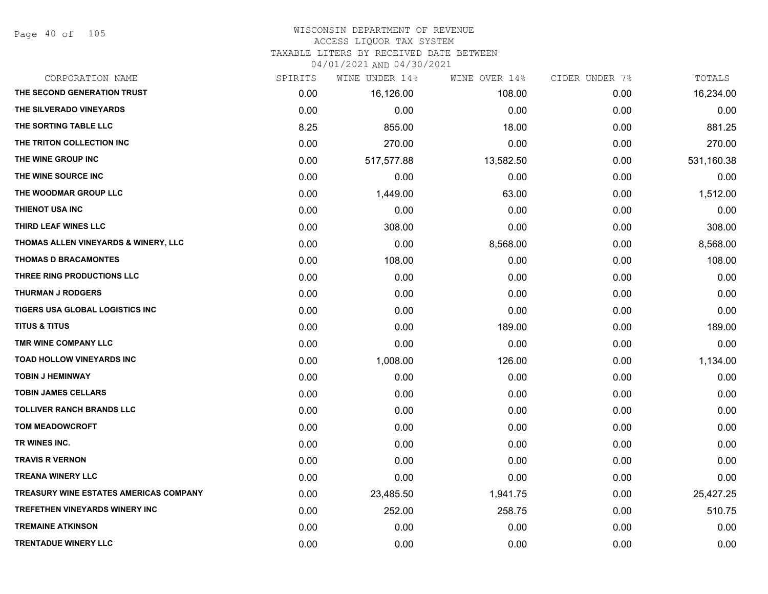# WISCONSIN DEPARTMENT OF REVENUE
ACCESS LIQUOR TAX SYSTEM
TAXABLE LITERS BY RECEIVED DATE BETWEEN
04/01/2021 AND 04/30/2021

| CORPORATION NAME | SPIRITS | WINE UNDER 14% | WINE OVER 14% | CIDER UNDER 7% | TOTALS |
|---|---|---|---|---|---|
| THE SECOND GENERATION TRUST | 0.00 | 16,126.00 | 108.00 | 0.00 | 16,234.00 |
| THE SILVERADO VINEYARDS | 0.00 | 0.00 | 0.00 | 0.00 | 0.00 |
| THE SORTING TABLE LLC | 8.25 | 855.00 | 18.00 | 0.00 | 881.25 |
| THE TRITON COLLECTION INC | 0.00 | 270.00 | 0.00 | 0.00 | 270.00 |
| THE WINE GROUP INC | 0.00 | 517,577.88 | 13,582.50 | 0.00 | 531,160.38 |
| THE WINE SOURCE INC | 0.00 | 0.00 | 0.00 | 0.00 | 0.00 |
| THE WOODMAR GROUP LLC | 0.00 | 1,449.00 | 63.00 | 0.00 | 1,512.00 |
| THIENOT USA INC | 0.00 | 0.00 | 0.00 | 0.00 | 0.00 |
| THIRD LEAF WINES LLC | 0.00 | 308.00 | 0.00 | 0.00 | 308.00 |
| THOMAS ALLEN VINEYARDS & WINERY, LLC | 0.00 | 0.00 | 8,568.00 | 0.00 | 8,568.00 |
| THOMAS D BRACAMONTES | 0.00 | 108.00 | 0.00 | 0.00 | 108.00 |
| THREE RING PRODUCTIONS LLC | 0.00 | 0.00 | 0.00 | 0.00 | 0.00 |
| THURMAN J RODGERS | 0.00 | 0.00 | 0.00 | 0.00 | 0.00 |
| TIGERS USA GLOBAL LOGISTICS INC | 0.00 | 0.00 | 0.00 | 0.00 | 0.00 |
| TITUS & TITUS | 0.00 | 0.00 | 189.00 | 0.00 | 189.00 |
| TMR WINE COMPANY LLC | 0.00 | 0.00 | 0.00 | 0.00 | 0.00 |
| TOAD HOLLOW VINEYARDS INC | 0.00 | 1,008.00 | 126.00 | 0.00 | 1,134.00 |
| TOBIN J HEMINWAY | 0.00 | 0.00 | 0.00 | 0.00 | 0.00 |
| TOBIN JAMES CELLARS | 0.00 | 0.00 | 0.00 | 0.00 | 0.00 |
| TOLLIVER RANCH BRANDS LLC | 0.00 | 0.00 | 0.00 | 0.00 | 0.00 |
| TOM MEADOWCROFT | 0.00 | 0.00 | 0.00 | 0.00 | 0.00 |
| TR WINES INC. | 0.00 | 0.00 | 0.00 | 0.00 | 0.00 |
| TRAVIS R VERNON | 0.00 | 0.00 | 0.00 | 0.00 | 0.00 |
| TREANA WINERY LLC | 0.00 | 0.00 | 0.00 | 0.00 | 0.00 |
| TREASURY WINE ESTATES AMERICAS COMPANY | 0.00 | 23,485.50 | 1,941.75 | 0.00 | 25,427.25 |
| TREFETHEN VINEYARDS WINERY INC | 0.00 | 252.00 | 258.75 | 0.00 | 510.75 |
| TREMAINE ATKINSON | 0.00 | 0.00 | 0.00 | 0.00 | 0.00 |
| TRENTADUE WINERY LLC | 0.00 | 0.00 | 0.00 | 0.00 | 0.00 |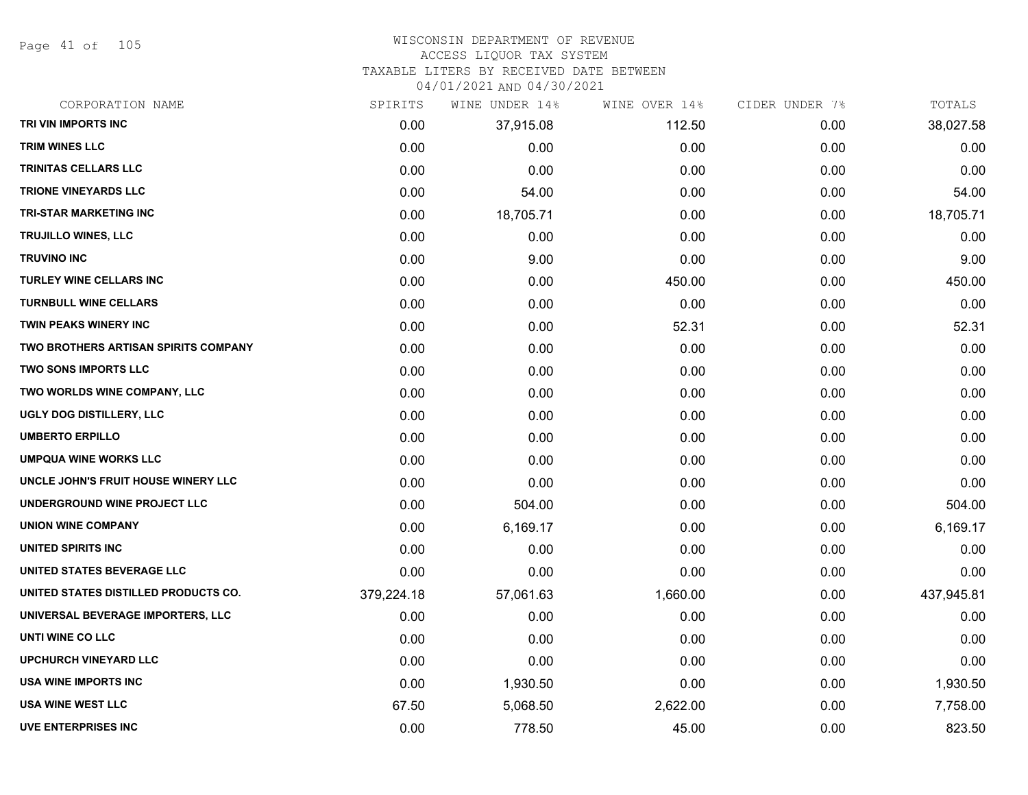# WISCONSIN DEPARTMENT OF REVENUE
## ACCESS LIQUOR TAX SYSTEM
### TAXABLE LITERS BY RECEIVED DATE BETWEEN 04/01/2021 AND 04/30/2021

| CORPORATION NAME | SPIRITS | WINE UNDER 14% | WINE OVER 14% | CIDER UNDER 7% | TOTALS |
|---|---|---|---|---|---|
| TRI VIN IMPORTS INC | 0.00 | 37,915.08 | 112.50 | 0.00 | 38,027.58 |
| TRIM WINES LLC | 0.00 | 0.00 | 0.00 | 0.00 | 0.00 |
| TRINITAS CELLARS LLC | 0.00 | 0.00 | 0.00 | 0.00 | 0.00 |
| TRIONE VINEYARDS LLC | 0.00 | 54.00 | 0.00 | 0.00 | 54.00 |
| TRI-STAR MARKETING INC | 0.00 | 18,705.71 | 0.00 | 0.00 | 18,705.71 |
| TRUJILLO WINES, LLC | 0.00 | 0.00 | 0.00 | 0.00 | 0.00 |
| TRUVINO INC | 0.00 | 9.00 | 0.00 | 0.00 | 9.00 |
| TURLEY WINE CELLARS INC | 0.00 | 0.00 | 450.00 | 0.00 | 450.00 |
| TURNBULL WINE CELLARS | 0.00 | 0.00 | 0.00 | 0.00 | 0.00 |
| TWIN PEAKS WINERY INC | 0.00 | 0.00 | 52.31 | 0.00 | 52.31 |
| TWO BROTHERS ARTISAN SPIRITS COMPANY | 0.00 | 0.00 | 0.00 | 0.00 | 0.00 |
| TWO SONS IMPORTS LLC | 0.00 | 0.00 | 0.00 | 0.00 | 0.00 |
| TWO WORLDS WINE COMPANY, LLC | 0.00 | 0.00 | 0.00 | 0.00 | 0.00 |
| UGLY DOG DISTILLERY, LLC | 0.00 | 0.00 | 0.00 | 0.00 | 0.00 |
| UMBERTO ERPILLO | 0.00 | 0.00 | 0.00 | 0.00 | 0.00 |
| UMPQUA WINE WORKS LLC | 0.00 | 0.00 | 0.00 | 0.00 | 0.00 |
| UNCLE JOHN'S FRUIT HOUSE WINERY LLC | 0.00 | 0.00 | 0.00 | 0.00 | 0.00 |
| UNDERGROUND WINE PROJECT LLC | 0.00 | 504.00 | 0.00 | 0.00 | 504.00 |
| UNION WINE COMPANY | 0.00 | 6,169.17 | 0.00 | 0.00 | 6,169.17 |
| UNITED SPIRITS INC | 0.00 | 0.00 | 0.00 | 0.00 | 0.00 |
| UNITED STATES BEVERAGE LLC | 0.00 | 0.00 | 0.00 | 0.00 | 0.00 |
| UNITED STATES DISTILLED PRODUCTS CO. | 379,224.18 | 57,061.63 | 1,660.00 | 0.00 | 437,945.81 |
| UNIVERSAL BEVERAGE IMPORTERS, LLC | 0.00 | 0.00 | 0.00 | 0.00 | 0.00 |
| UNTI WINE CO LLC | 0.00 | 0.00 | 0.00 | 0.00 | 0.00 |
| UPCHURCH VINEYARD LLC | 0.00 | 0.00 | 0.00 | 0.00 | 0.00 |
| USA WINE IMPORTS INC | 0.00 | 1,930.50 | 0.00 | 0.00 | 1,930.50 |
| USA WINE WEST LLC | 67.50 | 5,068.50 | 2,622.00 | 0.00 | 7,758.00 |
| UVE ENTERPRISES INC | 0.00 | 778.50 | 45.00 | 0.00 | 823.50 |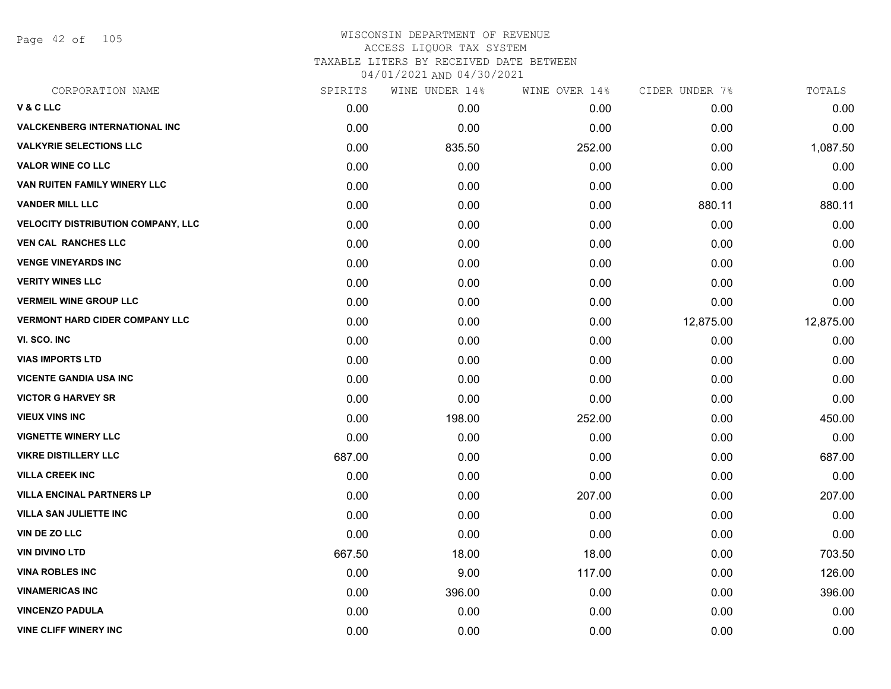# WISCONSIN DEPARTMENT OF REVENUE
## ACCESS LIQUOR TAX SYSTEM
## TAXABLE LITERS BY RECEIVED DATE BETWEEN
## 04/01/2021 AND 04/30/2021

| CORPORATION NAME | SPIRITS | WINE UNDER 14% | WINE OVER 14% | CIDER UNDER 7% | TOTALS |
|---|---|---|---|---|---|
| V & C LLC | 0.00 | 0.00 | 0.00 | 0.00 | 0.00 |
| VALCKENBERG INTERNATIONAL INC | 0.00 | 0.00 | 0.00 | 0.00 | 0.00 |
| VALKYRIE SELECTIONS LLC | 0.00 | 835.50 | 252.00 | 0.00 | 1,087.50 |
| VALOR WINE CO LLC | 0.00 | 0.00 | 0.00 | 0.00 | 0.00 |
| VAN RUITEN FAMILY WINERY LLC | 0.00 | 0.00 | 0.00 | 0.00 | 0.00 |
| VANDER MILL LLC | 0.00 | 0.00 | 0.00 | 880.11 | 880.11 |
| VELOCITY DISTRIBUTION COMPANY, LLC | 0.00 | 0.00 | 0.00 | 0.00 | 0.00 |
| VEN CAL RANCHES LLC | 0.00 | 0.00 | 0.00 | 0.00 | 0.00 |
| VENGE VINEYARDS INC | 0.00 | 0.00 | 0.00 | 0.00 | 0.00 |
| VERITY WINES LLC | 0.00 | 0.00 | 0.00 | 0.00 | 0.00 |
| VERMEIL WINE GROUP LLC | 0.00 | 0.00 | 0.00 | 0.00 | 0.00 |
| VERMONT HARD CIDER COMPANY LLC | 0.00 | 0.00 | 0.00 | 12,875.00 | 12,875.00 |
| VI. SCO. INC | 0.00 | 0.00 | 0.00 | 0.00 | 0.00 |
| VIAS IMPORTS LTD | 0.00 | 0.00 | 0.00 | 0.00 | 0.00 |
| VICENTE GANDIA USA INC | 0.00 | 0.00 | 0.00 | 0.00 | 0.00 |
| VICTOR G HARVEY SR | 0.00 | 0.00 | 0.00 | 0.00 | 0.00 |
| VIEUX VINS INC | 0.00 | 198.00 | 252.00 | 0.00 | 450.00 |
| VIGNETTE WINERY LLC | 0.00 | 0.00 | 0.00 | 0.00 | 0.00 |
| VIKRE DISTILLERY LLC | 687.00 | 0.00 | 0.00 | 0.00 | 687.00 |
| VILLA CREEK INC | 0.00 | 0.00 | 0.00 | 0.00 | 0.00 |
| VILLA ENCINAL PARTNERS LP | 0.00 | 0.00 | 207.00 | 0.00 | 207.00 |
| VILLA SAN JULIETTE INC | 0.00 | 0.00 | 0.00 | 0.00 | 0.00 |
| VIN DE ZO LLC | 0.00 | 0.00 | 0.00 | 0.00 | 0.00 |
| VIN DIVINO LTD | 667.50 | 18.00 | 18.00 | 0.00 | 703.50 |
| VINA ROBLES INC | 0.00 | 9.00 | 117.00 | 0.00 | 126.00 |
| VINAMERICAS INC | 0.00 | 396.00 | 0.00 | 0.00 | 396.00 |
| VINCENZO PADULA | 0.00 | 0.00 | 0.00 | 0.00 | 0.00 |
| VINE CLIFF WINERY INC | 0.00 | 0.00 | 0.00 | 0.00 | 0.00 |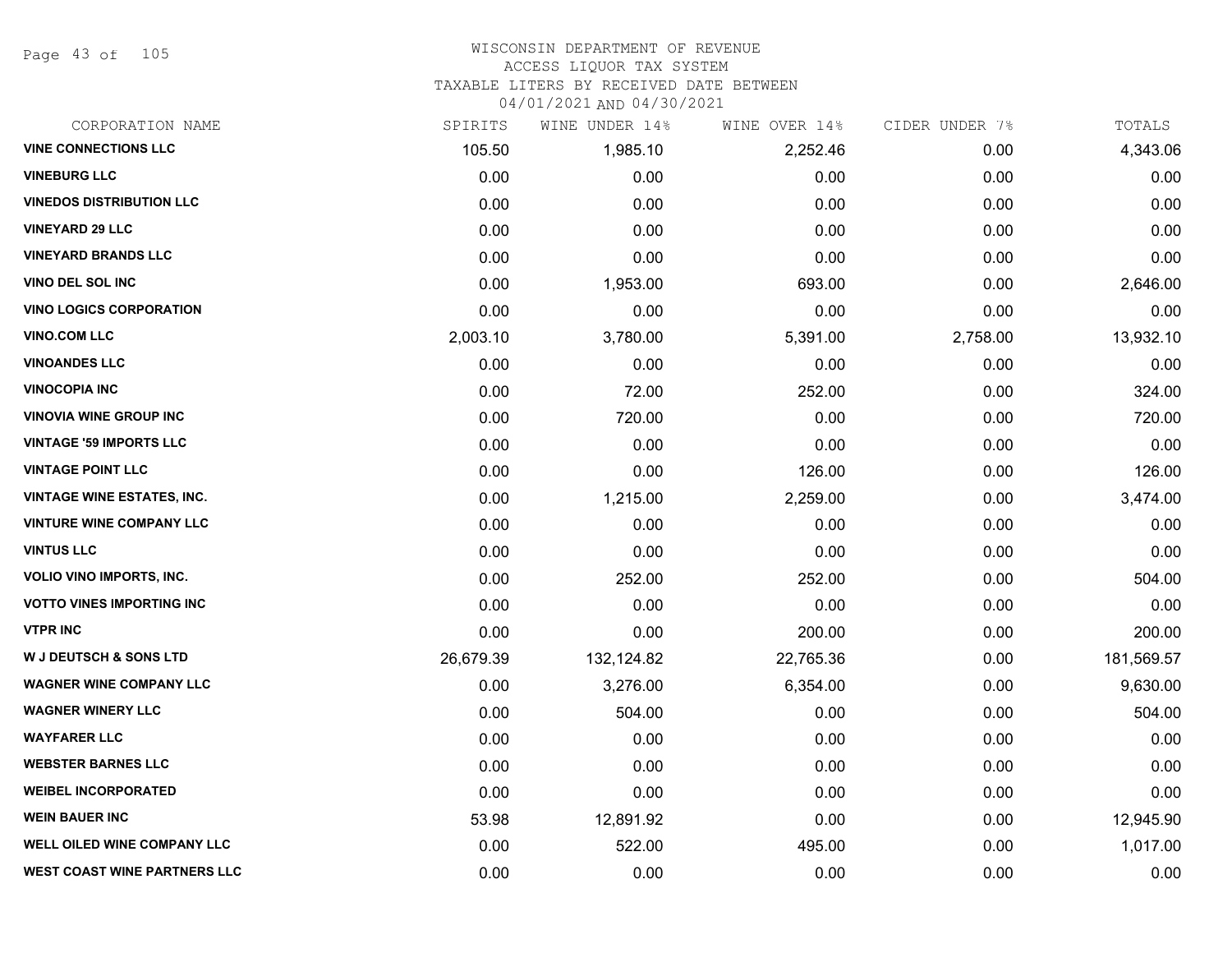# WISCONSIN DEPARTMENT OF REVENUE
ACCESS LIQUOR TAX SYSTEM
TAXABLE LITERS BY RECEIVED DATE BETWEEN
04/01/2021 AND 04/30/2021

| CORPORATION NAME | SPIRITS | WINE UNDER 14% | WINE OVER 14% | CIDER UNDER 7% | TOTALS |
|---|---|---|---|---|---|
| VINE CONNECTIONS LLC | 105.50 | 1,985.10 | 2,252.46 | 0.00 | 4,343.06 |
| VINEBURG LLC | 0.00 | 0.00 | 0.00 | 0.00 | 0.00 |
| VINEDOS DISTRIBUTION LLC | 0.00 | 0.00 | 0.00 | 0.00 | 0.00 |
| VINEYARD 29 LLC | 0.00 | 0.00 | 0.00 | 0.00 | 0.00 |
| VINEYARD BRANDS LLC | 0.00 | 0.00 | 0.00 | 0.00 | 0.00 |
| VINO DEL SOL INC | 0.00 | 1,953.00 | 693.00 | 0.00 | 2,646.00 |
| VINO LOGICS CORPORATION | 0.00 | 0.00 | 0.00 | 0.00 | 0.00 |
| VINO.COM LLC | 2,003.10 | 3,780.00 | 5,391.00 | 2,758.00 | 13,932.10 |
| VINOANDES LLC | 0.00 | 0.00 | 0.00 | 0.00 | 0.00 |
| VINOCOPIA INC | 0.00 | 72.00 | 252.00 | 0.00 | 324.00 |
| VINOVIA WINE GROUP INC | 0.00 | 720.00 | 0.00 | 0.00 | 720.00 |
| VINTAGE '59 IMPORTS LLC | 0.00 | 0.00 | 0.00 | 0.00 | 0.00 |
| VINTAGE POINT LLC | 0.00 | 0.00 | 126.00 | 0.00 | 126.00 |
| VINTAGE WINE ESTATES, INC. | 0.00 | 1,215.00 | 2,259.00 | 0.00 | 3,474.00 |
| VINTURE WINE COMPANY LLC | 0.00 | 0.00 | 0.00 | 0.00 | 0.00 |
| VINTUS LLC | 0.00 | 0.00 | 0.00 | 0.00 | 0.00 |
| VOLIO VINO IMPORTS, INC. | 0.00 | 252.00 | 252.00 | 0.00 | 504.00 |
| VOTTO VINES IMPORTING INC | 0.00 | 0.00 | 0.00 | 0.00 | 0.00 |
| VTPR INC | 0.00 | 0.00 | 200.00 | 0.00 | 200.00 |
| W J DEUTSCH & SONS LTD | 26,679.39 | 132,124.82 | 22,765.36 | 0.00 | 181,569.57 |
| WAGNER WINE COMPANY LLC | 0.00 | 3,276.00 | 6,354.00 | 0.00 | 9,630.00 |
| WAGNER WINERY LLC | 0.00 | 504.00 | 0.00 | 0.00 | 504.00 |
| WAYFARER LLC | 0.00 | 0.00 | 0.00 | 0.00 | 0.00 |
| WEBSTER BARNES LLC | 0.00 | 0.00 | 0.00 | 0.00 | 0.00 |
| WEIBEL INCORPORATED | 0.00 | 0.00 | 0.00 | 0.00 | 0.00 |
| WEIN BAUER INC | 53.98 | 12,891.92 | 0.00 | 0.00 | 12,945.90 |
| WELL OILED WINE COMPANY LLC | 0.00 | 522.00 | 495.00 | 0.00 | 1,017.00 |
| WEST COAST WINE PARTNERS LLC | 0.00 | 0.00 | 0.00 | 0.00 | 0.00 |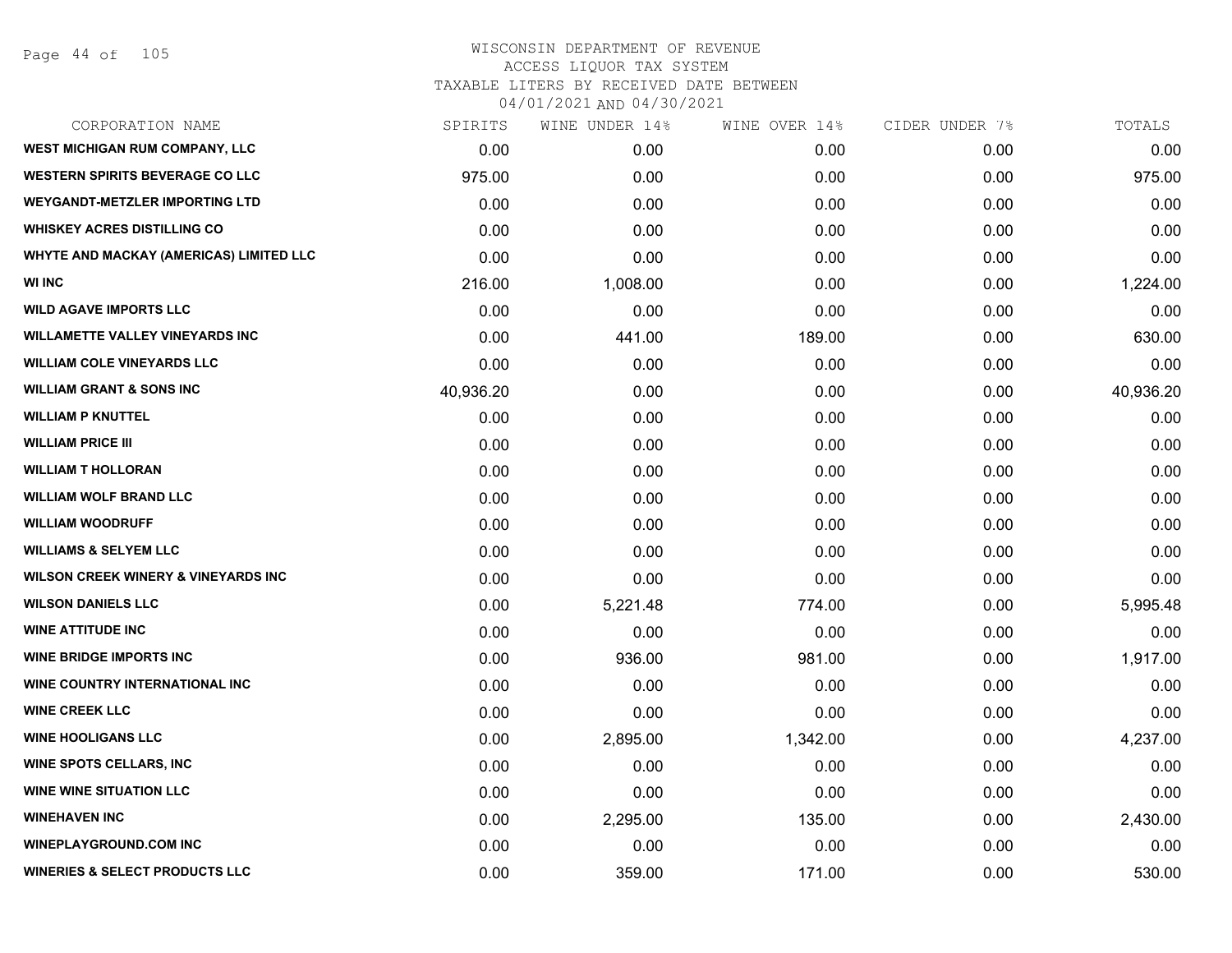# WISCONSIN DEPARTMENT OF REVENUE
## ACCESS LIQUOR TAX SYSTEM
### TAXABLE LITERS BY RECEIVED DATE BETWEEN 04/01/2021 AND 04/30/2021

| CORPORATION NAME | SPIRITS | WINE UNDER 14% | WINE OVER 14% | CIDER UNDER 7% | TOTALS |
|---|---|---|---|---|---|
| WEST MICHIGAN RUM COMPANY, LLC | 0.00 | 0.00 | 0.00 | 0.00 | 0.00 |
| WESTERN SPIRITS BEVERAGE CO LLC | 975.00 | 0.00 | 0.00 | 0.00 | 975.00 |
| WEYGANDT-METZLER IMPORTING LTD | 0.00 | 0.00 | 0.00 | 0.00 | 0.00 |
| WHISKEY ACRES DISTILLING CO | 0.00 | 0.00 | 0.00 | 0.00 | 0.00 |
| WHYTE AND MACKAY (AMERICAS) LIMITED LLC | 0.00 | 0.00 | 0.00 | 0.00 | 0.00 |
| WI INC | 216.00 | 1,008.00 | 0.00 | 0.00 | 1,224.00 |
| WILD AGAVE IMPORTS LLC | 0.00 | 0.00 | 0.00 | 0.00 | 0.00 |
| WILLAMETTE VALLEY VINEYARDS INC | 0.00 | 441.00 | 189.00 | 0.00 | 630.00 |
| WILLIAM COLE VINEYARDS LLC | 0.00 | 0.00 | 0.00 | 0.00 | 0.00 |
| WILLIAM GRANT & SONS INC | 40,936.20 | 0.00 | 0.00 | 0.00 | 40,936.20 |
| WILLIAM P KNUTTEL | 0.00 | 0.00 | 0.00 | 0.00 | 0.00 |
| WILLIAM PRICE III | 0.00 | 0.00 | 0.00 | 0.00 | 0.00 |
| WILLIAM T HOLLORAN | 0.00 | 0.00 | 0.00 | 0.00 | 0.00 |
| WILLIAM WOLF BRAND LLC | 0.00 | 0.00 | 0.00 | 0.00 | 0.00 |
| WILLIAM WOODRUFF | 0.00 | 0.00 | 0.00 | 0.00 | 0.00 |
| WILLIAMS & SELYEM LLC | 0.00 | 0.00 | 0.00 | 0.00 | 0.00 |
| WILSON CREEK WINERY & VINEYARDS INC | 0.00 | 0.00 | 0.00 | 0.00 | 0.00 |
| WILSON DANIELS LLC | 0.00 | 5,221.48 | 774.00 | 0.00 | 5,995.48 |
| WINE ATTITUDE INC | 0.00 | 0.00 | 0.00 | 0.00 | 0.00 |
| WINE BRIDGE IMPORTS INC | 0.00 | 936.00 | 981.00 | 0.00 | 1,917.00 |
| WINE COUNTRY INTERNATIONAL INC | 0.00 | 0.00 | 0.00 | 0.00 | 0.00 |
| WINE CREEK LLC | 0.00 | 0.00 | 0.00 | 0.00 | 0.00 |
| WINE HOOLIGANS LLC | 0.00 | 2,895.00 | 1,342.00 | 0.00 | 4,237.00 |
| WINE SPOTS CELLARS, INC | 0.00 | 0.00 | 0.00 | 0.00 | 0.00 |
| WINE WINE SITUATION LLC | 0.00 | 0.00 | 0.00 | 0.00 | 0.00 |
| WINEHAVEN INC | 0.00 | 2,295.00 | 135.00 | 0.00 | 2,430.00 |
| WINEPLAYGROUND.COM INC | 0.00 | 0.00 | 0.00 | 0.00 | 0.00 |
| WINERIES & SELECT PRODUCTS LLC | 0.00 | 359.00 | 171.00 | 0.00 | 530.00 |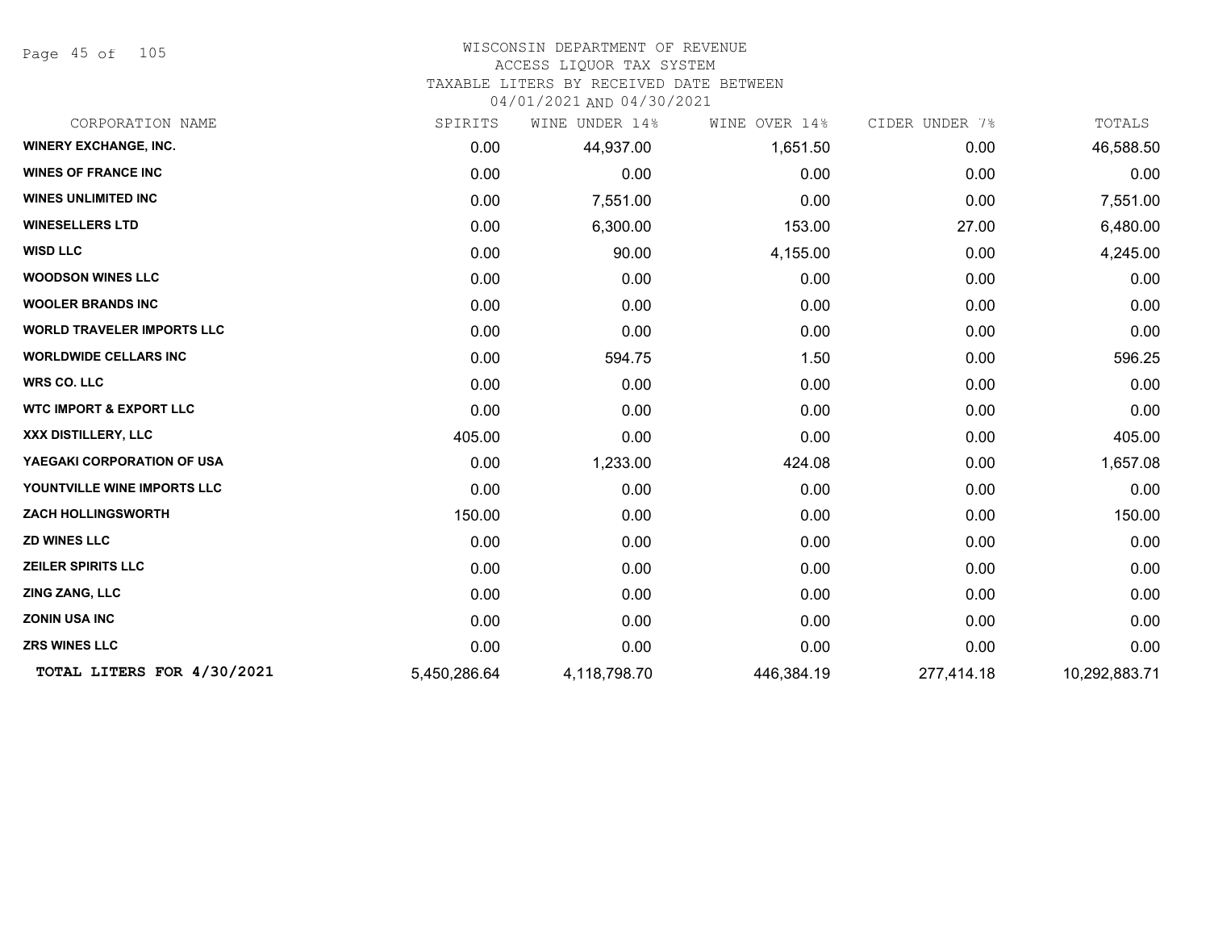WISCONSIN DEPARTMENT OF REVENUE
ACCESS LIQUOR TAX SYSTEM
TAXABLE LITERS BY RECEIVED DATE BETWEEN
04/01/2021 AND 04/30/2021

| CORPORATION NAME | SPIRITS | WINE UNDER 14% | WINE OVER 14% | CIDER UNDER 7% | TOTALS |
|---|---|---|---|---|---|
| **WINERY EXCHANGE, INC.** | 0.00 | 44,937.00 | 1,651.50 | 0.00 | 46,588.50 |
| **WINES OF FRANCE INC** | 0.00 | 0.00 | 0.00 | 0.00 | 0.00 |
| **WINES UNLIMITED INC** | 0.00 | 7,551.00 | 0.00 | 0.00 | 7,551.00 |
| **WINESELLERS LTD** | 0.00 | 6,300.00 | 153.00 | 27.00 | 6,480.00 |
| **WISD LLC** | 0.00 | 90.00 | 4,155.00 | 0.00 | 4,245.00 |
| **WOODSON WINES LLC** | 0.00 | 0.00 | 0.00 | 0.00 | 0.00 |
| **WOOLER BRANDS INC** | 0.00 | 0.00 | 0.00 | 0.00 | 0.00 |
| **WORLD TRAVELER IMPORTS LLC** | 0.00 | 0.00 | 0.00 | 0.00 | 0.00 |
| **WORLDWIDE CELLARS INC** | 0.00 | 594.75 | 1.50 | 0.00 | 596.25 |
| **WRS CO. LLC** | 0.00 | 0.00 | 0.00 | 0.00 | 0.00 |
| **WTC IMPORT & EXPORT LLC** | 0.00 | 0.00 | 0.00 | 0.00 | 0.00 |
| **XXX DISTILLERY, LLC** | 405.00 | 0.00 | 0.00 | 0.00 | 405.00 |
| **YAEGAKI CORPORATION OF USA** | 0.00 | 1,233.00 | 424.08 | 0.00 | 1,657.08 |
| **YOUNTVILLE WINE IMPORTS LLC** | 0.00 | 0.00 | 0.00 | 0.00 | 0.00 |
| **ZACH HOLLINGSWORTH** | 150.00 | 0.00 | 0.00 | 0.00 | 150.00 |
| **ZD WINES LLC** | 0.00 | 0.00 | 0.00 | 0.00 | 0.00 |
| **ZEILER SPIRITS LLC** | 0.00 | 0.00 | 0.00 | 0.00 | 0.00 |
| **ZING ZANG, LLC** | 0.00 | 0.00 | 0.00 | 0.00 | 0.00 |
| **ZONIN USA INC** | 0.00 | 0.00 | 0.00 | 0.00 | 0.00 |
| **ZRS WINES LLC** | 0.00 | 0.00 | 0.00 | 0.00 | 0.00 |
| **TOTAL LITERS FOR 4/30/2021** | 5,450,286.64 | 4,118,798.70 | 446,384.19 | 277,414.18 | 10,292,883.71 |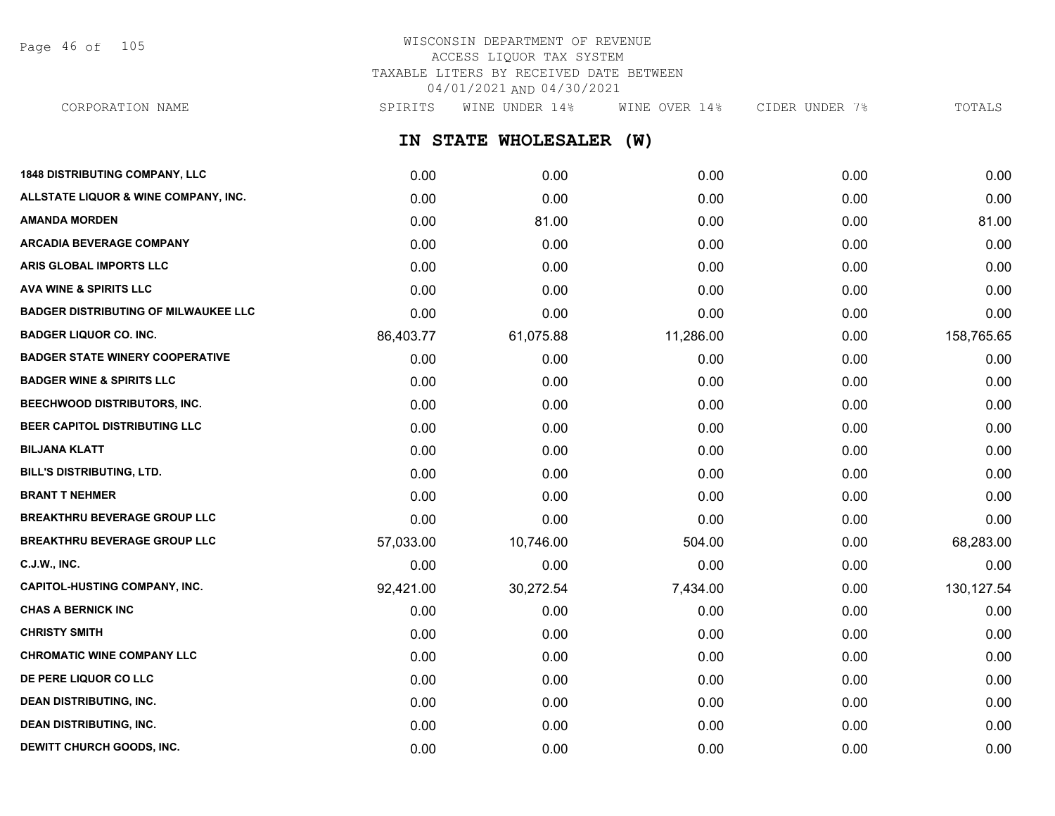WISCONSIN DEPARTMENT OF REVENUE
ACCESS LIQUOR TAX SYSTEM
TAXABLE LITERS BY RECEIVED DATE BETWEEN
04/01/2021 AND 04/30/2021

## IN STATE WHOLESALER (W)

| CORPORATION NAME | SPIRITS | WINE UNDER 14% | WINE OVER 14% | CIDER UNDER 7% | TOTALS |
|---|---|---|---|---|---|
| 1848 DISTRIBUTING COMPANY, LLC | 0.00 | 0.00 | 0.00 | 0.00 | 0.00 |
| ALLSTATE LIQUOR & WINE COMPANY, INC. | 0.00 | 0.00 | 0.00 | 0.00 | 0.00 |
| AMANDA MORDEN | 0.00 | 81.00 | 0.00 | 0.00 | 81.00 |
| ARCADIA BEVERAGE COMPANY | 0.00 | 0.00 | 0.00 | 0.00 | 0.00 |
| ARIS GLOBAL IMPORTS LLC | 0.00 | 0.00 | 0.00 | 0.00 | 0.00 |
| AVA WINE & SPIRITS LLC | 0.00 | 0.00 | 0.00 | 0.00 | 0.00 |
| BADGER DISTRIBUTING OF MILWAUKEE LLC | 0.00 | 0.00 | 0.00 | 0.00 | 0.00 |
| BADGER LIQUOR CO. INC. | 86,403.77 | 61,075.88 | 11,286.00 | 0.00 | 158,765.65 |
| BADGER STATE WINERY COOPERATIVE | 0.00 | 0.00 | 0.00 | 0.00 | 0.00 |
| BADGER WINE & SPIRITS LLC | 0.00 | 0.00 | 0.00 | 0.00 | 0.00 |
| BEECHWOOD DISTRIBUTORS, INC. | 0.00 | 0.00 | 0.00 | 0.00 | 0.00 |
| BEER CAPITOL DISTRIBUTING LLC | 0.00 | 0.00 | 0.00 | 0.00 | 0.00 |
| BILJANA KLATT | 0.00 | 0.00 | 0.00 | 0.00 | 0.00 |
| BILL'S DISTRIBUTING, LTD. | 0.00 | 0.00 | 0.00 | 0.00 | 0.00 |
| BRANT T NEHMER | 0.00 | 0.00 | 0.00 | 0.00 | 0.00 |
| BREAKTHRU BEVERAGE GROUP LLC | 0.00 | 0.00 | 0.00 | 0.00 | 0.00 |
| BREAKTHRU BEVERAGE GROUP LLC | 57,033.00 | 10,746.00 | 504.00 | 0.00 | 68,283.00 |
| C.J.W., INC. | 0.00 | 0.00 | 0.00 | 0.00 | 0.00 |
| CAPITOL-HUSTING COMPANY, INC. | 92,421.00 | 30,272.54 | 7,434.00 | 0.00 | 130,127.54 |
| CHAS A BERNICK INC | 0.00 | 0.00 | 0.00 | 0.00 | 0.00 |
| CHRISTY SMITH | 0.00 | 0.00 | 0.00 | 0.00 | 0.00 |
| CHROMATIC WINE COMPANY LLC | 0.00 | 0.00 | 0.00 | 0.00 | 0.00 |
| DE PERE LIQUOR CO LLC | 0.00 | 0.00 | 0.00 | 0.00 | 0.00 |
| DEAN DISTRIBUTING, INC. | 0.00 | 0.00 | 0.00 | 0.00 | 0.00 |
| DEAN DISTRIBUTING, INC. | 0.00 | 0.00 | 0.00 | 0.00 | 0.00 |
| DEWITT CHURCH GOODS, INC. | 0.00 | 0.00 | 0.00 | 0.00 | 0.00 |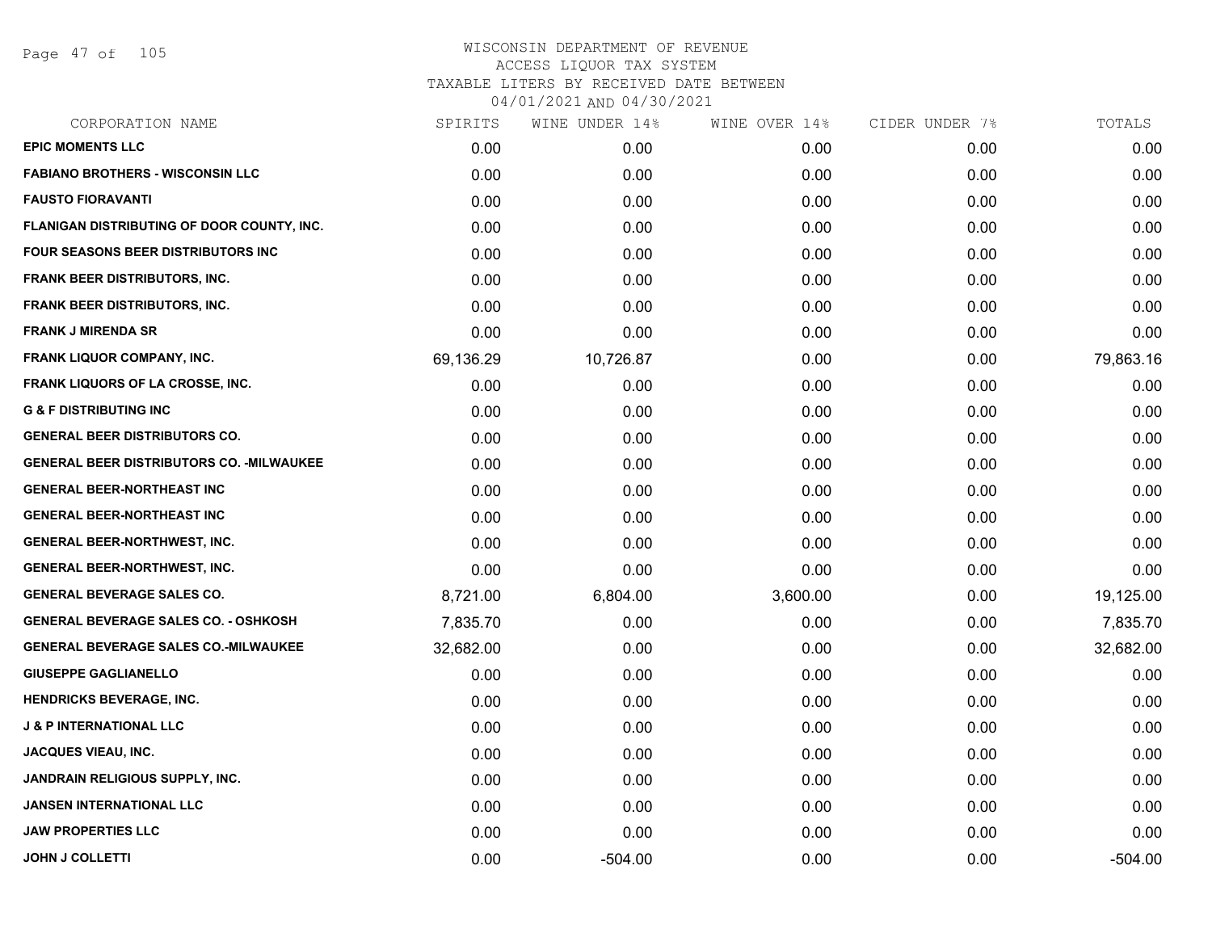# WISCONSIN DEPARTMENT OF REVENUE
## ACCESS LIQUOR TAX SYSTEM
### TAXABLE LITERS BY RECEIVED DATE BETWEEN 04/01/2021 AND 04/30/2021

| CORPORATION NAME | SPIRITS | WINE UNDER 14% | WINE OVER 14% | CIDER UNDER 7% | TOTALS |
|---|---|---|---|---|---|
| EPIC MOMENTS LLC | 0.00 | 0.00 | 0.00 | 0.00 | 0.00 |
| FABIANO BROTHERS - WISCONSIN LLC | 0.00 | 0.00 | 0.00 | 0.00 | 0.00 |
| FAUSTO FIORAVANTI | 0.00 | 0.00 | 0.00 | 0.00 | 0.00 |
| FLANIGAN DISTRIBUTING OF DOOR COUNTY, INC. | 0.00 | 0.00 | 0.00 | 0.00 | 0.00 |
| FOUR SEASONS BEER DISTRIBUTORS INC | 0.00 | 0.00 | 0.00 | 0.00 | 0.00 |
| FRANK BEER DISTRIBUTORS, INC. | 0.00 | 0.00 | 0.00 | 0.00 | 0.00 |
| FRANK BEER DISTRIBUTORS, INC. | 0.00 | 0.00 | 0.00 | 0.00 | 0.00 |
| FRANK J MIRENDA SR | 0.00 | 0.00 | 0.00 | 0.00 | 0.00 |
| FRANK LIQUOR COMPANY, INC. | 69,136.29 | 10,726.87 | 0.00 | 0.00 | 79,863.16 |
| FRANK LIQUORS OF LA CROSSE, INC. | 0.00 | 0.00 | 0.00 | 0.00 | 0.00 |
| G & F DISTRIBUTING INC | 0.00 | 0.00 | 0.00 | 0.00 | 0.00 |
| GENERAL BEER DISTRIBUTORS CO. | 0.00 | 0.00 | 0.00 | 0.00 | 0.00 |
| GENERAL BEER DISTRIBUTORS CO. -MILWAUKEE | 0.00 | 0.00 | 0.00 | 0.00 | 0.00 |
| GENERAL BEER-NORTHEAST INC | 0.00 | 0.00 | 0.00 | 0.00 | 0.00 |
| GENERAL BEER-NORTHEAST INC | 0.00 | 0.00 | 0.00 | 0.00 | 0.00 |
| GENERAL BEER-NORTHWEST, INC. | 0.00 | 0.00 | 0.00 | 0.00 | 0.00 |
| GENERAL BEER-NORTHWEST, INC. | 0.00 | 0.00 | 0.00 | 0.00 | 0.00 |
| GENERAL BEVERAGE SALES CO. | 8,721.00 | 6,804.00 | 3,600.00 | 0.00 | 19,125.00 |
| GENERAL BEVERAGE SALES CO. - OSHKOSH | 7,835.70 | 0.00 | 0.00 | 0.00 | 7,835.70 |
| GENERAL BEVERAGE SALES CO.-MILWAUKEE | 32,682.00 | 0.00 | 0.00 | 0.00 | 32,682.00 |
| GIUSEPPE GAGLIANELLO | 0.00 | 0.00 | 0.00 | 0.00 | 0.00 |
| HENDRICKS BEVERAGE, INC. | 0.00 | 0.00 | 0.00 | 0.00 | 0.00 |
| J & P INTERNATIONAL LLC | 0.00 | 0.00 | 0.00 | 0.00 | 0.00 |
| JACQUES VIEAU, INC. | 0.00 | 0.00 | 0.00 | 0.00 | 0.00 |
| JANDRAIN RELIGIOUS SUPPLY, INC. | 0.00 | 0.00 | 0.00 | 0.00 | 0.00 |
| JANSEN INTERNATIONAL LLC | 0.00 | 0.00 | 0.00 | 0.00 | 0.00 |
| JAW PROPERTIES LLC | 0.00 | 0.00 | 0.00 | 0.00 | 0.00 |
| JOHN J COLLETTI | 0.00 | -504.00 | 0.00 | 0.00 | -504.00 |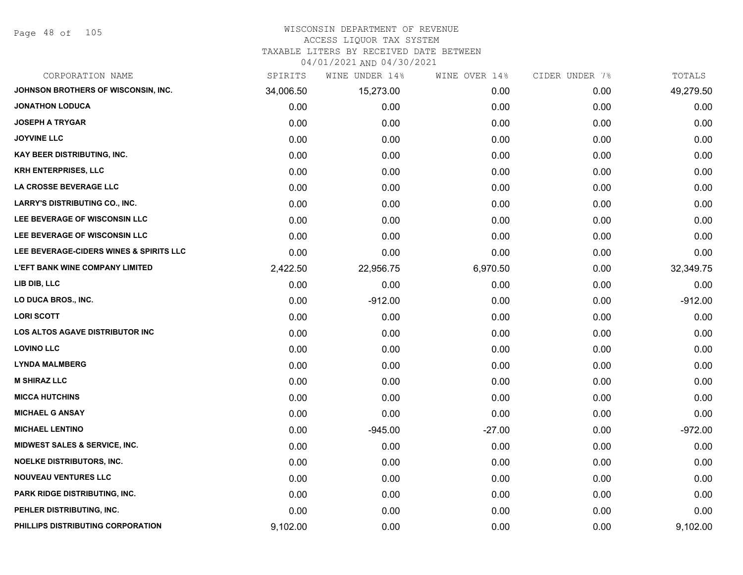# WISCONSIN DEPARTMENT OF REVENUE
## ACCESS LIQUOR TAX SYSTEM
### TAXABLE LITERS BY RECEIVED DATE BETWEEN 04/01/2021 AND 04/30/2021

| CORPORATION NAME | SPIRITS | WINE UNDER 14% | WINE OVER 14% | CIDER UNDER 7% | TOTALS |
|---|---|---|---|---|---|
| JOHNSON BROTHERS OF WISCONSIN, INC. | 34,006.50 | 15,273.00 | 0.00 | 0.00 | 49,279.50 |
| JONATHON LODUCA | 0.00 | 0.00 | 0.00 | 0.00 | 0.00 |
| JOSEPH A TRYGAR | 0.00 | 0.00 | 0.00 | 0.00 | 0.00 |
| JOYVINE LLC | 0.00 | 0.00 | 0.00 | 0.00 | 0.00 |
| KAY BEER DISTRIBUTING, INC. | 0.00 | 0.00 | 0.00 | 0.00 | 0.00 |
| KRH ENTERPRISES, LLC | 0.00 | 0.00 | 0.00 | 0.00 | 0.00 |
| LA CROSSE BEVERAGE LLC | 0.00 | 0.00 | 0.00 | 0.00 | 0.00 |
| LARRY'S DISTRIBUTING CO., INC. | 0.00 | 0.00 | 0.00 | 0.00 | 0.00 |
| LEE BEVERAGE OF WISCONSIN LLC | 0.00 | 0.00 | 0.00 | 0.00 | 0.00 |
| LEE BEVERAGE OF WISCONSIN LLC | 0.00 | 0.00 | 0.00 | 0.00 | 0.00 |
| LEE BEVERAGE-CIDERS WINES & SPIRITS LLC | 0.00 | 0.00 | 0.00 | 0.00 | 0.00 |
| L'EFT BANK WINE COMPANY LIMITED | 2,422.50 | 22,956.75 | 6,970.50 | 0.00 | 32,349.75 |
| LIB DIB, LLC | 0.00 | 0.00 | 0.00 | 0.00 | 0.00 |
| LO DUCA BROS., INC. | 0.00 | -912.00 | 0.00 | 0.00 | -912.00 |
| LORI SCOTT | 0.00 | 0.00 | 0.00 | 0.00 | 0.00 |
| LOS ALTOS AGAVE DISTRIBUTOR INC | 0.00 | 0.00 | 0.00 | 0.00 | 0.00 |
| LOVINO LLC | 0.00 | 0.00 | 0.00 | 0.00 | 0.00 |
| LYNDA MALMBERG | 0.00 | 0.00 | 0.00 | 0.00 | 0.00 |
| M SHIRAZ LLC | 0.00 | 0.00 | 0.00 | 0.00 | 0.00 |
| MICCA HUTCHINS | 0.00 | 0.00 | 0.00 | 0.00 | 0.00 |
| MICHAEL G ANSAY | 0.00 | 0.00 | 0.00 | 0.00 | 0.00 |
| MICHAEL LENTINO | 0.00 | -945.00 | -27.00 | 0.00 | -972.00 |
| MIDWEST SALES & SERVICE, INC. | 0.00 | 0.00 | 0.00 | 0.00 | 0.00 |
| NOELKE DISTRIBUTORS, INC. | 0.00 | 0.00 | 0.00 | 0.00 | 0.00 |
| NOUVEAU VENTURES LLC | 0.00 | 0.00 | 0.00 | 0.00 | 0.00 |
| PARK RIDGE DISTRIBUTING, INC. | 0.00 | 0.00 | 0.00 | 0.00 | 0.00 |
| PEHLER DISTRIBUTING, INC. | 0.00 | 0.00 | 0.00 | 0.00 | 0.00 |
| PHILLIPS DISTRIBUTING CORPORATION | 9,102.00 | 0.00 | 0.00 | 0.00 | 9,102.00 |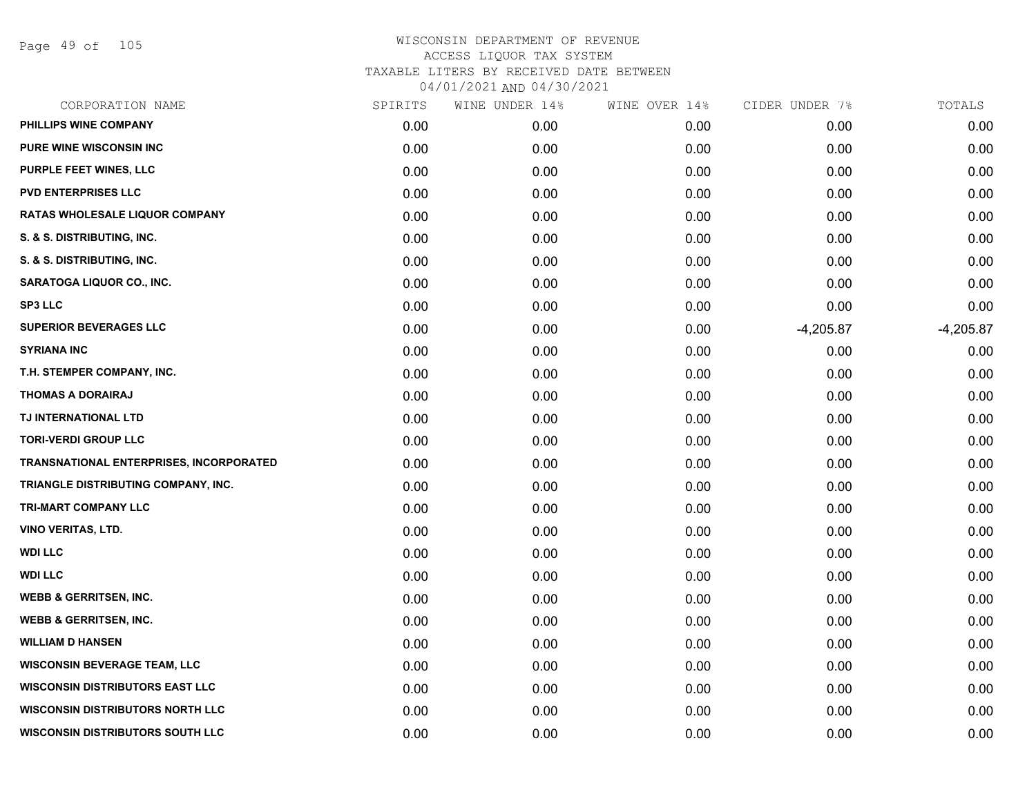# WISCONSIN DEPARTMENT OF REVENUE
## ACCESS LIQUOR TAX SYSTEM
## TAXABLE LITERS BY RECEIVED DATE BETWEEN
## 04/01/2021 AND 04/30/2021

| CORPORATION NAME | SPIRITS | WINE UNDER 14% | WINE OVER 14% | CIDER UNDER 7% | TOTALS |
|---|---|---|---|---|---|
| PHILLIPS WINE COMPANY | 0.00 | 0.00 | 0.00 | 0.00 | 0.00 |
| PURE WINE WISCONSIN INC | 0.00 | 0.00 | 0.00 | 0.00 | 0.00 |
| PURPLE FEET WINES, LLC | 0.00 | 0.00 | 0.00 | 0.00 | 0.00 |
| PVD ENTERPRISES LLC | 0.00 | 0.00 | 0.00 | 0.00 | 0.00 |
| RATAS WHOLESALE LIQUOR COMPANY | 0.00 | 0.00 | 0.00 | 0.00 | 0.00 |
| S. & S. DISTRIBUTING, INC. | 0.00 | 0.00 | 0.00 | 0.00 | 0.00 |
| S. & S. DISTRIBUTING, INC. | 0.00 | 0.00 | 0.00 | 0.00 | 0.00 |
| SARATOGA LIQUOR CO., INC. | 0.00 | 0.00 | 0.00 | 0.00 | 0.00 |
| SP3 LLC | 0.00 | 0.00 | 0.00 | 0.00 | 0.00 |
| SUPERIOR BEVERAGES LLC | 0.00 | 0.00 | 0.00 | -4,205.87 | -4,205.87 |
| SYRIANA INC | 0.00 | 0.00 | 0.00 | 0.00 | 0.00 |
| T.H. STEMPER COMPANY, INC. | 0.00 | 0.00 | 0.00 | 0.00 | 0.00 |
| THOMAS A DORAIRAJ | 0.00 | 0.00 | 0.00 | 0.00 | 0.00 |
| TJ INTERNATIONAL LTD | 0.00 | 0.00 | 0.00 | 0.00 | 0.00 |
| TORI-VERDI GROUP LLC | 0.00 | 0.00 | 0.00 | 0.00 | 0.00 |
| TRANSNATIONAL ENTERPRISES, INCORPORATED | 0.00 | 0.00 | 0.00 | 0.00 | 0.00 |
| TRIANGLE DISTRIBUTING COMPANY, INC. | 0.00 | 0.00 | 0.00 | 0.00 | 0.00 |
| TRI-MART COMPANY LLC | 0.00 | 0.00 | 0.00 | 0.00 | 0.00 |
| VINO VERITAS, LTD. | 0.00 | 0.00 | 0.00 | 0.00 | 0.00 |
| WDI LLC | 0.00 | 0.00 | 0.00 | 0.00 | 0.00 |
| WDI LLC | 0.00 | 0.00 | 0.00 | 0.00 | 0.00 |
| WEBB & GERRITSEN, INC. | 0.00 | 0.00 | 0.00 | 0.00 | 0.00 |
| WEBB & GERRITSEN, INC. | 0.00 | 0.00 | 0.00 | 0.00 | 0.00 |
| WILLIAM D HANSEN | 0.00 | 0.00 | 0.00 | 0.00 | 0.00 |
| WISCONSIN BEVERAGE TEAM, LLC | 0.00 | 0.00 | 0.00 | 0.00 | 0.00 |
| WISCONSIN DISTRIBUTORS EAST LLC | 0.00 | 0.00 | 0.00 | 0.00 | 0.00 |
| WISCONSIN DISTRIBUTORS NORTH LLC | 0.00 | 0.00 | 0.00 | 0.00 | 0.00 |
| WISCONSIN DISTRIBUTORS SOUTH LLC | 0.00 | 0.00 | 0.00 | 0.00 | 0.00 |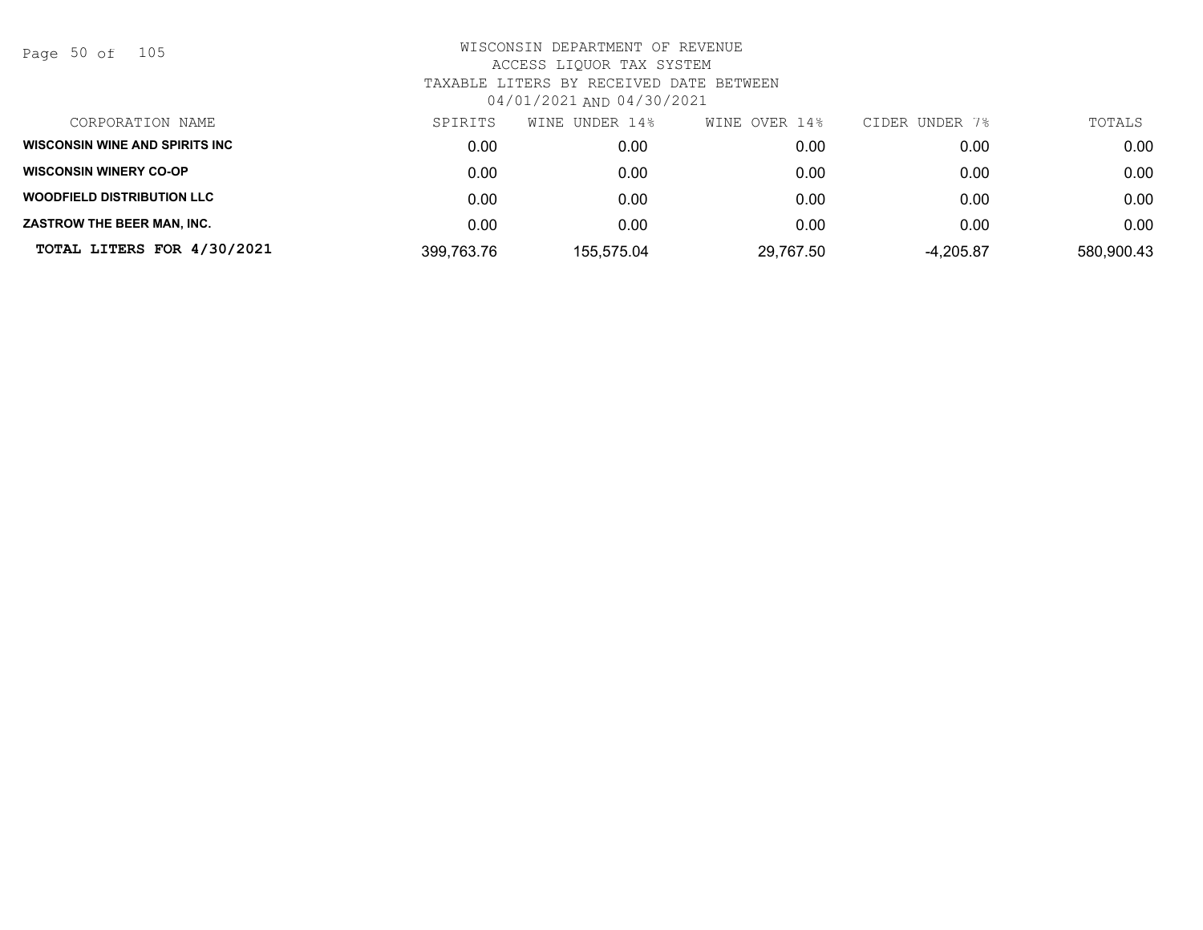WISCONSIN DEPARTMENT OF REVENUE
ACCESS LIQUOR TAX SYSTEM
TAXABLE LITERS BY RECEIVED DATE BETWEEN
04/01/2021 AND 04/30/2021

| CORPORATION NAME | SPIRITS | WINE UNDER 14% | WINE OVER 14% | CIDER UNDER 7% | TOTALS |
|---|---|---|---|---|---|
| **WISCONSIN WINE AND SPIRITS INC** | 0.00 | 0.00 | 0.00 | 0.00 | 0.00 |
| **WISCONSIN WINERY CO-OP** | 0.00 | 0.00 | 0.00 | 0.00 | 0.00 |
| **WOODFIELD DISTRIBUTION LLC** | 0.00 | 0.00 | 0.00 | 0.00 | 0.00 |
| **ZASTROW THE BEER MAN, INC.** | 0.00 | 0.00 | 0.00 | 0.00 | 0.00 |
| **TOTAL LITERS FOR 4/30/2021** | 399,763.76 | 155,575.04 | 29,767.50 | -4,205.87 | 580,900.43 |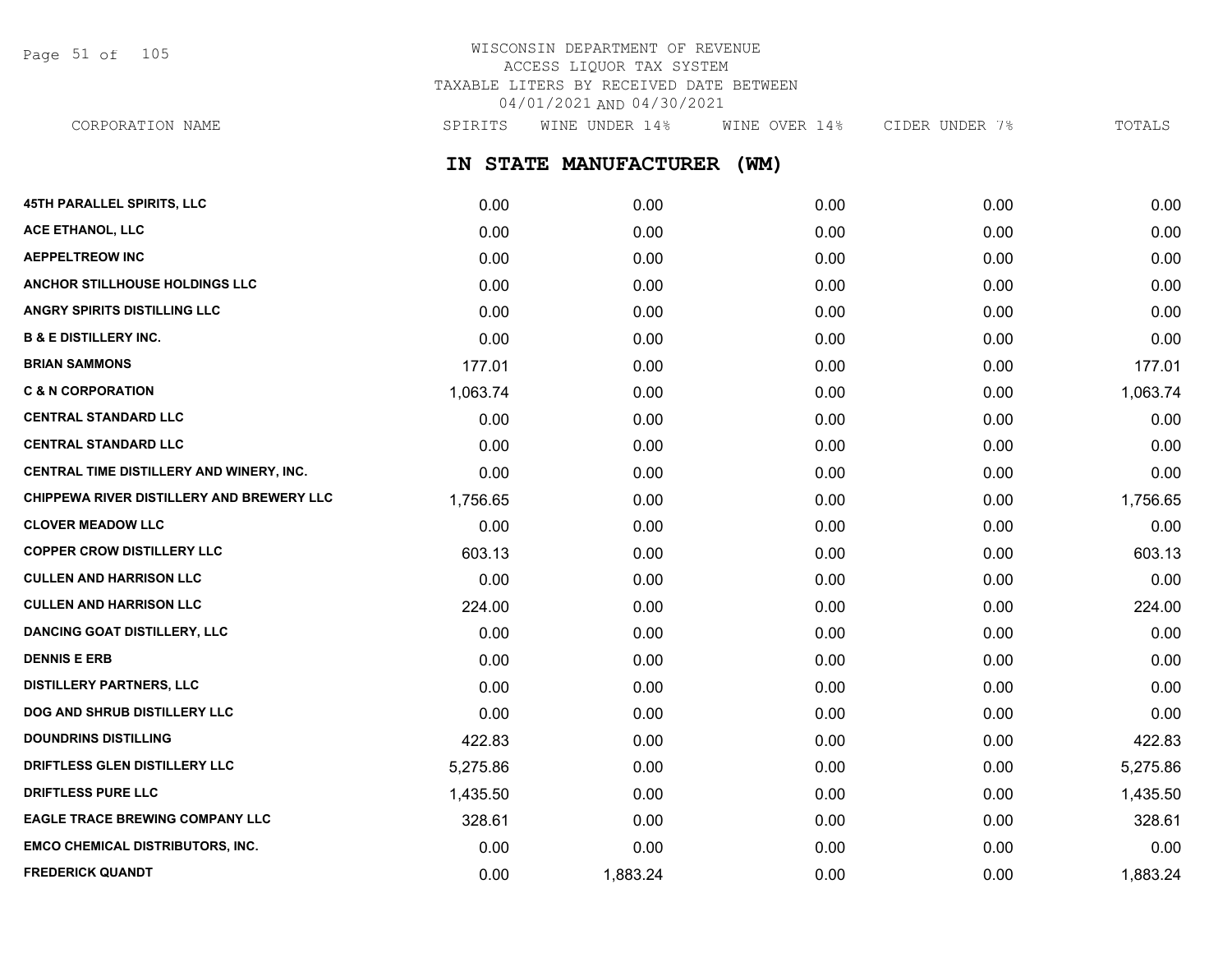WISCONSIN DEPARTMENT OF REVENUE
ACCESS LIQUOR TAX SYSTEM
TAXABLE LITERS BY RECEIVED DATE BETWEEN
04/01/2021 AND 04/30/2021

## IN STATE MANUFACTURER (WM)

| CORPORATION NAME | SPIRITS | WINE UNDER 14% | WINE OVER 14% | CIDER UNDER 7% | TOTALS |
|---|---|---|---|---|---|
| 45TH PARALLEL SPIRITS, LLC | 0.00 | 0.00 | 0.00 | 0.00 | 0.00 |
| ACE ETHANOL, LLC | 0.00 | 0.00 | 0.00 | 0.00 | 0.00 |
| AEPPELTREOW INC | 0.00 | 0.00 | 0.00 | 0.00 | 0.00 |
| ANCHOR STILLHOUSE HOLDINGS LLC | 0.00 | 0.00 | 0.00 | 0.00 | 0.00 |
| ANGRY SPIRITS DISTILLING LLC | 0.00 | 0.00 | 0.00 | 0.00 | 0.00 |
| B & E DISTILLERY INC. | 0.00 | 0.00 | 0.00 | 0.00 | 0.00 |
| BRIAN SAMMONS | 177.01 | 0.00 | 0.00 | 0.00 | 177.01 |
| C & N CORPORATION | 1,063.74 | 0.00 | 0.00 | 0.00 | 1,063.74 |
| CENTRAL STANDARD LLC | 0.00 | 0.00 | 0.00 | 0.00 | 0.00 |
| CENTRAL STANDARD LLC | 0.00 | 0.00 | 0.00 | 0.00 | 0.00 |
| CENTRAL TIME DISTILLERY AND WINERY, INC. | 0.00 | 0.00 | 0.00 | 0.00 | 0.00 |
| CHIPPEWA RIVER DISTILLERY AND BREWERY LLC | 1,756.65 | 0.00 | 0.00 | 0.00 | 1,756.65 |
| CLOVER MEADOW LLC | 0.00 | 0.00 | 0.00 | 0.00 | 0.00 |
| COPPER CROW DISTILLERY LLC | 603.13 | 0.00 | 0.00 | 0.00 | 603.13 |
| CULLEN AND HARRISON LLC | 0.00 | 0.00 | 0.00 | 0.00 | 0.00 |
| CULLEN AND HARRISON LLC | 224.00 | 0.00 | 0.00 | 0.00 | 224.00 |
| DANCING GOAT DISTILLERY, LLC | 0.00 | 0.00 | 0.00 | 0.00 | 0.00 |
| DENNIS E ERB | 0.00 | 0.00 | 0.00 | 0.00 | 0.00 |
| DISTILLERY PARTNERS, LLC | 0.00 | 0.00 | 0.00 | 0.00 | 0.00 |
| DOG AND SHRUB DISTILLERY LLC | 0.00 | 0.00 | 0.00 | 0.00 | 0.00 |
| DOUNDRINS DISTILLING | 422.83 | 0.00 | 0.00 | 0.00 | 422.83 |
| DRIFTLESS GLEN DISTILLERY LLC | 5,275.86 | 0.00 | 0.00 | 0.00 | 5,275.86 |
| DRIFTLESS PURE LLC | 1,435.50 | 0.00 | 0.00 | 0.00 | 1,435.50 |
| EAGLE TRACE BREWING COMPANY LLC | 328.61 | 0.00 | 0.00 | 0.00 | 328.61 |
| EMCO CHEMICAL DISTRIBUTORS, INC. | 0.00 | 0.00 | 0.00 | 0.00 | 0.00 |
| FREDERICK QUANDT | 0.00 | 1,883.24 | 0.00 | 0.00 | 1,883.24 |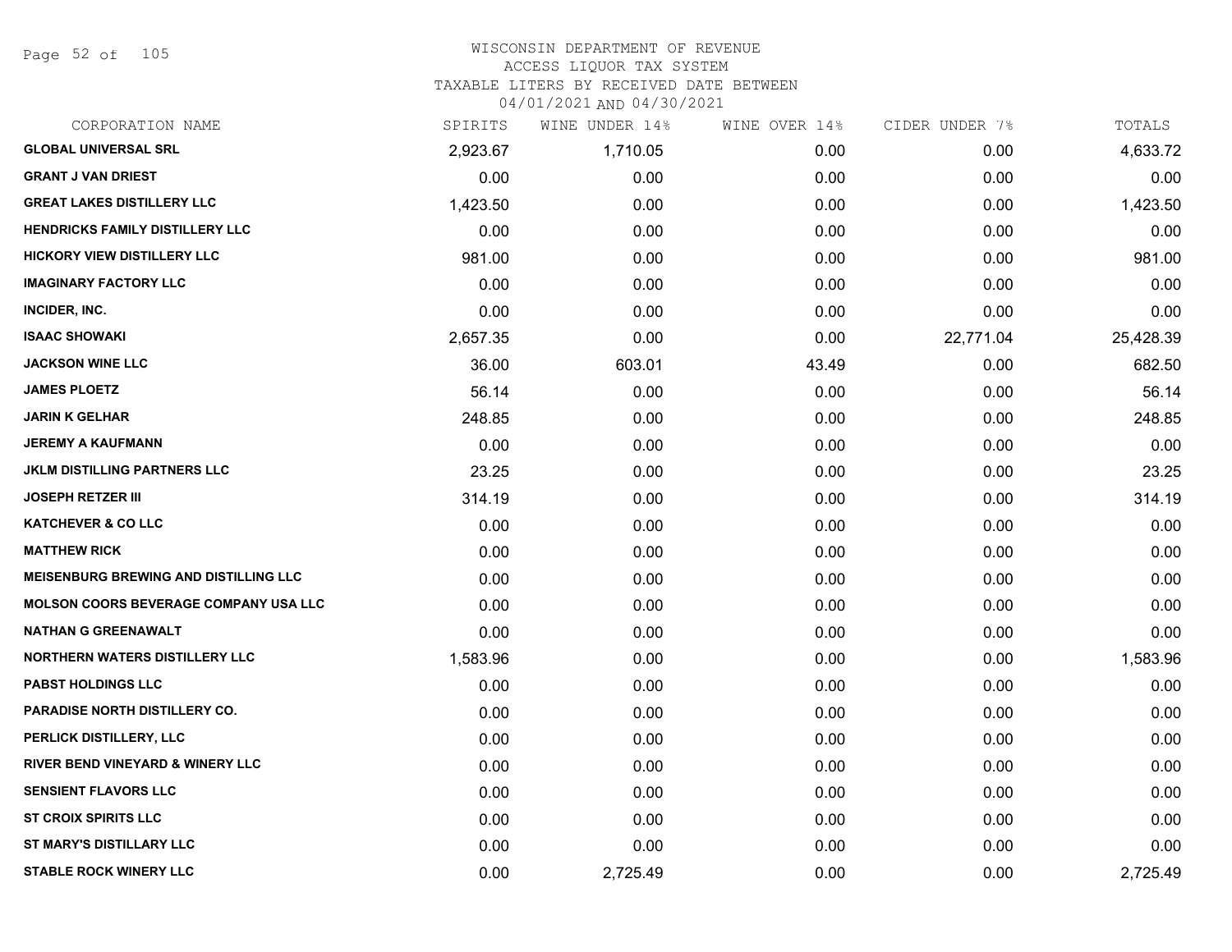# WISCONSIN DEPARTMENT OF REVENUE
## ACCESS LIQUOR TAX SYSTEM
### TAXABLE LITERS BY RECEIVED DATE BETWEEN 04/01/2021 AND 04/30/2021

| CORPORATION NAME | SPIRITS | WINE UNDER 14% | WINE OVER 14% | CIDER UNDER 7% | TOTALS |
|---|---|---|---|---|---|
| GLOBAL UNIVERSAL SRL | 2,923.67 | 1,710.05 | 0.00 | 0.00 | 4,633.72 |
| GRANT J VAN DRIEST | 0.00 | 0.00 | 0.00 | 0.00 | 0.00 |
| GREAT LAKES DISTILLERY LLC | 1,423.50 | 0.00 | 0.00 | 0.00 | 1,423.50 |
| HENDRICKS FAMILY DISTILLERY LLC | 0.00 | 0.00 | 0.00 | 0.00 | 0.00 |
| HICKORY VIEW DISTILLERY LLC | 981.00 | 0.00 | 0.00 | 0.00 | 981.00 |
| IMAGINARY FACTORY LLC | 0.00 | 0.00 | 0.00 | 0.00 | 0.00 |
| INCIDER, INC. | 0.00 | 0.00 | 0.00 | 0.00 | 0.00 |
| ISAAC SHOWAKI | 2,657.35 | 0.00 | 0.00 | 22,771.04 | 25,428.39 |
| JACKSON WINE LLC | 36.00 | 603.01 | 43.49 | 0.00 | 682.50 |
| JAMES PLOETZ | 56.14 | 0.00 | 0.00 | 0.00 | 56.14 |
| JARIN K GELHAR | 248.85 | 0.00 | 0.00 | 0.00 | 248.85 |
| JEREMY A KAUFMANN | 0.00 | 0.00 | 0.00 | 0.00 | 0.00 |
| JKLM DISTILLING PARTNERS LLC | 23.25 | 0.00 | 0.00 | 0.00 | 23.25 |
| JOSEPH RETZER III | 314.19 | 0.00 | 0.00 | 0.00 | 314.19 |
| KATCHEVER & CO LLC | 0.00 | 0.00 | 0.00 | 0.00 | 0.00 |
| MATTHEW RICK | 0.00 | 0.00 | 0.00 | 0.00 | 0.00 |
| MEISENBURG BREWING AND DISTILLING LLC | 0.00 | 0.00 | 0.00 | 0.00 | 0.00 |
| MOLSON COORS BEVERAGE COMPANY USA LLC | 0.00 | 0.00 | 0.00 | 0.00 | 0.00 |
| NATHAN G GREENAWALT | 0.00 | 0.00 | 0.00 | 0.00 | 0.00 |
| NORTHERN WATERS DISTILLERY LLC | 1,583.96 | 0.00 | 0.00 | 0.00 | 1,583.96 |
| PABST HOLDINGS LLC | 0.00 | 0.00 | 0.00 | 0.00 | 0.00 |
| PARADISE NORTH DISTILLERY CO. | 0.00 | 0.00 | 0.00 | 0.00 | 0.00 |
| PERLICK DISTILLERY, LLC | 0.00 | 0.00 | 0.00 | 0.00 | 0.00 |
| RIVER BEND VINEYARD & WINERY LLC | 0.00 | 0.00 | 0.00 | 0.00 | 0.00 |
| SENSIENT FLAVORS LLC | 0.00 | 0.00 | 0.00 | 0.00 | 0.00 |
| ST CROIX SPIRITS LLC | 0.00 | 0.00 | 0.00 | 0.00 | 0.00 |
| ST MARY'S DISTILLARY LLC | 0.00 | 0.00 | 0.00 | 0.00 | 0.00 |
| STABLE ROCK WINERY LLC | 0.00 | 2,725.49 | 0.00 | 0.00 | 2,725.49 |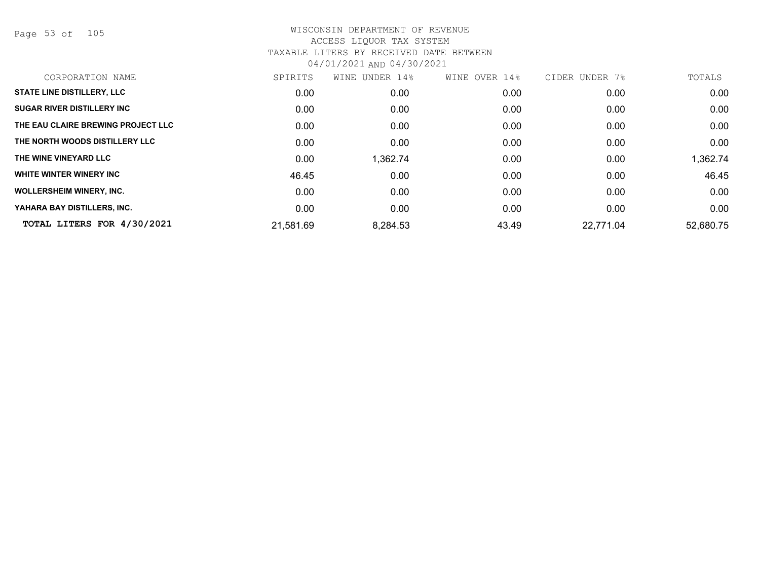# WISCONSIN DEPARTMENT OF REVENUE
## ACCESS LIQUOR TAX SYSTEM
### TAXABLE LITERS BY RECEIVED DATE BETWEEN 04/01/2021 AND 04/30/2021

| CORPORATION NAME | SPIRITS | WINE UNDER 14% | WINE OVER 14% | CIDER UNDER 7% | TOTALS |
|---|---|---|---|---|---|
| STATE LINE DISTILLERY, LLC | 0.00 | 0.00 | 0.00 | 0.00 | 0.00 |
| SUGAR RIVER DISTILLERY INC | 0.00 | 0.00 | 0.00 | 0.00 | 0.00 |
| THE EAU CLAIRE BREWING PROJECT LLC | 0.00 | 0.00 | 0.00 | 0.00 | 0.00 |
| THE NORTH WOODS DISTILLERY LLC | 0.00 | 0.00 | 0.00 | 0.00 | 0.00 |
| THE WINE VINEYARD LLC | 0.00 | 1,362.74 | 0.00 | 0.00 | 1,362.74 |
| WHITE WINTER WINERY INC | 46.45 | 0.00 | 0.00 | 0.00 | 46.45 |
| WOLLERSHEIM WINERY, INC. | 0.00 | 0.00 | 0.00 | 0.00 | 0.00 |
| YAHARA BAY DISTILLERS, INC. | 0.00 | 0.00 | 0.00 | 0.00 | 0.00 |
| **TOTAL LITERS FOR 4/30/2021** | 21,581.69 | 8,284.53 | 43.49 | 22,771.04 | 52,680.75 |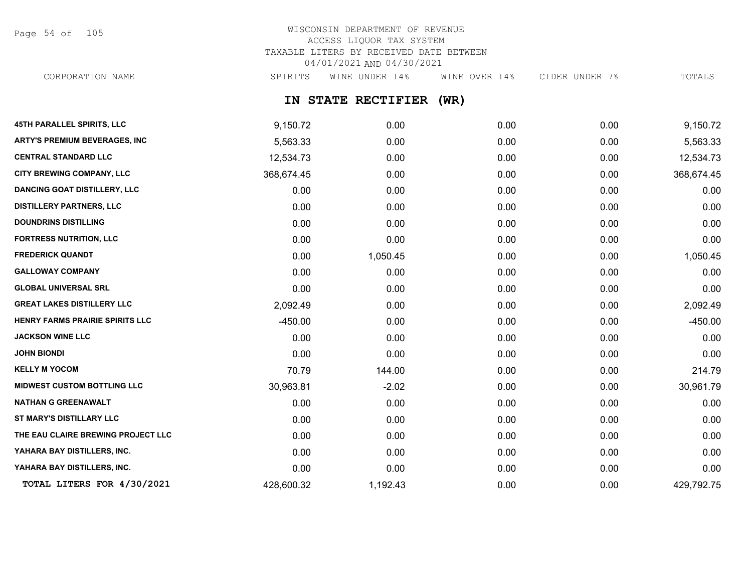WISCONSIN DEPARTMENT OF REVENUE
ACCESS LIQUOR TAX SYSTEM
TAXABLE LITERS BY RECEIVED DATE BETWEEN
04/01/2021 AND 04/30/2021

## IN STATE RECTIFIER (WR)

| CORPORATION NAME | SPIRITS | WINE UNDER 14% | WINE OVER 14% | CIDER UNDER 7% | TOTALS |
|---|---|---|---|---|---|
| 45TH PARALLEL SPIRITS, LLC | 9,150.72 | 0.00 | 0.00 | 0.00 | 9,150.72 |
| ARTY'S PREMIUM BEVERAGES, INC | 5,563.33 | 0.00 | 0.00 | 0.00 | 5,563.33 |
| CENTRAL STANDARD LLC | 12,534.73 | 0.00 | 0.00 | 0.00 | 12,534.73 |
| CITY BREWING COMPANY, LLC | 368,674.45 | 0.00 | 0.00 | 0.00 | 368,674.45 |
| DANCING GOAT DISTILLERY, LLC | 0.00 | 0.00 | 0.00 | 0.00 | 0.00 |
| DISTILLERY PARTNERS, LLC | 0.00 | 0.00 | 0.00 | 0.00 | 0.00 |
| DOUNDRINS DISTILLING | 0.00 | 0.00 | 0.00 | 0.00 | 0.00 |
| FORTRESS NUTRITION, LLC | 0.00 | 0.00 | 0.00 | 0.00 | 0.00 |
| FREDERICK QUANDT | 0.00 | 1,050.45 | 0.00 | 0.00 | 1,050.45 |
| GALLOWAY COMPANY | 0.00 | 0.00 | 0.00 | 0.00 | 0.00 |
| GLOBAL UNIVERSAL SRL | 0.00 | 0.00 | 0.00 | 0.00 | 0.00 |
| GREAT LAKES DISTILLERY LLC | 2,092.49 | 0.00 | 0.00 | 0.00 | 2,092.49 |
| HENRY FARMS PRAIRIE SPIRITS LLC | -450.00 | 0.00 | 0.00 | 0.00 | -450.00 |
| JACKSON WINE LLC | 0.00 | 0.00 | 0.00 | 0.00 | 0.00 |
| JOHN BIONDI | 0.00 | 0.00 | 0.00 | 0.00 | 0.00 |
| KELLY M YOCOM | 70.79 | 144.00 | 0.00 | 0.00 | 214.79 |
| MIDWEST CUSTOM BOTTLING LLC | 30,963.81 | -2.02 | 0.00 | 0.00 | 30,961.79 |
| NATHAN G GREENAWALT | 0.00 | 0.00 | 0.00 | 0.00 | 0.00 |
| ST MARY'S DISTILLARY LLC | 0.00 | 0.00 | 0.00 | 0.00 | 0.00 |
| THE EAU CLAIRE BREWING PROJECT LLC | 0.00 | 0.00 | 0.00 | 0.00 | 0.00 |
| YAHARA BAY DISTILLERS, INC. | 0.00 | 0.00 | 0.00 | 0.00 | 0.00 |
| YAHARA BAY DISTILLERS, INC. | 0.00 | 0.00 | 0.00 | 0.00 | 0.00 |
| TOTAL LITERS FOR 4/30/2021 | 428,600.32 | 1,192.43 | 0.00 | 0.00 | 429,792.75 |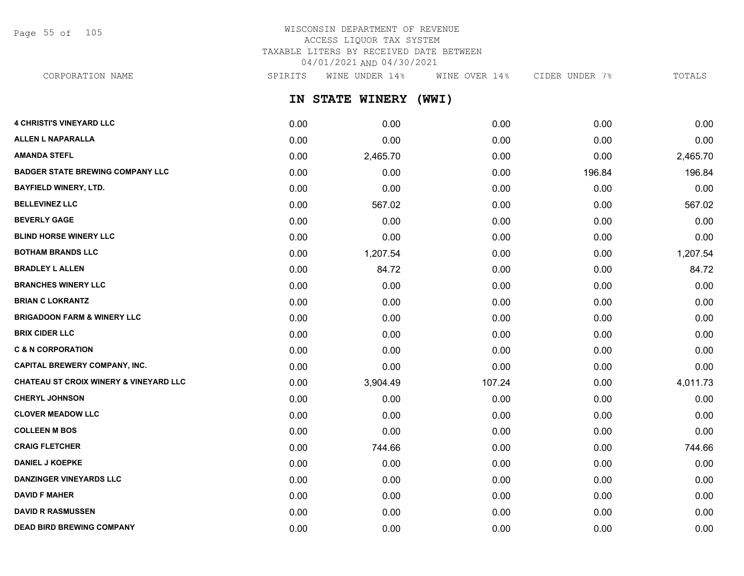# WISCONSIN DEPARTMENT OF REVENUE
## ACCESS LIQUOR TAX SYSTEM
## TAXABLE LITERS BY RECEIVED DATE BETWEEN 04/01/2021 AND 04/30/2021

## IN STATE WINERY (WWI)

| CORPORATION NAME | SPIRITS | WINE UNDER 14% | WINE OVER 14% | CIDER UNDER 7% | TOTALS |
|---|---|---|---|---|---|
| 4 CHRISTI'S VINEYARD LLC | 0.00 | 0.00 | 0.00 | 0.00 | 0.00 |
| ALLEN L NAPARALLA | 0.00 | 0.00 | 0.00 | 0.00 | 0.00 |
| AMANDA STEFL | 0.00 | 2,465.70 | 0.00 | 0.00 | 2,465.70 |
| BADGER STATE BREWING COMPANY LLC | 0.00 | 0.00 | 0.00 | 196.84 | 196.84 |
| BAYFIELD WINERY, LTD. | 0.00 | 0.00 | 0.00 | 0.00 | 0.00 |
| BELLEVINEZ LLC | 0.00 | 567.02 | 0.00 | 0.00 | 567.02 |
| BEVERLY GAGE | 0.00 | 0.00 | 0.00 | 0.00 | 0.00 |
| BLIND HORSE WINERY LLC | 0.00 | 0.00 | 0.00 | 0.00 | 0.00 |
| BOTHAM BRANDS LLC | 0.00 | 1,207.54 | 0.00 | 0.00 | 1,207.54 |
| BRADLEY L ALLEN | 0.00 | 84.72 | 0.00 | 0.00 | 84.72 |
| BRANCHES WINERY LLC | 0.00 | 0.00 | 0.00 | 0.00 | 0.00 |
| BRIAN C LOKRANTZ | 0.00 | 0.00 | 0.00 | 0.00 | 0.00 |
| BRIGADOON FARM & WINERY LLC | 0.00 | 0.00 | 0.00 | 0.00 | 0.00 |
| BRIX CIDER LLC | 0.00 | 0.00 | 0.00 | 0.00 | 0.00 |
| C & N CORPORATION | 0.00 | 0.00 | 0.00 | 0.00 | 0.00 |
| CAPITAL BREWERY COMPANY, INC. | 0.00 | 0.00 | 0.00 | 0.00 | 0.00 |
| CHATEAU ST CROIX WINERY & VINEYARD LLC | 0.00 | 3,904.49 | 107.24 | 0.00 | 4,011.73 |
| CHERYL JOHNSON | 0.00 | 0.00 | 0.00 | 0.00 | 0.00 |
| CLOVER MEADOW LLC | 0.00 | 0.00 | 0.00 | 0.00 | 0.00 |
| COLLEEN M BOS | 0.00 | 0.00 | 0.00 | 0.00 | 0.00 |
| CRAIG FLETCHER | 0.00 | 744.66 | 0.00 | 0.00 | 744.66 |
| DANIEL J KOEPKE | 0.00 | 0.00 | 0.00 | 0.00 | 0.00 |
| DANZINGER VINEYARDS LLC | 0.00 | 0.00 | 0.00 | 0.00 | 0.00 |
| DAVID F MAHER | 0.00 | 0.00 | 0.00 | 0.00 | 0.00 |
| DAVID R RASMUSSEN | 0.00 | 0.00 | 0.00 | 0.00 | 0.00 |
| DEAD BIRD BREWING COMPANY | 0.00 | 0.00 | 0.00 | 0.00 | 0.00 |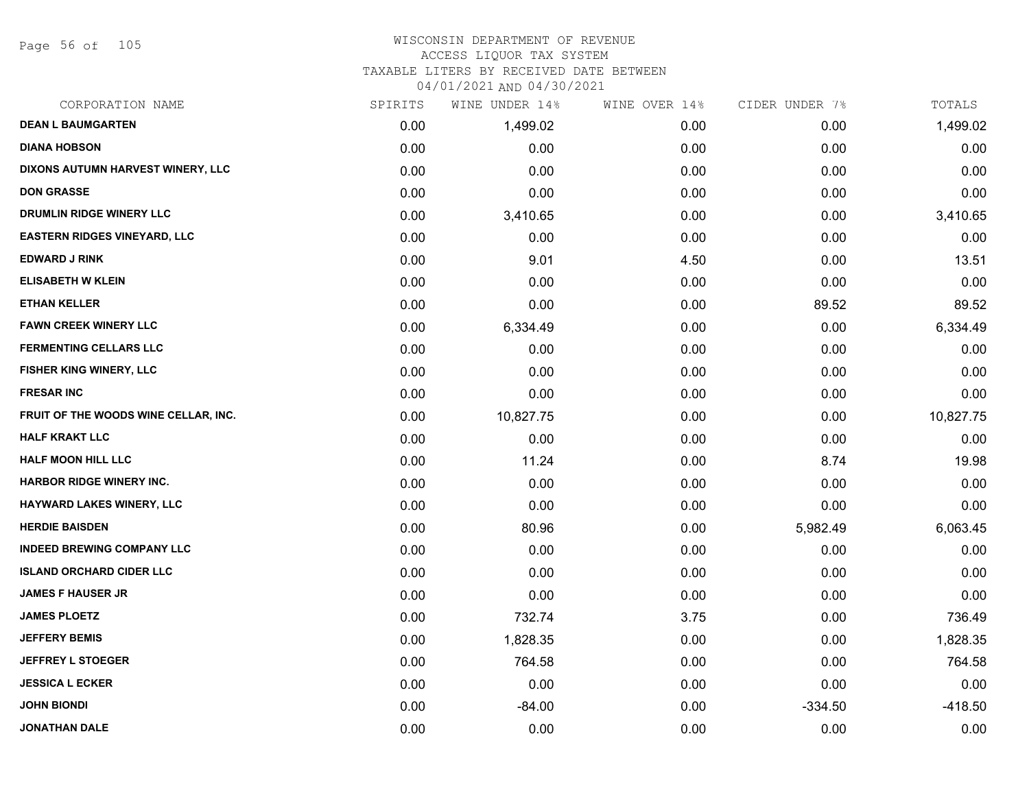WISCONSIN DEPARTMENT OF REVENUE
ACCESS LIQUOR TAX SYSTEM
TAXABLE LITERS BY RECEIVED DATE BETWEEN
04/01/2021 AND 04/30/2021

| CORPORATION NAME | SPIRITS | WINE UNDER 14% | WINE OVER 14% | CIDER UNDER 7% | TOTALS |
|---|---|---|---|---|---|
| DEAN L BAUMGARTEN | 0.00 | 1,499.02 | 0.00 | 0.00 | 1,499.02 |
| DIANA HOBSON | 0.00 | 0.00 | 0.00 | 0.00 | 0.00 |
| DIXONS AUTUMN HARVEST WINERY, LLC | 0.00 | 0.00 | 0.00 | 0.00 | 0.00 |
| DON GRASSE | 0.00 | 0.00 | 0.00 | 0.00 | 0.00 |
| DRUMLIN RIDGE WINERY LLC | 0.00 | 3,410.65 | 0.00 | 0.00 | 3,410.65 |
| EASTERN RIDGES VINEYARD, LLC | 0.00 | 0.00 | 0.00 | 0.00 | 0.00 |
| EDWARD J RINK | 0.00 | 9.01 | 4.50 | 0.00 | 13.51 |
| ELISABETH W KLEIN | 0.00 | 0.00 | 0.00 | 0.00 | 0.00 |
| ETHAN KELLER | 0.00 | 0.00 | 0.00 | 89.52 | 89.52 |
| FAWN CREEK WINERY LLC | 0.00 | 6,334.49 | 0.00 | 0.00 | 6,334.49 |
| FERMENTING CELLARS LLC | 0.00 | 0.00 | 0.00 | 0.00 | 0.00 |
| FISHER KING WINERY, LLC | 0.00 | 0.00 | 0.00 | 0.00 | 0.00 |
| FRESAR INC | 0.00 | 0.00 | 0.00 | 0.00 | 0.00 |
| FRUIT OF THE WOODS WINE CELLAR, INC. | 0.00 | 10,827.75 | 0.00 | 0.00 | 10,827.75 |
| HALF KRAKT LLC | 0.00 | 0.00 | 0.00 | 0.00 | 0.00 |
| HALF MOON HILL LLC | 0.00 | 11.24 | 0.00 | 8.74 | 19.98 |
| HARBOR RIDGE WINERY INC. | 0.00 | 0.00 | 0.00 | 0.00 | 0.00 |
| HAYWARD LAKES WINERY, LLC | 0.00 | 0.00 | 0.00 | 0.00 | 0.00 |
| HERDIE BAISDEN | 0.00 | 80.96 | 0.00 | 5,982.49 | 6,063.45 |
| INDEED BREWING COMPANY LLC | 0.00 | 0.00 | 0.00 | 0.00 | 0.00 |
| ISLAND ORCHARD CIDER LLC | 0.00 | 0.00 | 0.00 | 0.00 | 0.00 |
| JAMES F HAUSER JR | 0.00 | 0.00 | 0.00 | 0.00 | 0.00 |
| JAMES PLOETZ | 0.00 | 732.74 | 3.75 | 0.00 | 736.49 |
| JEFFERY BEMIS | 0.00 | 1,828.35 | 0.00 | 0.00 | 1,828.35 |
| JEFFREY L STOEGER | 0.00 | 764.58 | 0.00 | 0.00 | 764.58 |
| JESSICA L ECKER | 0.00 | 0.00 | 0.00 | 0.00 | 0.00 |
| JOHN BIONDI | 0.00 | -84.00 | 0.00 | -334.50 | -418.50 |
| JONATHAN DALE | 0.00 | 0.00 | 0.00 | 0.00 | 0.00 |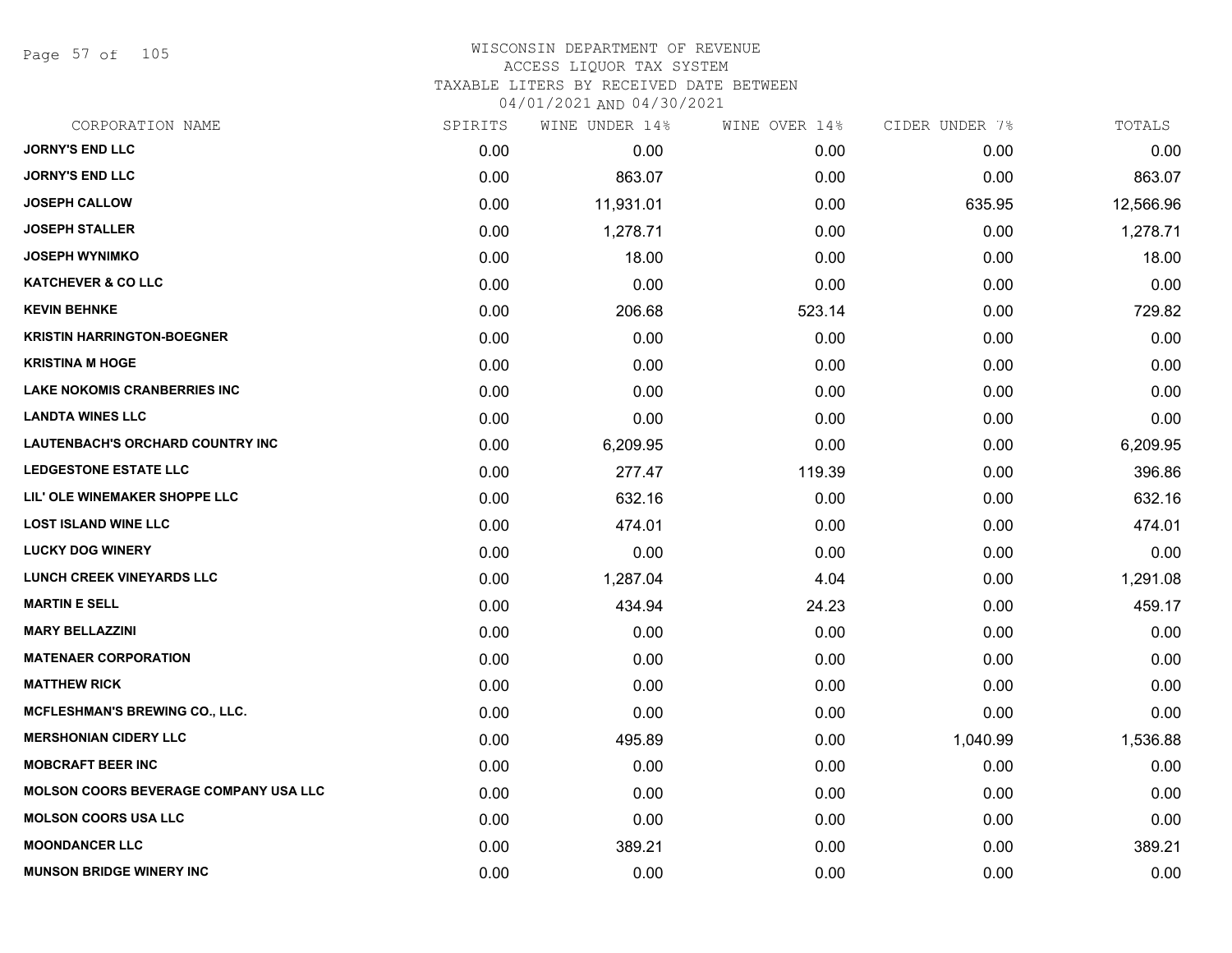# WISCONSIN DEPARTMENT OF REVENUE
## ACCESS LIQUOR TAX SYSTEM
## TAXABLE LITERS BY RECEIVED DATE BETWEEN
## 04/01/2021 AND 04/30/2021

| CORPORATION NAME | SPIRITS | WINE UNDER 14% | WINE OVER 14% | CIDER UNDER 7% | TOTALS |
|---|---|---|---|---|---|
| JORNY'S END LLC | 0.00 | 0.00 | 0.00 | 0.00 | 0.00 |
| JORNY'S END LLC | 0.00 | 863.07 | 0.00 | 0.00 | 863.07 |
| JOSEPH CALLOW | 0.00 | 11,931.01 | 0.00 | 635.95 | 12,566.96 |
| JOSEPH STALLER | 0.00 | 1,278.71 | 0.00 | 0.00 | 1,278.71 |
| JOSEPH WYNIMKO | 0.00 | 18.00 | 0.00 | 0.00 | 18.00 |
| KATCHEVER & CO LLC | 0.00 | 0.00 | 0.00 | 0.00 | 0.00 |
| KEVIN BEHNKE | 0.00 | 206.68 | 523.14 | 0.00 | 729.82 |
| KRISTIN HARRINGTON-BOEGNER | 0.00 | 0.00 | 0.00 | 0.00 | 0.00 |
| KRISTINA M HOGE | 0.00 | 0.00 | 0.00 | 0.00 | 0.00 |
| LAKE NOKOMIS CRANBERRIES INC | 0.00 | 0.00 | 0.00 | 0.00 | 0.00 |
| LANDTA WINES LLC | 0.00 | 0.00 | 0.00 | 0.00 | 0.00 |
| LAUTENBACH'S ORCHARD COUNTRY INC | 0.00 | 6,209.95 | 0.00 | 0.00 | 6,209.95 |
| LEDGESTONE ESTATE LLC | 0.00 | 277.47 | 119.39 | 0.00 | 396.86 |
| LIL' OLE WINEMAKER SHOPPE LLC | 0.00 | 632.16 | 0.00 | 0.00 | 632.16 |
| LOST ISLAND WINE LLC | 0.00 | 474.01 | 0.00 | 0.00 | 474.01 |
| LUCKY DOG WINERY | 0.00 | 0.00 | 0.00 | 0.00 | 0.00 |
| LUNCH CREEK VINEYARDS LLC | 0.00 | 1,287.04 | 4.04 | 0.00 | 1,291.08 |
| MARTIN E SELL | 0.00 | 434.94 | 24.23 | 0.00 | 459.17 |
| MARY BELLAZZINI | 0.00 | 0.00 | 0.00 | 0.00 | 0.00 |
| MATENAER CORPORATION | 0.00 | 0.00 | 0.00 | 0.00 | 0.00 |
| MATTHEW RICK | 0.00 | 0.00 | 0.00 | 0.00 | 0.00 |
| MCFLESHMAN'S BREWING CO., LLC. | 0.00 | 0.00 | 0.00 | 0.00 | 0.00 |
| MERSHONIAN CIDERY LLC | 0.00 | 495.89 | 0.00 | 1,040.99 | 1,536.88 |
| MOBCRAFT BEER INC | 0.00 | 0.00 | 0.00 | 0.00 | 0.00 |
| MOLSON COORS BEVERAGE COMPANY USA LLC | 0.00 | 0.00 | 0.00 | 0.00 | 0.00 |
| MOLSON COORS USA LLC | 0.00 | 0.00 | 0.00 | 0.00 | 0.00 |
| MOONDANCER LLC | 0.00 | 389.21 | 0.00 | 0.00 | 389.21 |
| MUNSON BRIDGE WINERY INC | 0.00 | 0.00 | 0.00 | 0.00 | 0.00 |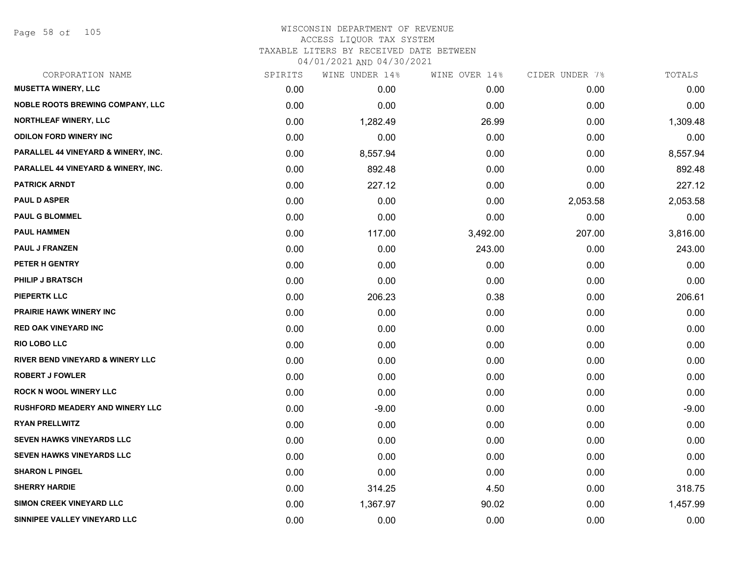# WISCONSIN DEPARTMENT OF REVENUE
## ACCESS LIQUOR TAX SYSTEM
### TAXABLE LITERS BY RECEIVED DATE BETWEEN 04/01/2021 AND 04/30/2021

| CORPORATION NAME | SPIRITS | WINE UNDER 14% | WINE OVER 14% | CIDER UNDER 7% | TOTALS |
|---|---|---|---|---|---|
| MUSETTA WINERY, LLC | 0.00 | 0.00 | 0.00 | 0.00 | 0.00 |
| NOBLE ROOTS BREWING COMPANY, LLC | 0.00 | 0.00 | 0.00 | 0.00 | 0.00 |
| NORTHLEAF WINERY, LLC | 0.00 | 1,282.49 | 26.99 | 0.00 | 1,309.48 |
| ODILON FORD WINERY INC | 0.00 | 0.00 | 0.00 | 0.00 | 0.00 |
| PARALLEL 44 VINEYARD & WINERY, INC. | 0.00 | 8,557.94 | 0.00 | 0.00 | 8,557.94 |
| PARALLEL 44 VINEYARD & WINERY, INC. | 0.00 | 892.48 | 0.00 | 0.00 | 892.48 |
| PATRICK ARNDT | 0.00 | 227.12 | 0.00 | 0.00 | 227.12 |
| PAUL D ASPER | 0.00 | 0.00 | 0.00 | 2,053.58 | 2,053.58 |
| PAUL G BLOMMEL | 0.00 | 0.00 | 0.00 | 0.00 | 0.00 |
| PAUL HAMMEN | 0.00 | 117.00 | 3,492.00 | 207.00 | 3,816.00 |
| PAUL J FRANZEN | 0.00 | 0.00 | 243.00 | 0.00 | 243.00 |
| PETER H GENTRY | 0.00 | 0.00 | 0.00 | 0.00 | 0.00 |
| PHILIP J BRATSCH | 0.00 | 0.00 | 0.00 | 0.00 | 0.00 |
| PIEPERTK LLC | 0.00 | 206.23 | 0.38 | 0.00 | 206.61 |
| PRAIRIE HAWK WINERY INC | 0.00 | 0.00 | 0.00 | 0.00 | 0.00 |
| RED OAK VINEYARD INC | 0.00 | 0.00 | 0.00 | 0.00 | 0.00 |
| RIO LOBO LLC | 0.00 | 0.00 | 0.00 | 0.00 | 0.00 |
| RIVER BEND VINEYARD & WINERY LLC | 0.00 | 0.00 | 0.00 | 0.00 | 0.00 |
| ROBERT J FOWLER | 0.00 | 0.00 | 0.00 | 0.00 | 0.00 |
| ROCK N WOOL WINERY LLC | 0.00 | 0.00 | 0.00 | 0.00 | 0.00 |
| RUSHFORD MEADERY AND WINERY LLC | 0.00 | -9.00 | 0.00 | 0.00 | -9.00 |
| RYAN PRELLWITZ | 0.00 | 0.00 | 0.00 | 0.00 | 0.00 |
| SEVEN HAWKS VINEYARDS LLC | 0.00 | 0.00 | 0.00 | 0.00 | 0.00 |
| SEVEN HAWKS VINEYARDS LLC | 0.00 | 0.00 | 0.00 | 0.00 | 0.00 |
| SHARON L PINGEL | 0.00 | 0.00 | 0.00 | 0.00 | 0.00 |
| SHERRY HARDIE | 0.00 | 314.25 | 4.50 | 0.00 | 318.75 |
| SIMON CREEK VINEYARD LLC | 0.00 | 1,367.97 | 90.02 | 0.00 | 1,457.99 |
| SINNIPEE VALLEY VINEYARD LLC | 0.00 | 0.00 | 0.00 | 0.00 | 0.00 |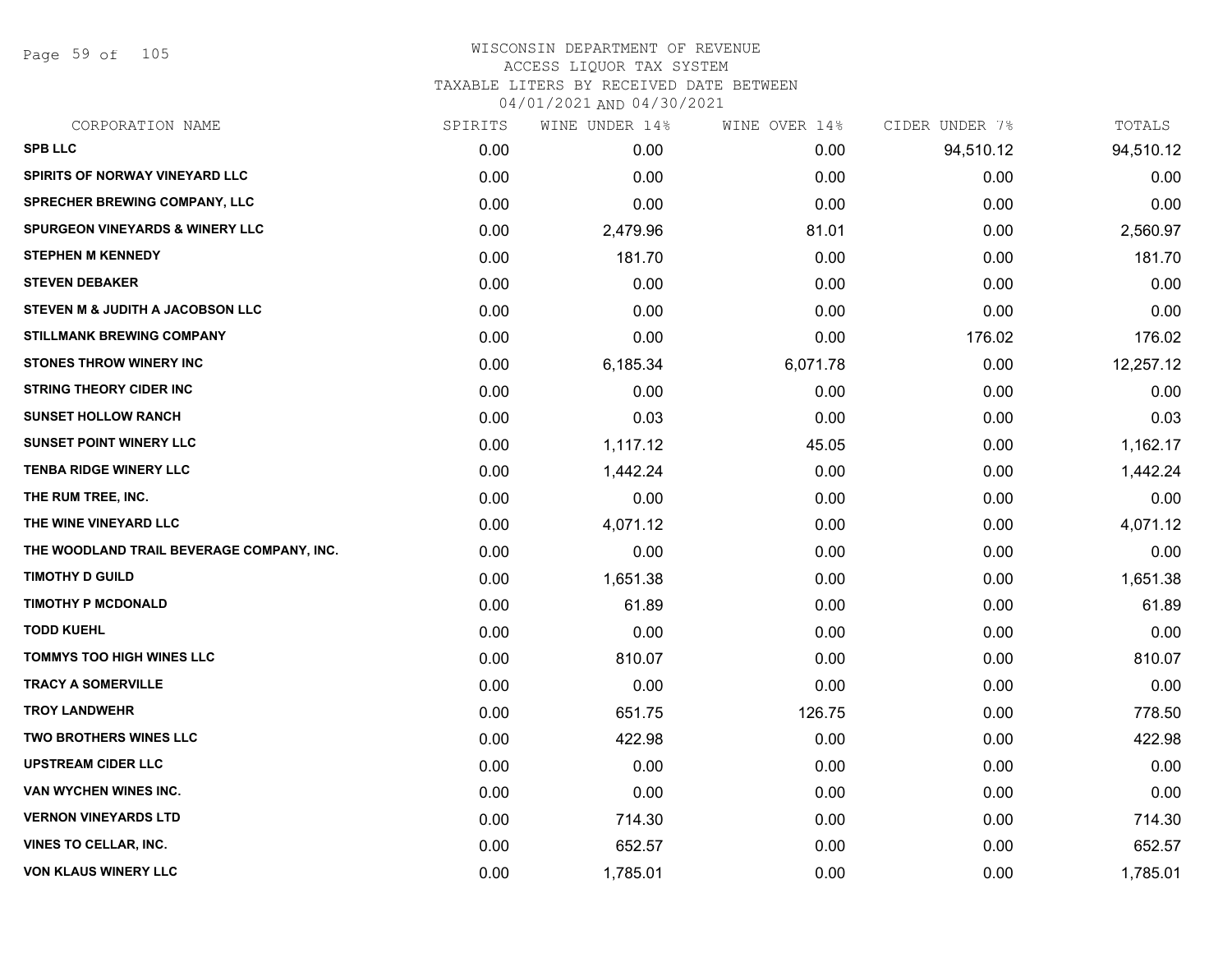# WISCONSIN DEPARTMENT OF REVENUE
## ACCESS LIQUOR TAX SYSTEM
### TAXABLE LITERS BY RECEIVED DATE BETWEEN 04/01/2021 AND 04/30/2021

| CORPORATION NAME | SPIRITS | WINE UNDER 14% | WINE OVER 14% | CIDER UNDER 7% | TOTALS |
|---|---|---|---|---|---|
| SPB LLC | 0.00 | 0.00 | 0.00 | 94,510.12 | 94,510.12 |
| SPIRITS OF NORWAY VINEYARD LLC | 0.00 | 0.00 | 0.00 | 0.00 | 0.00 |
| SPRECHER BREWING COMPANY, LLC | 0.00 | 0.00 | 0.00 | 0.00 | 0.00 |
| SPURGEON VINEYARDS & WINERY LLC | 0.00 | 2,479.96 | 81.01 | 0.00 | 2,560.97 |
| STEPHEN M KENNEDY | 0.00 | 181.70 | 0.00 | 0.00 | 181.70 |
| STEVEN DEBAKER | 0.00 | 0.00 | 0.00 | 0.00 | 0.00 |
| STEVEN M & JUDITH A JACOBSON LLC | 0.00 | 0.00 | 0.00 | 0.00 | 0.00 |
| STILLMANK BREWING COMPANY | 0.00 | 0.00 | 0.00 | 176.02 | 176.02 |
| STONES THROW WINERY INC | 0.00 | 6,185.34 | 6,071.78 | 0.00 | 12,257.12 |
| STRING THEORY CIDER INC | 0.00 | 0.00 | 0.00 | 0.00 | 0.00 |
| SUNSET HOLLOW RANCH | 0.00 | 0.03 | 0.00 | 0.00 | 0.03 |
| SUNSET POINT WINERY LLC | 0.00 | 1,117.12 | 45.05 | 0.00 | 1,162.17 |
| TENBA RIDGE WINERY LLC | 0.00 | 1,442.24 | 0.00 | 0.00 | 1,442.24 |
| THE RUM TREE, INC. | 0.00 | 0.00 | 0.00 | 0.00 | 0.00 |
| THE WINE VINEYARD LLC | 0.00 | 4,071.12 | 0.00 | 0.00 | 4,071.12 |
| THE WOODLAND TRAIL BEVERAGE COMPANY, INC. | 0.00 | 0.00 | 0.00 | 0.00 | 0.00 |
| TIMOTHY D GUILD | 0.00 | 1,651.38 | 0.00 | 0.00 | 1,651.38 |
| TIMOTHY P MCDONALD | 0.00 | 61.89 | 0.00 | 0.00 | 61.89 |
| TODD KUEHL | 0.00 | 0.00 | 0.00 | 0.00 | 0.00 |
| TOMMYS TOO HIGH WINES LLC | 0.00 | 810.07 | 0.00 | 0.00 | 810.07 |
| TRACY A SOMERVILLE | 0.00 | 0.00 | 0.00 | 0.00 | 0.00 |
| TROY LANDWEHR | 0.00 | 651.75 | 126.75 | 0.00 | 778.50 |
| TWO BROTHERS WINES LLC | 0.00 | 422.98 | 0.00 | 0.00 | 422.98 |
| UPSTREAM CIDER LLC | 0.00 | 0.00 | 0.00 | 0.00 | 0.00 |
| VAN WYCHEN WINES INC. | 0.00 | 0.00 | 0.00 | 0.00 | 0.00 |
| VERNON VINEYARDS LTD | 0.00 | 714.30 | 0.00 | 0.00 | 714.30 |
| VINES TO CELLAR, INC. | 0.00 | 652.57 | 0.00 | 0.00 | 652.57 |
| VON KLAUS WINERY LLC | 0.00 | 1,785.01 | 0.00 | 0.00 | 1,785.01 |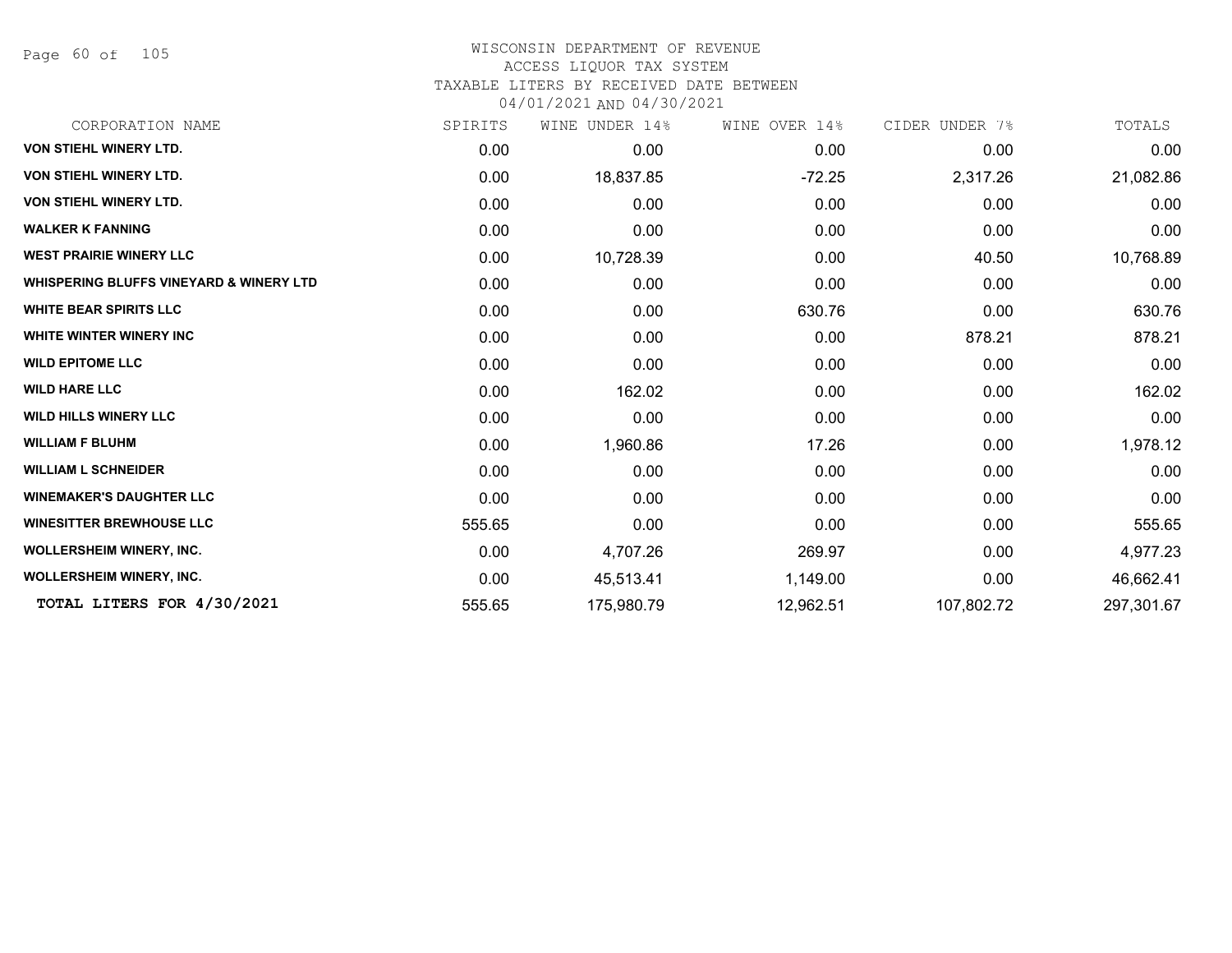# WISCONSIN DEPARTMENT OF REVENUE
## ACCESS LIQUOR TAX SYSTEM
### TAXABLE LITERS BY RECEIVED DATE BETWEEN 04/01/2021 AND 04/30/2021

| CORPORATION NAME | SPIRITS | WINE UNDER 14% | WINE OVER 14% | CIDER UNDER 7% | TOTALS |
|---|---|---|---|---|---|
| **VON STIEHL WINERY LTD.** | 0.00 | 0.00 | 0.00 | 0.00 | 0.00 |
| **VON STIEHL WINERY LTD.** | 0.00 | 18,837.85 | -72.25 | 2,317.26 | 21,082.86 |
| **VON STIEHL WINERY LTD.** | 0.00 | 0.00 | 0.00 | 0.00 | 0.00 |
| **WALKER K FANNING** | 0.00 | 0.00 | 0.00 | 0.00 | 0.00 |
| **WEST PRAIRIE WINERY LLC** | 0.00 | 10,728.39 | 0.00 | 40.50 | 10,768.89 |
| **WHISPERING BLUFFS VINEYARD & WINERY LTD** | 0.00 | 0.00 | 0.00 | 0.00 | 0.00 |
| **WHITE BEAR SPIRITS LLC** | 0.00 | 0.00 | 630.76 | 0.00 | 630.76 |
| **WHITE WINTER WINERY INC** | 0.00 | 0.00 | 0.00 | 878.21 | 878.21 |
| **WILD EPITOME LLC** | 0.00 | 0.00 | 0.00 | 0.00 | 0.00 |
| **WILD HARE LLC** | 0.00 | 162.02 | 0.00 | 0.00 | 162.02 |
| **WILD HILLS WINERY LLC** | 0.00 | 0.00 | 0.00 | 0.00 | 0.00 |
| **WILLIAM F BLUHM** | 0.00 | 1,960.86 | 17.26 | 0.00 | 1,978.12 |
| **WILLIAM L SCHNEIDER** | 0.00 | 0.00 | 0.00 | 0.00 | 0.00 |
| **WINEMAKER'S DAUGHTER LLC** | 0.00 | 0.00 | 0.00 | 0.00 | 0.00 |
| **WINESITTER BREWHOUSE LLC** | 555.65 | 0.00 | 0.00 | 0.00 | 555.65 |
| **WOLLERSHEIM WINERY, INC.** | 0.00 | 4,707.26 | 269.97 | 0.00 | 4,977.23 |
| **WOLLERSHEIM WINERY, INC.** | 0.00 | 45,513.41 | 1,149.00 | 0.00 | 46,662.41 |
| **TOTAL LITERS FOR 4/30/2021** | 555.65 | 175,980.79 | 12,962.51 | 107,802.72 | 297,301.67 |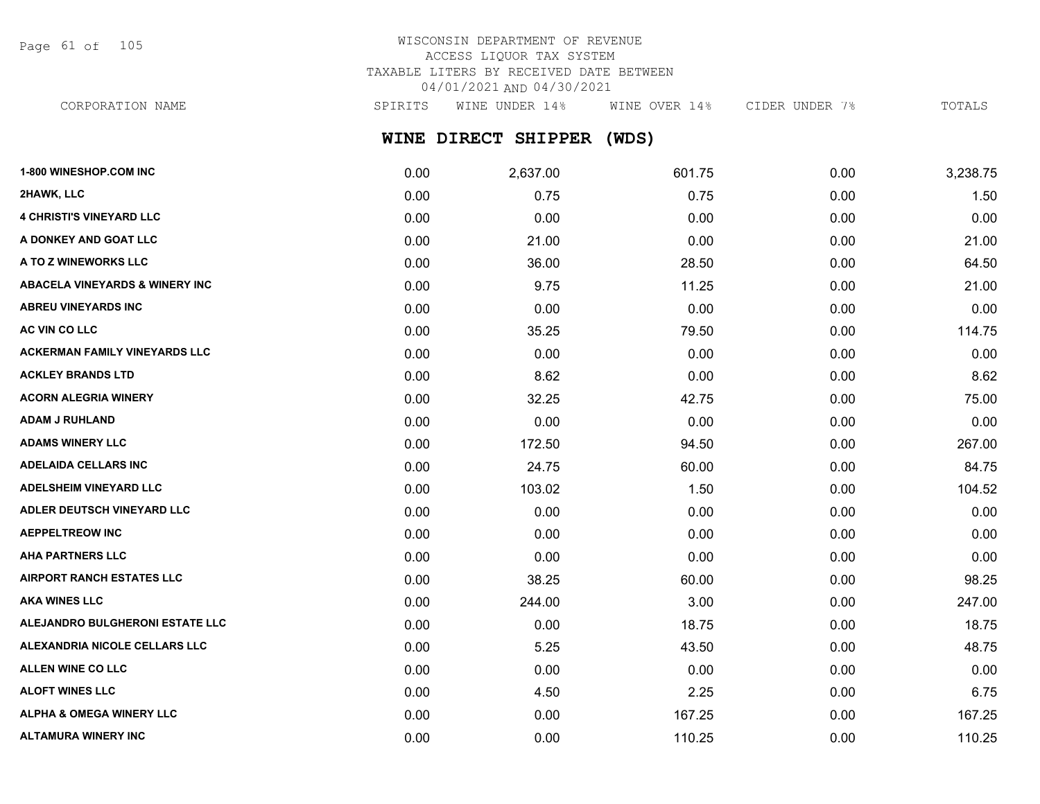WISCONSIN DEPARTMENT OF REVENUE
ACCESS LIQUOR TAX SYSTEM
TAXABLE LITERS BY RECEIVED DATE BETWEEN
04/01/2021 AND 04/30/2021

## WINE DIRECT SHIPPER (WDS)

| CORPORATION NAME | SPIRITS | WINE UNDER 14% | WINE OVER 14% | CIDER UNDER 7% | TOTALS |
|---|---|---|---|---|---|
| 1-800 WINESHOP.COM INC | 0.00 | 2,637.00 | 601.75 | 0.00 | 3,238.75 |
| 2HAWK, LLC | 0.00 | 0.75 | 0.75 | 0.00 | 1.50 |
| 4 CHRISTI'S VINEYARD LLC | 0.00 | 0.00 | 0.00 | 0.00 | 0.00 |
| A DONKEY AND GOAT LLC | 0.00 | 21.00 | 0.00 | 0.00 | 21.00 |
| A TO Z WINEWORKS LLC | 0.00 | 36.00 | 28.50 | 0.00 | 64.50 |
| ABACELA VINEYARDS & WINERY INC | 0.00 | 9.75 | 11.25 | 0.00 | 21.00 |
| ABREU VINEYARDS INC | 0.00 | 0.00 | 0.00 | 0.00 | 0.00 |
| AC VIN CO LLC | 0.00 | 35.25 | 79.50 | 0.00 | 114.75 |
| ACKERMAN FAMILY VINEYARDS LLC | 0.00 | 0.00 | 0.00 | 0.00 | 0.00 |
| ACKLEY BRANDS LTD | 0.00 | 8.62 | 0.00 | 0.00 | 8.62 |
| ACORN ALEGRIA WINERY | 0.00 | 32.25 | 42.75 | 0.00 | 75.00 |
| ADAM J RUHLAND | 0.00 | 0.00 | 0.00 | 0.00 | 0.00 |
| ADAMS WINERY LLC | 0.00 | 172.50 | 94.50 | 0.00 | 267.00 |
| ADELAIDA CELLARS INC | 0.00 | 24.75 | 60.00 | 0.00 | 84.75 |
| ADELSHEIM VINEYARD LLC | 0.00 | 103.02 | 1.50 | 0.00 | 104.52 |
| ADLER DEUTSCH VINEYARD LLC | 0.00 | 0.00 | 0.00 | 0.00 | 0.00 |
| AEPPELTREOW INC | 0.00 | 0.00 | 0.00 | 0.00 | 0.00 |
| AHA PARTNERS LLC | 0.00 | 0.00 | 0.00 | 0.00 | 0.00 |
| AIRPORT RANCH ESTATES LLC | 0.00 | 38.25 | 60.00 | 0.00 | 98.25 |
| AKA WINES LLC | 0.00 | 244.00 | 3.00 | 0.00 | 247.00 |
| ALEJANDRO BULGHERONI ESTATE LLC | 0.00 | 0.00 | 18.75 | 0.00 | 18.75 |
| ALEXANDRIA NICOLE CELLARS LLC | 0.00 | 5.25 | 43.50 | 0.00 | 48.75 |
| ALLEN WINE CO LLC | 0.00 | 0.00 | 0.00 | 0.00 | 0.00 |
| ALOFT WINES LLC | 0.00 | 4.50 | 2.25 | 0.00 | 6.75 |
| ALPHA & OMEGA WINERY LLC | 0.00 | 0.00 | 167.25 | 0.00 | 167.25 |
| ALTAMURA WINERY INC | 0.00 | 0.00 | 110.25 | 0.00 | 110.25 |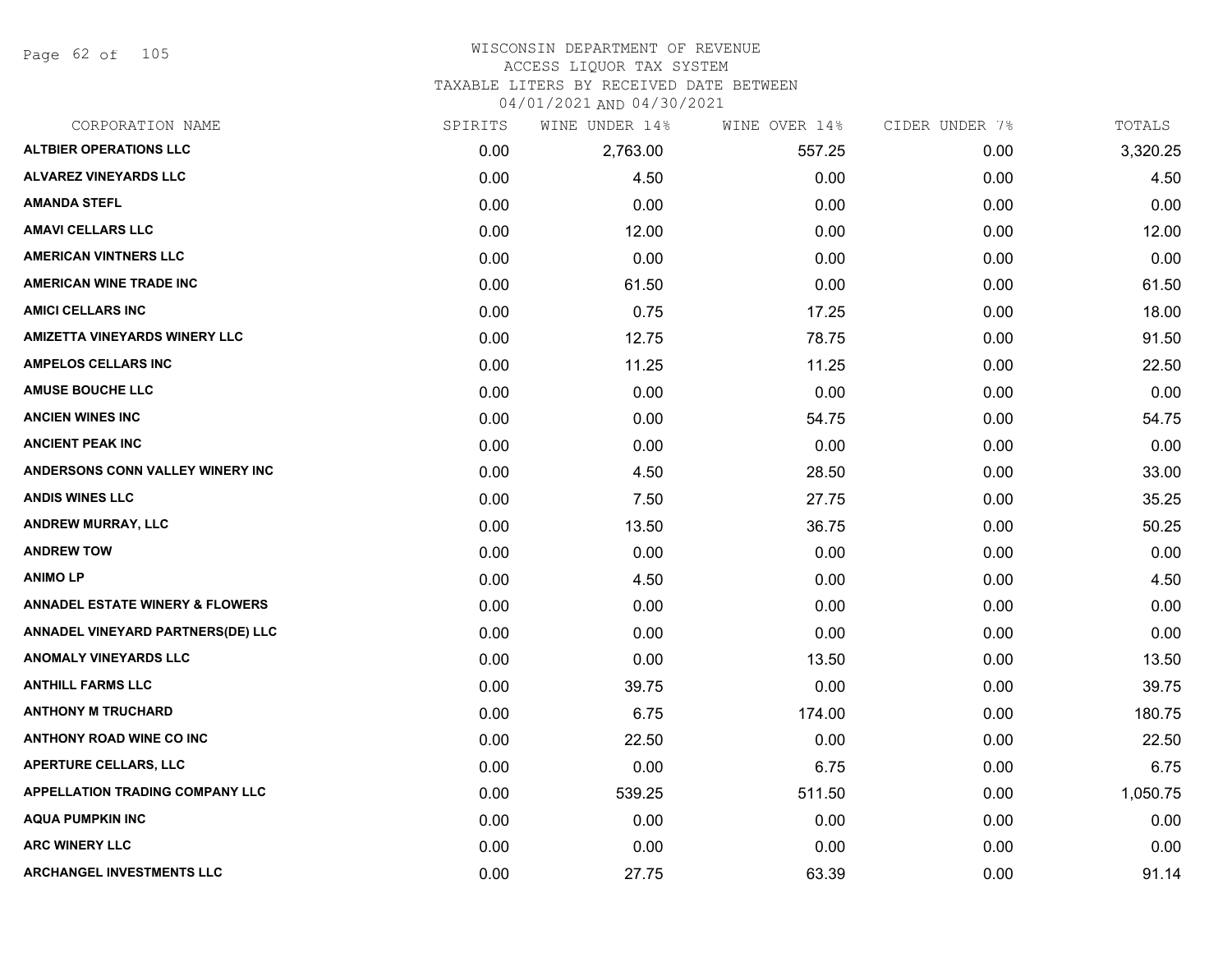WISCONSIN DEPARTMENT OF REVENUE
ACCESS LIQUOR TAX SYSTEM
TAXABLE LITERS BY RECEIVED DATE BETWEEN
04/01/2021 AND 04/30/2021

| CORPORATION NAME | SPIRITS | WINE UNDER 14% | WINE OVER 14% | CIDER UNDER 7% | TOTALS |
|---|---|---|---|---|---|
| ALTBIER OPERATIONS LLC | 0.00 | 2,763.00 | 557.25 | 0.00 | 3,320.25 |
| ALVAREZ VINEYARDS LLC | 0.00 | 4.50 | 0.00 | 0.00 | 4.50 |
| AMANDA STEFL | 0.00 | 0.00 | 0.00 | 0.00 | 0.00 |
| AMAVI CELLARS LLC | 0.00 | 12.00 | 0.00 | 0.00 | 12.00 |
| AMERICAN VINTNERS LLC | 0.00 | 0.00 | 0.00 | 0.00 | 0.00 |
| AMERICAN WINE TRADE INC | 0.00 | 61.50 | 0.00 | 0.00 | 61.50 |
| AMICI CELLARS INC | 0.00 | 0.75 | 17.25 | 0.00 | 18.00 |
| AMIZETTA VINEYARDS WINERY LLC | 0.00 | 12.75 | 78.75 | 0.00 | 91.50 |
| AMPELOS CELLARS INC | 0.00 | 11.25 | 11.25 | 0.00 | 22.50 |
| AMUSE BOUCHE LLC | 0.00 | 0.00 | 0.00 | 0.00 | 0.00 |
| ANCIEN WINES INC | 0.00 | 0.00 | 54.75 | 0.00 | 54.75 |
| ANCIENT PEAK INC | 0.00 | 0.00 | 0.00 | 0.00 | 0.00 |
| ANDERSONS CONN VALLEY WINERY INC | 0.00 | 4.50 | 28.50 | 0.00 | 33.00 |
| ANDIS WINES LLC | 0.00 | 7.50 | 27.75 | 0.00 | 35.25 |
| ANDREW MURRAY, LLC | 0.00 | 13.50 | 36.75 | 0.00 | 50.25 |
| ANDREW TOW | 0.00 | 0.00 | 0.00 | 0.00 | 0.00 |
| ANIMO LP | 0.00 | 4.50 | 0.00 | 0.00 | 4.50 |
| ANNADEL ESTATE WINERY & FLOWERS | 0.00 | 0.00 | 0.00 | 0.00 | 0.00 |
| ANNADEL VINEYARD PARTNERS(DE) LLC | 0.00 | 0.00 | 0.00 | 0.00 | 0.00 |
| ANOMALY VINEYARDS LLC | 0.00 | 0.00 | 13.50 | 0.00 | 13.50 |
| ANTHILL FARMS LLC | 0.00 | 39.75 | 0.00 | 0.00 | 39.75 |
| ANTHONY M TRUCHARD | 0.00 | 6.75 | 174.00 | 0.00 | 180.75 |
| ANTHONY ROAD WINE CO INC | 0.00 | 22.50 | 0.00 | 0.00 | 22.50 |
| APERTURE CELLARS, LLC | 0.00 | 0.00 | 6.75 | 0.00 | 6.75 |
| APPELLATION TRADING COMPANY LLC | 0.00 | 539.25 | 511.50 | 0.00 | 1,050.75 |
| AQUA PUMPKIN INC | 0.00 | 0.00 | 0.00 | 0.00 | 0.00 |
| ARC WINERY LLC | 0.00 | 0.00 | 0.00 | 0.00 | 0.00 |
| ARCHANGEL INVESTMENTS LLC | 0.00 | 27.75 | 63.39 | 0.00 | 91.14 |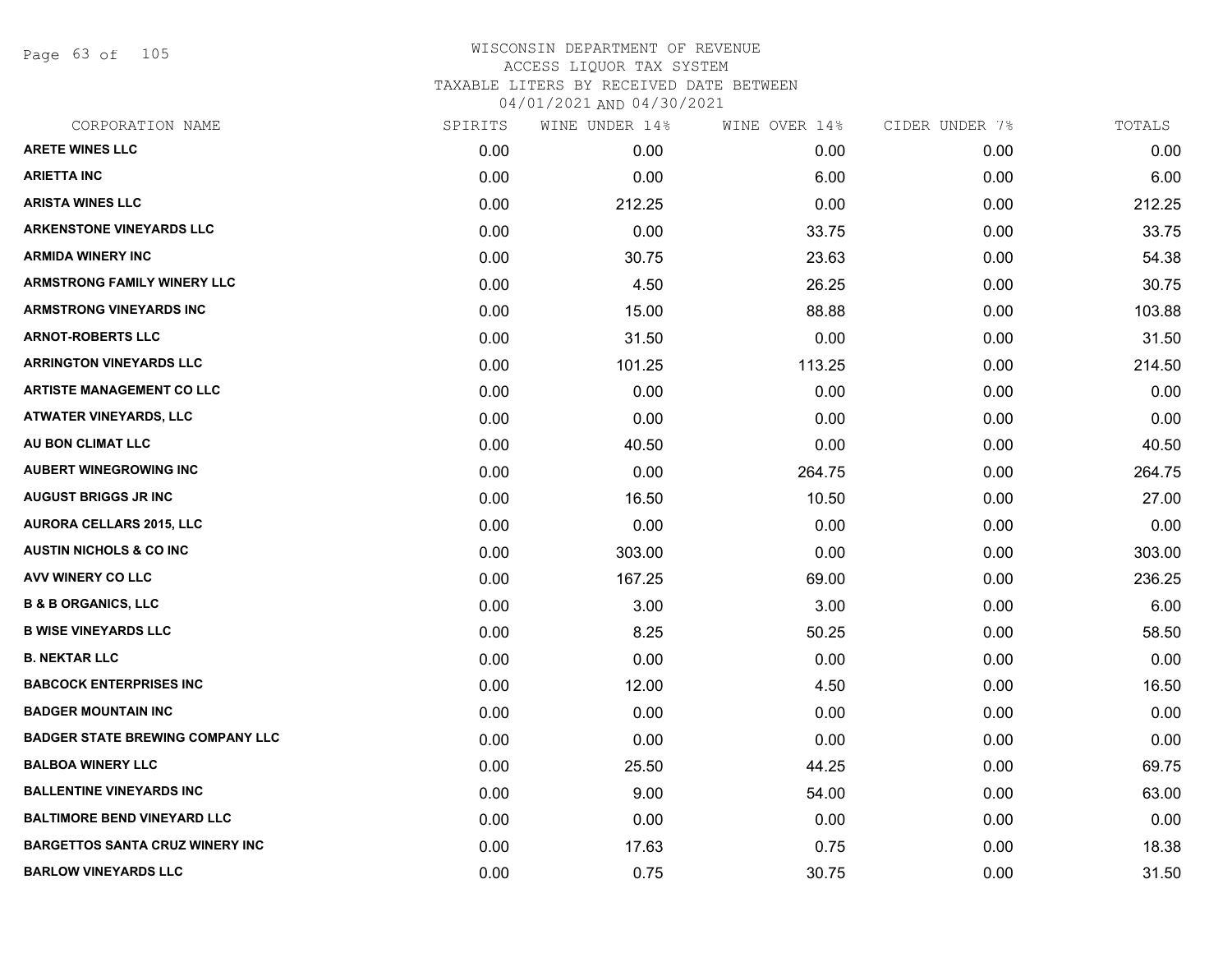# WISCONSIN DEPARTMENT OF REVENUE
## ACCESS LIQUOR TAX SYSTEM
## TAXABLE LITERS BY RECEIVED DATE BETWEEN 04/01/2021 AND 04/30/2021

| CORPORATION NAME | SPIRITS | WINE UNDER 14% | WINE OVER 14% | CIDER UNDER 7% | TOTALS |
|---|---|---|---|---|---|
| ARETE WINES LLC | 0.00 | 0.00 | 0.00 | 0.00 | 0.00 |
| ARIETTA INC | 0.00 | 0.00 | 6.00 | 0.00 | 6.00 |
| ARISTA WINES LLC | 0.00 | 212.25 | 0.00 | 0.00 | 212.25 |
| ARKENSTONE VINEYARDS LLC | 0.00 | 0.00 | 33.75 | 0.00 | 33.75 |
| ARMIDA WINERY INC | 0.00 | 30.75 | 23.63 | 0.00 | 54.38 |
| ARMSTRONG FAMILY WINERY LLC | 0.00 | 4.50 | 26.25 | 0.00 | 30.75 |
| ARMSTRONG VINEYARDS INC | 0.00 | 15.00 | 88.88 | 0.00 | 103.88 |
| ARNOT-ROBERTS LLC | 0.00 | 31.50 | 0.00 | 0.00 | 31.50 |
| ARRINGTON VINEYARDS LLC | 0.00 | 101.25 | 113.25 | 0.00 | 214.50 |
| ARTISTE MANAGEMENT CO LLC | 0.00 | 0.00 | 0.00 | 0.00 | 0.00 |
| ATWATER VINEYARDS, LLC | 0.00 | 0.00 | 0.00 | 0.00 | 0.00 |
| AU BON CLIMAT LLC | 0.00 | 40.50 | 0.00 | 0.00 | 40.50 |
| AUBERT WINEGROWING INC | 0.00 | 0.00 | 264.75 | 0.00 | 264.75 |
| AUGUST BRIGGS JR INC | 0.00 | 16.50 | 10.50 | 0.00 | 27.00 |
| AURORA CELLARS 2015, LLC | 0.00 | 0.00 | 0.00 | 0.00 | 0.00 |
| AUSTIN NICHOLS & CO INC | 0.00 | 303.00 | 0.00 | 0.00 | 303.00 |
| AVV WINERY CO LLC | 0.00 | 167.25 | 69.00 | 0.00 | 236.25 |
| B & B ORGANICS, LLC | 0.00 | 3.00 | 3.00 | 0.00 | 6.00 |
| B WISE VINEYARDS LLC | 0.00 | 8.25 | 50.25 | 0.00 | 58.50 |
| B. NEKTAR LLC | 0.00 | 0.00 | 0.00 | 0.00 | 0.00 |
| BABCOCK ENTERPRISES INC | 0.00 | 12.00 | 4.50 | 0.00 | 16.50 |
| BADGER MOUNTAIN INC | 0.00 | 0.00 | 0.00 | 0.00 | 0.00 |
| BADGER STATE BREWING COMPANY LLC | 0.00 | 0.00 | 0.00 | 0.00 | 0.00 |
| BALBOA WINERY LLC | 0.00 | 25.50 | 44.25 | 0.00 | 69.75 |
| BALLENTINE VINEYARDS INC | 0.00 | 9.00 | 54.00 | 0.00 | 63.00 |
| BALTIMORE BEND VINEYARD LLC | 0.00 | 0.00 | 0.00 | 0.00 | 0.00 |
| BARGETTOS SANTA CRUZ WINERY INC | 0.00 | 17.63 | 0.75 | 0.00 | 18.38 |
| BARLOW VINEYARDS LLC | 0.00 | 0.75 | 30.75 | 0.00 | 31.50 |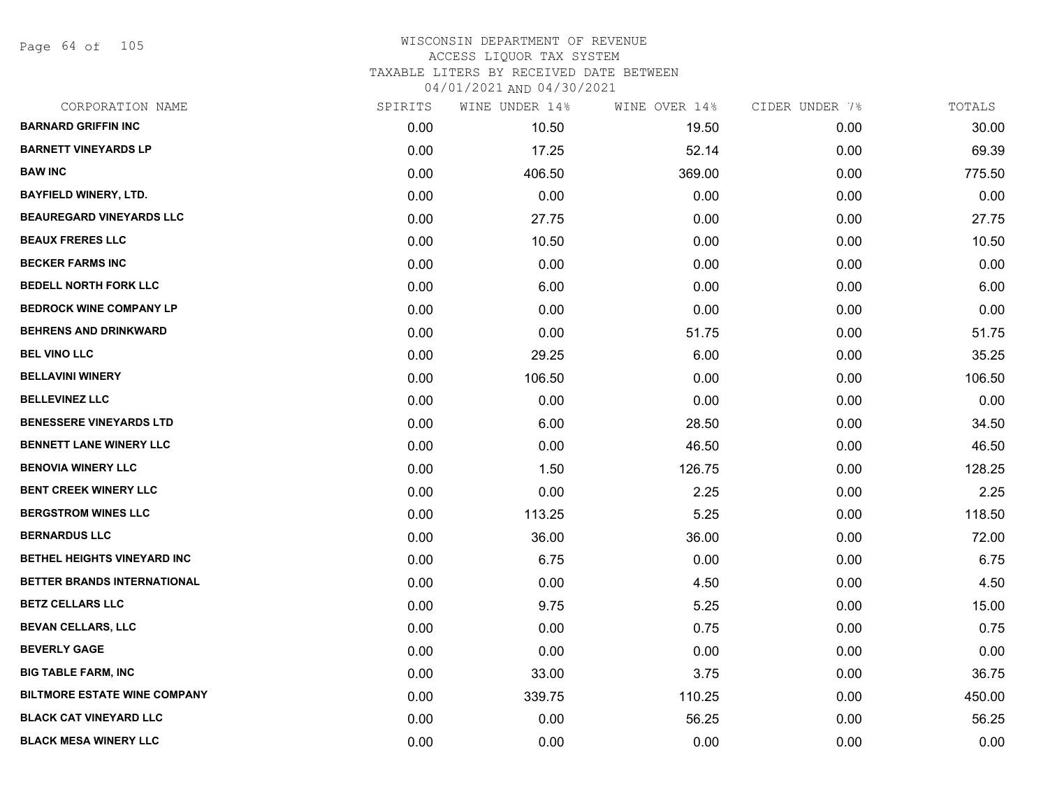WISCONSIN DEPARTMENT OF REVENUE
ACCESS LIQUOR TAX SYSTEM
TAXABLE LITERS BY RECEIVED DATE BETWEEN
04/01/2021 AND 04/30/2021

| CORPORATION NAME | SPIRITS | WINE UNDER 14% | WINE OVER 14% | CIDER UNDER 7% | TOTALS |
|---|---|---|---|---|---|
| BARNARD GRIFFIN INC | 0.00 | 10.50 | 19.50 | 0.00 | 30.00 |
| BARNETT VINEYARDS LP | 0.00 | 17.25 | 52.14 | 0.00 | 69.39 |
| BAW INC | 0.00 | 406.50 | 369.00 | 0.00 | 775.50 |
| BAYFIELD WINERY, LTD. | 0.00 | 0.00 | 0.00 | 0.00 | 0.00 |
| BEAUREGARD VINEYARDS LLC | 0.00 | 27.75 | 0.00 | 0.00 | 27.75 |
| BEAUX FRERES LLC | 0.00 | 10.50 | 0.00 | 0.00 | 10.50 |
| BECKER FARMS INC | 0.00 | 0.00 | 0.00 | 0.00 | 0.00 |
| BEDELL NORTH FORK LLC | 0.00 | 6.00 | 0.00 | 0.00 | 6.00 |
| BEDROCK WINE COMPANY LP | 0.00 | 0.00 | 0.00 | 0.00 | 0.00 |
| BEHRENS AND DRINKWARD | 0.00 | 0.00 | 51.75 | 0.00 | 51.75 |
| BEL VINO LLC | 0.00 | 29.25 | 6.00 | 0.00 | 35.25 |
| BELLAVINI WINERY | 0.00 | 106.50 | 0.00 | 0.00 | 106.50 |
| BELLEVINEZ LLC | 0.00 | 0.00 | 0.00 | 0.00 | 0.00 |
| BENESSERE VINEYARDS LTD | 0.00 | 6.00 | 28.50 | 0.00 | 34.50 |
| BENNETT LANE WINERY LLC | 0.00 | 0.00 | 46.50 | 0.00 | 46.50 |
| BENOVIA WINERY LLC | 0.00 | 1.50 | 126.75 | 0.00 | 128.25 |
| BENT CREEK WINERY LLC | 0.00 | 0.00 | 2.25 | 0.00 | 2.25 |
| BERGSTROM WINES LLC | 0.00 | 113.25 | 5.25 | 0.00 | 118.50 |
| BERNARDUS LLC | 0.00 | 36.00 | 36.00 | 0.00 | 72.00 |
| BETHEL HEIGHTS VINEYARD INC | 0.00 | 6.75 | 0.00 | 0.00 | 6.75 |
| BETTER BRANDS INTERNATIONAL | 0.00 | 0.00 | 4.50 | 0.00 | 4.50 |
| BETZ CELLARS LLC | 0.00 | 9.75 | 5.25 | 0.00 | 15.00 |
| BEVAN CELLARS, LLC | 0.00 | 0.00 | 0.75 | 0.00 | 0.75 |
| BEVERLY GAGE | 0.00 | 0.00 | 0.00 | 0.00 | 0.00 |
| BIG TABLE FARM, INC | 0.00 | 33.00 | 3.75 | 0.00 | 36.75 |
| BILTMORE ESTATE WINE COMPANY | 0.00 | 339.75 | 110.25 | 0.00 | 450.00 |
| BLACK CAT VINEYARD LLC | 0.00 | 0.00 | 56.25 | 0.00 | 56.25 |
| BLACK MESA WINERY LLC | 0.00 | 0.00 | 0.00 | 0.00 | 0.00 |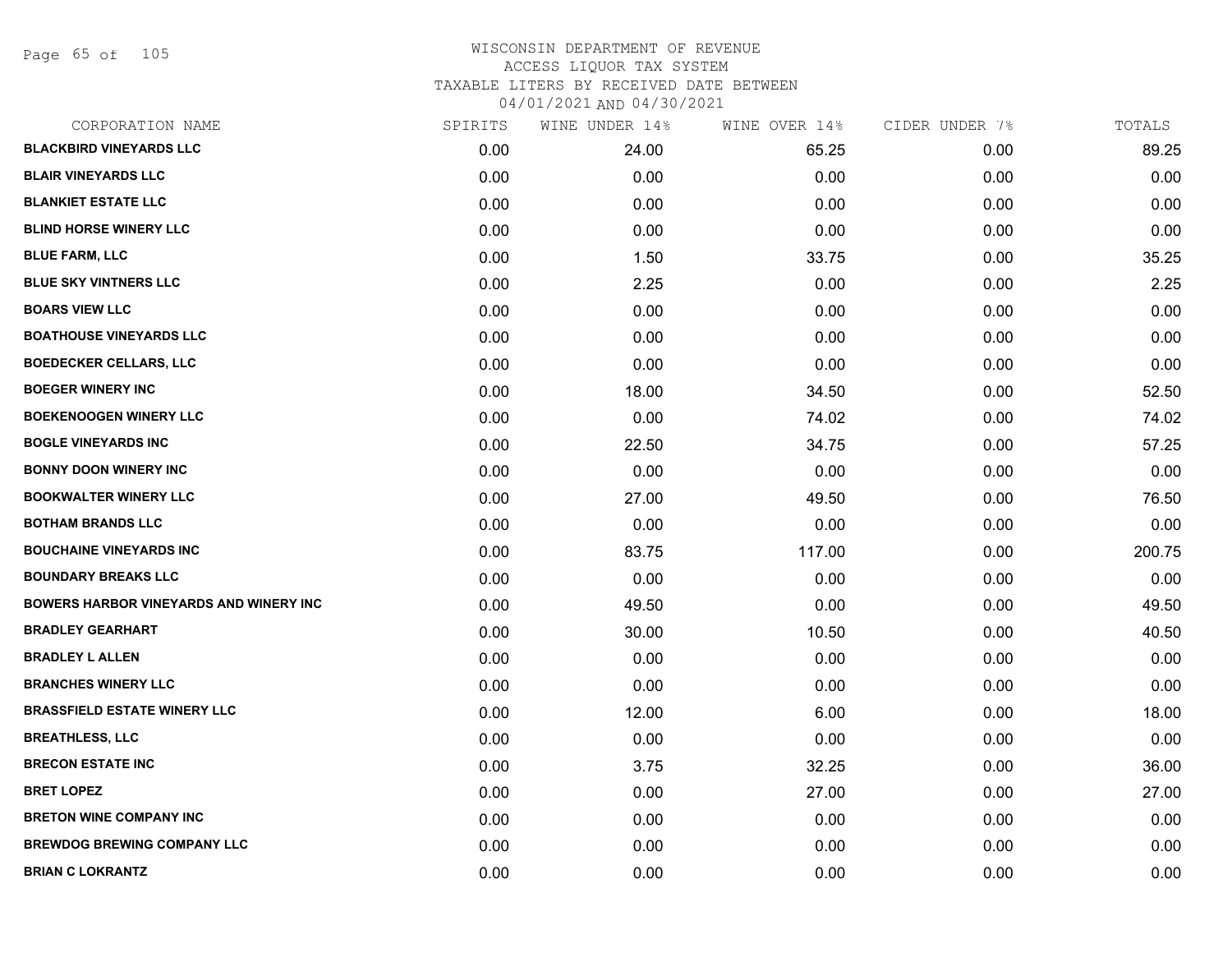WISCONSIN DEPARTMENT OF REVENUE
ACCESS LIQUOR TAX SYSTEM
TAXABLE LITERS BY RECEIVED DATE BETWEEN
04/01/2021 AND 04/30/2021

| CORPORATION NAME | SPIRITS | WINE UNDER 14% | WINE OVER 14% | CIDER UNDER 7% | TOTALS |
|---|---|---|---|---|---|
| BLACKBIRD VINEYARDS LLC | 0.00 | 24.00 | 65.25 | 0.00 | 89.25 |
| BLAIR VINEYARDS LLC | 0.00 | 0.00 | 0.00 | 0.00 | 0.00 |
| BLANKIET ESTATE LLC | 0.00 | 0.00 | 0.00 | 0.00 | 0.00 |
| BLIND HORSE WINERY LLC | 0.00 | 0.00 | 0.00 | 0.00 | 0.00 |
| BLUE FARM, LLC | 0.00 | 1.50 | 33.75 | 0.00 | 35.25 |
| BLUE SKY VINTNERS LLC | 0.00 | 2.25 | 0.00 | 0.00 | 2.25 |
| BOARS VIEW LLC | 0.00 | 0.00 | 0.00 | 0.00 | 0.00 |
| BOATHOUSE VINEYARDS LLC | 0.00 | 0.00 | 0.00 | 0.00 | 0.00 |
| BOEDECKER CELLARS, LLC | 0.00 | 0.00 | 0.00 | 0.00 | 0.00 |
| BOEGER WINERY INC | 0.00 | 18.00 | 34.50 | 0.00 | 52.50 |
| BOEKENOOGEN WINERY LLC | 0.00 | 0.00 | 74.02 | 0.00 | 74.02 |
| BOGLE VINEYARDS INC | 0.00 | 22.50 | 34.75 | 0.00 | 57.25 |
| BONNY DOON WINERY INC | 0.00 | 0.00 | 0.00 | 0.00 | 0.00 |
| BOOKWALTER WINERY LLC | 0.00 | 27.00 | 49.50 | 0.00 | 76.50 |
| BOTHAM BRANDS LLC | 0.00 | 0.00 | 0.00 | 0.00 | 0.00 |
| BOUCHAINE VINEYARDS INC | 0.00 | 83.75 | 117.00 | 0.00 | 200.75 |
| BOUNDARY BREAKS LLC | 0.00 | 0.00 | 0.00 | 0.00 | 0.00 |
| BOWERS HARBOR VINEYARDS AND WINERY INC | 0.00 | 49.50 | 0.00 | 0.00 | 49.50 |
| BRADLEY GEARHART | 0.00 | 30.00 | 10.50 | 0.00 | 40.50 |
| BRADLEY L ALLEN | 0.00 | 0.00 | 0.00 | 0.00 | 0.00 |
| BRANCHES WINERY LLC | 0.00 | 0.00 | 0.00 | 0.00 | 0.00 |
| BRASSFIELD ESTATE WINERY LLC | 0.00 | 12.00 | 6.00 | 0.00 | 18.00 |
| BREATHLESS, LLC | 0.00 | 0.00 | 0.00 | 0.00 | 0.00 |
| BRECON ESTATE INC | 0.00 | 3.75 | 32.25 | 0.00 | 36.00 |
| BRET LOPEZ | 0.00 | 0.00 | 27.00 | 0.00 | 27.00 |
| BRETON WINE COMPANY INC | 0.00 | 0.00 | 0.00 | 0.00 | 0.00 |
| BREWDOG BREWING COMPANY LLC | 0.00 | 0.00 | 0.00 | 0.00 | 0.00 |
| BRIAN C LOKRANTZ | 0.00 | 0.00 | 0.00 | 0.00 | 0.00 |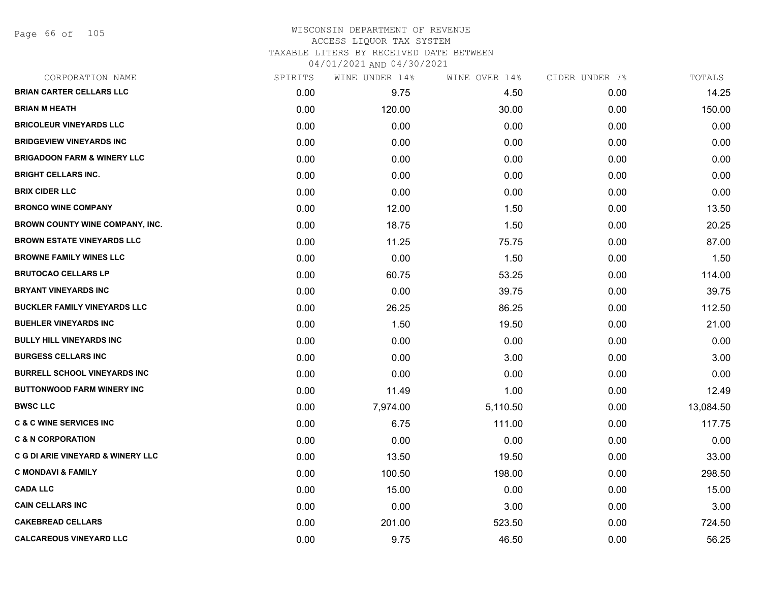# WISCONSIN DEPARTMENT OF REVENUE
## ACCESS LIQUOR TAX SYSTEM
## TAXABLE LITERS BY RECEIVED DATE BETWEEN 04/01/2021 AND 04/30/2021

| CORPORATION NAME | SPIRITS | WINE UNDER 14% | WINE OVER 14% | CIDER UNDER 7% | TOTALS |
|---|---|---|---|---|---|
| BRIAN CARTER CELLARS LLC | 0.00 | 9.75 | 4.50 | 0.00 | 14.25 |
| BRIAN M HEATH | 0.00 | 120.00 | 30.00 | 0.00 | 150.00 |
| BRICOLEUR VINEYARDS LLC | 0.00 | 0.00 | 0.00 | 0.00 | 0.00 |
| BRIDGEVIEW VINEYARDS INC | 0.00 | 0.00 | 0.00 | 0.00 | 0.00 |
| BRIGADOON FARM & WINERY LLC | 0.00 | 0.00 | 0.00 | 0.00 | 0.00 |
| BRIGHT CELLARS INC. | 0.00 | 0.00 | 0.00 | 0.00 | 0.00 |
| BRIX CIDER LLC | 0.00 | 0.00 | 0.00 | 0.00 | 0.00 |
| BRONCO WINE COMPANY | 0.00 | 12.00 | 1.50 | 0.00 | 13.50 |
| BROWN COUNTY WINE COMPANY, INC. | 0.00 | 18.75 | 1.50 | 0.00 | 20.25 |
| BROWN ESTATE VINEYARDS LLC | 0.00 | 11.25 | 75.75 | 0.00 | 87.00 |
| BROWNE FAMILY WINES LLC | 0.00 | 0.00 | 1.50 | 0.00 | 1.50 |
| BRUTOCAO CELLARS LP | 0.00 | 60.75 | 53.25 | 0.00 | 114.00 |
| BRYANT VINEYARDS INC | 0.00 | 0.00 | 39.75 | 0.00 | 39.75 |
| BUCKLER FAMILY VINEYARDS LLC | 0.00 | 26.25 | 86.25 | 0.00 | 112.50 |
| BUEHLER VINEYARDS INC | 0.00 | 1.50 | 19.50 | 0.00 | 21.00 |
| BULLY HILL VINEYARDS INC | 0.00 | 0.00 | 0.00 | 0.00 | 0.00 |
| BURGESS CELLARS INC | 0.00 | 0.00 | 3.00 | 0.00 | 3.00 |
| BURRELL SCHOOL VINEYARDS INC | 0.00 | 0.00 | 0.00 | 0.00 | 0.00 |
| BUTTONWOOD FARM WINERY INC | 0.00 | 11.49 | 1.00 | 0.00 | 12.49 |
| BWSC LLC | 0.00 | 7,974.00 | 5,110.50 | 0.00 | 13,084.50 |
| C & C WINE SERVICES INC | 0.00 | 6.75 | 111.00 | 0.00 | 117.75 |
| C & N CORPORATION | 0.00 | 0.00 | 0.00 | 0.00 | 0.00 |
| C G DI ARIE VINEYARD & WINERY LLC | 0.00 | 13.50 | 19.50 | 0.00 | 33.00 |
| C MONDAVI & FAMILY | 0.00 | 100.50 | 198.00 | 0.00 | 298.50 |
| CADA LLC | 0.00 | 15.00 | 0.00 | 0.00 | 15.00 |
| CAIN CELLARS INC | 0.00 | 0.00 | 3.00 | 0.00 | 3.00 |
| CAKEBREAD CELLARS | 0.00 | 201.00 | 523.50 | 0.00 | 724.50 |
| CALCAREOUS VINEYARD LLC | 0.00 | 9.75 | 46.50 | 0.00 | 56.25 |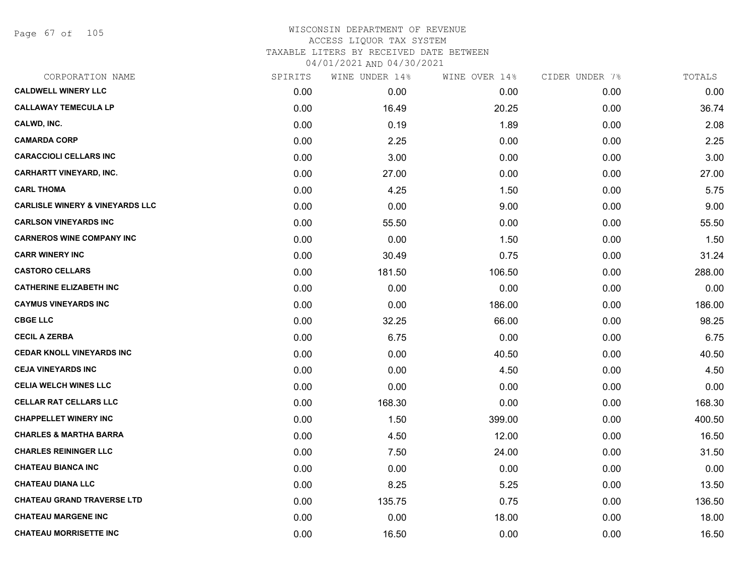# WISCONSIN DEPARTMENT OF REVENUE
## ACCESS LIQUOR TAX SYSTEM
## TAXABLE LITERS BY RECEIVED DATE BETWEEN
## 04/01/2021 AND 04/30/2021

| CORPORATION NAME | SPIRITS | WINE UNDER 14% | WINE OVER 14% | CIDER UNDER 7% | TOTALS |
|---|---|---|---|---|---|
| **CALDWELL WINERY LLC** | 0.00 | 0.00 | 0.00 | 0.00 | 0.00 |
| **CALLAWAY TEMECULA LP** | 0.00 | 16.49 | 20.25 | 0.00 | 36.74 |
| **CALWD, INC.** | 0.00 | 0.19 | 1.89 | 0.00 | 2.08 |
| **CAMARDA CORP** | 0.00 | 2.25 | 0.00 | 0.00 | 2.25 |
| **CARACCIOLI CELLARS INC** | 0.00 | 3.00 | 0.00 | 0.00 | 3.00 |
| **CARHARTT VINEYARD, INC.** | 0.00 | 27.00 | 0.00 | 0.00 | 27.00 |
| **CARL THOMA** | 0.00 | 4.25 | 1.50 | 0.00 | 5.75 |
| **CARLISLE WINERY & VINEYARDS LLC** | 0.00 | 0.00 | 9.00 | 0.00 | 9.00 |
| **CARLSON VINEYARDS INC** | 0.00 | 55.50 | 0.00 | 0.00 | 55.50 |
| **CARNEROS WINE COMPANY INC** | 0.00 | 0.00 | 1.50 | 0.00 | 1.50 |
| **CARR WINERY INC** | 0.00 | 30.49 | 0.75 | 0.00 | 31.24 |
| **CASTORO CELLARS** | 0.00 | 181.50 | 106.50 | 0.00 | 288.00 |
| **CATHERINE ELIZABETH INC** | 0.00 | 0.00 | 0.00 | 0.00 | 0.00 |
| **CAYMUS VINEYARDS INC** | 0.00 | 0.00 | 186.00 | 0.00 | 186.00 |
| **CBGE LLC** | 0.00 | 32.25 | 66.00 | 0.00 | 98.25 |
| **CECIL A ZERBA** | 0.00 | 6.75 | 0.00 | 0.00 | 6.75 |
| **CEDAR KNOLL VINEYARDS INC** | 0.00 | 0.00 | 40.50 | 0.00 | 40.50 |
| **CEJA VINEYARDS INC** | 0.00 | 0.00 | 4.50 | 0.00 | 4.50 |
| **CELIA WELCH WINES LLC** | 0.00 | 0.00 | 0.00 | 0.00 | 0.00 |
| **CELLAR RAT CELLARS LLC** | 0.00 | 168.30 | 0.00 | 0.00 | 168.30 |
| **CHAPPELLET WINERY INC** | 0.00 | 1.50 | 399.00 | 0.00 | 400.50 |
| **CHARLES & MARTHA BARRA** | 0.00 | 4.50 | 12.00 | 0.00 | 16.50 |
| **CHARLES REININGER LLC** | 0.00 | 7.50 | 24.00 | 0.00 | 31.50 |
| **CHATEAU BIANCA INC** | 0.00 | 0.00 | 0.00 | 0.00 | 0.00 |
| **CHATEAU DIANA LLC** | 0.00 | 8.25 | 5.25 | 0.00 | 13.50 |
| **CHATEAU GRAND TRAVERSE LTD** | 0.00 | 135.75 | 0.75 | 0.00 | 136.50 |
| **CHATEAU MARGENE INC** | 0.00 | 0.00 | 18.00 | 0.00 | 18.00 |
| **CHATEAU MORRISETTE INC** | 0.00 | 16.50 | 0.00 | 0.00 | 16.50 |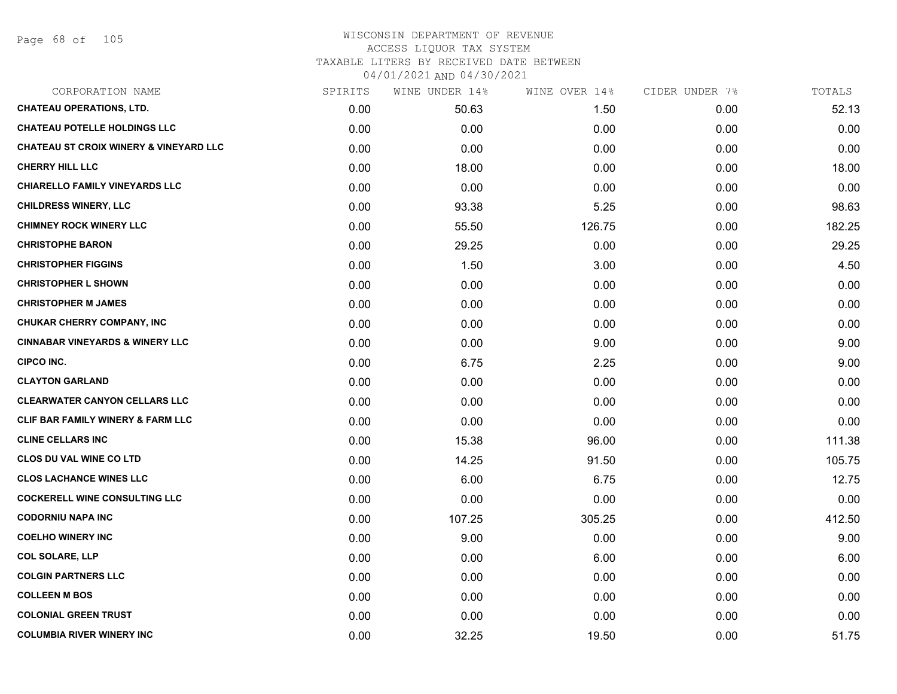# WISCONSIN DEPARTMENT OF REVENUE
## ACCESS LIQUOR TAX SYSTEM
## TAXABLE LITERS BY RECEIVED DATE BETWEEN 04/01/2021 AND 04/30/2021

| CORPORATION NAME | SPIRITS | WINE UNDER 14% | WINE OVER 14% | CIDER UNDER 7% | TOTALS |
|---|---|---|---|---|---|
| CHATEAU OPERATIONS, LTD. | 0.00 | 50.63 | 1.50 | 0.00 | 52.13 |
| CHATEAU POTELLE HOLDINGS LLC | 0.00 | 0.00 | 0.00 | 0.00 | 0.00 |
| CHATEAU ST CROIX WINERY & VINEYARD LLC | 0.00 | 0.00 | 0.00 | 0.00 | 0.00 |
| CHERRY HILL LLC | 0.00 | 18.00 | 0.00 | 0.00 | 18.00 |
| CHIARELLO FAMILY VINEYARDS LLC | 0.00 | 0.00 | 0.00 | 0.00 | 0.00 |
| CHILDRESS WINERY, LLC | 0.00 | 93.38 | 5.25 | 0.00 | 98.63 |
| CHIMNEY ROCK WINERY LLC | 0.00 | 55.50 | 126.75 | 0.00 | 182.25 |
| CHRISTOPHE BARON | 0.00 | 29.25 | 0.00 | 0.00 | 29.25 |
| CHRISTOPHER FIGGINS | 0.00 | 1.50 | 3.00 | 0.00 | 4.50 |
| CHRISTOPHER L SHOWN | 0.00 | 0.00 | 0.00 | 0.00 | 0.00 |
| CHRISTOPHER M JAMES | 0.00 | 0.00 | 0.00 | 0.00 | 0.00 |
| CHUKAR CHERRY COMPANY, INC | 0.00 | 0.00 | 0.00 | 0.00 | 0.00 |
| CINNABAR VINEYARDS & WINERY LLC | 0.00 | 0.00 | 9.00 | 0.00 | 9.00 |
| CIPCO INC. | 0.00 | 6.75 | 2.25 | 0.00 | 9.00 |
| CLAYTON GARLAND | 0.00 | 0.00 | 0.00 | 0.00 | 0.00 |
| CLEARWATER CANYON CELLARS LLC | 0.00 | 0.00 | 0.00 | 0.00 | 0.00 |
| CLIF BAR FAMILY WINERY & FARM LLC | 0.00 | 0.00 | 0.00 | 0.00 | 0.00 |
| CLINE CELLARS INC | 0.00 | 15.38 | 96.00 | 0.00 | 111.38 |
| CLOS DU VAL WINE CO LTD | 0.00 | 14.25 | 91.50 | 0.00 | 105.75 |
| CLOS LACHANCE WINES LLC | 0.00 | 6.00 | 6.75 | 0.00 | 12.75 |
| COCKERELL WINE CONSULTING LLC | 0.00 | 0.00 | 0.00 | 0.00 | 0.00 |
| CODORNIU NAPA INC | 0.00 | 107.25 | 305.25 | 0.00 | 412.50 |
| COELHO WINERY INC | 0.00 | 9.00 | 0.00 | 0.00 | 9.00 |
| COL SOLARE, LLP | 0.00 | 0.00 | 6.00 | 0.00 | 6.00 |
| COLGIN PARTNERS LLC | 0.00 | 0.00 | 0.00 | 0.00 | 0.00 |
| COLLEEN M BOS | 0.00 | 0.00 | 0.00 | 0.00 | 0.00 |
| COLONIAL GREEN TRUST | 0.00 | 0.00 | 0.00 | 0.00 | 0.00 |
| COLUMBIA RIVER WINERY INC | 0.00 | 32.25 | 19.50 | 0.00 | 51.75 |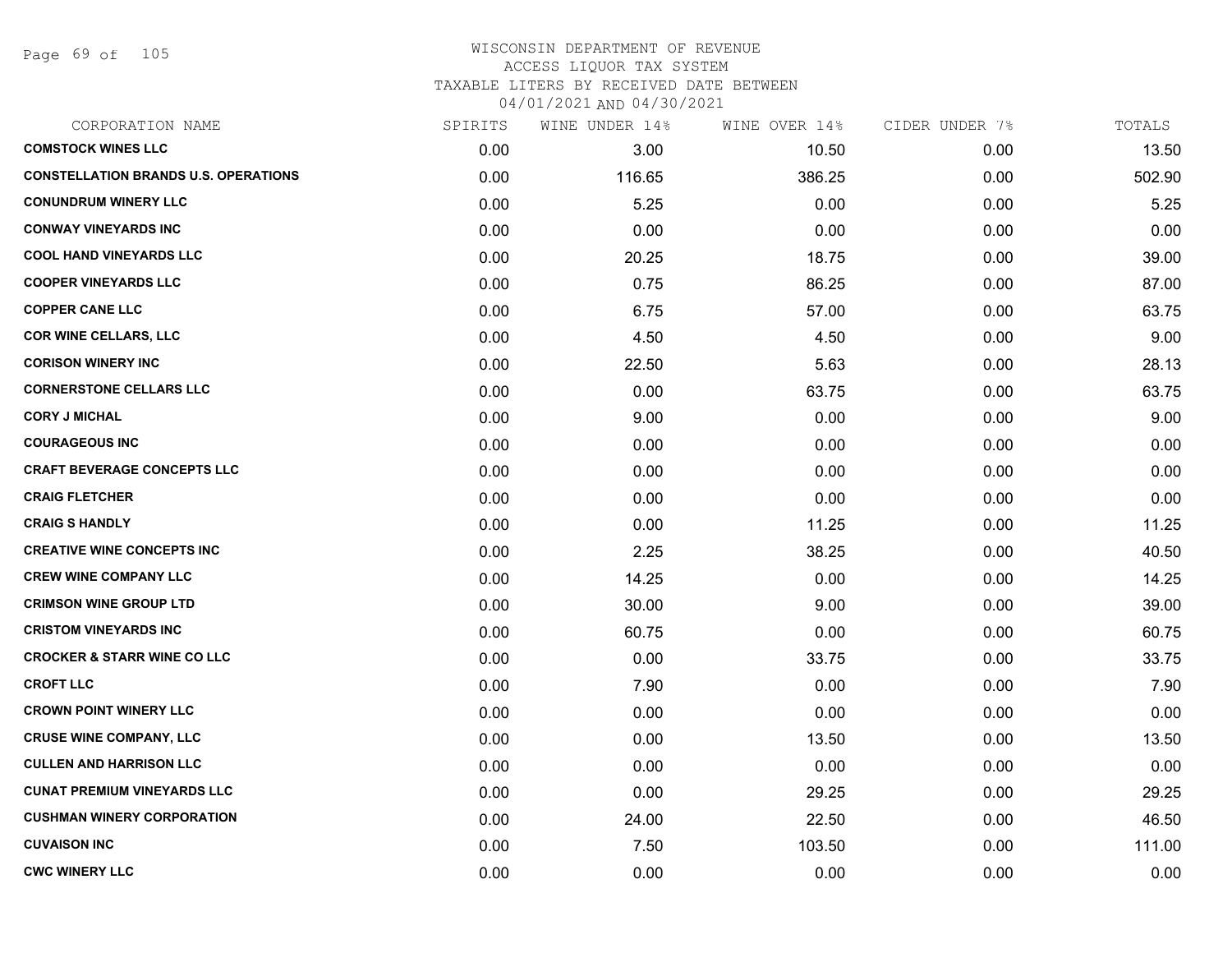WISCONSIN DEPARTMENT OF REVENUE
ACCESS LIQUOR TAX SYSTEM
TAXABLE LITERS BY RECEIVED DATE BETWEEN
04/01/2021 AND 04/30/2021

| CORPORATION NAME | SPIRITS | WINE UNDER 14% | WINE OVER 14% | CIDER UNDER 7% | TOTALS |
|---|---|---|---|---|---|
| COMSTOCK WINES LLC | 0.00 | 3.00 | 10.50 | 0.00 | 13.50 |
| CONSTELLATION BRANDS U.S. OPERATIONS | 0.00 | 116.65 | 386.25 | 0.00 | 502.90 |
| CONUNDRUM WINERY LLC | 0.00 | 5.25 | 0.00 | 0.00 | 5.25 |
| CONWAY VINEYARDS INC | 0.00 | 0.00 | 0.00 | 0.00 | 0.00 |
| COOL HAND VINEYARDS LLC | 0.00 | 20.25 | 18.75 | 0.00 | 39.00 |
| COOPER VINEYARDS LLC | 0.00 | 0.75 | 86.25 | 0.00 | 87.00 |
| COPPER CANE LLC | 0.00 | 6.75 | 57.00 | 0.00 | 63.75 |
| COR WINE CELLARS, LLC | 0.00 | 4.50 | 4.50 | 0.00 | 9.00 |
| CORISON WINERY INC | 0.00 | 22.50 | 5.63 | 0.00 | 28.13 |
| CORNERSTONE CELLARS LLC | 0.00 | 0.00 | 63.75 | 0.00 | 63.75 |
| CORY J MICHAL | 0.00 | 9.00 | 0.00 | 0.00 | 9.00 |
| COURAGEOUS INC | 0.00 | 0.00 | 0.00 | 0.00 | 0.00 |
| CRAFT BEVERAGE CONCEPTS LLC | 0.00 | 0.00 | 0.00 | 0.00 | 0.00 |
| CRAIG FLETCHER | 0.00 | 0.00 | 0.00 | 0.00 | 0.00 |
| CRAIG S HANDLY | 0.00 | 0.00 | 11.25 | 0.00 | 11.25 |
| CREATIVE WINE CONCEPTS INC | 0.00 | 2.25 | 38.25 | 0.00 | 40.50 |
| CREW WINE COMPANY LLC | 0.00 | 14.25 | 0.00 | 0.00 | 14.25 |
| CRIMSON WINE GROUP LTD | 0.00 | 30.00 | 9.00 | 0.00 | 39.00 |
| CRISTOM VINEYARDS INC | 0.00 | 60.75 | 0.00 | 0.00 | 60.75 |
| CROCKER & STARR WINE CO LLC | 0.00 | 0.00 | 33.75 | 0.00 | 33.75 |
| CROFT LLC | 0.00 | 7.90 | 0.00 | 0.00 | 7.90 |
| CROWN POINT WINERY LLC | 0.00 | 0.00 | 0.00 | 0.00 | 0.00 |
| CRUSE WINE COMPANY, LLC | 0.00 | 0.00 | 13.50 | 0.00 | 13.50 |
| CULLEN AND HARRISON LLC | 0.00 | 0.00 | 0.00 | 0.00 | 0.00 |
| CUNAT PREMIUM VINEYARDS LLC | 0.00 | 0.00 | 29.25 | 0.00 | 29.25 |
| CUSHMAN WINERY CORPORATION | 0.00 | 24.00 | 22.50 | 0.00 | 46.50 |
| CUVAISON INC | 0.00 | 7.50 | 103.50 | 0.00 | 111.00 |
| CWC WINERY LLC | 0.00 | 0.00 | 0.00 | 0.00 | 0.00 |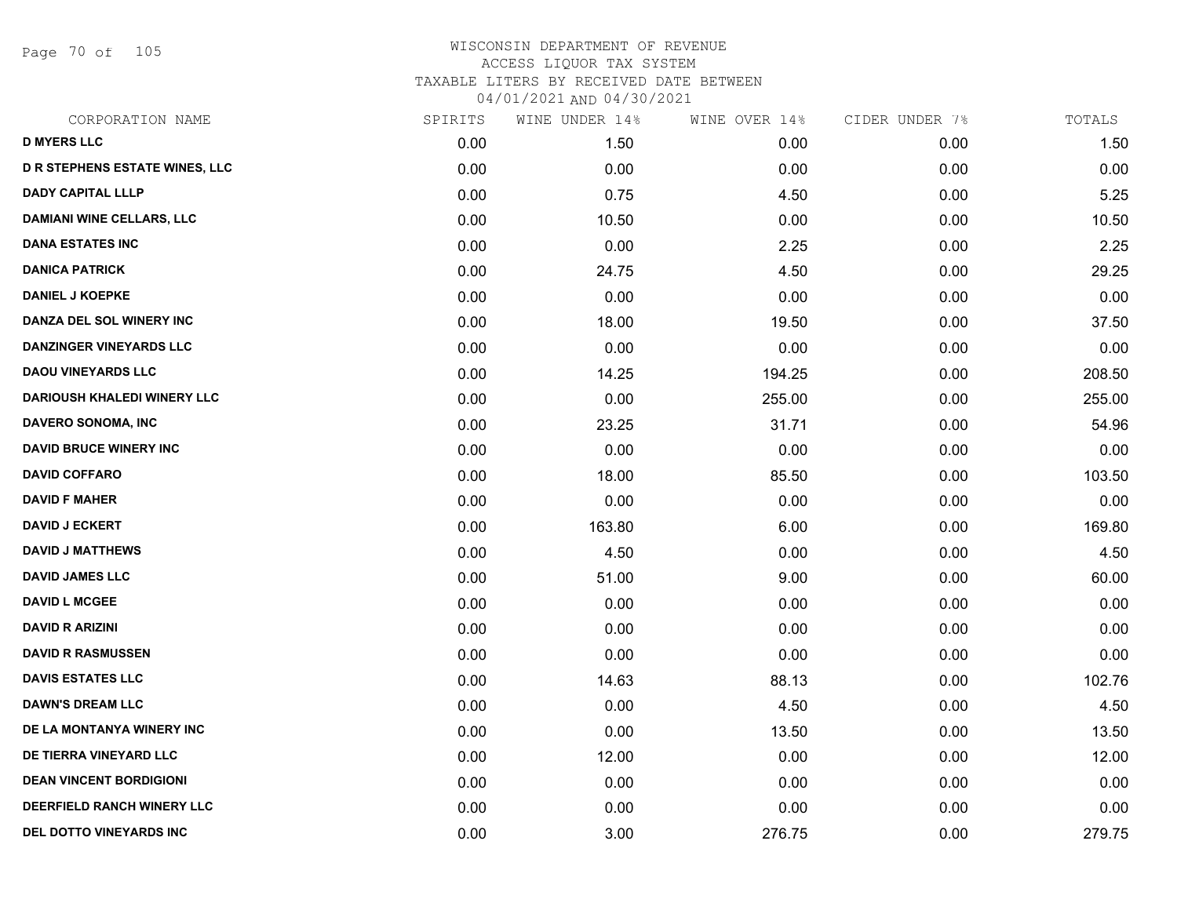# WISCONSIN DEPARTMENT OF REVENUE
## ACCESS LIQUOR TAX SYSTEM
### TAXABLE LITERS BY RECEIVED DATE BETWEEN 04/01/2021 AND 04/30/2021

| CORPORATION NAME | SPIRITS | WINE UNDER 14% | WINE OVER 14% | CIDER UNDER 7% | TOTALS |
|---|---|---|---|---|---|
| D MYERS LLC | 0.00 | 1.50 | 0.00 | 0.00 | 1.50 |
| D R STEPHENS ESTATE WINES, LLC | 0.00 | 0.00 | 0.00 | 0.00 | 0.00 |
| DADY CAPITAL LLLP | 0.00 | 0.75 | 4.50 | 0.00 | 5.25 |
| DAMIANI WINE CELLARS, LLC | 0.00 | 10.50 | 0.00 | 0.00 | 10.50 |
| DANA ESTATES INC | 0.00 | 0.00 | 2.25 | 0.00 | 2.25 |
| DANICA PATRICK | 0.00 | 24.75 | 4.50 | 0.00 | 29.25 |
| DANIEL J KOEPKE | 0.00 | 0.00 | 0.00 | 0.00 | 0.00 |
| DANZA DEL SOL WINERY INC | 0.00 | 18.00 | 19.50 | 0.00 | 37.50 |
| DANZINGER VINEYARDS LLC | 0.00 | 0.00 | 0.00 | 0.00 | 0.00 |
| DAOU VINEYARDS LLC | 0.00 | 14.25 | 194.25 | 0.00 | 208.50 |
| DARIOUSH KHALEDI WINERY LLC | 0.00 | 0.00 | 255.00 | 0.00 | 255.00 |
| DAVERO SONOMA, INC | 0.00 | 23.25 | 31.71 | 0.00 | 54.96 |
| DAVID BRUCE WINERY INC | 0.00 | 0.00 | 0.00 | 0.00 | 0.00 |
| DAVID COFFARO | 0.00 | 18.00 | 85.50 | 0.00 | 103.50 |
| DAVID F MAHER | 0.00 | 0.00 | 0.00 | 0.00 | 0.00 |
| DAVID J ECKERT | 0.00 | 163.80 | 6.00 | 0.00 | 169.80 |
| DAVID J MATTHEWS | 0.00 | 4.50 | 0.00 | 0.00 | 4.50 |
| DAVID JAMES LLC | 0.00 | 51.00 | 9.00 | 0.00 | 60.00 |
| DAVID L MCGEE | 0.00 | 0.00 | 0.00 | 0.00 | 0.00 |
| DAVID R ARIZINI | 0.00 | 0.00 | 0.00 | 0.00 | 0.00 |
| DAVID R RASMUSSEN | 0.00 | 0.00 | 0.00 | 0.00 | 0.00 |
| DAVIS ESTATES LLC | 0.00 | 14.63 | 88.13 | 0.00 | 102.76 |
| DAWN'S DREAM LLC | 0.00 | 0.00 | 4.50 | 0.00 | 4.50 |
| DE LA MONTANYA WINERY INC | 0.00 | 0.00 | 13.50 | 0.00 | 13.50 |
| DE TIERRA VINEYARD LLC | 0.00 | 12.00 | 0.00 | 0.00 | 12.00 |
| DEAN VINCENT BORDIGIONI | 0.00 | 0.00 | 0.00 | 0.00 | 0.00 |
| DEERFIELD RANCH WINERY LLC | 0.00 | 0.00 | 0.00 | 0.00 | 0.00 |
| DEL DOTTO VINEYARDS INC | 0.00 | 3.00 | 276.75 | 0.00 | 279.75 |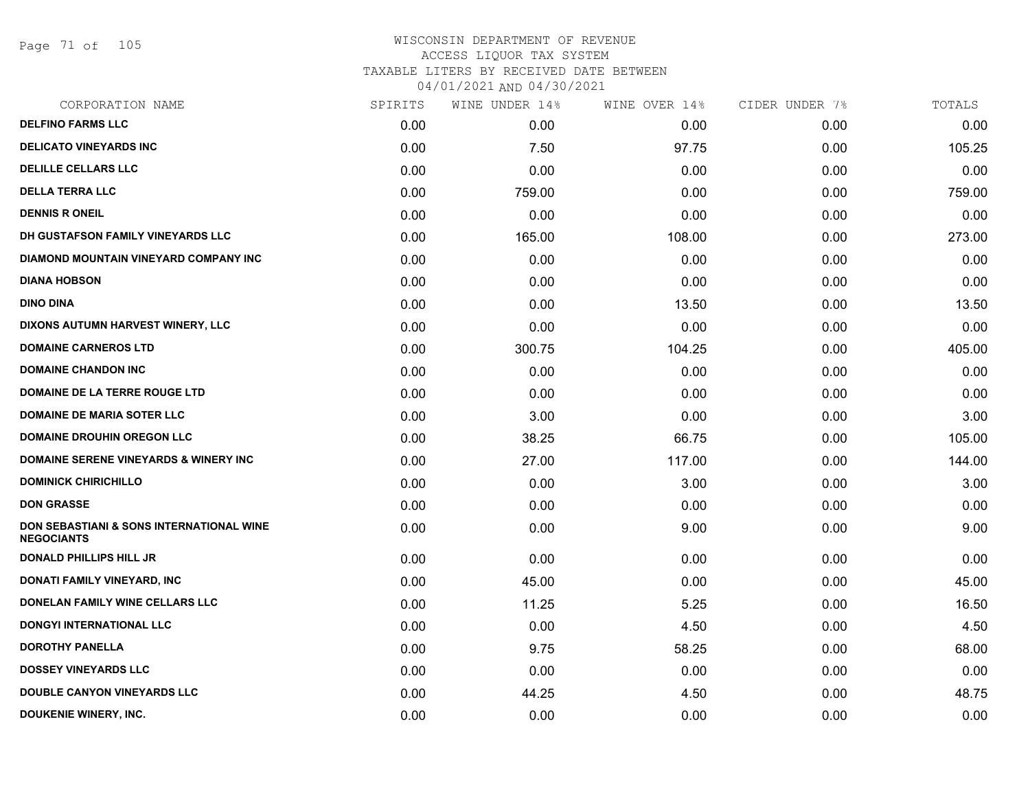# WISCONSIN DEPARTMENT OF REVENUE
ACCESS LIQUOR TAX SYSTEM
TAXABLE LITERS BY RECEIVED DATE BETWEEN
04/01/2021 AND 04/30/2021

| CORPORATION NAME | SPIRITS | WINE UNDER 14% | WINE OVER 14% | CIDER UNDER 7% | TOTALS |
|---|---|---|---|---|---|
| DELFINO FARMS LLC | 0.00 | 0.00 | 0.00 | 0.00 | 0.00 |
| DELICATO VINEYARDS INC | 0.00 | 7.50 | 97.75 | 0.00 | 105.25 |
| DELILLE CELLARS LLC | 0.00 | 0.00 | 0.00 | 0.00 | 0.00 |
| DELLA TERRA LLC | 0.00 | 759.00 | 0.00 | 0.00 | 759.00 |
| DENNIS R ONEIL | 0.00 | 0.00 | 0.00 | 0.00 | 0.00 |
| DH GUSTAFSON FAMILY VINEYARDS LLC | 0.00 | 165.00 | 108.00 | 0.00 | 273.00 |
| DIAMOND MOUNTAIN VINEYARD COMPANY INC | 0.00 | 0.00 | 0.00 | 0.00 | 0.00 |
| DIANA HOBSON | 0.00 | 0.00 | 0.00 | 0.00 | 0.00 |
| DINO DINA | 0.00 | 0.00 | 13.50 | 0.00 | 13.50 |
| DIXONS AUTUMN HARVEST WINERY, LLC | 0.00 | 0.00 | 0.00 | 0.00 | 0.00 |
| DOMAINE CARNEROS LTD | 0.00 | 300.75 | 104.25 | 0.00 | 405.00 |
| DOMAINE CHANDON INC | 0.00 | 0.00 | 0.00 | 0.00 | 0.00 |
| DOMAINE DE LA TERRE ROUGE LTD | 0.00 | 0.00 | 0.00 | 0.00 | 0.00 |
| DOMAINE DE MARIA SOTER LLC | 0.00 | 3.00 | 0.00 | 0.00 | 3.00 |
| DOMAINE DROUHIN OREGON LLC | 0.00 | 38.25 | 66.75 | 0.00 | 105.00 |
| DOMAINE SERENE VINEYARDS & WINERY INC | 0.00 | 27.00 | 117.00 | 0.00 | 144.00 |
| DOMINICK CHIRICHILLO | 0.00 | 0.00 | 3.00 | 0.00 | 3.00 |
| DON GRASSE | 0.00 | 0.00 | 0.00 | 0.00 | 0.00 |
| DON SEBASTIANI & SONS INTERNATIONAL WINE NEGOCIANTS | 0.00 | 0.00 | 9.00 | 0.00 | 9.00 |
| DONALD PHILLIPS HILL JR | 0.00 | 0.00 | 0.00 | 0.00 | 0.00 |
| DONATI FAMILY VINEYARD, INC | 0.00 | 45.00 | 0.00 | 0.00 | 45.00 |
| DONELAN FAMILY WINE CELLARS LLC | 0.00 | 11.25 | 5.25 | 0.00 | 16.50 |
| DONGYI INTERNATIONAL LLC | 0.00 | 0.00 | 4.50 | 0.00 | 4.50 |
| DOROTHY PANELLA | 0.00 | 9.75 | 58.25 | 0.00 | 68.00 |
| DOSSEY VINEYARDS LLC | 0.00 | 0.00 | 0.00 | 0.00 | 0.00 |
| DOUBLE CANYON VINEYARDS LLC | 0.00 | 44.25 | 4.50 | 0.00 | 48.75 |
| DOUKENIE WINERY, INC. | 0.00 | 0.00 | 0.00 | 0.00 | 0.00 |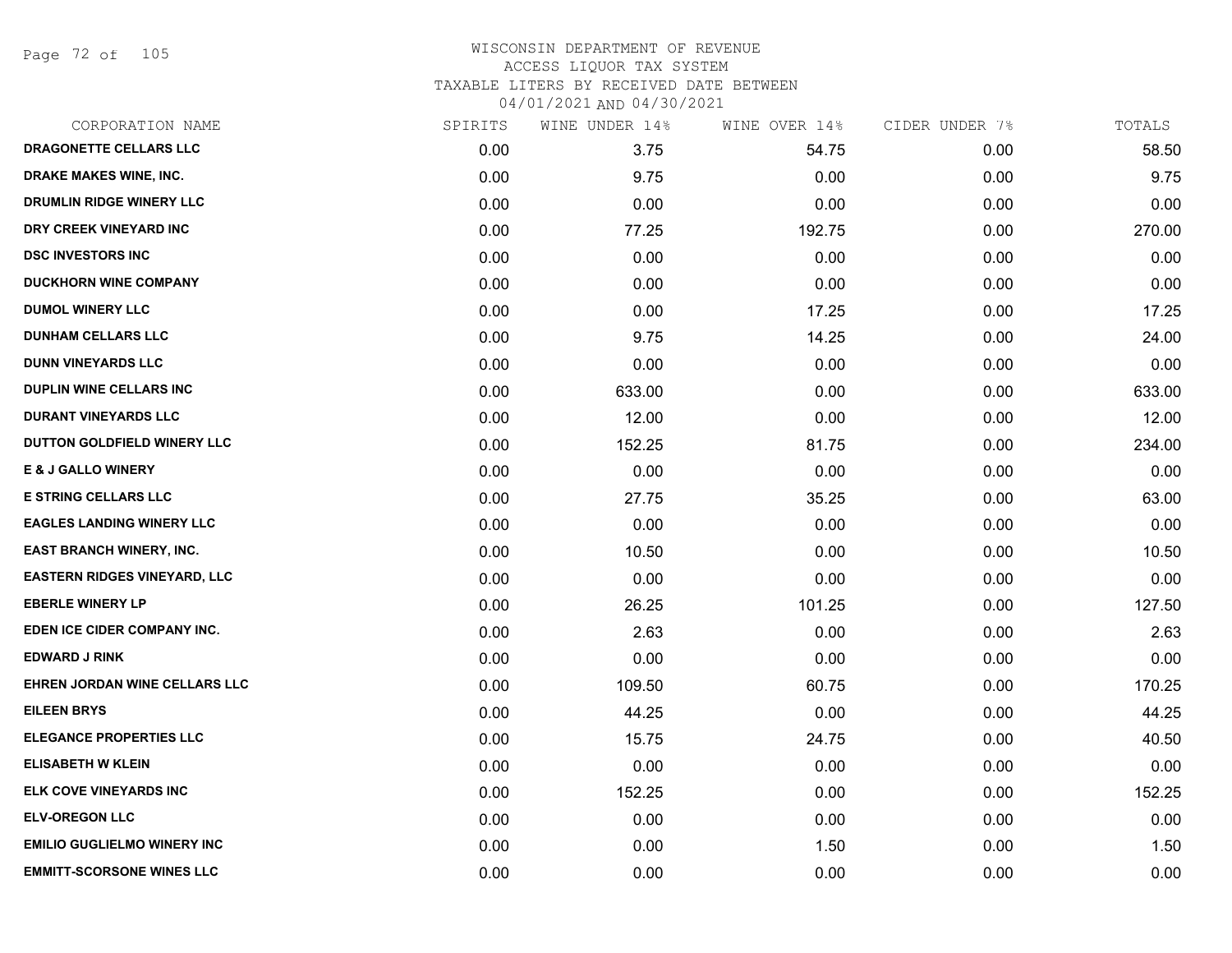# WISCONSIN DEPARTMENT OF REVENUE
ACCESS LIQUOR TAX SYSTEM
TAXABLE LITERS BY RECEIVED DATE BETWEEN
04/01/2021 AND 04/30/2021

| CORPORATION NAME | SPIRITS | WINE UNDER 14% | WINE OVER 14% | CIDER UNDER 7% | TOTALS |
|---|---|---|---|---|---|
| DRAGONETTE CELLARS LLC | 0.00 | 3.75 | 54.75 | 0.00 | 58.50 |
| DRAKE MAKES WINE, INC. | 0.00 | 9.75 | 0.00 | 0.00 | 9.75 |
| DRUMLIN RIDGE WINERY LLC | 0.00 | 0.00 | 0.00 | 0.00 | 0.00 |
| DRY CREEK VINEYARD INC | 0.00 | 77.25 | 192.75 | 0.00 | 270.00 |
| DSC INVESTORS INC | 0.00 | 0.00 | 0.00 | 0.00 | 0.00 |
| DUCKHORN WINE COMPANY | 0.00 | 0.00 | 0.00 | 0.00 | 0.00 |
| DUMOL WINERY LLC | 0.00 | 0.00 | 17.25 | 0.00 | 17.25 |
| DUNHAM CELLARS LLC | 0.00 | 9.75 | 14.25 | 0.00 | 24.00 |
| DUNN VINEYARDS LLC | 0.00 | 0.00 | 0.00 | 0.00 | 0.00 |
| DUPLIN WINE CELLARS INC | 0.00 | 633.00 | 0.00 | 0.00 | 633.00 |
| DURANT VINEYARDS LLC | 0.00 | 12.00 | 0.00 | 0.00 | 12.00 |
| DUTTON GOLDFIELD WINERY LLC | 0.00 | 152.25 | 81.75 | 0.00 | 234.00 |
| E & J GALLO WINERY | 0.00 | 0.00 | 0.00 | 0.00 | 0.00 |
| E STRING CELLARS LLC | 0.00 | 27.75 | 35.25 | 0.00 | 63.00 |
| EAGLES LANDING WINERY LLC | 0.00 | 0.00 | 0.00 | 0.00 | 0.00 |
| EAST BRANCH WINERY, INC. | 0.00 | 10.50 | 0.00 | 0.00 | 10.50 |
| EASTERN RIDGES VINEYARD, LLC | 0.00 | 0.00 | 0.00 | 0.00 | 0.00 |
| EBERLE WINERY LP | 0.00 | 26.25 | 101.25 | 0.00 | 127.50 |
| EDEN ICE CIDER COMPANY INC. | 0.00 | 2.63 | 0.00 | 0.00 | 2.63 |
| EDWARD J RINK | 0.00 | 0.00 | 0.00 | 0.00 | 0.00 |
| EHREN JORDAN WINE CELLARS LLC | 0.00 | 109.50 | 60.75 | 0.00 | 170.25 |
| EILEEN BRYS | 0.00 | 44.25 | 0.00 | 0.00 | 44.25 |
| ELEGANCE PROPERTIES LLC | 0.00 | 15.75 | 24.75 | 0.00 | 40.50 |
| ELISABETH W KLEIN | 0.00 | 0.00 | 0.00 | 0.00 | 0.00 |
| ELK COVE VINEYARDS INC | 0.00 | 152.25 | 0.00 | 0.00 | 152.25 |
| ELV-OREGON LLC | 0.00 | 0.00 | 0.00 | 0.00 | 0.00 |
| EMILIO GUGLIELMO WINERY INC | 0.00 | 0.00 | 1.50 | 0.00 | 1.50 |
| EMMITT-SCORSONE WINES LLC | 0.00 | 0.00 | 0.00 | 0.00 | 0.00 |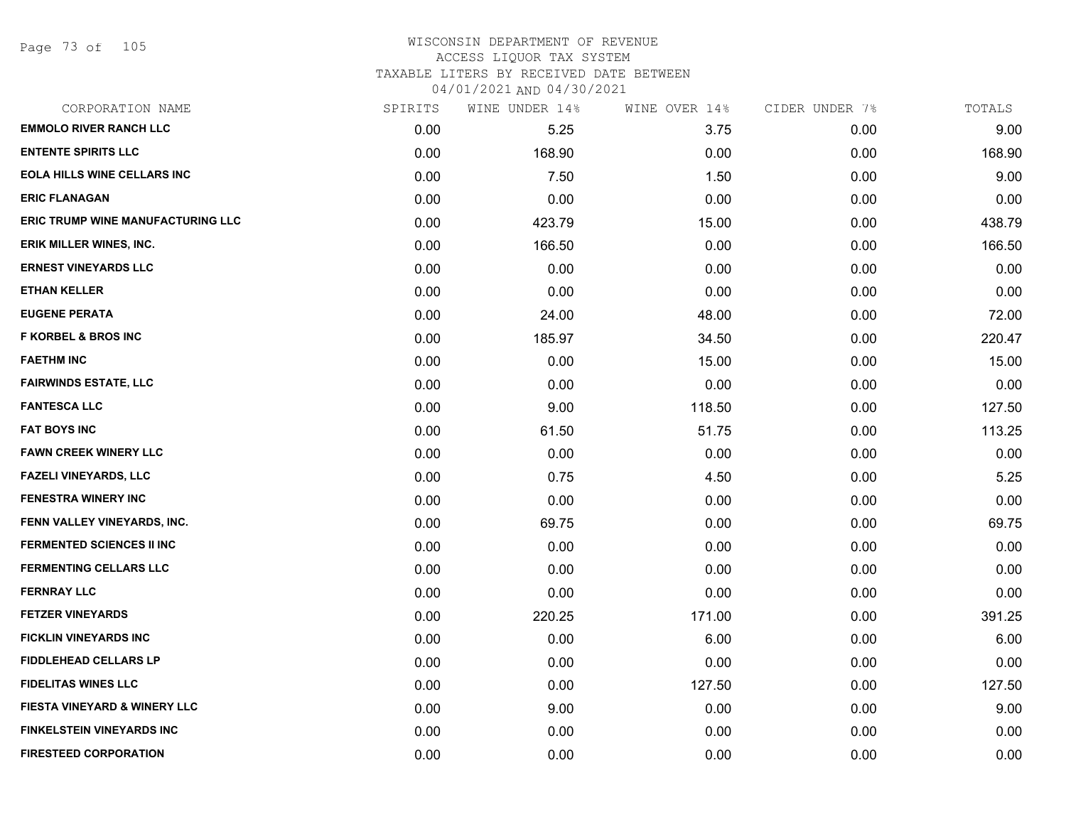# WISCONSIN DEPARTMENT OF REVENUE
## ACCESS LIQUOR TAX SYSTEM
### TAXABLE LITERS BY RECEIVED DATE BETWEEN 04/01/2021 AND 04/30/2021

| CORPORATION NAME | SPIRITS | WINE UNDER 14% | WINE OVER 14% | CIDER UNDER 7% | TOTALS |
|---|---|---|---|---|---|
| EMMOLO RIVER RANCH LLC | 0.00 | 5.25 | 3.75 | 0.00 | 9.00 |
| ENTENTE SPIRITS LLC | 0.00 | 168.90 | 0.00 | 0.00 | 168.90 |
| EOLA HILLS WINE CELLARS INC | 0.00 | 7.50 | 1.50 | 0.00 | 9.00 |
| ERIC FLANAGAN | 0.00 | 0.00 | 0.00 | 0.00 | 0.00 |
| ERIC TRUMP WINE MANUFACTURING LLC | 0.00 | 423.79 | 15.00 | 0.00 | 438.79 |
| ERIK MILLER WINES, INC. | 0.00 | 166.50 | 0.00 | 0.00 | 166.50 |
| ERNEST VINEYARDS LLC | 0.00 | 0.00 | 0.00 | 0.00 | 0.00 |
| ETHAN KELLER | 0.00 | 0.00 | 0.00 | 0.00 | 0.00 |
| EUGENE PERATA | 0.00 | 24.00 | 48.00 | 0.00 | 72.00 |
| F KORBEL & BROS INC | 0.00 | 185.97 | 34.50 | 0.00 | 220.47 |
| FAETHM INC | 0.00 | 0.00 | 15.00 | 0.00 | 15.00 |
| FAIRWINDS ESTATE, LLC | 0.00 | 0.00 | 0.00 | 0.00 | 0.00 |
| FANTESCA LLC | 0.00 | 9.00 | 118.50 | 0.00 | 127.50 |
| FAT BOYS INC | 0.00 | 61.50 | 51.75 | 0.00 | 113.25 |
| FAWN CREEK WINERY LLC | 0.00 | 0.00 | 0.00 | 0.00 | 0.00 |
| FAZELI VINEYARDS, LLC | 0.00 | 0.75 | 4.50 | 0.00 | 5.25 |
| FENESTRA WINERY INC | 0.00 | 0.00 | 0.00 | 0.00 | 0.00 |
| FENN VALLEY VINEYARDS, INC. | 0.00 | 69.75 | 0.00 | 0.00 | 69.75 |
| FERMENTED SCIENCES II INC | 0.00 | 0.00 | 0.00 | 0.00 | 0.00 |
| FERMENTING CELLARS LLC | 0.00 | 0.00 | 0.00 | 0.00 | 0.00 |
| FERNRAY LLC | 0.00 | 0.00 | 0.00 | 0.00 | 0.00 |
| FETZER VINEYARDS | 0.00 | 220.25 | 171.00 | 0.00 | 391.25 |
| FICKLIN VINEYARDS INC | 0.00 | 0.00 | 6.00 | 0.00 | 6.00 |
| FIDDLEHEAD CELLARS LP | 0.00 | 0.00 | 0.00 | 0.00 | 0.00 |
| FIDELITAS WINES LLC | 0.00 | 0.00 | 127.50 | 0.00 | 127.50 |
| FIESTA VINEYARD & WINERY LLC | 0.00 | 9.00 | 0.00 | 0.00 | 9.00 |
| FINKELSTEIN VINEYARDS INC | 0.00 | 0.00 | 0.00 | 0.00 | 0.00 |
| FIRESTEED CORPORATION | 0.00 | 0.00 | 0.00 | 0.00 | 0.00 |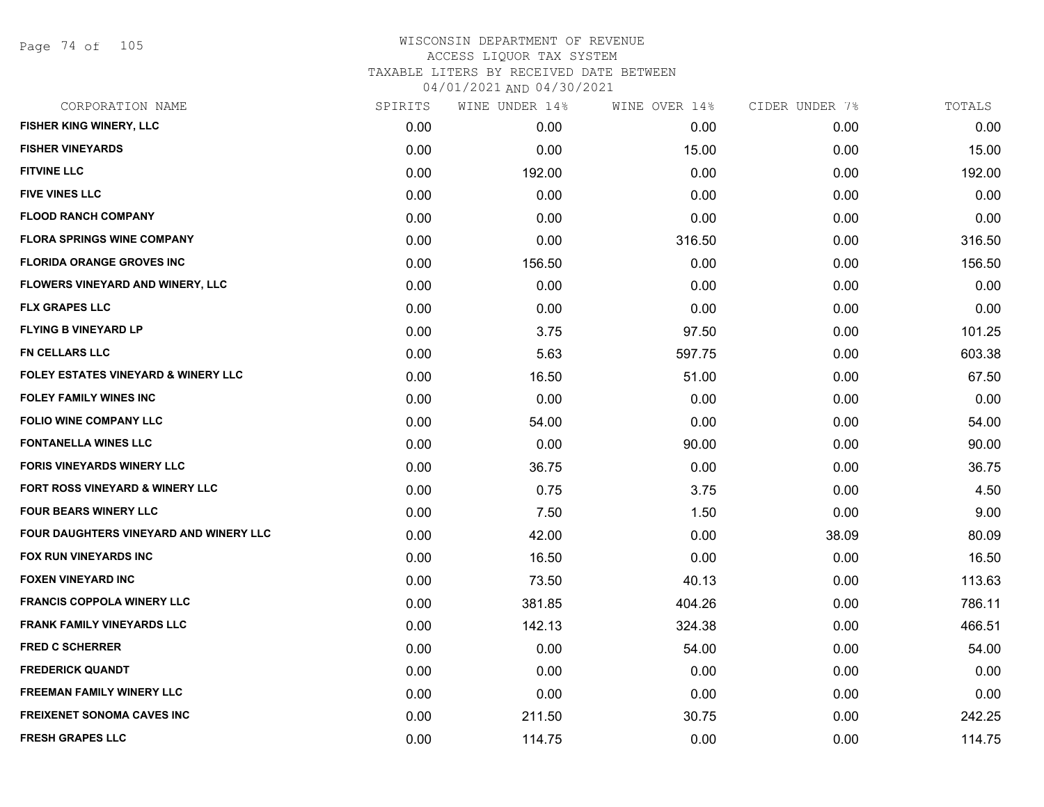# WISCONSIN DEPARTMENT OF REVENUE
ACCESS LIQUOR TAX SYSTEM
TAXABLE LITERS BY RECEIVED DATE BETWEEN
04/01/2021 AND 04/30/2021

| CORPORATION NAME | SPIRITS | WINE UNDER 14% | WINE OVER 14% | CIDER UNDER 7% | TOTALS |
|---|---|---|---|---|---|
| FISHER KING WINERY, LLC | 0.00 | 0.00 | 0.00 | 0.00 | 0.00 |
| FISHER VINEYARDS | 0.00 | 0.00 | 15.00 | 0.00 | 15.00 |
| FITVINE LLC | 0.00 | 192.00 | 0.00 | 0.00 | 192.00 |
| FIVE VINES LLC | 0.00 | 0.00 | 0.00 | 0.00 | 0.00 |
| FLOOD RANCH COMPANY | 0.00 | 0.00 | 0.00 | 0.00 | 0.00 |
| FLORA SPRINGS WINE COMPANY | 0.00 | 0.00 | 316.50 | 0.00 | 316.50 |
| FLORIDA ORANGE GROVES INC | 0.00 | 156.50 | 0.00 | 0.00 | 156.50 |
| FLOWERS VINEYARD AND WINERY, LLC | 0.00 | 0.00 | 0.00 | 0.00 | 0.00 |
| FLX GRAPES LLC | 0.00 | 0.00 | 0.00 | 0.00 | 0.00 |
| FLYING B VINEYARD LP | 0.00 | 3.75 | 97.50 | 0.00 | 101.25 |
| FN CELLARS LLC | 0.00 | 5.63 | 597.75 | 0.00 | 603.38 |
| FOLEY ESTATES VINEYARD & WINERY LLC | 0.00 | 16.50 | 51.00 | 0.00 | 67.50 |
| FOLEY FAMILY WINES INC | 0.00 | 0.00 | 0.00 | 0.00 | 0.00 |
| FOLIO WINE COMPANY LLC | 0.00 | 54.00 | 0.00 | 0.00 | 54.00 |
| FONTANELLA WINES LLC | 0.00 | 0.00 | 90.00 | 0.00 | 90.00 |
| FORIS VINEYARDS WINERY LLC | 0.00 | 36.75 | 0.00 | 0.00 | 36.75 |
| FORT ROSS VINEYARD & WINERY LLC | 0.00 | 0.75 | 3.75 | 0.00 | 4.50 |
| FOUR BEARS WINERY LLC | 0.00 | 7.50 | 1.50 | 0.00 | 9.00 |
| FOUR DAUGHTERS VINEYARD AND WINERY LLC | 0.00 | 42.00 | 0.00 | 38.09 | 80.09 |
| FOX RUN VINEYARDS INC | 0.00 | 16.50 | 0.00 | 0.00 | 16.50 |
| FOXEN VINEYARD INC | 0.00 | 73.50 | 40.13 | 0.00 | 113.63 |
| FRANCIS COPPOLA WINERY LLC | 0.00 | 381.85 | 404.26 | 0.00 | 786.11 |
| FRANK FAMILY VINEYARDS LLC | 0.00 | 142.13 | 324.38 | 0.00 | 466.51 |
| FRED C SCHERRER | 0.00 | 0.00 | 54.00 | 0.00 | 54.00 |
| FREDERICK QUANDT | 0.00 | 0.00 | 0.00 | 0.00 | 0.00 |
| FREEMAN FAMILY WINERY LLC | 0.00 | 0.00 | 0.00 | 0.00 | 0.00 |
| FREIXENET SONOMA CAVES INC | 0.00 | 211.50 | 30.75 | 0.00 | 242.25 |
| FRESH GRAPES LLC | 0.00 | 114.75 | 0.00 | 0.00 | 114.75 |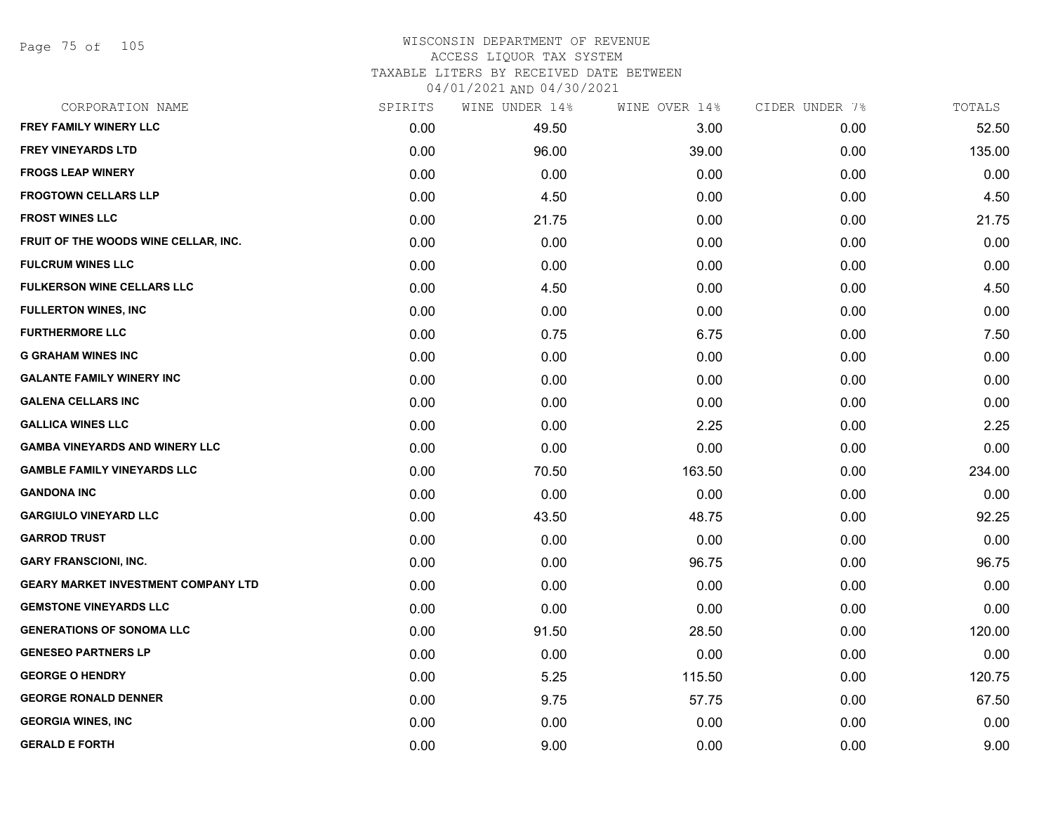# WISCONSIN DEPARTMENT OF REVENUE
ACCESS LIQUOR TAX SYSTEM
TAXABLE LITERS BY RECEIVED DATE BETWEEN
04/01/2021 AND 04/30/2021

| CORPORATION NAME | SPIRITS | WINE UNDER 14% | WINE OVER 14% | CIDER UNDER 7% | TOTALS |
|---|---|---|---|---|---|
| FREY FAMILY WINERY LLC | 0.00 | 49.50 | 3.00 | 0.00 | 52.50 |
| FREY VINEYARDS LTD | 0.00 | 96.00 | 39.00 | 0.00 | 135.00 |
| FROGS LEAP WINERY | 0.00 | 0.00 | 0.00 | 0.00 | 0.00 |
| FROGTOWN CELLARS LLP | 0.00 | 4.50 | 0.00 | 0.00 | 4.50 |
| FROST WINES LLC | 0.00 | 21.75 | 0.00 | 0.00 | 21.75 |
| FRUIT OF THE WOODS WINE CELLAR, INC. | 0.00 | 0.00 | 0.00 | 0.00 | 0.00 |
| FULCRUM WINES LLC | 0.00 | 0.00 | 0.00 | 0.00 | 0.00 |
| FULKERSON WINE CELLARS LLC | 0.00 | 4.50 | 0.00 | 0.00 | 4.50 |
| FULLERTON WINES, INC | 0.00 | 0.00 | 0.00 | 0.00 | 0.00 |
| FURTHERMORE LLC | 0.00 | 0.75 | 6.75 | 0.00 | 7.50 |
| G GRAHAM WINES INC | 0.00 | 0.00 | 0.00 | 0.00 | 0.00 |
| GALANTE FAMILY WINERY INC | 0.00 | 0.00 | 0.00 | 0.00 | 0.00 |
| GALENA CELLARS INC | 0.00 | 0.00 | 0.00 | 0.00 | 0.00 |
| GALLICA WINES LLC | 0.00 | 0.00 | 2.25 | 0.00 | 2.25 |
| GAMBA VINEYARDS AND WINERY LLC | 0.00 | 0.00 | 0.00 | 0.00 | 0.00 |
| GAMBLE FAMILY VINEYARDS LLC | 0.00 | 70.50 | 163.50 | 0.00 | 234.00 |
| GANDONA INC | 0.00 | 0.00 | 0.00 | 0.00 | 0.00 |
| GARGIULO VINEYARD LLC | 0.00 | 43.50 | 48.75 | 0.00 | 92.25 |
| GARROD TRUST | 0.00 | 0.00 | 0.00 | 0.00 | 0.00 |
| GARY FRANSCIONI, INC. | 0.00 | 0.00 | 96.75 | 0.00 | 96.75 |
| GEARY MARKET INVESTMENT COMPANY LTD | 0.00 | 0.00 | 0.00 | 0.00 | 0.00 |
| GEMSTONE VINEYARDS LLC | 0.00 | 0.00 | 0.00 | 0.00 | 0.00 |
| GENERATIONS OF SONOMA LLC | 0.00 | 91.50 | 28.50 | 0.00 | 120.00 |
| GENESEO PARTNERS LP | 0.00 | 0.00 | 0.00 | 0.00 | 0.00 |
| GEORGE O HENDRY | 0.00 | 5.25 | 115.50 | 0.00 | 120.75 |
| GEORGE RONALD DENNER | 0.00 | 9.75 | 57.75 | 0.00 | 67.50 |
| GEORGIA WINES, INC | 0.00 | 0.00 | 0.00 | 0.00 | 0.00 |
| GERALD E FORTH | 0.00 | 9.00 | 0.00 | 0.00 | 9.00 |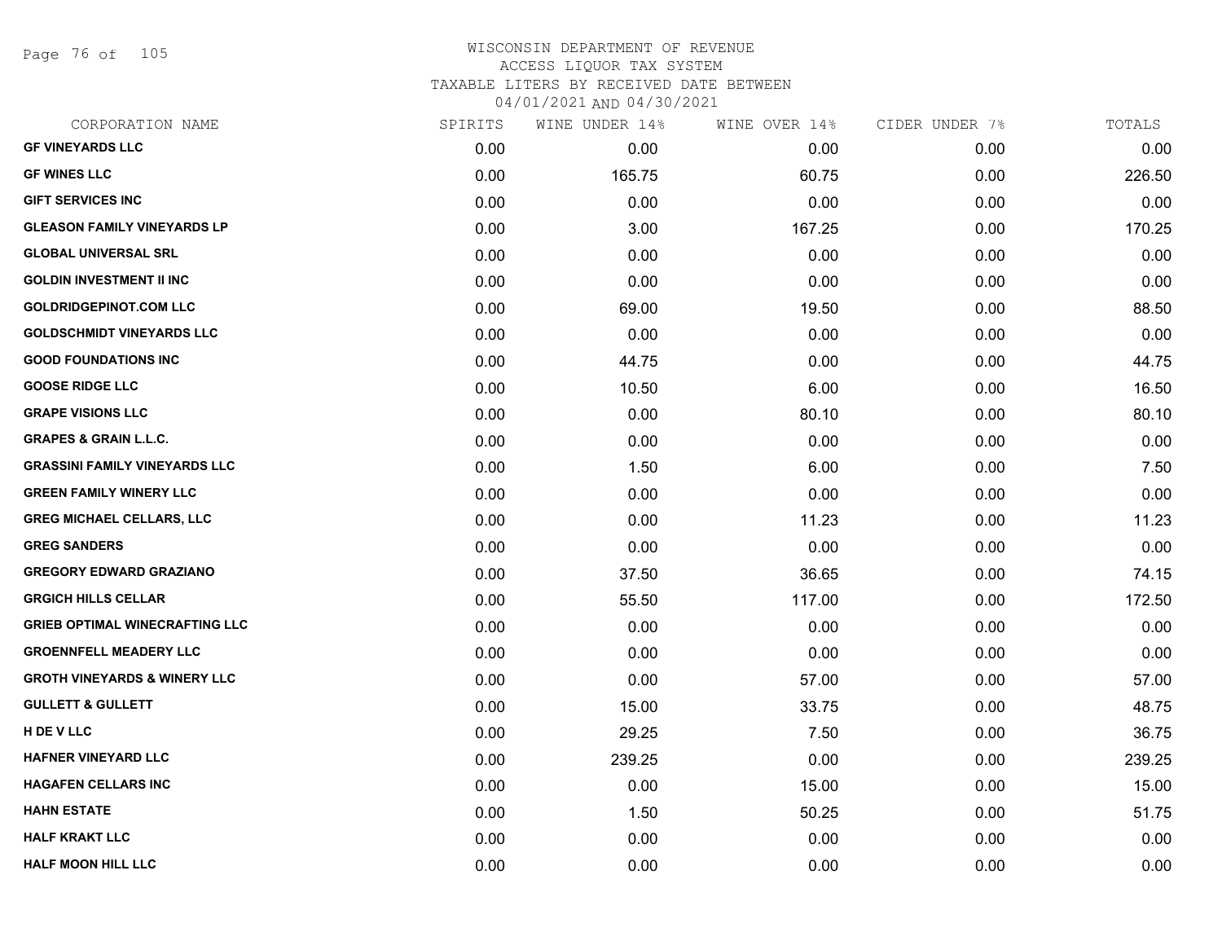WISCONSIN DEPARTMENT OF REVENUE
ACCESS LIQUOR TAX SYSTEM
TAXABLE LITERS BY RECEIVED DATE BETWEEN
04/01/2021 AND 04/30/2021

| CORPORATION NAME | SPIRITS | WINE UNDER 14% | WINE OVER 14% | CIDER UNDER 7% | TOTALS |
|---|---|---|---|---|---|
| GF VINEYARDS LLC | 0.00 | 0.00 | 0.00 | 0.00 | 0.00 |
| GF WINES LLC | 0.00 | 165.75 | 60.75 | 0.00 | 226.50 |
| GIFT SERVICES INC | 0.00 | 0.00 | 0.00 | 0.00 | 0.00 |
| GLEASON FAMILY VINEYARDS LP | 0.00 | 3.00 | 167.25 | 0.00 | 170.25 |
| GLOBAL UNIVERSAL SRL | 0.00 | 0.00 | 0.00 | 0.00 | 0.00 |
| GOLDIN INVESTMENT II INC | 0.00 | 0.00 | 0.00 | 0.00 | 0.00 |
| GOLDRIDGEPINOT.COM LLC | 0.00 | 69.00 | 19.50 | 0.00 | 88.50 |
| GOLDSCHMIDT VINEYARDS LLC | 0.00 | 0.00 | 0.00 | 0.00 | 0.00 |
| GOOD FOUNDATIONS INC | 0.00 | 44.75 | 0.00 | 0.00 | 44.75 |
| GOOSE RIDGE LLC | 0.00 | 10.50 | 6.00 | 0.00 | 16.50 |
| GRAPE VISIONS LLC | 0.00 | 0.00 | 80.10 | 0.00 | 80.10 |
| GRAPES & GRAIN L.L.C. | 0.00 | 0.00 | 0.00 | 0.00 | 0.00 |
| GRASSINI FAMILY VINEYARDS LLC | 0.00 | 1.50 | 6.00 | 0.00 | 7.50 |
| GREEN FAMILY WINERY LLC | 0.00 | 0.00 | 0.00 | 0.00 | 0.00 |
| GREG MICHAEL CELLARS, LLC | 0.00 | 0.00 | 11.23 | 0.00 | 11.23 |
| GREG SANDERS | 0.00 | 0.00 | 0.00 | 0.00 | 0.00 |
| GREGORY EDWARD GRAZIANO | 0.00 | 37.50 | 36.65 | 0.00 | 74.15 |
| GRGICH HILLS CELLAR | 0.00 | 55.50 | 117.00 | 0.00 | 172.50 |
| GRIEB OPTIMAL WINECRAFTING LLC | 0.00 | 0.00 | 0.00 | 0.00 | 0.00 |
| GROENNFELL MEADERY LLC | 0.00 | 0.00 | 0.00 | 0.00 | 0.00 |
| GROTH VINEYARDS & WINERY LLC | 0.00 | 0.00 | 57.00 | 0.00 | 57.00 |
| GULLETT & GULLETT | 0.00 | 15.00 | 33.75 | 0.00 | 48.75 |
| H DE V LLC | 0.00 | 29.25 | 7.50 | 0.00 | 36.75 |
| HAFNER VINEYARD LLC | 0.00 | 239.25 | 0.00 | 0.00 | 239.25 |
| HAGAFEN CELLARS INC | 0.00 | 0.00 | 15.00 | 0.00 | 15.00 |
| HAHN ESTATE | 0.00 | 1.50 | 50.25 | 0.00 | 51.75 |
| HALF KRAKT LLC | 0.00 | 0.00 | 0.00 | 0.00 | 0.00 |
| HALF MOON HILL LLC | 0.00 | 0.00 | 0.00 | 0.00 | 0.00 |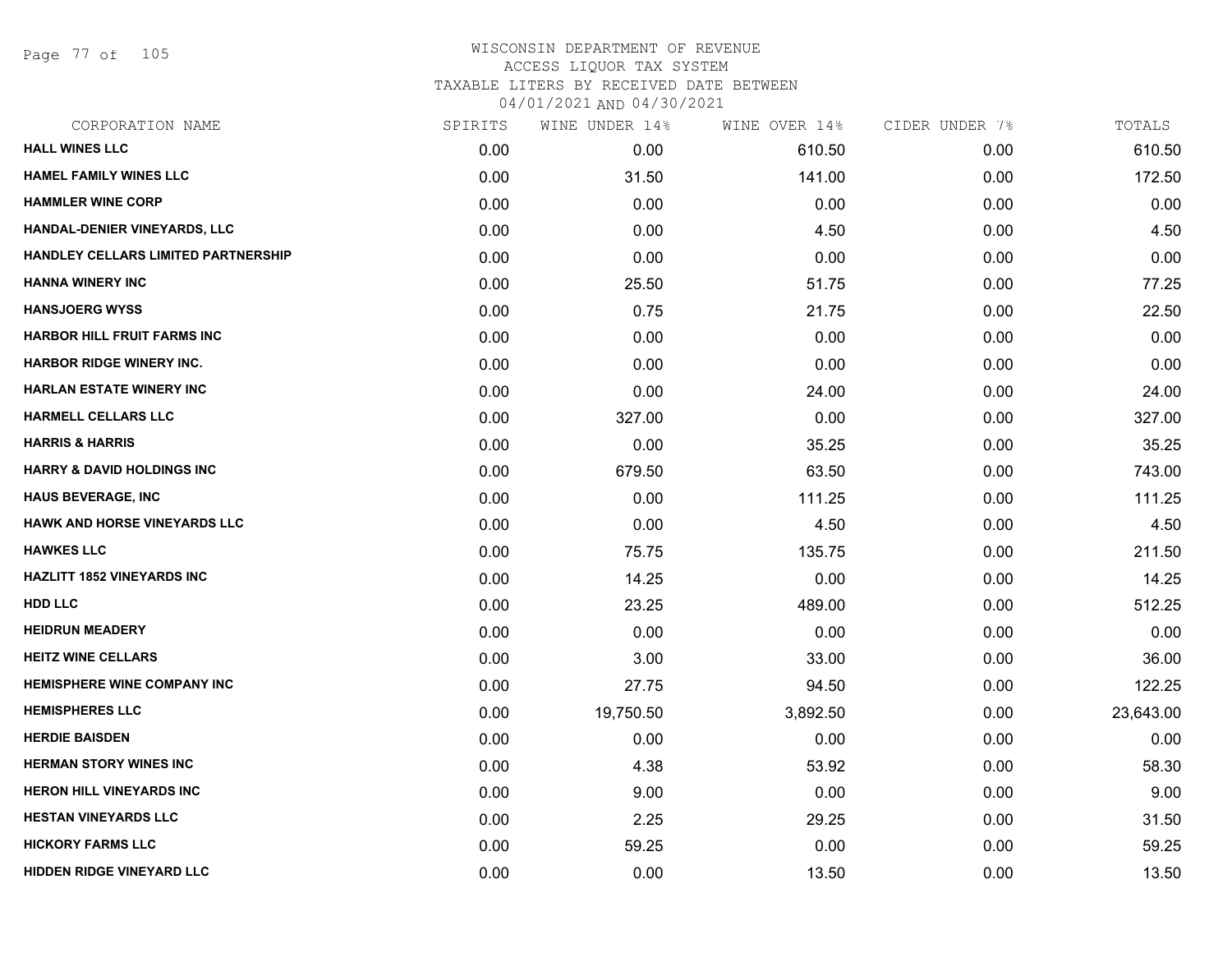WISCONSIN DEPARTMENT OF REVENUE
ACCESS LIQUOR TAX SYSTEM
TAXABLE LITERS BY RECEIVED DATE BETWEEN
04/01/2021 AND 04/30/2021

| CORPORATION NAME | SPIRITS | WINE UNDER 14% | WINE OVER 14% | CIDER UNDER 7% | TOTALS |
|---|---|---|---|---|---|
| HALL WINES LLC | 0.00 | 0.00 | 610.50 | 0.00 | 610.50 |
| HAMEL FAMILY WINES LLC | 0.00 | 31.50 | 141.00 | 0.00 | 172.50 |
| HAMMLER WINE CORP | 0.00 | 0.00 | 0.00 | 0.00 | 0.00 |
| HANDAL-DENIER VINEYARDS, LLC | 0.00 | 0.00 | 4.50 | 0.00 | 4.50 |
| HANDLEY CELLARS LIMITED PARTNERSHIP | 0.00 | 0.00 | 0.00 | 0.00 | 0.00 |
| HANNA WINERY INC | 0.00 | 25.50 | 51.75 | 0.00 | 77.25 |
| HANSJOERG WYSS | 0.00 | 0.75 | 21.75 | 0.00 | 22.50 |
| HARBOR HILL FRUIT FARMS INC | 0.00 | 0.00 | 0.00 | 0.00 | 0.00 |
| HARBOR RIDGE WINERY INC. | 0.00 | 0.00 | 0.00 | 0.00 | 0.00 |
| HARLAN ESTATE WINERY INC | 0.00 | 0.00 | 24.00 | 0.00 | 24.00 |
| HARMELL CELLARS LLC | 0.00 | 327.00 | 0.00 | 0.00 | 327.00 |
| HARRIS & HARRIS | 0.00 | 0.00 | 35.25 | 0.00 | 35.25 |
| HARRY & DAVID HOLDINGS INC | 0.00 | 679.50 | 63.50 | 0.00 | 743.00 |
| HAUS BEVERAGE, INC | 0.00 | 0.00 | 111.25 | 0.00 | 111.25 |
| HAWK AND HORSE VINEYARDS LLC | 0.00 | 0.00 | 4.50 | 0.00 | 4.50 |
| HAWKES LLC | 0.00 | 75.75 | 135.75 | 0.00 | 211.50 |
| HAZLITT 1852 VINEYARDS INC | 0.00 | 14.25 | 0.00 | 0.00 | 14.25 |
| HDD LLC | 0.00 | 23.25 | 489.00 | 0.00 | 512.25 |
| HEIDRUN MEADERY | 0.00 | 0.00 | 0.00 | 0.00 | 0.00 |
| HEITZ WINE CELLARS | 0.00 | 3.00 | 33.00 | 0.00 | 36.00 |
| HEMISPHERE WINE COMPANY INC | 0.00 | 27.75 | 94.50 | 0.00 | 122.25 |
| HEMISPHERES LLC | 0.00 | 19,750.50 | 3,892.50 | 0.00 | 23,643.00 |
| HERDIE BAISDEN | 0.00 | 0.00 | 0.00 | 0.00 | 0.00 |
| HERMAN STORY WINES INC | 0.00 | 4.38 | 53.92 | 0.00 | 58.30 |
| HERON HILL VINEYARDS INC | 0.00 | 9.00 | 0.00 | 0.00 | 9.00 |
| HESTAN VINEYARDS LLC | 0.00 | 2.25 | 29.25 | 0.00 | 31.50 |
| HICKORY FARMS LLC | 0.00 | 59.25 | 0.00 | 0.00 | 59.25 |
| HIDDEN RIDGE VINEYARD LLC | 0.00 | 0.00 | 13.50 | 0.00 | 13.50 |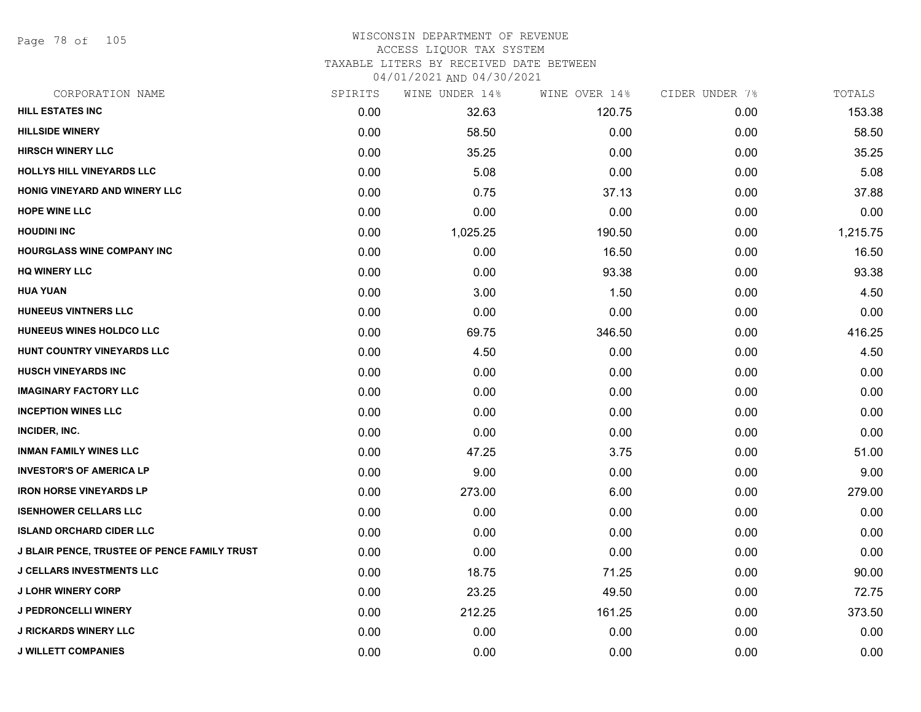# WISCONSIN DEPARTMENT OF REVENUE
## ACCESS LIQUOR TAX SYSTEM
### TAXABLE LITERS BY RECEIVED DATE BETWEEN 04/01/2021 AND 04/30/2021

| CORPORATION NAME | SPIRITS | WINE UNDER 14% | WINE OVER 14% | CIDER UNDER 7% | TOTALS |
|---|---|---|---|---|---|
| HILL ESTATES INC | 0.00 | 32.63 | 120.75 | 0.00 | 153.38 |
| HILLSIDE WINERY | 0.00 | 58.50 | 0.00 | 0.00 | 58.50 |
| HIRSCH WINERY LLC | 0.00 | 35.25 | 0.00 | 0.00 | 35.25 |
| HOLLYS HILL VINEYARDS LLC | 0.00 | 5.08 | 0.00 | 0.00 | 5.08 |
| HONIG VINEYARD AND WINERY LLC | 0.00 | 0.75 | 37.13 | 0.00 | 37.88 |
| HOPE WINE LLC | 0.00 | 0.00 | 0.00 | 0.00 | 0.00 |
| HOUDINI INC | 0.00 | 1,025.25 | 190.50 | 0.00 | 1,215.75 |
| HOURGLASS WINE COMPANY INC | 0.00 | 0.00 | 16.50 | 0.00 | 16.50 |
| HQ WINERY LLC | 0.00 | 0.00 | 93.38 | 0.00 | 93.38 |
| HUA YUAN | 0.00 | 3.00 | 1.50 | 0.00 | 4.50 |
| HUNEEUS VINTNERS LLC | 0.00 | 0.00 | 0.00 | 0.00 | 0.00 |
| HUNEEUS WINES HOLDCO LLC | 0.00 | 69.75 | 346.50 | 0.00 | 416.25 |
| HUNT COUNTRY VINEYARDS LLC | 0.00 | 4.50 | 0.00 | 0.00 | 4.50 |
| HUSCH VINEYARDS INC | 0.00 | 0.00 | 0.00 | 0.00 | 0.00 |
| IMAGINARY FACTORY LLC | 0.00 | 0.00 | 0.00 | 0.00 | 0.00 |
| INCEPTION WINES LLC | 0.00 | 0.00 | 0.00 | 0.00 | 0.00 |
| INCIDER, INC. | 0.00 | 0.00 | 0.00 | 0.00 | 0.00 |
| INMAN FAMILY WINES LLC | 0.00 | 47.25 | 3.75 | 0.00 | 51.00 |
| INVESTOR'S OF AMERICA LP | 0.00 | 9.00 | 0.00 | 0.00 | 9.00 |
| IRON HORSE VINEYARDS LP | 0.00 | 273.00 | 6.00 | 0.00 | 279.00 |
| ISENHOWER CELLARS LLC | 0.00 | 0.00 | 0.00 | 0.00 | 0.00 |
| ISLAND ORCHARD CIDER LLC | 0.00 | 0.00 | 0.00 | 0.00 | 0.00 |
| J BLAIR PENCE, TRUSTEE OF PENCE FAMILY TRUST | 0.00 | 0.00 | 0.00 | 0.00 | 0.00 |
| J CELLARS INVESTMENTS LLC | 0.00 | 18.75 | 71.25 | 0.00 | 90.00 |
| J LOHR WINERY CORP | 0.00 | 23.25 | 49.50 | 0.00 | 72.75 |
| J PEDRONCELLI WINERY | 0.00 | 212.25 | 161.25 | 0.00 | 373.50 |
| J RICKARDS WINERY LLC | 0.00 | 0.00 | 0.00 | 0.00 | 0.00 |
| J WILLETT COMPANIES | 0.00 | 0.00 | 0.00 | 0.00 | 0.00 |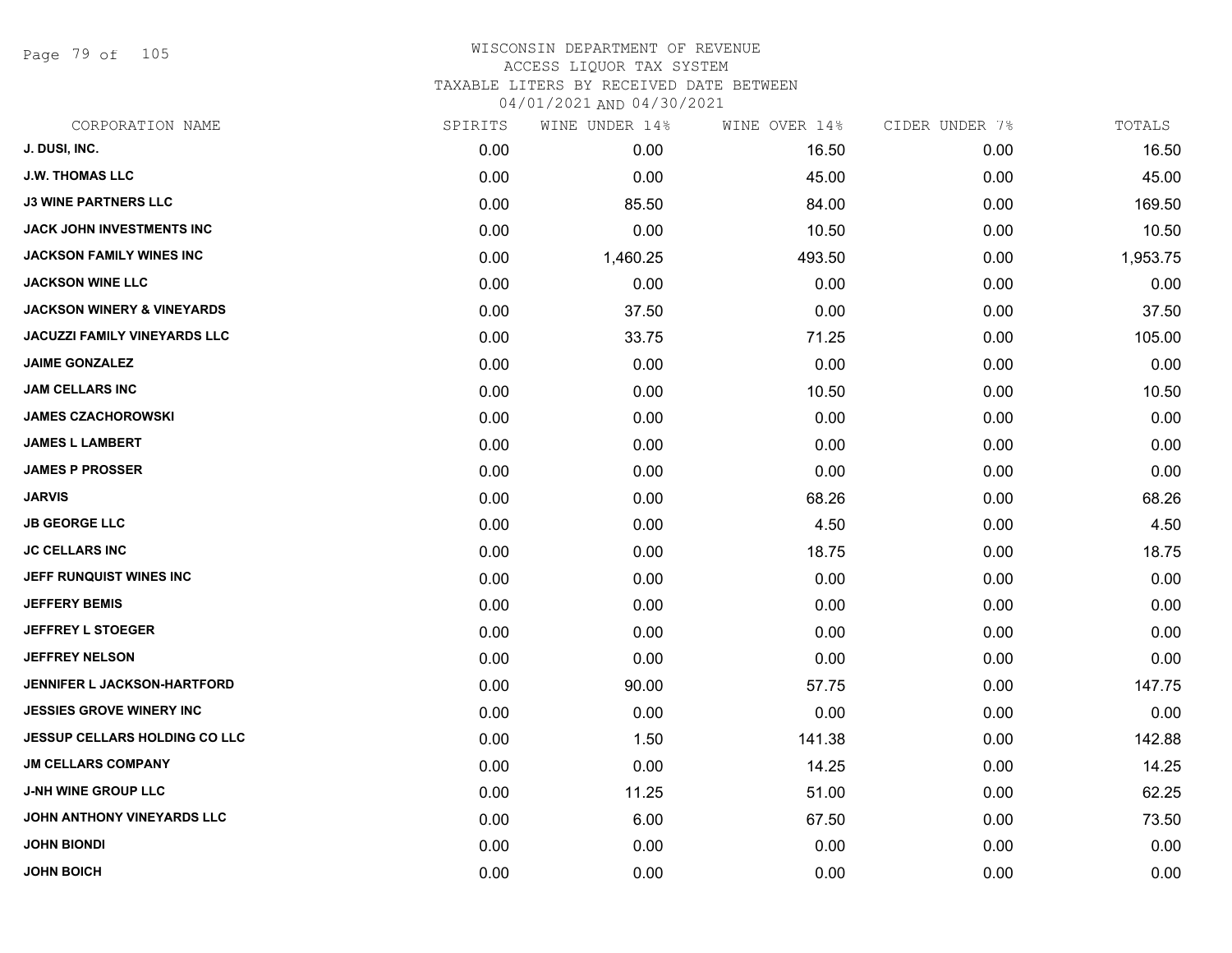# WISCONSIN DEPARTMENT OF REVENUE
## ACCESS LIQUOR TAX SYSTEM
## TAXABLE LITERS BY RECEIVED DATE BETWEEN 04/01/2021 AND 04/30/2021

| CORPORATION NAME | SPIRITS | WINE UNDER 14% | WINE OVER 14% | CIDER UNDER 7% | TOTALS |
|---|---|---|---|---|---|
| J. DUSI, INC. | 0.00 | 0.00 | 16.50 | 0.00 | 16.50 |
| J.W. THOMAS LLC | 0.00 | 0.00 | 45.00 | 0.00 | 45.00 |
| J3 WINE PARTNERS LLC | 0.00 | 85.50 | 84.00 | 0.00 | 169.50 |
| JACK JOHN INVESTMENTS INC | 0.00 | 0.00 | 10.50 | 0.00 | 10.50 |
| JACKSON FAMILY WINES INC | 0.00 | 1,460.25 | 493.50 | 0.00 | 1,953.75 |
| JACKSON WINE LLC | 0.00 | 0.00 | 0.00 | 0.00 | 0.00 |
| JACKSON WINERY & VINEYARDS | 0.00 | 37.50 | 0.00 | 0.00 | 37.50 |
| JACUZZI FAMILY VINEYARDS LLC | 0.00 | 33.75 | 71.25 | 0.00 | 105.00 |
| JAIME GONZALEZ | 0.00 | 0.00 | 0.00 | 0.00 | 0.00 |
| JAM CELLARS INC | 0.00 | 0.00 | 10.50 | 0.00 | 10.50 |
| JAMES CZACHOROWSKI | 0.00 | 0.00 | 0.00 | 0.00 | 0.00 |
| JAMES L LAMBERT | 0.00 | 0.00 | 0.00 | 0.00 | 0.00 |
| JAMES P PROSSER | 0.00 | 0.00 | 0.00 | 0.00 | 0.00 |
| JARVIS | 0.00 | 0.00 | 68.26 | 0.00 | 68.26 |
| JB GEORGE LLC | 0.00 | 0.00 | 4.50 | 0.00 | 4.50 |
| JC CELLARS INC | 0.00 | 0.00 | 18.75 | 0.00 | 18.75 |
| JEFF RUNQUIST WINES INC | 0.00 | 0.00 | 0.00 | 0.00 | 0.00 |
| JEFFERY BEMIS | 0.00 | 0.00 | 0.00 | 0.00 | 0.00 |
| JEFFREY L STOEGER | 0.00 | 0.00 | 0.00 | 0.00 | 0.00 |
| JEFFREY NELSON | 0.00 | 0.00 | 0.00 | 0.00 | 0.00 |
| JENNIFER L JACKSON-HARTFORD | 0.00 | 90.00 | 57.75 | 0.00 | 147.75 |
| JESSIES GROVE WINERY INC | 0.00 | 0.00 | 0.00 | 0.00 | 0.00 |
| JESSUP CELLARS HOLDING CO LLC | 0.00 | 1.50 | 141.38 | 0.00 | 142.88 |
| JM CELLARS COMPANY | 0.00 | 0.00 | 14.25 | 0.00 | 14.25 |
| J-NH WINE GROUP LLC | 0.00 | 11.25 | 51.00 | 0.00 | 62.25 |
| JOHN ANTHONY VINEYARDS LLC | 0.00 | 6.00 | 67.50 | 0.00 | 73.50 |
| JOHN BIONDI | 0.00 | 0.00 | 0.00 | 0.00 | 0.00 |
| JOHN BOICH | 0.00 | 0.00 | 0.00 | 0.00 | 0.00 |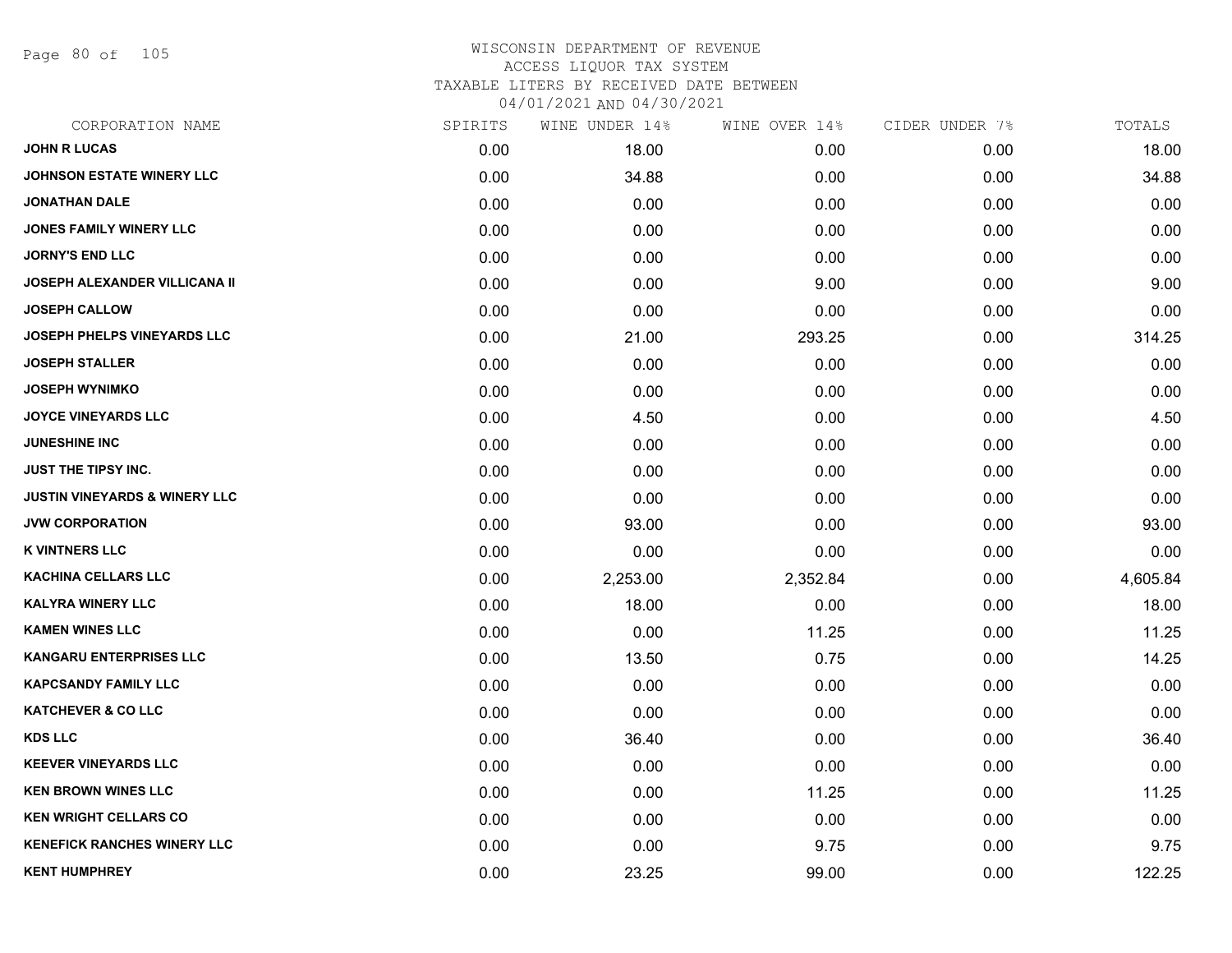# WISCONSIN DEPARTMENT OF REVENUE
ACCESS LIQUOR TAX SYSTEM
TAXABLE LITERS BY RECEIVED DATE BETWEEN
04/01/2021 AND 04/30/2021

| CORPORATION NAME | SPIRITS | WINE UNDER 14% | WINE OVER 14% | CIDER UNDER 7% | TOTALS |
|---|---|---|---|---|---|
| JOHN R LUCAS | 0.00 | 18.00 | 0.00 | 0.00 | 18.00 |
| JOHNSON ESTATE WINERY LLC | 0.00 | 34.88 | 0.00 | 0.00 | 34.88 |
| JONATHAN DALE | 0.00 | 0.00 | 0.00 | 0.00 | 0.00 |
| JONES FAMILY WINERY LLC | 0.00 | 0.00 | 0.00 | 0.00 | 0.00 |
| JORNY'S END LLC | 0.00 | 0.00 | 0.00 | 0.00 | 0.00 |
| JOSEPH ALEXANDER VILLICANA II | 0.00 | 0.00 | 9.00 | 0.00 | 9.00 |
| JOSEPH CALLOW | 0.00 | 0.00 | 0.00 | 0.00 | 0.00 |
| JOSEPH PHELPS VINEYARDS LLC | 0.00 | 21.00 | 293.25 | 0.00 | 314.25 |
| JOSEPH STALLER | 0.00 | 0.00 | 0.00 | 0.00 | 0.00 |
| JOSEPH WYNIMKO | 0.00 | 0.00 | 0.00 | 0.00 | 0.00 |
| JOYCE VINEYARDS LLC | 0.00 | 4.50 | 0.00 | 0.00 | 4.50 |
| JUNESHINE INC | 0.00 | 0.00 | 0.00 | 0.00 | 0.00 |
| JUST THE TIPSY INC. | 0.00 | 0.00 | 0.00 | 0.00 | 0.00 |
| JUSTIN VINEYARDS & WINERY LLC | 0.00 | 0.00 | 0.00 | 0.00 | 0.00 |
| JVW CORPORATION | 0.00 | 93.00 | 0.00 | 0.00 | 93.00 |
| K VINTNERS LLC | 0.00 | 0.00 | 0.00 | 0.00 | 0.00 |
| KACHINA CELLARS LLC | 0.00 | 2,253.00 | 2,352.84 | 0.00 | 4,605.84 |
| KALYRA WINERY LLC | 0.00 | 18.00 | 0.00 | 0.00 | 18.00 |
| KAMEN WINES LLC | 0.00 | 0.00 | 11.25 | 0.00 | 11.25 |
| KANGARU ENTERPRISES LLC | 0.00 | 13.50 | 0.75 | 0.00 | 14.25 |
| KAPCSANDY FAMILY LLC | 0.00 | 0.00 | 0.00 | 0.00 | 0.00 |
| KATCHEVER & CO LLC | 0.00 | 0.00 | 0.00 | 0.00 | 0.00 |
| KDS LLC | 0.00 | 36.40 | 0.00 | 0.00 | 36.40 |
| KEEVER VINEYARDS LLC | 0.00 | 0.00 | 0.00 | 0.00 | 0.00 |
| KEN BROWN WINES LLC | 0.00 | 0.00 | 11.25 | 0.00 | 11.25 |
| KEN WRIGHT CELLARS CO | 0.00 | 0.00 | 0.00 | 0.00 | 0.00 |
| KENEFICK RANCHES WINERY LLC | 0.00 | 0.00 | 9.75 | 0.00 | 9.75 |
| KENT HUMPHREY | 0.00 | 23.25 | 99.00 | 0.00 | 122.25 |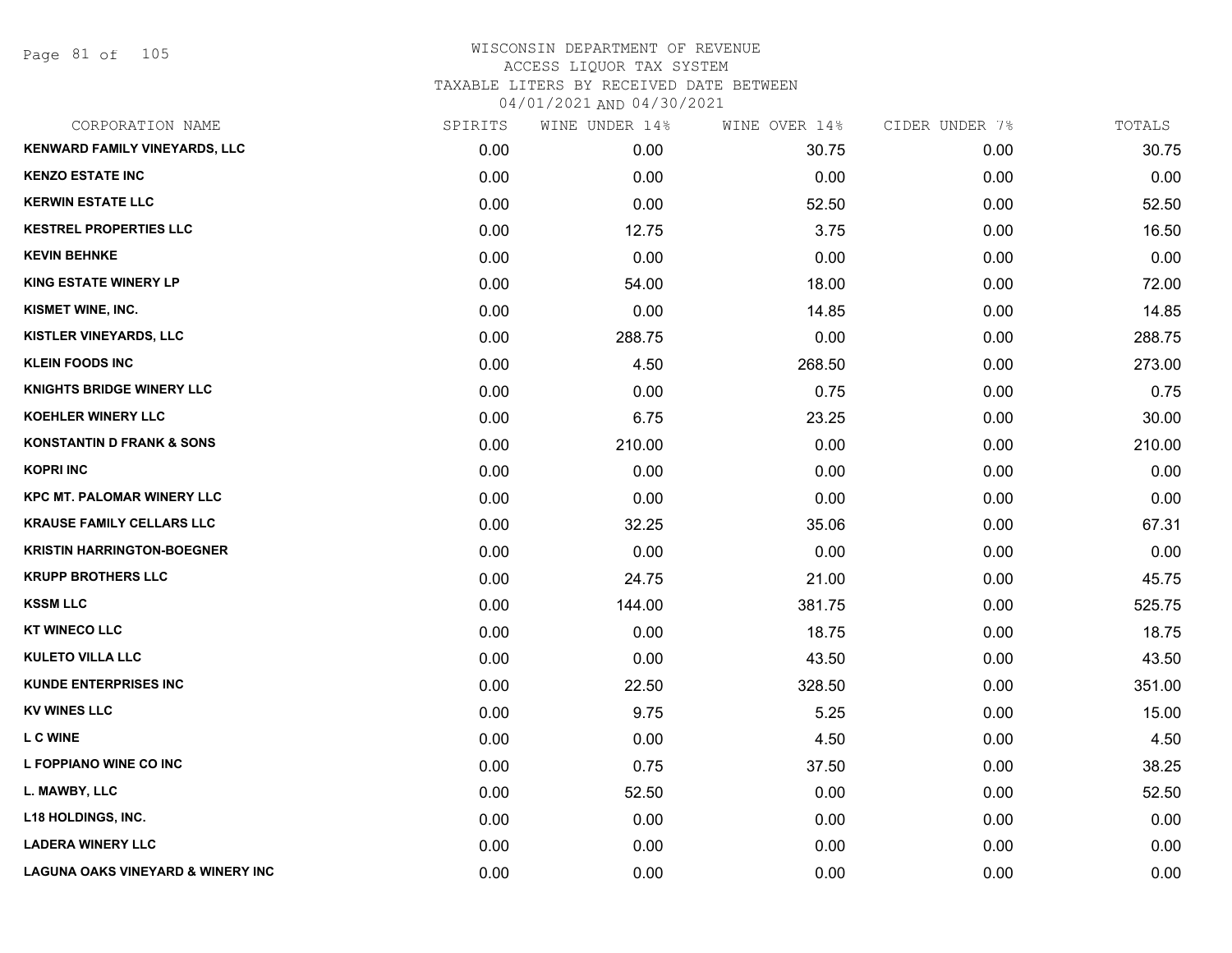# WISCONSIN DEPARTMENT OF REVENUE
## ACCESS LIQUOR TAX SYSTEM
### TAXABLE LITERS BY RECEIVED DATE BETWEEN 04/01/2021 AND 04/30/2021

| CORPORATION NAME | SPIRITS | WINE UNDER 14% | WINE OVER 14% | CIDER UNDER 7% | TOTALS |
|---|---|---|---|---|---|
| KENWARD FAMILY VINEYARDS, LLC | 0.00 | 0.00 | 30.75 | 0.00 | 30.75 |
| KENZO ESTATE INC | 0.00 | 0.00 | 0.00 | 0.00 | 0.00 |
| KERWIN ESTATE LLC | 0.00 | 0.00 | 52.50 | 0.00 | 52.50 |
| KESTREL PROPERTIES LLC | 0.00 | 12.75 | 3.75 | 0.00 | 16.50 |
| KEVIN BEHNKE | 0.00 | 0.00 | 0.00 | 0.00 | 0.00 |
| KING ESTATE WINERY LP | 0.00 | 54.00 | 18.00 | 0.00 | 72.00 |
| KISMET WINE, INC. | 0.00 | 0.00 | 14.85 | 0.00 | 14.85 |
| KISTLER VINEYARDS, LLC | 0.00 | 288.75 | 0.00 | 0.00 | 288.75 |
| KLEIN FOODS INC | 0.00 | 4.50 | 268.50 | 0.00 | 273.00 |
| KNIGHTS BRIDGE WINERY LLC | 0.00 | 0.00 | 0.75 | 0.00 | 0.75 |
| KOEHLER WINERY LLC | 0.00 | 6.75 | 23.25 | 0.00 | 30.00 |
| KONSTANTIN D FRANK & SONS | 0.00 | 210.00 | 0.00 | 0.00 | 210.00 |
| KOPRI INC | 0.00 | 0.00 | 0.00 | 0.00 | 0.00 |
| KPC MT. PALOMAR WINERY LLC | 0.00 | 0.00 | 0.00 | 0.00 | 0.00 |
| KRAUSE FAMILY CELLARS LLC | 0.00 | 32.25 | 35.06 | 0.00 | 67.31 |
| KRISTIN HARRINGTON-BOEGNER | 0.00 | 0.00 | 0.00 | 0.00 | 0.00 |
| KRUPP BROTHERS LLC | 0.00 | 24.75 | 21.00 | 0.00 | 45.75 |
| KSSM LLC | 0.00 | 144.00 | 381.75 | 0.00 | 525.75 |
| KT WINECO LLC | 0.00 | 0.00 | 18.75 | 0.00 | 18.75 |
| KULETO VILLA LLC | 0.00 | 0.00 | 43.50 | 0.00 | 43.50 |
| KUNDE ENTERPRISES INC | 0.00 | 22.50 | 328.50 | 0.00 | 351.00 |
| KV WINES LLC | 0.00 | 9.75 | 5.25 | 0.00 | 15.00 |
| L C WINE | 0.00 | 0.00 | 4.50 | 0.00 | 4.50 |
| L FOPPIANO WINE CO INC | 0.00 | 0.75 | 37.50 | 0.00 | 38.25 |
| L. MAWBY, LLC | 0.00 | 52.50 | 0.00 | 0.00 | 52.50 |
| L18 HOLDINGS, INC. | 0.00 | 0.00 | 0.00 | 0.00 | 0.00 |
| LADERA WINERY LLC | 0.00 | 0.00 | 0.00 | 0.00 | 0.00 |
| LAGUNA OAKS VINEYARD & WINERY INC | 0.00 | 0.00 | 0.00 | 0.00 | 0.00 |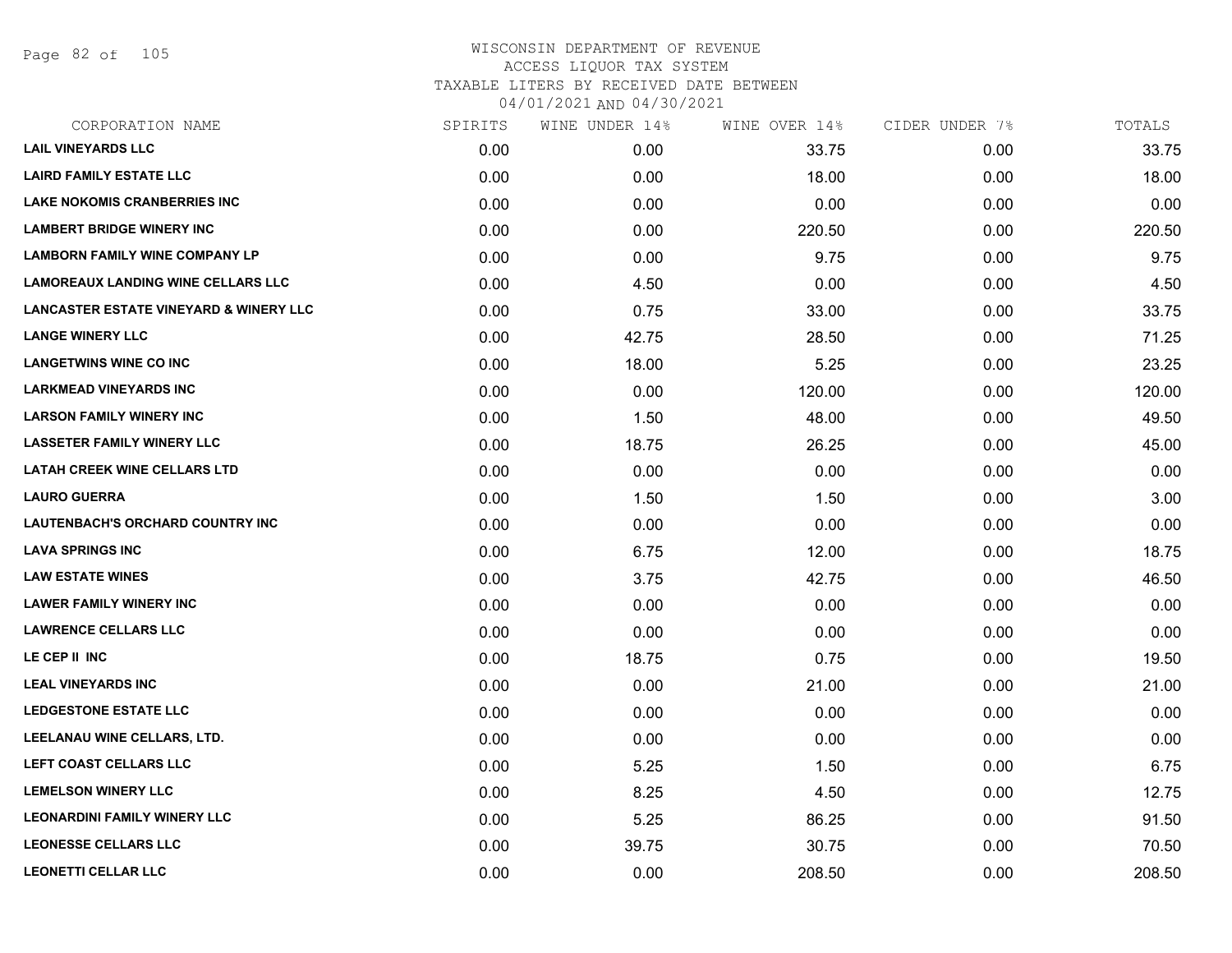# WISCONSIN DEPARTMENT OF REVENUE
## ACCESS LIQUOR TAX SYSTEM
### TAXABLE LITERS BY RECEIVED DATE BETWEEN 04/01/2021 AND 04/30/2021

| CORPORATION NAME | SPIRITS | WINE UNDER 14% | WINE OVER 14% | CIDER UNDER 7% | TOTALS |
|---|---|---|---|---|---|
| LAIL VINEYARDS LLC | 0.00 | 0.00 | 33.75 | 0.00 | 33.75 |
| LAIRD FAMILY ESTATE LLC | 0.00 | 0.00 | 18.00 | 0.00 | 18.00 |
| LAKE NOKOMIS CRANBERRIES INC | 0.00 | 0.00 | 0.00 | 0.00 | 0.00 |
| LAMBERT BRIDGE WINERY INC | 0.00 | 0.00 | 220.50 | 0.00 | 220.50 |
| LAMBORN FAMILY WINE COMPANY LP | 0.00 | 0.00 | 9.75 | 0.00 | 9.75 |
| LAMOREAUX LANDING WINE CELLARS LLC | 0.00 | 4.50 | 0.00 | 0.00 | 4.50 |
| LANCASTER ESTATE VINEYARD & WINERY LLC | 0.00 | 0.75 | 33.00 | 0.00 | 33.75 |
| LANGE WINERY LLC | 0.00 | 42.75 | 28.50 | 0.00 | 71.25 |
| LANGETWINS WINE CO INC | 0.00 | 18.00 | 5.25 | 0.00 | 23.25 |
| LARKMEAD VINEYARDS INC | 0.00 | 0.00 | 120.00 | 0.00 | 120.00 |
| LARSON FAMILY WINERY INC | 0.00 | 1.50 | 48.00 | 0.00 | 49.50 |
| LASSETER FAMILY WINERY LLC | 0.00 | 18.75 | 26.25 | 0.00 | 45.00 |
| LATAH CREEK WINE CELLARS LTD | 0.00 | 0.00 | 0.00 | 0.00 | 0.00 |
| LAURO GUERRA | 0.00 | 1.50 | 1.50 | 0.00 | 3.00 |
| LAUTENBACH'S ORCHARD COUNTRY INC | 0.00 | 0.00 | 0.00 | 0.00 | 0.00 |
| LAVA SPRINGS INC | 0.00 | 6.75 | 12.00 | 0.00 | 18.75 |
| LAW ESTATE WINES | 0.00 | 3.75 | 42.75 | 0.00 | 46.50 |
| LAWER FAMILY WINERY INC | 0.00 | 0.00 | 0.00 | 0.00 | 0.00 |
| LAWRENCE CELLARS LLC | 0.00 | 0.00 | 0.00 | 0.00 | 0.00 |
| LE CEP II INC | 0.00 | 18.75 | 0.75 | 0.00 | 19.50 |
| LEAL VINEYARDS INC | 0.00 | 0.00 | 21.00 | 0.00 | 21.00 |
| LEDGESTONE ESTATE LLC | 0.00 | 0.00 | 0.00 | 0.00 | 0.00 |
| LEELANAU WINE CELLARS, LTD. | 0.00 | 0.00 | 0.00 | 0.00 | 0.00 |
| LEFT COAST CELLARS LLC | 0.00 | 5.25 | 1.50 | 0.00 | 6.75 |
| LEMELSON WINERY LLC | 0.00 | 8.25 | 4.50 | 0.00 | 12.75 |
| LEONARDINI FAMILY WINERY LLC | 0.00 | 5.25 | 86.25 | 0.00 | 91.50 |
| LEONESSE CELLARS LLC | 0.00 | 39.75 | 30.75 | 0.00 | 70.50 |
| LEONETTI CELLAR LLC | 0.00 | 0.00 | 208.50 | 0.00 | 208.50 |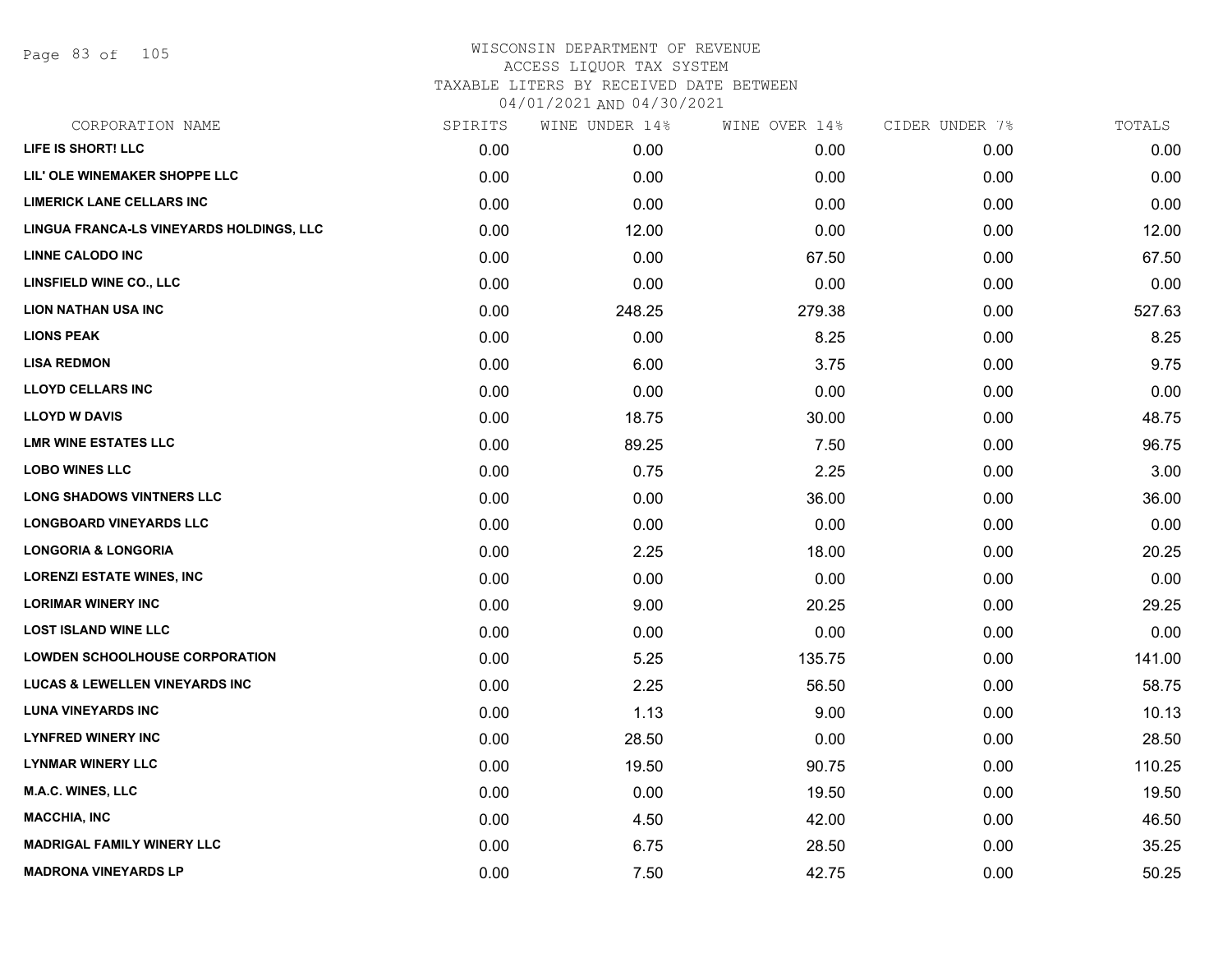# WISCONSIN DEPARTMENT OF REVENUE
## ACCESS LIQUOR TAX SYSTEM
### TAXABLE LITERS BY RECEIVED DATE BETWEEN 04/01/2021 AND 04/30/2021

| CORPORATION NAME | SPIRITS | WINE UNDER 14% | WINE OVER 14% | CIDER UNDER 7% | TOTALS |
|---|---|---|---|---|---|
| LIFE IS SHORT! LLC | 0.00 | 0.00 | 0.00 | 0.00 | 0.00 |
| LIL' OLE WINEMAKER SHOPPE LLC | 0.00 | 0.00 | 0.00 | 0.00 | 0.00 |
| LIMERICK LANE CELLARS INC | 0.00 | 0.00 | 0.00 | 0.00 | 0.00 |
| LINGUA FRANCA-LS VINEYARDS HOLDINGS, LLC | 0.00 | 12.00 | 0.00 | 0.00 | 12.00 |
| LINNE CALODO INC | 0.00 | 0.00 | 67.50 | 0.00 | 67.50 |
| LINSFIELD WINE CO., LLC | 0.00 | 0.00 | 0.00 | 0.00 | 0.00 |
| LION NATHAN USA INC | 0.00 | 248.25 | 279.38 | 0.00 | 527.63 |
| LIONS PEAK | 0.00 | 0.00 | 8.25 | 0.00 | 8.25 |
| LISA REDMON | 0.00 | 6.00 | 3.75 | 0.00 | 9.75 |
| LLOYD CELLARS INC | 0.00 | 0.00 | 0.00 | 0.00 | 0.00 |
| LLOYD W DAVIS | 0.00 | 18.75 | 30.00 | 0.00 | 48.75 |
| LMR WINE ESTATES LLC | 0.00 | 89.25 | 7.50 | 0.00 | 96.75 |
| LOBO WINES LLC | 0.00 | 0.75 | 2.25 | 0.00 | 3.00 |
| LONG SHADOWS VINTNERS LLC | 0.00 | 0.00 | 36.00 | 0.00 | 36.00 |
| LONGBOARD VINEYARDS LLC | 0.00 | 0.00 | 0.00 | 0.00 | 0.00 |
| LONGORIA & LONGORIA | 0.00 | 2.25 | 18.00 | 0.00 | 20.25 |
| LORENZI ESTATE WINES, INC | 0.00 | 0.00 | 0.00 | 0.00 | 0.00 |
| LORIMAR WINERY INC | 0.00 | 9.00 | 20.25 | 0.00 | 29.25 |
| LOST ISLAND WINE LLC | 0.00 | 0.00 | 0.00 | 0.00 | 0.00 |
| LOWDEN SCHOOLHOUSE CORPORATION | 0.00 | 5.25 | 135.75 | 0.00 | 141.00 |
| LUCAS & LEWELLEN VINEYARDS INC | 0.00 | 2.25 | 56.50 | 0.00 | 58.75 |
| LUNA VINEYARDS INC | 0.00 | 1.13 | 9.00 | 0.00 | 10.13 |
| LYNFRED WINERY INC | 0.00 | 28.50 | 0.00 | 0.00 | 28.50 |
| LYNMAR WINERY LLC | 0.00 | 19.50 | 90.75 | 0.00 | 110.25 |
| M.A.C. WINES, LLC | 0.00 | 0.00 | 19.50 | 0.00 | 19.50 |
| MACCHIA, INC | 0.00 | 4.50 | 42.00 | 0.00 | 46.50 |
| MADRIGAL FAMILY WINERY LLC | 0.00 | 6.75 | 28.50 | 0.00 | 35.25 |
| MADRONA VINEYARDS LP | 0.00 | 7.50 | 42.75 | 0.00 | 50.25 |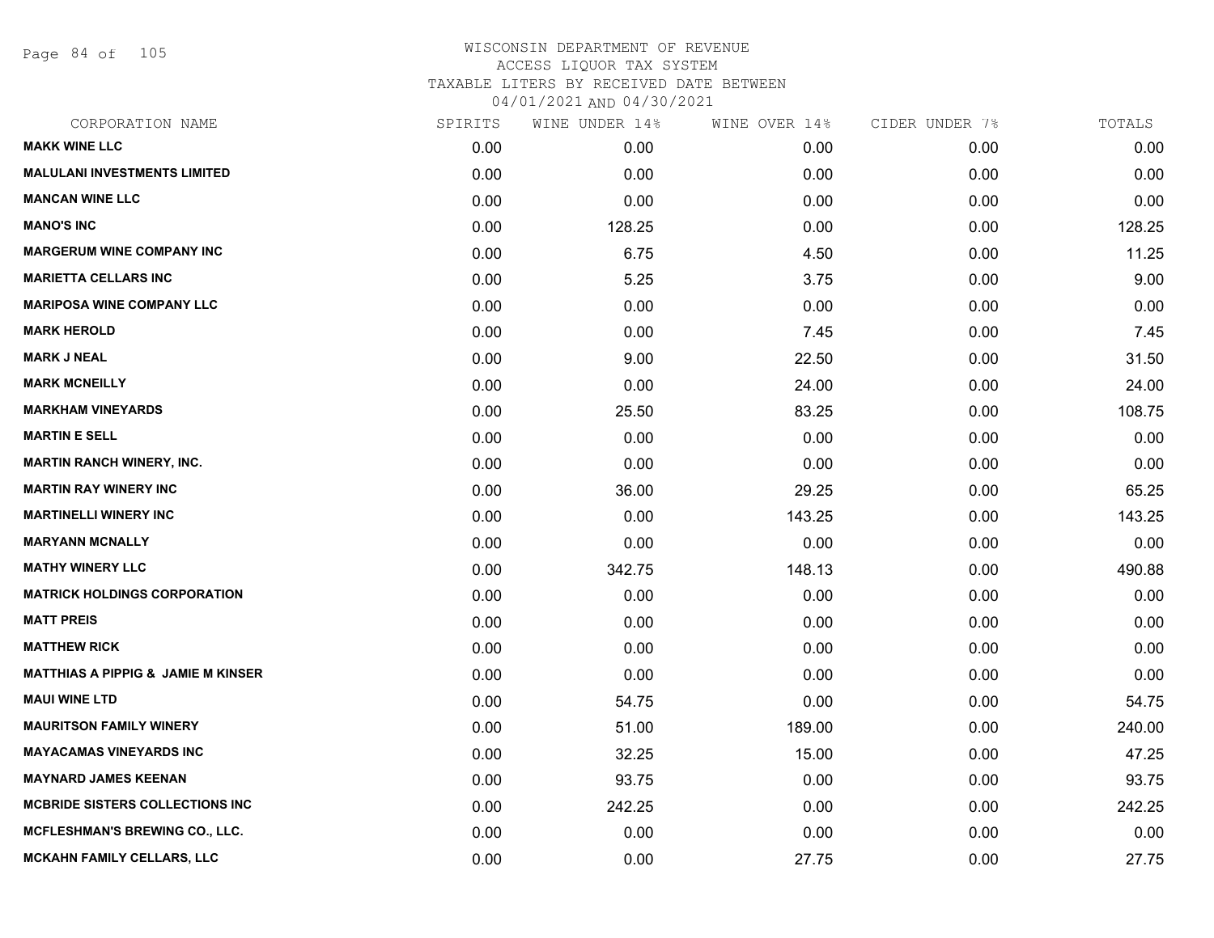# WISCONSIN DEPARTMENT OF REVENUE
## ACCESS LIQUOR TAX SYSTEM
## TAXABLE LITERS BY RECEIVED DATE BETWEEN
## 04/01/2021 AND 04/30/2021

| CORPORATION NAME | SPIRITS | WINE UNDER 14% | WINE OVER 14% | CIDER UNDER 7% | TOTALS |
|---|---|---|---|---|---|
| MAKK WINE LLC | 0.00 | 0.00 | 0.00 | 0.00 | 0.00 |
| MALULANI INVESTMENTS LIMITED | 0.00 | 0.00 | 0.00 | 0.00 | 0.00 |
| MANCAN WINE LLC | 0.00 | 0.00 | 0.00 | 0.00 | 0.00 |
| MANO'S INC | 0.00 | 128.25 | 0.00 | 0.00 | 128.25 |
| MARGERUM WINE COMPANY INC | 0.00 | 6.75 | 4.50 | 0.00 | 11.25 |
| MARIETTA CELLARS INC | 0.00 | 5.25 | 3.75 | 0.00 | 9.00 |
| MARIPOSA WINE COMPANY LLC | 0.00 | 0.00 | 0.00 | 0.00 | 0.00 |
| MARK HEROLD | 0.00 | 0.00 | 7.45 | 0.00 | 7.45 |
| MARK J NEAL | 0.00 | 9.00 | 22.50 | 0.00 | 31.50 |
| MARK MCNEILLY | 0.00 | 0.00 | 24.00 | 0.00 | 24.00 |
| MARKHAM VINEYARDS | 0.00 | 25.50 | 83.25 | 0.00 | 108.75 |
| MARTIN E SELL | 0.00 | 0.00 | 0.00 | 0.00 | 0.00 |
| MARTIN RANCH WINERY, INC. | 0.00 | 0.00 | 0.00 | 0.00 | 0.00 |
| MARTIN RAY WINERY INC | 0.00 | 36.00 | 29.25 | 0.00 | 65.25 |
| MARTINELLI WINERY INC | 0.00 | 0.00 | 143.25 | 0.00 | 143.25 |
| MARYANN MCNALLY | 0.00 | 0.00 | 0.00 | 0.00 | 0.00 |
| MATHY WINERY LLC | 0.00 | 342.75 | 148.13 | 0.00 | 490.88 |
| MATRICK HOLDINGS CORPORATION | 0.00 | 0.00 | 0.00 | 0.00 | 0.00 |
| MATT PREIS | 0.00 | 0.00 | 0.00 | 0.00 | 0.00 |
| MATTHEW RICK | 0.00 | 0.00 | 0.00 | 0.00 | 0.00 |
| MATTHIAS A PIPPIG & JAMIE M KINSER | 0.00 | 0.00 | 0.00 | 0.00 | 0.00 |
| MAUI WINE LTD | 0.00 | 54.75 | 0.00 | 0.00 | 54.75 |
| MAURITSON FAMILY WINERY | 0.00 | 51.00 | 189.00 | 0.00 | 240.00 |
| MAYACAMAS VINEYARDS INC | 0.00 | 32.25 | 15.00 | 0.00 | 47.25 |
| MAYNARD JAMES KEENAN | 0.00 | 93.75 | 0.00 | 0.00 | 93.75 |
| MCBRIDE SISTERS COLLECTIONS INC | 0.00 | 242.25 | 0.00 | 0.00 | 242.25 |
| MCFLESHMAN'S BREWING CO., LLC. | 0.00 | 0.00 | 0.00 | 0.00 | 0.00 |
| MCKAHN FAMILY CELLARS, LLC | 0.00 | 0.00 | 27.75 | 0.00 | 27.75 |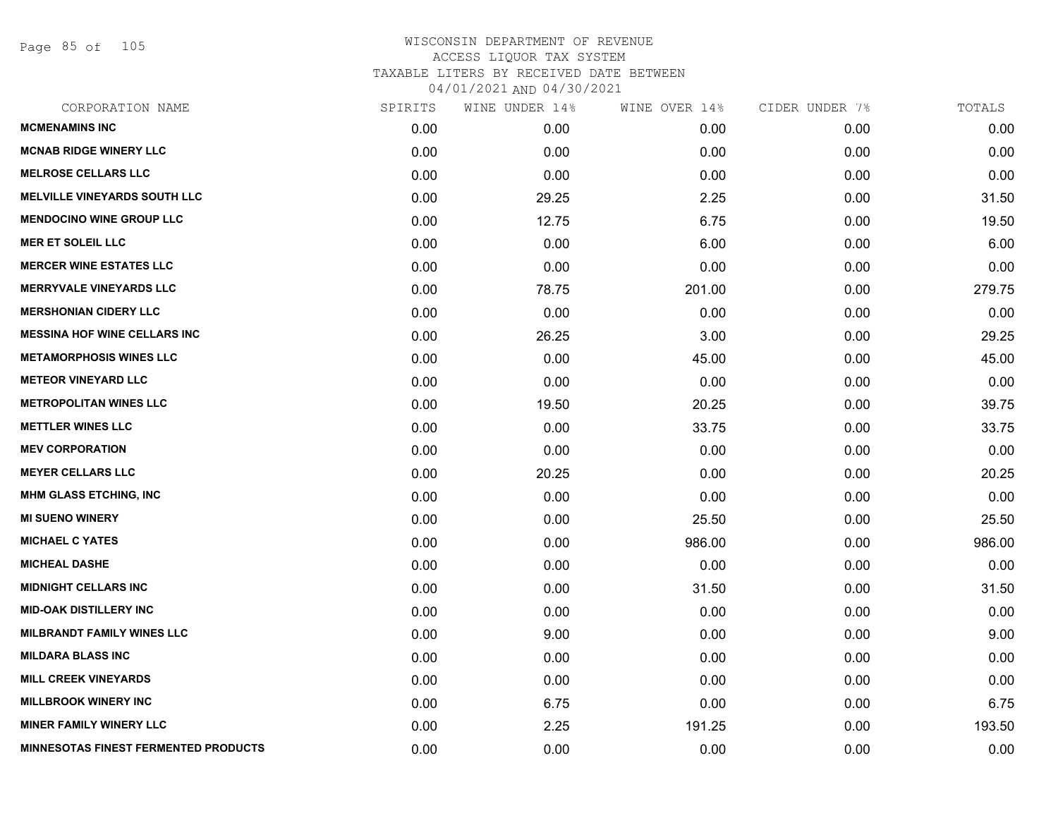WISCONSIN DEPARTMENT OF REVENUE
ACCESS LIQUOR TAX SYSTEM
TAXABLE LITERS BY RECEIVED DATE BETWEEN
04/01/2021 AND 04/30/2021

| CORPORATION NAME | SPIRITS | WINE UNDER 14% | WINE OVER 14% | CIDER UNDER 7% | TOTALS |
|---|---|---|---|---|---|
| MCMENAMINS INC | 0.00 | 0.00 | 0.00 | 0.00 | 0.00 |
| MCNAB RIDGE WINERY LLC | 0.00 | 0.00 | 0.00 | 0.00 | 0.00 |
| MELROSE CELLARS LLC | 0.00 | 0.00 | 0.00 | 0.00 | 0.00 |
| MELVILLE VINEYARDS SOUTH LLC | 0.00 | 29.25 | 2.25 | 0.00 | 31.50 |
| MENDOCINO WINE GROUP LLC | 0.00 | 12.75 | 6.75 | 0.00 | 19.50 |
| MER ET SOLEIL LLC | 0.00 | 0.00 | 6.00 | 0.00 | 6.00 |
| MERCER WINE ESTATES LLC | 0.00 | 0.00 | 0.00 | 0.00 | 0.00 |
| MERRYVALE VINEYARDS LLC | 0.00 | 78.75 | 201.00 | 0.00 | 279.75 |
| MERSHONIAN CIDERY LLC | 0.00 | 0.00 | 0.00 | 0.00 | 0.00 |
| MESSINA HOF WINE CELLARS INC | 0.00 | 26.25 | 3.00 | 0.00 | 29.25 |
| METAMORPHOSIS WINES LLC | 0.00 | 0.00 | 45.00 | 0.00 | 45.00 |
| METEOR VINEYARD LLC | 0.00 | 0.00 | 0.00 | 0.00 | 0.00 |
| METROPOLITAN WINES LLC | 0.00 | 19.50 | 20.25 | 0.00 | 39.75 |
| METTLER WINES LLC | 0.00 | 0.00 | 33.75 | 0.00 | 33.75 |
| MEV CORPORATION | 0.00 | 0.00 | 0.00 | 0.00 | 0.00 |
| MEYER CELLARS LLC | 0.00 | 20.25 | 0.00 | 0.00 | 20.25 |
| MHM GLASS ETCHING, INC | 0.00 | 0.00 | 0.00 | 0.00 | 0.00 |
| MI SUENO WINERY | 0.00 | 0.00 | 25.50 | 0.00 | 25.50 |
| MICHAEL C YATES | 0.00 | 0.00 | 986.00 | 0.00 | 986.00 |
| MICHEAL DASHE | 0.00 | 0.00 | 0.00 | 0.00 | 0.00 |
| MIDNIGHT CELLARS INC | 0.00 | 0.00 | 31.50 | 0.00 | 31.50 |
| MID-OAK DISTILLERY INC | 0.00 | 0.00 | 0.00 | 0.00 | 0.00 |
| MILBRANDT FAMILY WINES LLC | 0.00 | 9.00 | 0.00 | 0.00 | 9.00 |
| MILDARA BLASS INC | 0.00 | 0.00 | 0.00 | 0.00 | 0.00 |
| MILL CREEK VINEYARDS | 0.00 | 0.00 | 0.00 | 0.00 | 0.00 |
| MILLBROOK WINERY INC | 0.00 | 6.75 | 0.00 | 0.00 | 6.75 |
| MINER FAMILY WINERY LLC | 0.00 | 2.25 | 191.25 | 0.00 | 193.50 |
| MINNESOTAS FINEST FERMENTED PRODUCTS | 0.00 | 0.00 | 0.00 | 0.00 | 0.00 |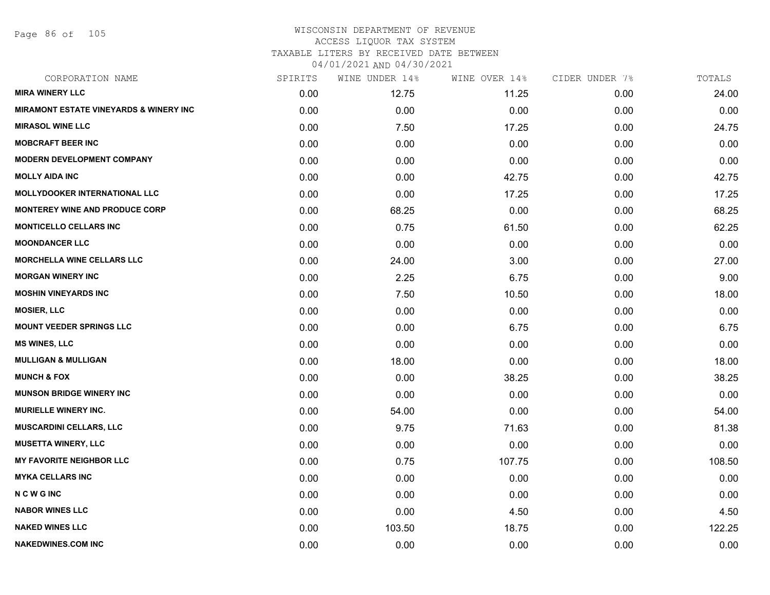WISCONSIN DEPARTMENT OF REVENUE
ACCESS LIQUOR TAX SYSTEM
TAXABLE LITERS BY RECEIVED DATE BETWEEN
04/01/2021 AND 04/30/2021

| CORPORATION NAME | SPIRITS | WINE UNDER 14% | WINE OVER 14% | CIDER UNDER 7% | TOTALS |
|---|---|---|---|---|---|
| MIRA WINERY LLC | 0.00 | 12.75 | 11.25 | 0.00 | 24.00 |
| MIRAMONT ESTATE VINEYARDS & WINERY INC | 0.00 | 0.00 | 0.00 | 0.00 | 0.00 |
| MIRASOL WINE LLC | 0.00 | 7.50 | 17.25 | 0.00 | 24.75 |
| MOBCRAFT BEER INC | 0.00 | 0.00 | 0.00 | 0.00 | 0.00 |
| MODERN DEVELOPMENT COMPANY | 0.00 | 0.00 | 0.00 | 0.00 | 0.00 |
| MOLLY AIDA INC | 0.00 | 0.00 | 42.75 | 0.00 | 42.75 |
| MOLLYDOOKER INTERNATIONAL LLC | 0.00 | 0.00 | 17.25 | 0.00 | 17.25 |
| MONTEREY WINE AND PRODUCE CORP | 0.00 | 68.25 | 0.00 | 0.00 | 68.25 |
| MONTICELLO CELLARS INC | 0.00 | 0.75 | 61.50 | 0.00 | 62.25 |
| MOONDANCER LLC | 0.00 | 0.00 | 0.00 | 0.00 | 0.00 |
| MORCHELLA WINE CELLARS LLC | 0.00 | 24.00 | 3.00 | 0.00 | 27.00 |
| MORGAN WINERY INC | 0.00 | 2.25 | 6.75 | 0.00 | 9.00 |
| MOSHIN VINEYARDS INC | 0.00 | 7.50 | 10.50 | 0.00 | 18.00 |
| MOSIER, LLC | 0.00 | 0.00 | 0.00 | 0.00 | 0.00 |
| MOUNT VEEDER SPRINGS LLC | 0.00 | 0.00 | 6.75 | 0.00 | 6.75 |
| MS WINES, LLC | 0.00 | 0.00 | 0.00 | 0.00 | 0.00 |
| MULLIGAN & MULLIGAN | 0.00 | 18.00 | 0.00 | 0.00 | 18.00 |
| MUNCH & FOX | 0.00 | 0.00 | 38.25 | 0.00 | 38.25 |
| MUNSON BRIDGE WINERY INC | 0.00 | 0.00 | 0.00 | 0.00 | 0.00 |
| MURIELLE WINERY INC. | 0.00 | 54.00 | 0.00 | 0.00 | 54.00 |
| MUSCARDINI CELLARS, LLC | 0.00 | 9.75 | 71.63 | 0.00 | 81.38 |
| MUSETTA WINERY, LLC | 0.00 | 0.00 | 0.00 | 0.00 | 0.00 |
| MY FAVORITE NEIGHBOR LLC | 0.00 | 0.75 | 107.75 | 0.00 | 108.50 |
| MYKA CELLARS INC | 0.00 | 0.00 | 0.00 | 0.00 | 0.00 |
| N C W G INC | 0.00 | 0.00 | 0.00 | 0.00 | 0.00 |
| NABOR WINES LLC | 0.00 | 0.00 | 4.50 | 0.00 | 4.50 |
| NAKED WINES LLC | 0.00 | 103.50 | 18.75 | 0.00 | 122.25 |
| NAKEDWINES.COM INC | 0.00 | 0.00 | 0.00 | 0.00 | 0.00 |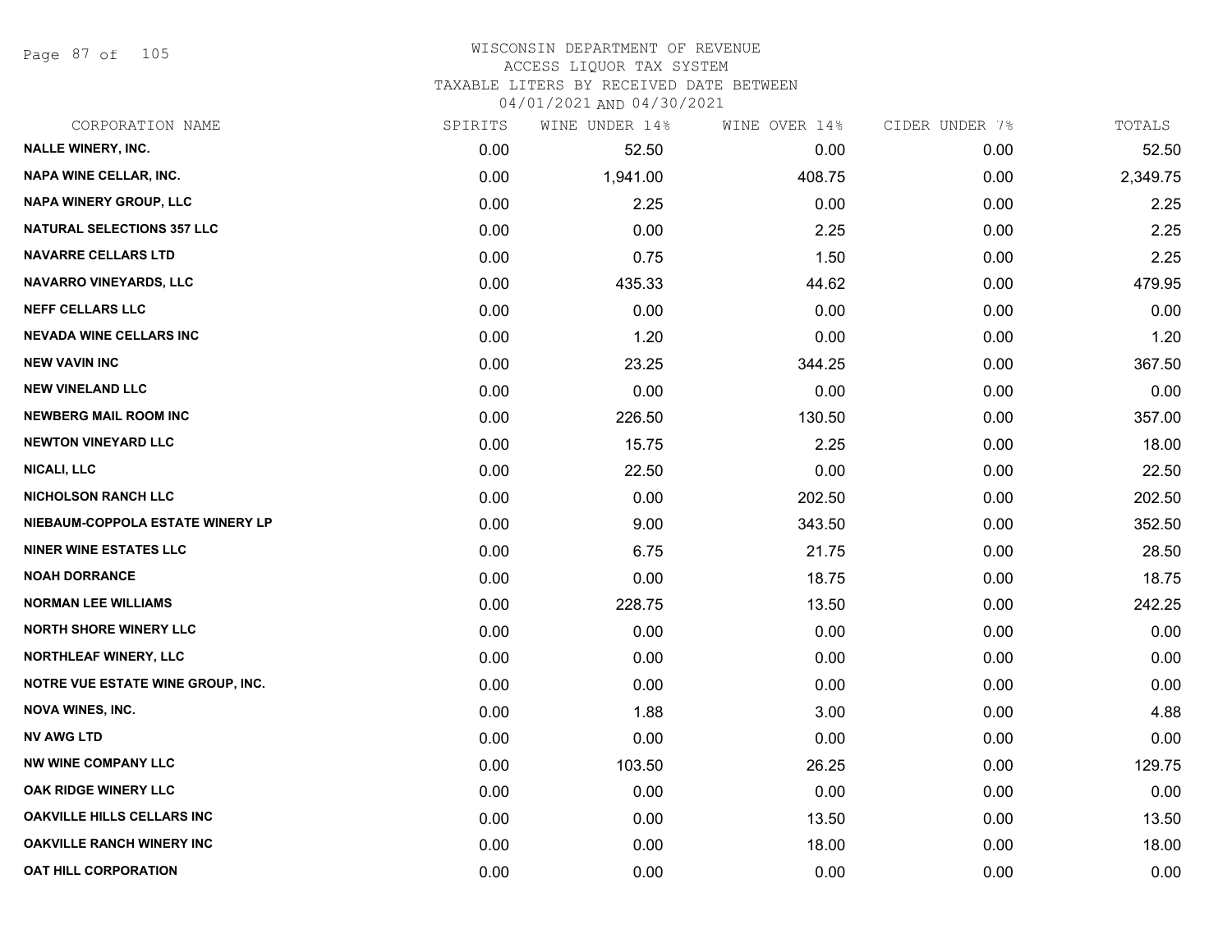WISCONSIN DEPARTMENT OF REVENUE
ACCESS LIQUOR TAX SYSTEM
TAXABLE LITERS BY RECEIVED DATE BETWEEN
04/01/2021 AND 04/30/2021

| CORPORATION NAME | SPIRITS | WINE UNDER 14% | WINE OVER 14% | CIDER UNDER 7% | TOTALS |
|---|---|---|---|---|---|
| NALLE WINERY, INC. | 0.00 | 52.50 | 0.00 | 0.00 | 52.50 |
| NAPA WINE CELLAR, INC. | 0.00 | 1,941.00 | 408.75 | 0.00 | 2,349.75 |
| NAPA WINERY GROUP, LLC | 0.00 | 2.25 | 0.00 | 0.00 | 2.25 |
| NATURAL SELECTIONS 357 LLC | 0.00 | 0.00 | 2.25 | 0.00 | 2.25 |
| NAVARRE CELLARS LTD | 0.00 | 0.75 | 1.50 | 0.00 | 2.25 |
| NAVARRO VINEYARDS, LLC | 0.00 | 435.33 | 44.62 | 0.00 | 479.95 |
| NEFF CELLARS LLC | 0.00 | 0.00 | 0.00 | 0.00 | 0.00 |
| NEVADA WINE CELLARS INC | 0.00 | 1.20 | 0.00 | 0.00 | 1.20 |
| NEW VAVIN INC | 0.00 | 23.25 | 344.25 | 0.00 | 367.50 |
| NEW VINELAND LLC | 0.00 | 0.00 | 0.00 | 0.00 | 0.00 |
| NEWBERG MAIL ROOM INC | 0.00 | 226.50 | 130.50 | 0.00 | 357.00 |
| NEWTON VINEYARD LLC | 0.00 | 15.75 | 2.25 | 0.00 | 18.00 |
| NICALI, LLC | 0.00 | 22.50 | 0.00 | 0.00 | 22.50 |
| NICHOLSON RANCH LLC | 0.00 | 0.00 | 202.50 | 0.00 | 202.50 |
| NIEBAUM-COPPOLA ESTATE WINERY LP | 0.00 | 9.00 | 343.50 | 0.00 | 352.50 |
| NINER WINE ESTATES LLC | 0.00 | 6.75 | 21.75 | 0.00 | 28.50 |
| NOAH DORRANCE | 0.00 | 0.00 | 18.75 | 0.00 | 18.75 |
| NORMAN LEE WILLIAMS | 0.00 | 228.75 | 13.50 | 0.00 | 242.25 |
| NORTH SHORE WINERY LLC | 0.00 | 0.00 | 0.00 | 0.00 | 0.00 |
| NORTHLEAF WINERY, LLC | 0.00 | 0.00 | 0.00 | 0.00 | 0.00 |
| NOTRE VUE ESTATE WINE GROUP, INC. | 0.00 | 0.00 | 0.00 | 0.00 | 0.00 |
| NOVA WINES, INC. | 0.00 | 1.88 | 3.00 | 0.00 | 4.88 |
| NV AWG LTD | 0.00 | 0.00 | 0.00 | 0.00 | 0.00 |
| NW WINE COMPANY LLC | 0.00 | 103.50 | 26.25 | 0.00 | 129.75 |
| OAK RIDGE WINERY LLC | 0.00 | 0.00 | 0.00 | 0.00 | 0.00 |
| OAKVILLE HILLS CELLARS INC | 0.00 | 0.00 | 13.50 | 0.00 | 13.50 |
| OAKVILLE RANCH WINERY INC | 0.00 | 0.00 | 18.00 | 0.00 | 18.00 |
| OAT HILL CORPORATION | 0.00 | 0.00 | 0.00 | 0.00 | 0.00 |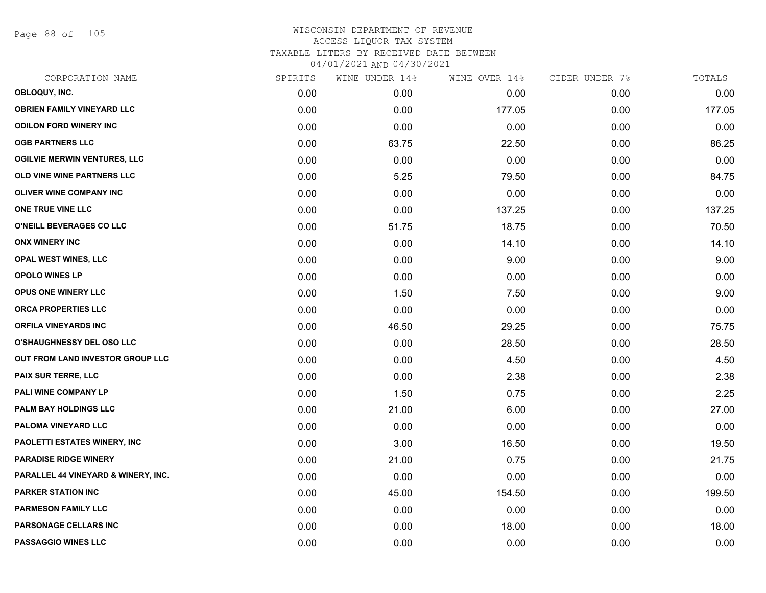# WISCONSIN DEPARTMENT OF REVENUE
## ACCESS LIQUOR TAX SYSTEM
### TAXABLE LITERS BY RECEIVED DATE BETWEEN 04/01/2021 AND 04/30/2021

| CORPORATION NAME | SPIRITS | WINE UNDER 14% | WINE OVER 14% | CIDER UNDER 7% | TOTALS |
|---|---|---|---|---|---|
| OBLOQUY, INC. | 0.00 | 0.00 | 0.00 | 0.00 | 0.00 |
| OBRIEN FAMILY VINEYARD LLC | 0.00 | 0.00 | 177.05 | 0.00 | 177.05 |
| ODILON FORD WINERY INC | 0.00 | 0.00 | 0.00 | 0.00 | 0.00 |
| OGB PARTNERS LLC | 0.00 | 63.75 | 22.50 | 0.00 | 86.25 |
| OGILVIE MERWIN VENTURES, LLC | 0.00 | 0.00 | 0.00 | 0.00 | 0.00 |
| OLD VINE WINE PARTNERS LLC | 0.00 | 5.25 | 79.50 | 0.00 | 84.75 |
| OLIVER WINE COMPANY INC | 0.00 | 0.00 | 0.00 | 0.00 | 0.00 |
| ONE TRUE VINE LLC | 0.00 | 0.00 | 137.25 | 0.00 | 137.25 |
| O'NEILL BEVERAGES CO LLC | 0.00 | 51.75 | 18.75 | 0.00 | 70.50 |
| ONX WINERY INC | 0.00 | 0.00 | 14.10 | 0.00 | 14.10 |
| OPAL WEST WINES, LLC | 0.00 | 0.00 | 9.00 | 0.00 | 9.00 |
| OPOLO WINES LP | 0.00 | 0.00 | 0.00 | 0.00 | 0.00 |
| OPUS ONE WINERY LLC | 0.00 | 1.50 | 7.50 | 0.00 | 9.00 |
| ORCA PROPERTIES LLC | 0.00 | 0.00 | 0.00 | 0.00 | 0.00 |
| ORFILA VINEYARDS INC | 0.00 | 46.50 | 29.25 | 0.00 | 75.75 |
| O'SHAUGHNESSY DEL OSO LLC | 0.00 | 0.00 | 28.50 | 0.00 | 28.50 |
| OUT FROM LAND INVESTOR GROUP LLC | 0.00 | 0.00 | 4.50 | 0.00 | 4.50 |
| PAIX SUR TERRE, LLC | 0.00 | 0.00 | 2.38 | 0.00 | 2.38 |
| PALI WINE COMPANY LP | 0.00 | 1.50 | 0.75 | 0.00 | 2.25 |
| PALM BAY HOLDINGS LLC | 0.00 | 21.00 | 6.00 | 0.00 | 27.00 |
| PALOMA VINEYARD LLC | 0.00 | 0.00 | 0.00 | 0.00 | 0.00 |
| PAOLETTI ESTATES WINERY, INC | 0.00 | 3.00 | 16.50 | 0.00 | 19.50 |
| PARADISE RIDGE WINERY | 0.00 | 21.00 | 0.75 | 0.00 | 21.75 |
| PARALLEL 44 VINEYARD & WINERY, INC. | 0.00 | 0.00 | 0.00 | 0.00 | 0.00 |
| PARKER STATION INC | 0.00 | 45.00 | 154.50 | 0.00 | 199.50 |
| PARMESON FAMILY LLC | 0.00 | 0.00 | 0.00 | 0.00 | 0.00 |
| PARSONAGE CELLARS INC | 0.00 | 0.00 | 18.00 | 0.00 | 18.00 |
| PASSAGGIO WINES LLC | 0.00 | 0.00 | 0.00 | 0.00 | 0.00 |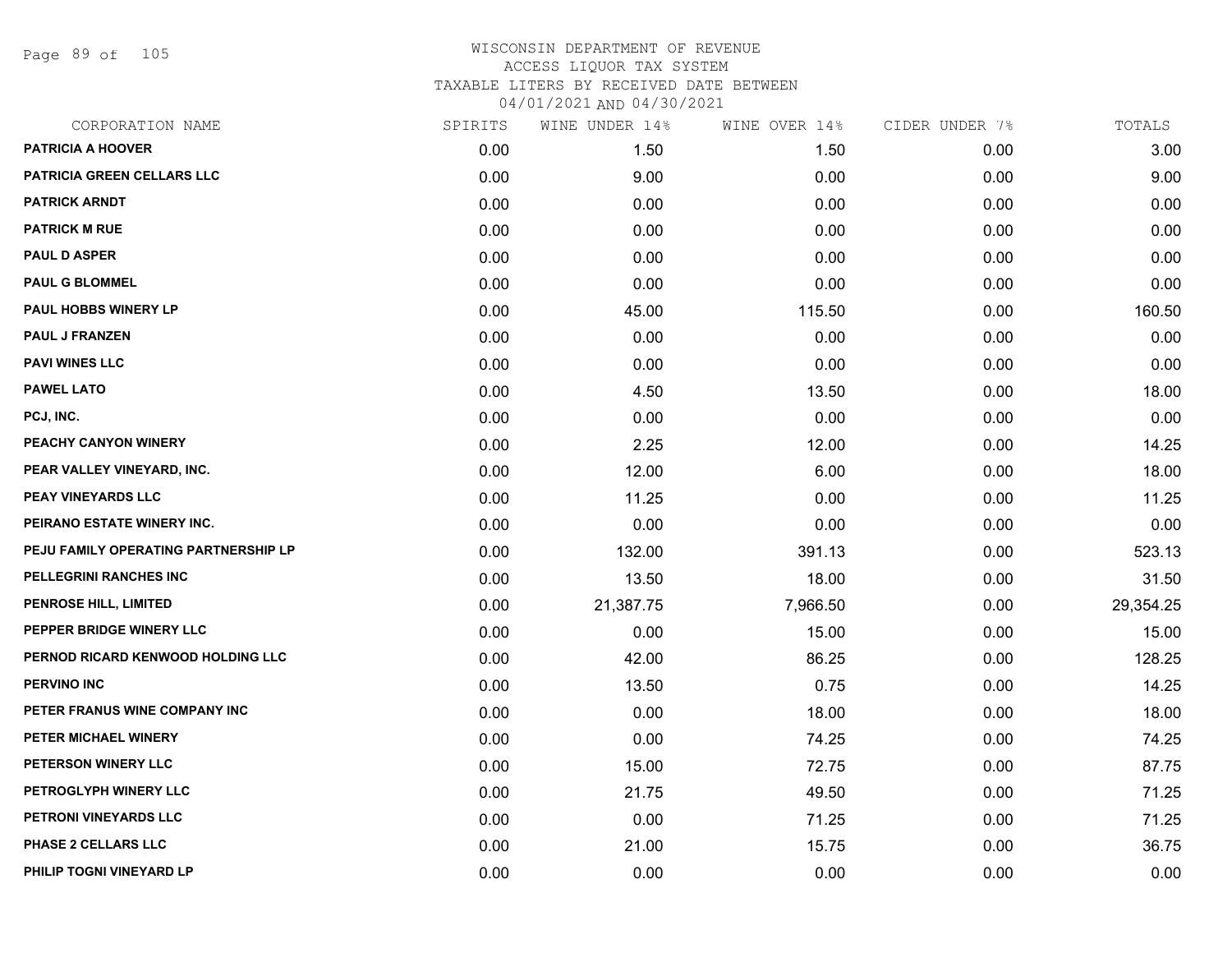WISCONSIN DEPARTMENT OF REVENUE
ACCESS LIQUOR TAX SYSTEM
TAXABLE LITERS BY RECEIVED DATE BETWEEN
04/01/2021 AND 04/30/2021

| CORPORATION NAME | SPIRITS | WINE UNDER 14% | WINE OVER 14% | CIDER UNDER 7% | TOTALS |
|---|---|---|---|---|---|
| PATRICIA A HOOVER | 0.00 | 1.50 | 1.50 | 0.00 | 3.00 |
| PATRICIA GREEN CELLARS LLC | 0.00 | 9.00 | 0.00 | 0.00 | 9.00 |
| PATRICK ARNDT | 0.00 | 0.00 | 0.00 | 0.00 | 0.00 |
| PATRICK M RUE | 0.00 | 0.00 | 0.00 | 0.00 | 0.00 |
| PAUL D ASPER | 0.00 | 0.00 | 0.00 | 0.00 | 0.00 |
| PAUL G BLOMMEL | 0.00 | 0.00 | 0.00 | 0.00 | 0.00 |
| PAUL HOBBS WINERY LP | 0.00 | 45.00 | 115.50 | 0.00 | 160.50 |
| PAUL J FRANZEN | 0.00 | 0.00 | 0.00 | 0.00 | 0.00 |
| PAVI WINES LLC | 0.00 | 0.00 | 0.00 | 0.00 | 0.00 |
| PAWEL LATO | 0.00 | 4.50 | 13.50 | 0.00 | 18.00 |
| PCJ, INC. | 0.00 | 0.00 | 0.00 | 0.00 | 0.00 |
| PEACHY CANYON WINERY | 0.00 | 2.25 | 12.00 | 0.00 | 14.25 |
| PEAR VALLEY VINEYARD, INC. | 0.00 | 12.00 | 6.00 | 0.00 | 18.00 |
| PEAY VINEYARDS LLC | 0.00 | 11.25 | 0.00 | 0.00 | 11.25 |
| PEIRANO ESTATE WINERY INC. | 0.00 | 0.00 | 0.00 | 0.00 | 0.00 |
| PEJU FAMILY OPERATING PARTNERSHIP LP | 0.00 | 132.00 | 391.13 | 0.00 | 523.13 |
| PELLEGRINI RANCHES INC | 0.00 | 13.50 | 18.00 | 0.00 | 31.50 |
| PENROSE HILL, LIMITED | 0.00 | 21,387.75 | 7,966.50 | 0.00 | 29,354.25 |
| PEPPER BRIDGE WINERY LLC | 0.00 | 0.00 | 15.00 | 0.00 | 15.00 |
| PERNOD RICARD KENWOOD HOLDING LLC | 0.00 | 42.00 | 86.25 | 0.00 | 128.25 |
| PERVINO INC | 0.00 | 13.50 | 0.75 | 0.00 | 14.25 |
| PETER FRANUS WINE COMPANY INC | 0.00 | 0.00 | 18.00 | 0.00 | 18.00 |
| PETER MICHAEL WINERY | 0.00 | 0.00 | 74.25 | 0.00 | 74.25 |
| PETERSON WINERY LLC | 0.00 | 15.00 | 72.75 | 0.00 | 87.75 |
| PETROGLYPH WINERY LLC | 0.00 | 21.75 | 49.50 | 0.00 | 71.25 |
| PETRONI VINEYARDS LLC | 0.00 | 0.00 | 71.25 | 0.00 | 71.25 |
| PHASE 2 CELLARS LLC | 0.00 | 21.00 | 15.75 | 0.00 | 36.75 |
| PHILIP TOGNI VINEYARD LP | 0.00 | 0.00 | 0.00 | 0.00 | 0.00 |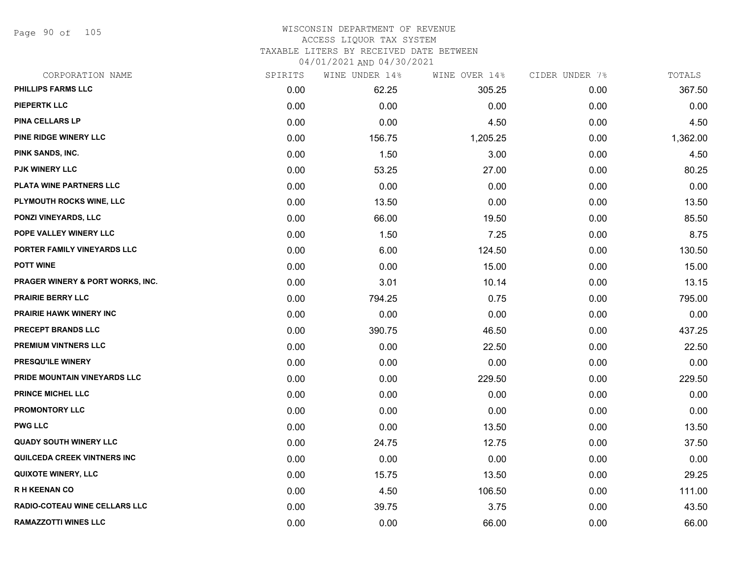# WISCONSIN DEPARTMENT OF REVENUE
## ACCESS LIQUOR TAX SYSTEM
## TAXABLE LITERS BY RECEIVED DATE BETWEEN
## 04/01/2021 AND 04/30/2021

| CORPORATION NAME | SPIRITS | WINE UNDER 14% | WINE OVER 14% | CIDER UNDER 7% | TOTALS |
|---|---|---|---|---|---|
| PHILLIPS FARMS LLC | 0.00 | 62.25 | 305.25 | 0.00 | 367.50 |
| PIEPERTK LLC | 0.00 | 0.00 | 0.00 | 0.00 | 0.00 |
| PINA CELLARS LP | 0.00 | 0.00 | 4.50 | 0.00 | 4.50 |
| PINE RIDGE WINERY LLC | 0.00 | 156.75 | 1,205.25 | 0.00 | 1,362.00 |
| PINK SANDS, INC. | 0.00 | 1.50 | 3.00 | 0.00 | 4.50 |
| PJK WINERY LLC | 0.00 | 53.25 | 27.00 | 0.00 | 80.25 |
| PLATA WINE PARTNERS LLC | 0.00 | 0.00 | 0.00 | 0.00 | 0.00 |
| PLYMOUTH ROCKS WINE, LLC | 0.00 | 13.50 | 0.00 | 0.00 | 13.50 |
| PONZI VINEYARDS, LLC | 0.00 | 66.00 | 19.50 | 0.00 | 85.50 |
| POPE VALLEY WINERY LLC | 0.00 | 1.50 | 7.25 | 0.00 | 8.75 |
| PORTER FAMILY VINEYARDS LLC | 0.00 | 6.00 | 124.50 | 0.00 | 130.50 |
| POTT WINE | 0.00 | 0.00 | 15.00 | 0.00 | 15.00 |
| PRAGER WINERY & PORT WORKS, INC. | 0.00 | 3.01 | 10.14 | 0.00 | 13.15 |
| PRAIRIE BERRY LLC | 0.00 | 794.25 | 0.75 | 0.00 | 795.00 |
| PRAIRIE HAWK WINERY INC | 0.00 | 0.00 | 0.00 | 0.00 | 0.00 |
| PRECEPT BRANDS LLC | 0.00 | 390.75 | 46.50 | 0.00 | 437.25 |
| PREMIUM VINTNERS LLC | 0.00 | 0.00 | 22.50 | 0.00 | 22.50 |
| PRESQU'ILE WINERY | 0.00 | 0.00 | 0.00 | 0.00 | 0.00 |
| PRIDE MOUNTAIN VINEYARDS LLC | 0.00 | 0.00 | 229.50 | 0.00 | 229.50 |
| PRINCE MICHEL LLC | 0.00 | 0.00 | 0.00 | 0.00 | 0.00 |
| PROMONTORY LLC | 0.00 | 0.00 | 0.00 | 0.00 | 0.00 |
| PWG LLC | 0.00 | 0.00 | 13.50 | 0.00 | 13.50 |
| QUADY SOUTH WINERY LLC | 0.00 | 24.75 | 12.75 | 0.00 | 37.50 |
| QUILCEDA CREEK VINTNERS INC | 0.00 | 0.00 | 0.00 | 0.00 | 0.00 |
| QUIXOTE WINERY, LLC | 0.00 | 15.75 | 13.50 | 0.00 | 29.25 |
| R H KEENAN CO | 0.00 | 4.50 | 106.50 | 0.00 | 111.00 |
| RADIO-COTEAU WINE CELLARS LLC | 0.00 | 39.75 | 3.75 | 0.00 | 43.50 |
| RAMAZZOTTI WINES LLC | 0.00 | 0.00 | 66.00 | 0.00 | 66.00 |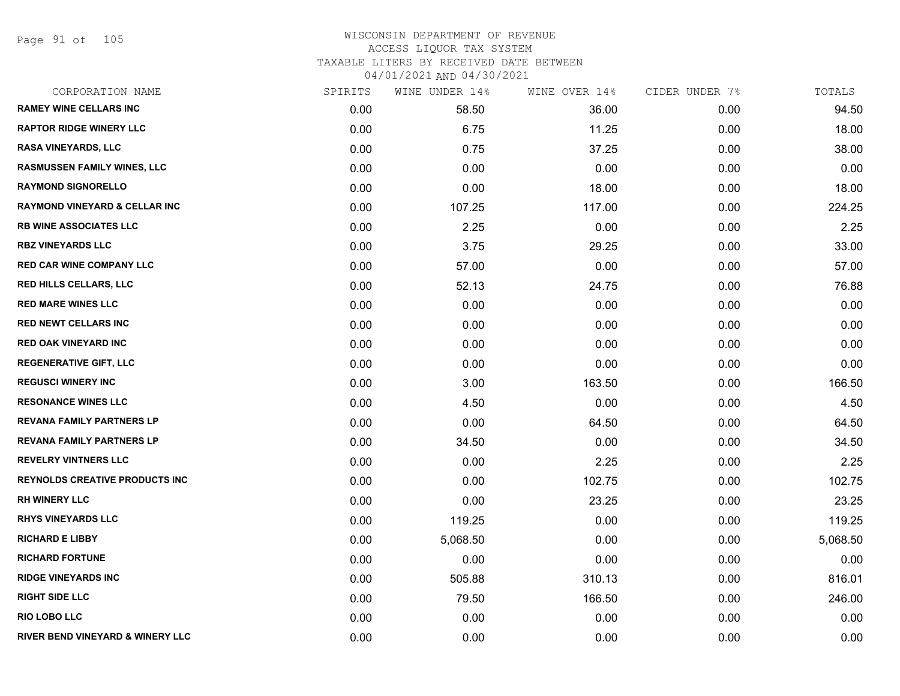# WISCONSIN DEPARTMENT OF REVENUE
## ACCESS LIQUOR TAX SYSTEM
### TAXABLE LITERS BY RECEIVED DATE BETWEEN 04/01/2021 AND 04/30/2021

| CORPORATION NAME | SPIRITS | WINE UNDER 14% | WINE OVER 14% | CIDER UNDER 7% | TOTALS |
|---|---|---|---|---|---|
| RAMEY WINE CELLARS INC | 0.00 | 58.50 | 36.00 | 0.00 | 94.50 |
| RAPTOR RIDGE WINERY LLC | 0.00 | 6.75 | 11.25 | 0.00 | 18.00 |
| RASA VINEYARDS, LLC | 0.00 | 0.75 | 37.25 | 0.00 | 38.00 |
| RASMUSSEN FAMILY WINES, LLC | 0.00 | 0.00 | 0.00 | 0.00 | 0.00 |
| RAYMOND SIGNORELLO | 0.00 | 0.00 | 18.00 | 0.00 | 18.00 |
| RAYMOND VINEYARD & CELLAR INC | 0.00 | 107.25 | 117.00 | 0.00 | 224.25 |
| RB WINE ASSOCIATES LLC | 0.00 | 2.25 | 0.00 | 0.00 | 2.25 |
| RBZ VINEYARDS LLC | 0.00 | 3.75 | 29.25 | 0.00 | 33.00 |
| RED CAR WINE COMPANY LLC | 0.00 | 57.00 | 0.00 | 0.00 | 57.00 |
| RED HILLS CELLARS, LLC | 0.00 | 52.13 | 24.75 | 0.00 | 76.88 |
| RED MARE WINES LLC | 0.00 | 0.00 | 0.00 | 0.00 | 0.00 |
| RED NEWT CELLARS INC | 0.00 | 0.00 | 0.00 | 0.00 | 0.00 |
| RED OAK VINEYARD INC | 0.00 | 0.00 | 0.00 | 0.00 | 0.00 |
| REGENERATIVE GIFT, LLC | 0.00 | 0.00 | 0.00 | 0.00 | 0.00 |
| REGUSCI WINERY INC | 0.00 | 3.00 | 163.50 | 0.00 | 166.50 |
| RESONANCE WINES LLC | 0.00 | 4.50 | 0.00 | 0.00 | 4.50 |
| REVANA FAMILY PARTNERS LP | 0.00 | 0.00 | 64.50 | 0.00 | 64.50 |
| REVANA FAMILY PARTNERS LP | 0.00 | 34.50 | 0.00 | 0.00 | 34.50 |
| REVELRY VINTNERS LLC | 0.00 | 0.00 | 2.25 | 0.00 | 2.25 |
| REYNOLDS CREATIVE PRODUCTS INC | 0.00 | 0.00 | 102.75 | 0.00 | 102.75 |
| RH WINERY LLC | 0.00 | 0.00 | 23.25 | 0.00 | 23.25 |
| RHYS VINEYARDS LLC | 0.00 | 119.25 | 0.00 | 0.00 | 119.25 |
| RICHARD E LIBBY | 0.00 | 5,068.50 | 0.00 | 0.00 | 5,068.50 |
| RICHARD FORTUNE | 0.00 | 0.00 | 0.00 | 0.00 | 0.00 |
| RIDGE VINEYARDS INC | 0.00 | 505.88 | 310.13 | 0.00 | 816.01 |
| RIGHT SIDE LLC | 0.00 | 79.50 | 166.50 | 0.00 | 246.00 |
| RIO LOBO LLC | 0.00 | 0.00 | 0.00 | 0.00 | 0.00 |
| RIVER BEND VINEYARD & WINERY LLC | 0.00 | 0.00 | 0.00 | 0.00 | 0.00 |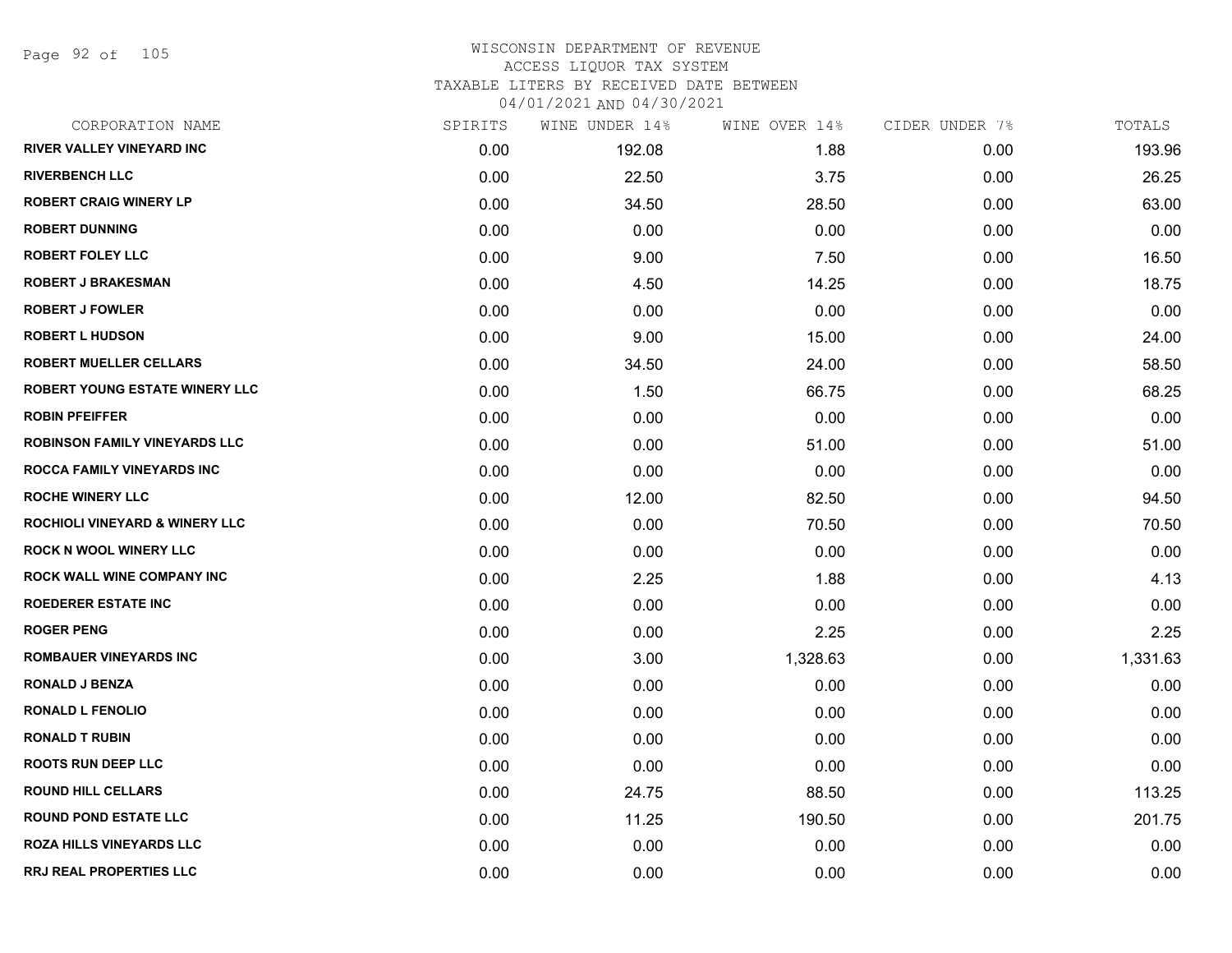WISCONSIN DEPARTMENT OF REVENUE
ACCESS LIQUOR TAX SYSTEM
TAXABLE LITERS BY RECEIVED DATE BETWEEN
04/01/2021 AND 04/30/2021

| CORPORATION NAME | SPIRITS | WINE UNDER 14% | WINE OVER 14% | CIDER UNDER 7% | TOTALS |
|---|---|---|---|---|---|
| RIVER VALLEY VINEYARD INC | 0.00 | 192.08 | 1.88 | 0.00 | 193.96 |
| RIVERBENCH LLC | 0.00 | 22.50 | 3.75 | 0.00 | 26.25 |
| ROBERT CRAIG WINERY LP | 0.00 | 34.50 | 28.50 | 0.00 | 63.00 |
| ROBERT DUNNING | 0.00 | 0.00 | 0.00 | 0.00 | 0.00 |
| ROBERT FOLEY LLC | 0.00 | 9.00 | 7.50 | 0.00 | 16.50 |
| ROBERT J BRAKESMAN | 0.00 | 4.50 | 14.25 | 0.00 | 18.75 |
| ROBERT J FOWLER | 0.00 | 0.00 | 0.00 | 0.00 | 0.00 |
| ROBERT L HUDSON | 0.00 | 9.00 | 15.00 | 0.00 | 24.00 |
| ROBERT MUELLER CELLARS | 0.00 | 34.50 | 24.00 | 0.00 | 58.50 |
| ROBERT YOUNG ESTATE WINERY LLC | 0.00 | 1.50 | 66.75 | 0.00 | 68.25 |
| ROBIN PFEIFFER | 0.00 | 0.00 | 0.00 | 0.00 | 0.00 |
| ROBINSON FAMILY VINEYARDS LLC | 0.00 | 0.00 | 51.00 | 0.00 | 51.00 |
| ROCCA FAMILY VINEYARDS INC | 0.00 | 0.00 | 0.00 | 0.00 | 0.00 |
| ROCHE WINERY LLC | 0.00 | 12.00 | 82.50 | 0.00 | 94.50 |
| ROCHIOLI VINEYARD & WINERY LLC | 0.00 | 0.00 | 70.50 | 0.00 | 70.50 |
| ROCK N WOOL WINERY LLC | 0.00 | 0.00 | 0.00 | 0.00 | 0.00 |
| ROCK WALL WINE COMPANY INC | 0.00 | 2.25 | 1.88 | 0.00 | 4.13 |
| ROEDERER ESTATE INC | 0.00 | 0.00 | 0.00 | 0.00 | 0.00 |
| ROGER PENG | 0.00 | 0.00 | 2.25 | 0.00 | 2.25 |
| ROMBAUER VINEYARDS INC | 0.00 | 3.00 | 1,328.63 | 0.00 | 1,331.63 |
| RONALD J BENZA | 0.00 | 0.00 | 0.00 | 0.00 | 0.00 |
| RONALD L FENOLIO | 0.00 | 0.00 | 0.00 | 0.00 | 0.00 |
| RONALD T RUBIN | 0.00 | 0.00 | 0.00 | 0.00 | 0.00 |
| ROOTS RUN DEEP LLC | 0.00 | 0.00 | 0.00 | 0.00 | 0.00 |
| ROUND HILL CELLARS | 0.00 | 24.75 | 88.50 | 0.00 | 113.25 |
| ROUND POND ESTATE LLC | 0.00 | 11.25 | 190.50 | 0.00 | 201.75 |
| ROZA HILLS VINEYARDS LLC | 0.00 | 0.00 | 0.00 | 0.00 | 0.00 |
| RRJ REAL PROPERTIES LLC | 0.00 | 0.00 | 0.00 | 0.00 | 0.00 |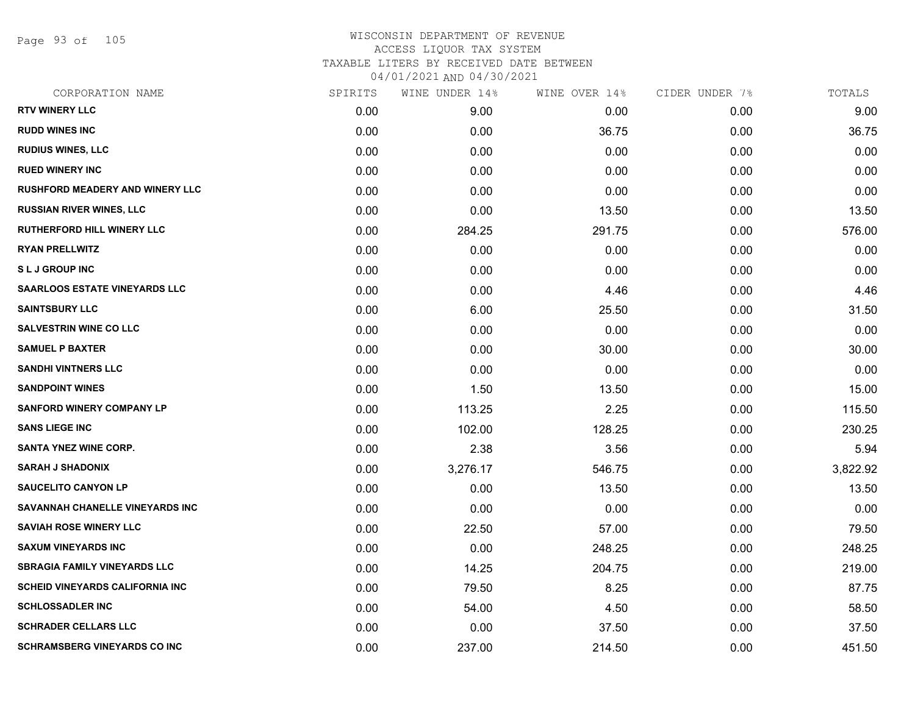# WISCONSIN DEPARTMENT OF REVENUE
## ACCESS LIQUOR TAX SYSTEM
## TAXABLE LITERS BY RECEIVED DATE BETWEEN
## 04/01/2021 AND 04/30/2021

| CORPORATION NAME | SPIRITS | WINE UNDER 14% | WINE OVER 14% | CIDER UNDER 7% | TOTALS |
|---|---|---|---|---|---|
| RTV WINERY LLC | 0.00 | 9.00 | 0.00 | 0.00 | 9.00 |
| RUDD WINES INC | 0.00 | 0.00 | 36.75 | 0.00 | 36.75 |
| RUDIUS WINES, LLC | 0.00 | 0.00 | 0.00 | 0.00 | 0.00 |
| RUED WINERY INC | 0.00 | 0.00 | 0.00 | 0.00 | 0.00 |
| RUSHFORD MEADERY AND WINERY LLC | 0.00 | 0.00 | 0.00 | 0.00 | 0.00 |
| RUSSIAN RIVER WINES, LLC | 0.00 | 0.00 | 13.50 | 0.00 | 13.50 |
| RUTHERFORD HILL WINERY LLC | 0.00 | 284.25 | 291.75 | 0.00 | 576.00 |
| RYAN PRELLWITZ | 0.00 | 0.00 | 0.00 | 0.00 | 0.00 |
| S L J GROUP INC | 0.00 | 0.00 | 0.00 | 0.00 | 0.00 |
| SAARLOOS ESTATE VINEYARDS LLC | 0.00 | 0.00 | 4.46 | 0.00 | 4.46 |
| SAINTSBURY LLC | 0.00 | 6.00 | 25.50 | 0.00 | 31.50 |
| SALVESTRIN WINE CO LLC | 0.00 | 0.00 | 0.00 | 0.00 | 0.00 |
| SAMUEL P BAXTER | 0.00 | 0.00 | 30.00 | 0.00 | 30.00 |
| SANDHI VINTNERS LLC | 0.00 | 0.00 | 0.00 | 0.00 | 0.00 |
| SANDPOINT WINES | 0.00 | 1.50 | 13.50 | 0.00 | 15.00 |
| SANFORD WINERY COMPANY LP | 0.00 | 113.25 | 2.25 | 0.00 | 115.50 |
| SANS LIEGE INC | 0.00 | 102.00 | 128.25 | 0.00 | 230.25 |
| SANTA YNEZ WINE CORP. | 0.00 | 2.38 | 3.56 | 0.00 | 5.94 |
| SARAH J SHADONIX | 0.00 | 3,276.17 | 546.75 | 0.00 | 3,822.92 |
| SAUCELITO CANYON LP | 0.00 | 0.00 | 13.50 | 0.00 | 13.50 |
| SAVANNAH CHANELLE VINEYARDS INC | 0.00 | 0.00 | 0.00 | 0.00 | 0.00 |
| SAVIAH ROSE WINERY LLC | 0.00 | 22.50 | 57.00 | 0.00 | 79.50 |
| SAXUM VINEYARDS INC | 0.00 | 0.00 | 248.25 | 0.00 | 248.25 |
| SBRAGIA FAMILY VINEYARDS LLC | 0.00 | 14.25 | 204.75 | 0.00 | 219.00 |
| SCHEID VINEYARDS CALIFORNIA INC | 0.00 | 79.50 | 8.25 | 0.00 | 87.75 |
| SCHLOSSADLER INC | 0.00 | 54.00 | 4.50 | 0.00 | 58.50 |
| SCHRADER CELLARS LLC | 0.00 | 0.00 | 37.50 | 0.00 | 37.50 |
| SCHRAMSBERG VINEYARDS CO INC | 0.00 | 237.00 | 214.50 | 0.00 | 451.50 |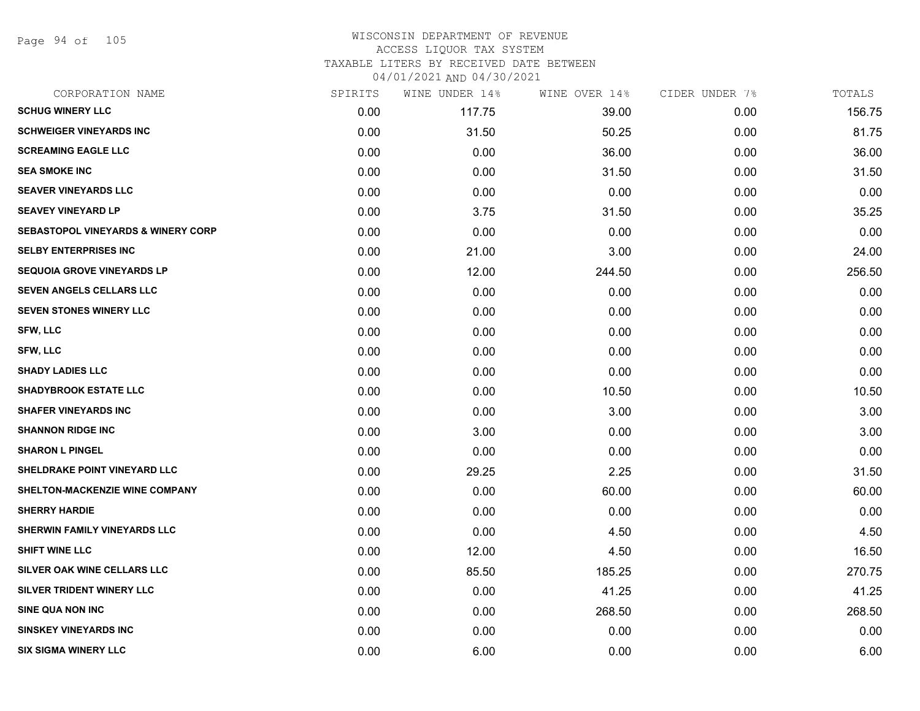WISCONSIN DEPARTMENT OF REVENUE
ACCESS LIQUOR TAX SYSTEM
TAXABLE LITERS BY RECEIVED DATE BETWEEN
04/01/2021 AND 04/30/2021

| CORPORATION NAME | SPIRITS | WINE UNDER 14% | WINE OVER 14% | CIDER UNDER 7% | TOTALS |
|---|---|---|---|---|---|
| SCHUG WINERY LLC | 0.00 | 117.75 | 39.00 | 0.00 | 156.75 |
| SCHWEIGER VINEYARDS INC | 0.00 | 31.50 | 50.25 | 0.00 | 81.75 |
| SCREAMING EAGLE LLC | 0.00 | 0.00 | 36.00 | 0.00 | 36.00 |
| SEA SMOKE INC | 0.00 | 0.00 | 31.50 | 0.00 | 31.50 |
| SEAVER VINEYARDS LLC | 0.00 | 0.00 | 0.00 | 0.00 | 0.00 |
| SEAVEY VINEYARD LP | 0.00 | 3.75 | 31.50 | 0.00 | 35.25 |
| SEBASTOPOL VINEYARDS & WINERY CORP | 0.00 | 0.00 | 0.00 | 0.00 | 0.00 |
| SELBY ENTERPRISES INC | 0.00 | 21.00 | 3.00 | 0.00 | 24.00 |
| SEQUOIA GROVE VINEYARDS LP | 0.00 | 12.00 | 244.50 | 0.00 | 256.50 |
| SEVEN ANGELS CELLARS LLC | 0.00 | 0.00 | 0.00 | 0.00 | 0.00 |
| SEVEN STONES WINERY LLC | 0.00 | 0.00 | 0.00 | 0.00 | 0.00 |
| SFW, LLC | 0.00 | 0.00 | 0.00 | 0.00 | 0.00 |
| SFW, LLC | 0.00 | 0.00 | 0.00 | 0.00 | 0.00 |
| SHADY LADIES LLC | 0.00 | 0.00 | 0.00 | 0.00 | 0.00 |
| SHADYBROOK ESTATE LLC | 0.00 | 0.00 | 10.50 | 0.00 | 10.50 |
| SHAFER VINEYARDS INC | 0.00 | 0.00 | 3.00 | 0.00 | 3.00 |
| SHANNON RIDGE INC | 0.00 | 3.00 | 0.00 | 0.00 | 3.00 |
| SHARON L PINGEL | 0.00 | 0.00 | 0.00 | 0.00 | 0.00 |
| SHELDRAKE POINT VINEYARD LLC | 0.00 | 29.25 | 2.25 | 0.00 | 31.50 |
| SHELTON-MACKENZIE WINE COMPANY | 0.00 | 0.00 | 60.00 | 0.00 | 60.00 |
| SHERRY HARDIE | 0.00 | 0.00 | 0.00 | 0.00 | 0.00 |
| SHERWIN FAMILY VINEYARDS LLC | 0.00 | 0.00 | 4.50 | 0.00 | 4.50 |
| SHIFT WINE LLC | 0.00 | 12.00 | 4.50 | 0.00 | 16.50 |
| SILVER OAK WINE CELLARS LLC | 0.00 | 85.50 | 185.25 | 0.00 | 270.75 |
| SILVER TRIDENT WINERY LLC | 0.00 | 0.00 | 41.25 | 0.00 | 41.25 |
| SINE QUA NON INC | 0.00 | 0.00 | 268.50 | 0.00 | 268.50 |
| SINSKEY VINEYARDS INC | 0.00 | 0.00 | 0.00 | 0.00 | 0.00 |
| SIX SIGMA WINERY LLC | 0.00 | 6.00 | 0.00 | 0.00 | 6.00 |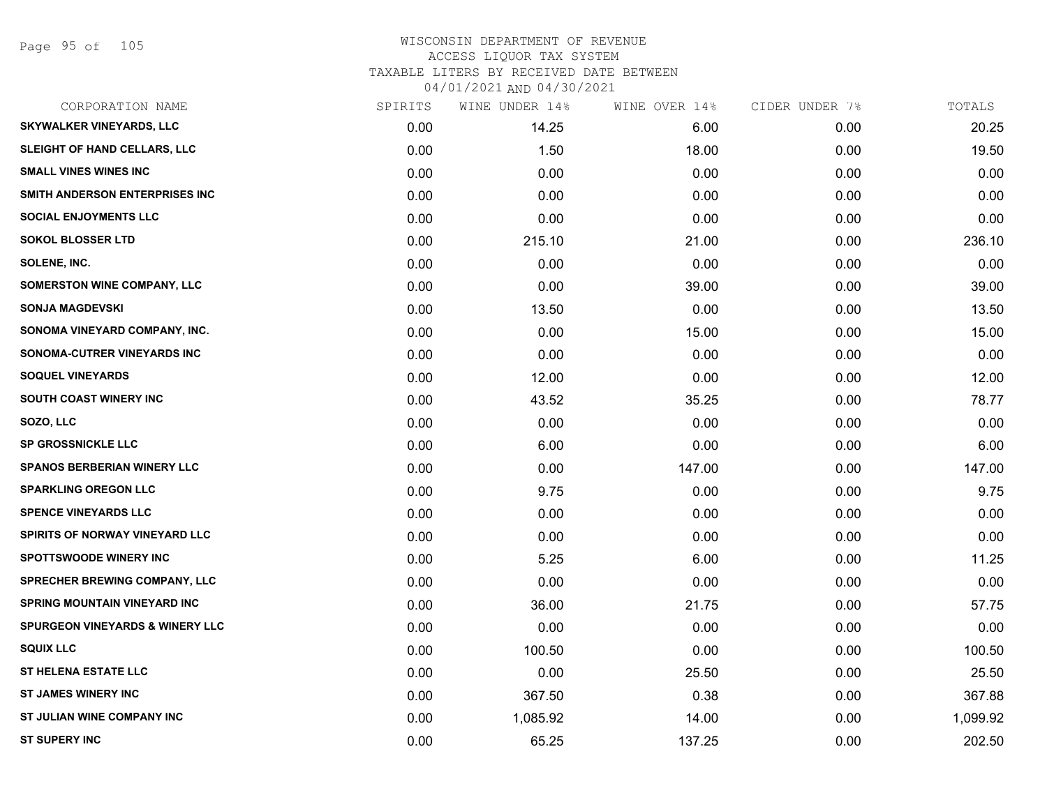WISCONSIN DEPARTMENT OF REVENUE
ACCESS LIQUOR TAX SYSTEM
TAXABLE LITERS BY RECEIVED DATE BETWEEN
04/01/2021 AND 04/30/2021

| CORPORATION NAME | SPIRITS | WINE UNDER 14% | WINE OVER 14% | CIDER UNDER 7% | TOTALS |
|---|---|---|---|---|---|
| SKYWALKER VINEYARDS, LLC | 0.00 | 14.25 | 6.00 | 0.00 | 20.25 |
| SLEIGHT OF HAND CELLARS, LLC | 0.00 | 1.50 | 18.00 | 0.00 | 19.50 |
| SMALL VINES WINES INC | 0.00 | 0.00 | 0.00 | 0.00 | 0.00 |
| SMITH ANDERSON ENTERPRISES INC | 0.00 | 0.00 | 0.00 | 0.00 | 0.00 |
| SOCIAL ENJOYMENTS LLC | 0.00 | 0.00 | 0.00 | 0.00 | 0.00 |
| SOKOL BLOSSER LTD | 0.00 | 215.10 | 21.00 | 0.00 | 236.10 |
| SOLENE, INC. | 0.00 | 0.00 | 0.00 | 0.00 | 0.00 |
| SOMERSTON WINE COMPANY, LLC | 0.00 | 0.00 | 39.00 | 0.00 | 39.00 |
| SONJA MAGDEVSKI | 0.00 | 13.50 | 0.00 | 0.00 | 13.50 |
| SONOMA VINEYARD COMPANY, INC. | 0.00 | 0.00 | 15.00 | 0.00 | 15.00 |
| SONOMA-CUTRER VINEYARDS INC | 0.00 | 0.00 | 0.00 | 0.00 | 0.00 |
| SOQUEL VINEYARDS | 0.00 | 12.00 | 0.00 | 0.00 | 12.00 |
| SOUTH COAST WINERY INC | 0.00 | 43.52 | 35.25 | 0.00 | 78.77 |
| SOZO, LLC | 0.00 | 0.00 | 0.00 | 0.00 | 0.00 |
| SP GROSSNICKLE LLC | 0.00 | 6.00 | 0.00 | 0.00 | 6.00 |
| SPANOS BERBERIAN WINERY LLC | 0.00 | 0.00 | 147.00 | 0.00 | 147.00 |
| SPARKLING OREGON LLC | 0.00 | 9.75 | 0.00 | 0.00 | 9.75 |
| SPENCE VINEYARDS LLC | 0.00 | 0.00 | 0.00 | 0.00 | 0.00 |
| SPIRITS OF NORWAY VINEYARD LLC | 0.00 | 0.00 | 0.00 | 0.00 | 0.00 |
| SPOTTSWOODE WINERY INC | 0.00 | 5.25 | 6.00 | 0.00 | 11.25 |
| SPRECHER BREWING COMPANY, LLC | 0.00 | 0.00 | 0.00 | 0.00 | 0.00 |
| SPRING MOUNTAIN VINEYARD INC | 0.00 | 36.00 | 21.75 | 0.00 | 57.75 |
| SPURGEON VINEYARDS & WINERY LLC | 0.00 | 0.00 | 0.00 | 0.00 | 0.00 |
| SQUIX LLC | 0.00 | 100.50 | 0.00 | 0.00 | 100.50 |
| ST HELENA ESTATE LLC | 0.00 | 0.00 | 25.50 | 0.00 | 25.50 |
| ST JAMES WINERY INC | 0.00 | 367.50 | 0.38 | 0.00 | 367.88 |
| ST JULIAN WINE COMPANY INC | 0.00 | 1,085.92 | 14.00 | 0.00 | 1,099.92 |
| ST SUPERY INC | 0.00 | 65.25 | 137.25 | 0.00 | 202.50 |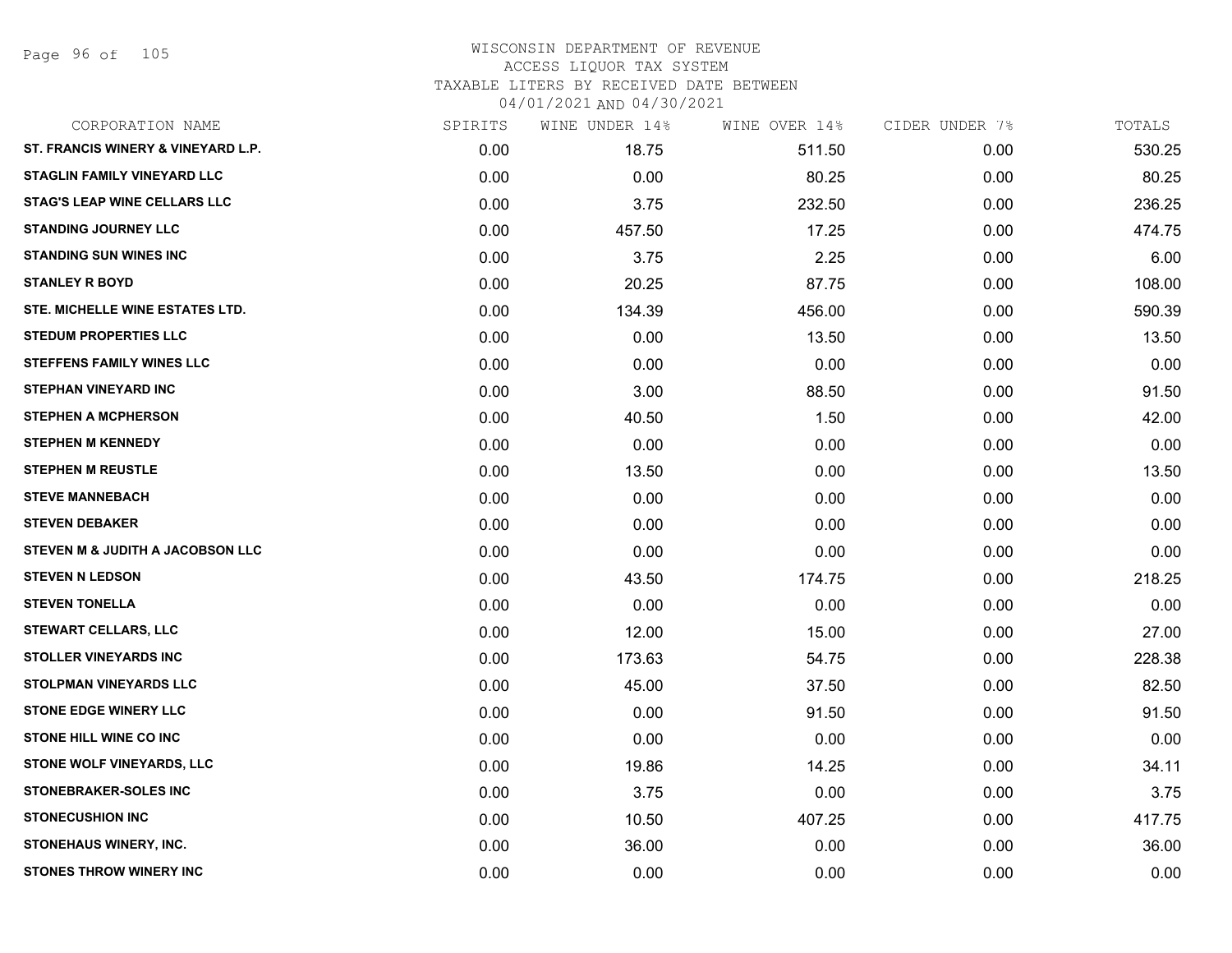WISCONSIN DEPARTMENT OF REVENUE
ACCESS LIQUOR TAX SYSTEM
TAXABLE LITERS BY RECEIVED DATE BETWEEN
04/01/2021 AND 04/30/2021

| CORPORATION NAME | SPIRITS | WINE UNDER 14% | WINE OVER 14% | CIDER UNDER 7% | TOTALS |
|---|---|---|---|---|---|
| ST. FRANCIS WINERY & VINEYARD L.P. | 0.00 | 18.75 | 511.50 | 0.00 | 530.25 |
| STAGLIN FAMILY VINEYARD LLC | 0.00 | 0.00 | 80.25 | 0.00 | 80.25 |
| STAG'S LEAP WINE CELLARS LLC | 0.00 | 3.75 | 232.50 | 0.00 | 236.25 |
| STANDING JOURNEY LLC | 0.00 | 457.50 | 17.25 | 0.00 | 474.75 |
| STANDING SUN WINES INC | 0.00 | 3.75 | 2.25 | 0.00 | 6.00 |
| STANLEY R BOYD | 0.00 | 20.25 | 87.75 | 0.00 | 108.00 |
| STE. MICHELLE WINE ESTATES LTD. | 0.00 | 134.39 | 456.00 | 0.00 | 590.39 |
| STEDUM PROPERTIES LLC | 0.00 | 0.00 | 13.50 | 0.00 | 13.50 |
| STEFFENS FAMILY WINES LLC | 0.00 | 0.00 | 0.00 | 0.00 | 0.00 |
| STEPHAN VINEYARD INC | 0.00 | 3.00 | 88.50 | 0.00 | 91.50 |
| STEPHEN A MCPHERSON | 0.00 | 40.50 | 1.50 | 0.00 | 42.00 |
| STEPHEN M KENNEDY | 0.00 | 0.00 | 0.00 | 0.00 | 0.00 |
| STEPHEN M REUSTLE | 0.00 | 13.50 | 0.00 | 0.00 | 13.50 |
| STEVE MANNEBACH | 0.00 | 0.00 | 0.00 | 0.00 | 0.00 |
| STEVEN DEBAKER | 0.00 | 0.00 | 0.00 | 0.00 | 0.00 |
| STEVEN M & JUDITH A JACOBSON LLC | 0.00 | 0.00 | 0.00 | 0.00 | 0.00 |
| STEVEN N LEDSON | 0.00 | 43.50 | 174.75 | 0.00 | 218.25 |
| STEVEN TONELLA | 0.00 | 0.00 | 0.00 | 0.00 | 0.00 |
| STEWART CELLARS, LLC | 0.00 | 12.00 | 15.00 | 0.00 | 27.00 |
| STOLLER VINEYARDS INC | 0.00 | 173.63 | 54.75 | 0.00 | 228.38 |
| STOLPMAN VINEYARDS LLC | 0.00 | 45.00 | 37.50 | 0.00 | 82.50 |
| STONE EDGE WINERY LLC | 0.00 | 0.00 | 91.50 | 0.00 | 91.50 |
| STONE HILL WINE CO INC | 0.00 | 0.00 | 0.00 | 0.00 | 0.00 |
| STONE WOLF VINEYARDS, LLC | 0.00 | 19.86 | 14.25 | 0.00 | 34.11 |
| STONEBRAKER-SOLES INC | 0.00 | 3.75 | 0.00 | 0.00 | 3.75 |
| STONECUSHION INC | 0.00 | 10.50 | 407.25 | 0.00 | 417.75 |
| STONEHAUS WINERY, INC. | 0.00 | 36.00 | 0.00 | 0.00 | 36.00 |
| STONES THROW WINERY INC | 0.00 | 0.00 | 0.00 | 0.00 | 0.00 |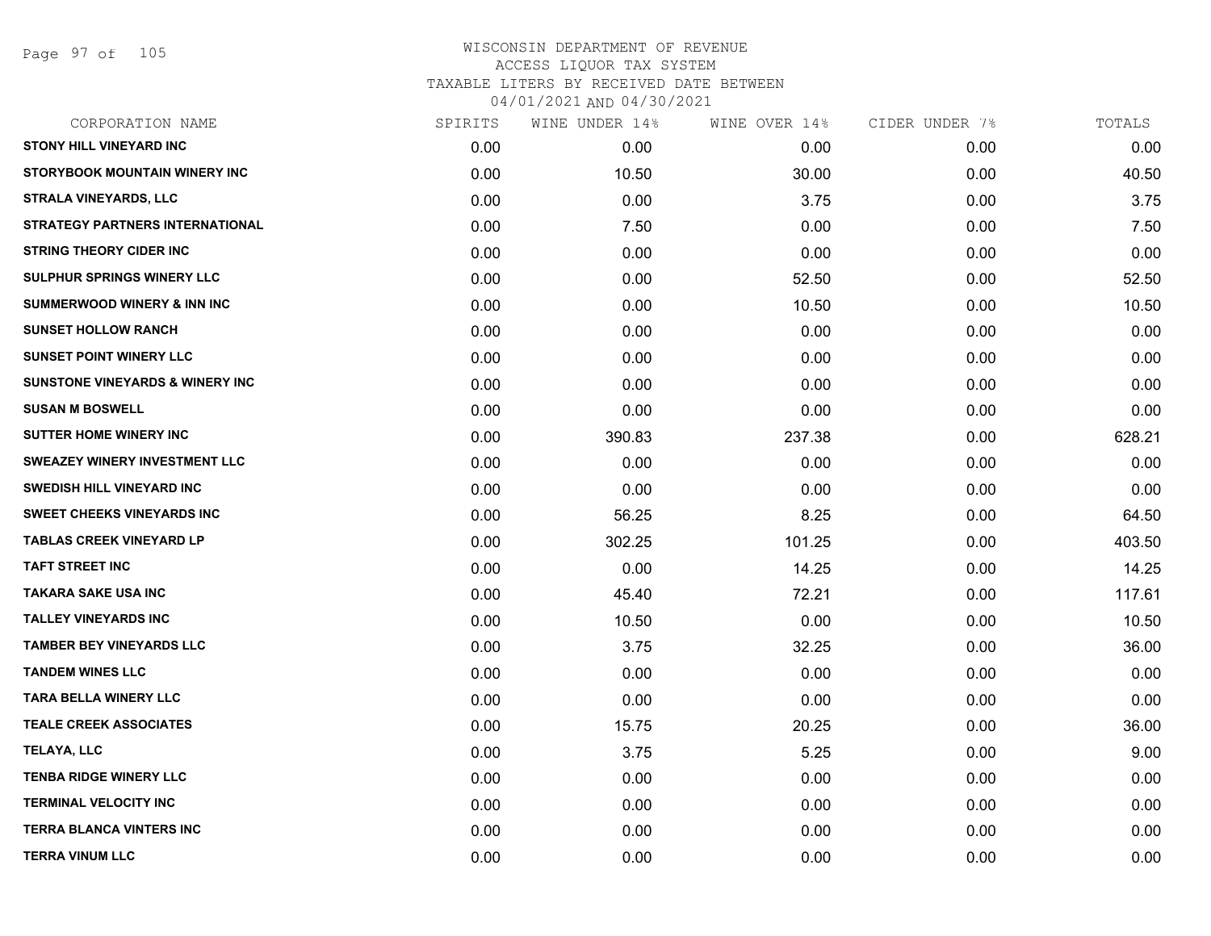# WISCONSIN DEPARTMENT OF REVENUE
## ACCESS LIQUOR TAX SYSTEM
### TAXABLE LITERS BY RECEIVED DATE BETWEEN 04/01/2021 AND 04/30/2021

| CORPORATION NAME | SPIRITS | WINE UNDER 14% | WINE OVER 14% | CIDER UNDER 7% | TOTALS |
|---|---|---|---|---|---|
| STONY HILL VINEYARD INC | 0.00 | 0.00 | 0.00 | 0.00 | 0.00 |
| STORYBOOK MOUNTAIN WINERY INC | 0.00 | 10.50 | 30.00 | 0.00 | 40.50 |
| STRALA VINEYARDS, LLC | 0.00 | 0.00 | 3.75 | 0.00 | 3.75 |
| STRATEGY PARTNERS INTERNATIONAL | 0.00 | 7.50 | 0.00 | 0.00 | 7.50 |
| STRING THEORY CIDER INC | 0.00 | 0.00 | 0.00 | 0.00 | 0.00 |
| SULPHUR SPRINGS WINERY LLC | 0.00 | 0.00 | 52.50 | 0.00 | 52.50 |
| SUMMERWOOD WINERY & INN INC | 0.00 | 0.00 | 10.50 | 0.00 | 10.50 |
| SUNSET HOLLOW RANCH | 0.00 | 0.00 | 0.00 | 0.00 | 0.00 |
| SUNSET POINT WINERY LLC | 0.00 | 0.00 | 0.00 | 0.00 | 0.00 |
| SUNSTONE VINEYARDS & WINERY INC | 0.00 | 0.00 | 0.00 | 0.00 | 0.00 |
| SUSAN M BOSWELL | 0.00 | 0.00 | 0.00 | 0.00 | 0.00 |
| SUTTER HOME WINERY INC | 0.00 | 390.83 | 237.38 | 0.00 | 628.21 |
| SWEAZEY WINERY INVESTMENT LLC | 0.00 | 0.00 | 0.00 | 0.00 | 0.00 |
| SWEDISH HILL VINEYARD INC | 0.00 | 0.00 | 0.00 | 0.00 | 0.00 |
| SWEET CHEEKS VINEYARDS INC | 0.00 | 56.25 | 8.25 | 0.00 | 64.50 |
| TABLAS CREEK VINEYARD LP | 0.00 | 302.25 | 101.25 | 0.00 | 403.50 |
| TAFT STREET INC | 0.00 | 0.00 | 14.25 | 0.00 | 14.25 |
| TAKARA SAKE USA INC | 0.00 | 45.40 | 72.21 | 0.00 | 117.61 |
| TALLEY VINEYARDS INC | 0.00 | 10.50 | 0.00 | 0.00 | 10.50 |
| TAMBER BEY VINEYARDS LLC | 0.00 | 3.75 | 32.25 | 0.00 | 36.00 |
| TANDEM WINES LLC | 0.00 | 0.00 | 0.00 | 0.00 | 0.00 |
| TARA BELLA WINERY LLC | 0.00 | 0.00 | 0.00 | 0.00 | 0.00 |
| TEALE CREEK ASSOCIATES | 0.00 | 15.75 | 20.25 | 0.00 | 36.00 |
| TELAYA, LLC | 0.00 | 3.75 | 5.25 | 0.00 | 9.00 |
| TENBA RIDGE WINERY LLC | 0.00 | 0.00 | 0.00 | 0.00 | 0.00 |
| TERMINAL VELOCITY INC | 0.00 | 0.00 | 0.00 | 0.00 | 0.00 |
| TERRA BLANCA VINTERS INC | 0.00 | 0.00 | 0.00 | 0.00 | 0.00 |
| TERRA VINUM LLC | 0.00 | 0.00 | 0.00 | 0.00 | 0.00 |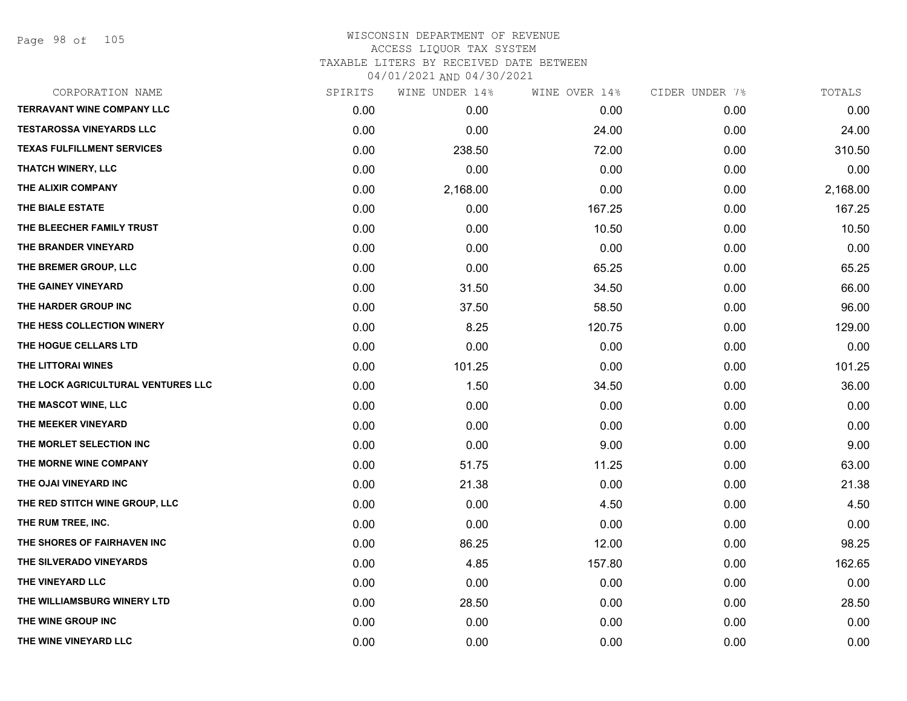# WISCONSIN DEPARTMENT OF REVENUE
ACCESS LIQUOR TAX SYSTEM
TAXABLE LITERS BY RECEIVED DATE BETWEEN
04/01/2021 AND 04/30/2021

| CORPORATION NAME | SPIRITS | WINE UNDER 14% | WINE OVER 14% | CIDER UNDER 7% | TOTALS |
|---|---|---|---|---|---|
| TERRAVANT WINE COMPANY LLC | 0.00 | 0.00 | 0.00 | 0.00 | 0.00 |
| TESTAROSSA VINEYARDS LLC | 0.00 | 0.00 | 24.00 | 0.00 | 24.00 |
| TEXAS FULFILLMENT SERVICES | 0.00 | 238.50 | 72.00 | 0.00 | 310.50 |
| THATCH WINERY, LLC | 0.00 | 0.00 | 0.00 | 0.00 | 0.00 |
| THE ALIXIR COMPANY | 0.00 | 2,168.00 | 0.00 | 0.00 | 2,168.00 |
| THE BIALE ESTATE | 0.00 | 0.00 | 167.25 | 0.00 | 167.25 |
| THE BLEECHER FAMILY TRUST | 0.00 | 0.00 | 10.50 | 0.00 | 10.50 |
| THE BRANDER VINEYARD | 0.00 | 0.00 | 0.00 | 0.00 | 0.00 |
| THE BREMER GROUP, LLC | 0.00 | 0.00 | 65.25 | 0.00 | 65.25 |
| THE GAINEY VINEYARD | 0.00 | 31.50 | 34.50 | 0.00 | 66.00 |
| THE HARDER GROUP INC | 0.00 | 37.50 | 58.50 | 0.00 | 96.00 |
| THE HESS COLLECTION WINERY | 0.00 | 8.25 | 120.75 | 0.00 | 129.00 |
| THE HOGUE CELLARS LTD | 0.00 | 0.00 | 0.00 | 0.00 | 0.00 |
| THE LITTORAI WINES | 0.00 | 101.25 | 0.00 | 0.00 | 101.25 |
| THE LOCK AGRICULTURAL VENTURES LLC | 0.00 | 1.50 | 34.50 | 0.00 | 36.00 |
| THE MASCOT WINE, LLC | 0.00 | 0.00 | 0.00 | 0.00 | 0.00 |
| THE MEEKER VINEYARD | 0.00 | 0.00 | 0.00 | 0.00 | 0.00 |
| THE MORLET SELECTION INC | 0.00 | 0.00 | 9.00 | 0.00 | 9.00 |
| THE MORNE WINE COMPANY | 0.00 | 51.75 | 11.25 | 0.00 | 63.00 |
| THE OJAI VINEYARD INC | 0.00 | 21.38 | 0.00 | 0.00 | 21.38 |
| THE RED STITCH WINE GROUP, LLC | 0.00 | 0.00 | 4.50 | 0.00 | 4.50 |
| THE RUM TREE, INC. | 0.00 | 0.00 | 0.00 | 0.00 | 0.00 |
| THE SHORES OF FAIRHAVEN INC | 0.00 | 86.25 | 12.00 | 0.00 | 98.25 |
| THE SILVERADO VINEYARDS | 0.00 | 4.85 | 157.80 | 0.00 | 162.65 |
| THE VINEYARD LLC | 0.00 | 0.00 | 0.00 | 0.00 | 0.00 |
| THE WILLIAMSBURG WINERY LTD | 0.00 | 28.50 | 0.00 | 0.00 | 28.50 |
| THE WINE GROUP INC | 0.00 | 0.00 | 0.00 | 0.00 | 0.00 |
| THE WINE VINEYARD LLC | 0.00 | 0.00 | 0.00 | 0.00 | 0.00 |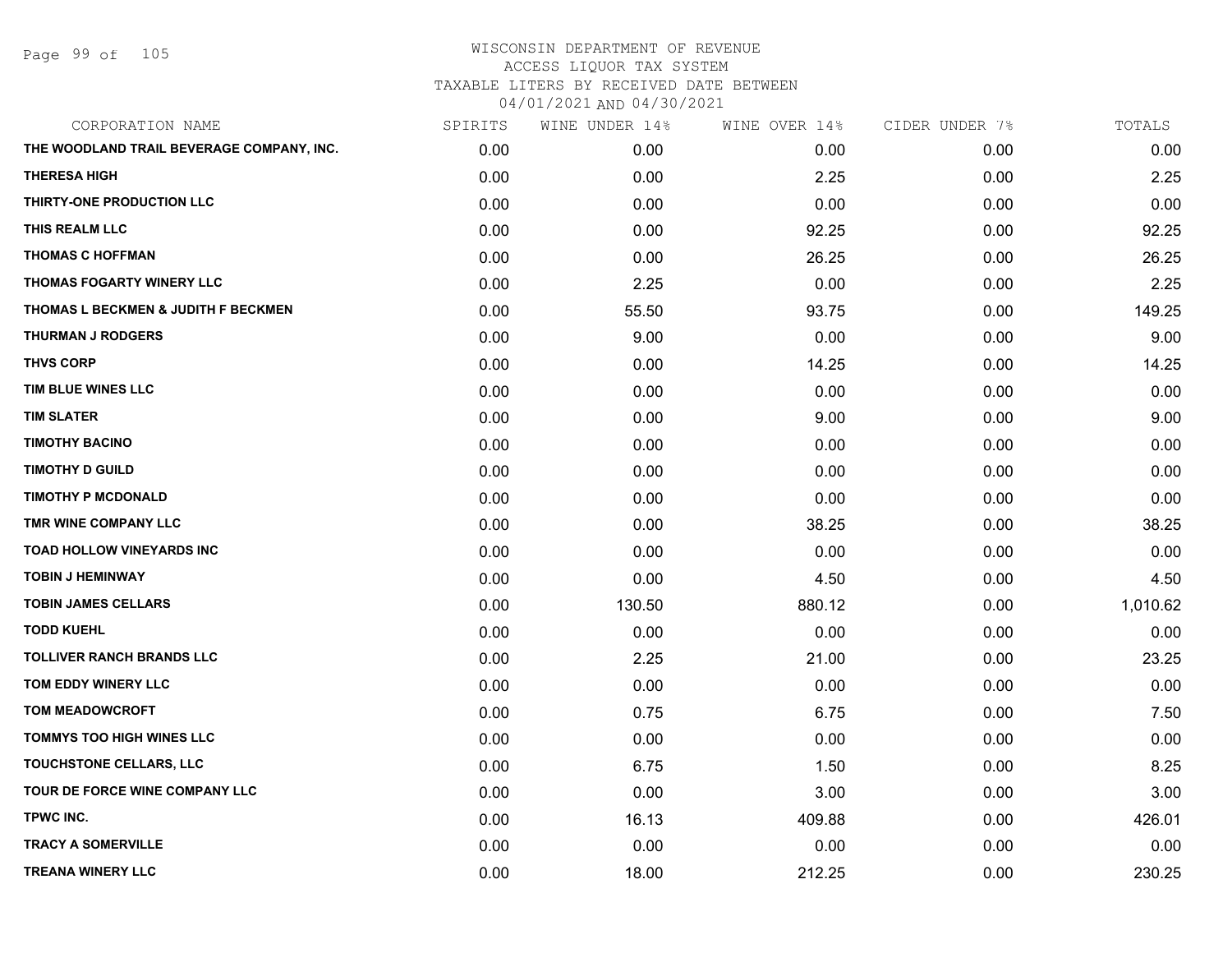# WISCONSIN DEPARTMENT OF REVENUE
## ACCESS LIQUOR TAX SYSTEM
### TAXABLE LITERS BY RECEIVED DATE BETWEEN 04/01/2021 AND 04/30/2021

| CORPORATION NAME | SPIRITS | WINE UNDER 14% | WINE OVER 14% | CIDER UNDER 7% | TOTALS |
|---|---|---|---|---|---|
| THE WOODLAND TRAIL BEVERAGE COMPANY, INC. | 0.00 | 0.00 | 0.00 | 0.00 | 0.00 |
| THERESA HIGH | 0.00 | 0.00 | 2.25 | 0.00 | 2.25 |
| THIRTY-ONE PRODUCTION LLC | 0.00 | 0.00 | 0.00 | 0.00 | 0.00 |
| THIS REALM LLC | 0.00 | 0.00 | 92.25 | 0.00 | 92.25 |
| THOMAS C HOFFMAN | 0.00 | 0.00 | 26.25 | 0.00 | 26.25 |
| THOMAS FOGARTY WINERY LLC | 0.00 | 2.25 | 0.00 | 0.00 | 2.25 |
| THOMAS L BECKMEN & JUDITH F BECKMEN | 0.00 | 55.50 | 93.75 | 0.00 | 149.25 |
| THURMAN J RODGERS | 0.00 | 9.00 | 0.00 | 0.00 | 9.00 |
| THVS CORP | 0.00 | 0.00 | 14.25 | 0.00 | 14.25 |
| TIM BLUE WINES LLC | 0.00 | 0.00 | 0.00 | 0.00 | 0.00 |
| TIM SLATER | 0.00 | 0.00 | 9.00 | 0.00 | 9.00 |
| TIMOTHY BACINO | 0.00 | 0.00 | 0.00 | 0.00 | 0.00 |
| TIMOTHY D GUILD | 0.00 | 0.00 | 0.00 | 0.00 | 0.00 |
| TIMOTHY P MCDONALD | 0.00 | 0.00 | 0.00 | 0.00 | 0.00 |
| TMR WINE COMPANY LLC | 0.00 | 0.00 | 38.25 | 0.00 | 38.25 |
| TOAD HOLLOW VINEYARDS INC | 0.00 | 0.00 | 0.00 | 0.00 | 0.00 |
| TOBIN J HEMINWAY | 0.00 | 0.00 | 4.50 | 0.00 | 4.50 |
| TOBIN JAMES CELLARS | 0.00 | 130.50 | 880.12 | 0.00 | 1,010.62 |
| TODD KUEHL | 0.00 | 0.00 | 0.00 | 0.00 | 0.00 |
| TOLLIVER RANCH BRANDS LLC | 0.00 | 2.25 | 21.00 | 0.00 | 23.25 |
| TOM EDDY WINERY LLC | 0.00 | 0.00 | 0.00 | 0.00 | 0.00 |
| TOM MEADOWCROFT | 0.00 | 0.75 | 6.75 | 0.00 | 7.50 |
| TOMMYS TOO HIGH WINES LLC | 0.00 | 0.00 | 0.00 | 0.00 | 0.00 |
| TOUCHSTONE CELLARS, LLC | 0.00 | 6.75 | 1.50 | 0.00 | 8.25 |
| TOUR DE FORCE WINE COMPANY LLC | 0.00 | 0.00 | 3.00 | 0.00 | 3.00 |
| TPWC INC. | 0.00 | 16.13 | 409.88 | 0.00 | 426.01 |
| TRACY A SOMERVILLE | 0.00 | 0.00 | 0.00 | 0.00 | 0.00 |
| TREANA WINERY LLC | 0.00 | 18.00 | 212.25 | 0.00 | 230.25 |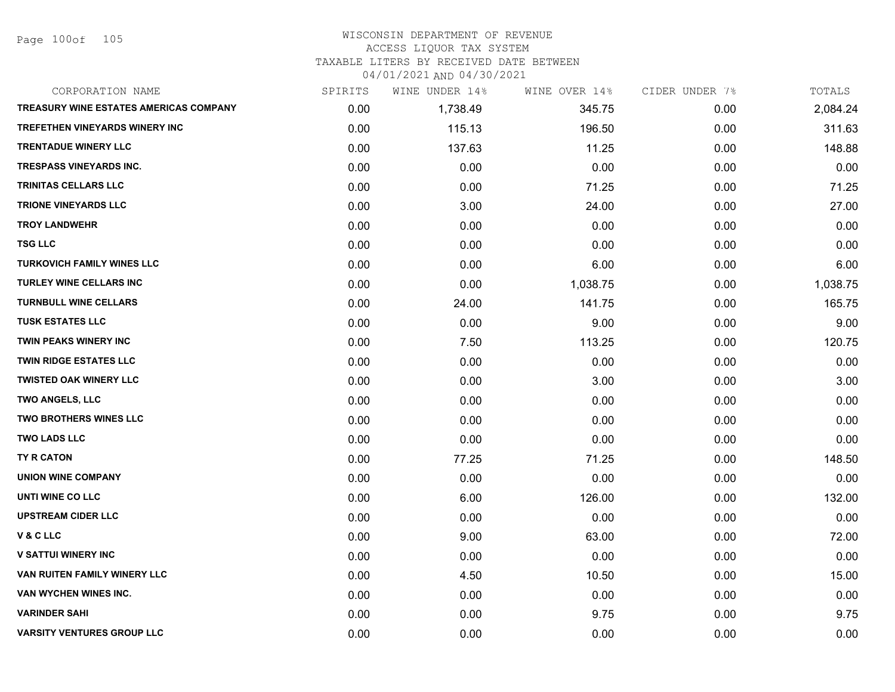WISCONSIN DEPARTMENT OF REVENUE
ACCESS LIQUOR TAX SYSTEM
TAXABLE LITERS BY RECEIVED DATE BETWEEN
04/01/2021 AND 04/30/2021

| CORPORATION NAME | SPIRITS | WINE UNDER 14% | WINE OVER 14% | CIDER UNDER 7% | TOTALS |
|---|---|---|---|---|---|
| TREASURY WINE ESTATES AMERICAS COMPANY | 0.00 | 1,738.49 | 345.75 | 0.00 | 2,084.24 |
| TREFETHEN VINEYARDS WINERY INC | 0.00 | 115.13 | 196.50 | 0.00 | 311.63 |
| TRENTADUE WINERY LLC | 0.00 | 137.63 | 11.25 | 0.00 | 148.88 |
| TRESPASS VINEYARDS INC. | 0.00 | 0.00 | 0.00 | 0.00 | 0.00 |
| TRINITAS CELLARS LLC | 0.00 | 0.00 | 71.25 | 0.00 | 71.25 |
| TRIONE VINEYARDS LLC | 0.00 | 3.00 | 24.00 | 0.00 | 27.00 |
| TROY LANDWEHR | 0.00 | 0.00 | 0.00 | 0.00 | 0.00 |
| TSG LLC | 0.00 | 0.00 | 0.00 | 0.00 | 0.00 |
| TURKOVICH FAMILY WINES LLC | 0.00 | 0.00 | 6.00 | 0.00 | 6.00 |
| TURLEY WINE CELLARS INC | 0.00 | 0.00 | 1,038.75 | 0.00 | 1,038.75 |
| TURNBULL WINE CELLARS | 0.00 | 24.00 | 141.75 | 0.00 | 165.75 |
| TUSK ESTATES LLC | 0.00 | 0.00 | 9.00 | 0.00 | 9.00 |
| TWIN PEAKS WINERY INC | 0.00 | 7.50 | 113.25 | 0.00 | 120.75 |
| TWIN RIDGE ESTATES LLC | 0.00 | 0.00 | 0.00 | 0.00 | 0.00 |
| TWISTED OAK WINERY LLC | 0.00 | 0.00 | 3.00 | 0.00 | 3.00 |
| TWO ANGELS, LLC | 0.00 | 0.00 | 0.00 | 0.00 | 0.00 |
| TWO BROTHERS WINES LLC | 0.00 | 0.00 | 0.00 | 0.00 | 0.00 |
| TWO LADS LLC | 0.00 | 0.00 | 0.00 | 0.00 | 0.00 |
| TY R CATON | 0.00 | 77.25 | 71.25 | 0.00 | 148.50 |
| UNION WINE COMPANY | 0.00 | 0.00 | 0.00 | 0.00 | 0.00 |
| UNTI WINE CO LLC | 0.00 | 6.00 | 126.00 | 0.00 | 132.00 |
| UPSTREAM CIDER LLC | 0.00 | 0.00 | 0.00 | 0.00 | 0.00 |
| V & C LLC | 0.00 | 9.00 | 63.00 | 0.00 | 72.00 |
| V SATTUI WINERY INC | 0.00 | 0.00 | 0.00 | 0.00 | 0.00 |
| VAN RUITEN FAMILY WINERY LLC | 0.00 | 4.50 | 10.50 | 0.00 | 15.00 |
| VAN WYCHEN WINES INC. | 0.00 | 0.00 | 0.00 | 0.00 | 0.00 |
| VARINDER SAHI | 0.00 | 0.00 | 9.75 | 0.00 | 9.75 |
| VARSITY VENTURES GROUP LLC | 0.00 | 0.00 | 0.00 | 0.00 | 0.00 |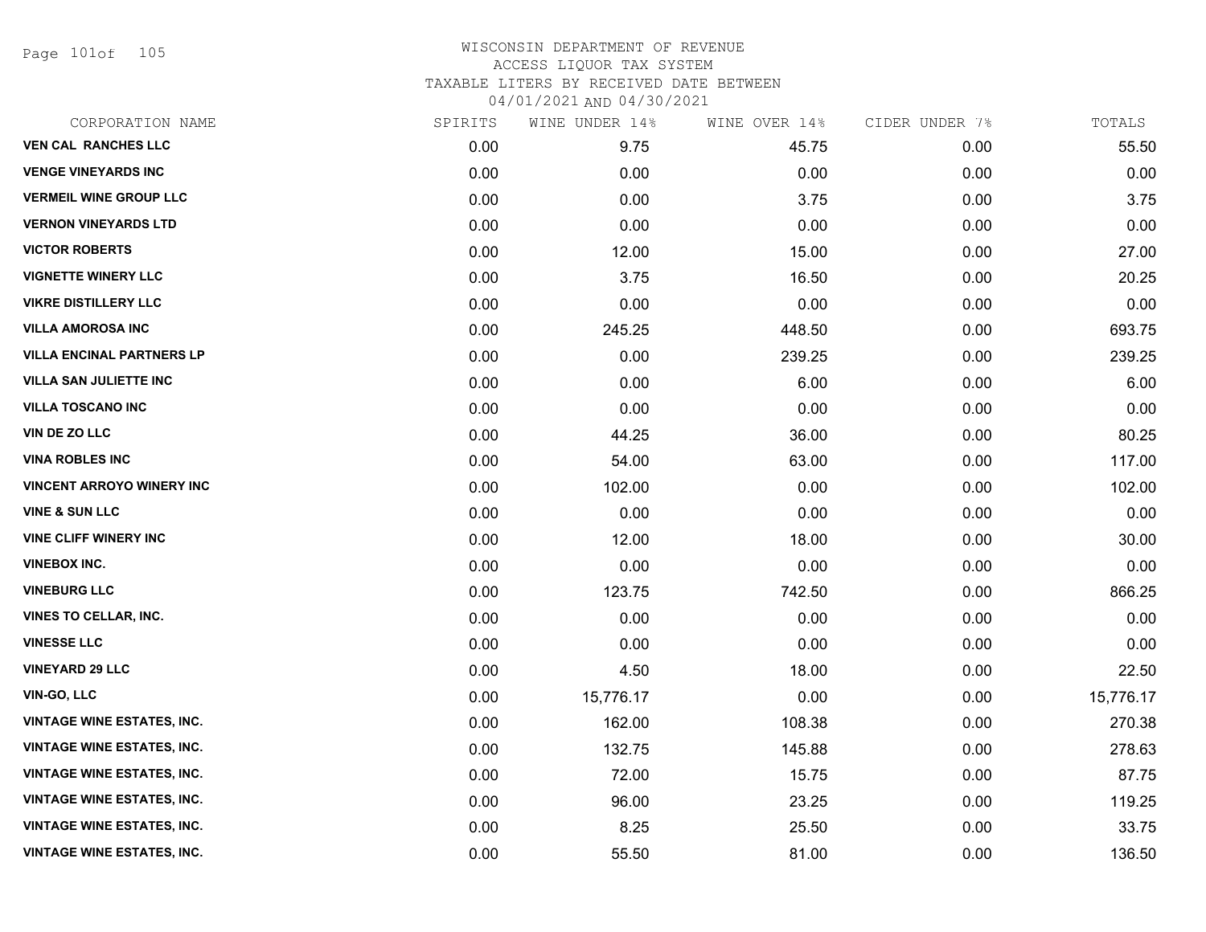WISCONSIN DEPARTMENT OF REVENUE
ACCESS LIQUOR TAX SYSTEM
TAXABLE LITERS BY RECEIVED DATE BETWEEN
04/01/2021 AND 04/30/2021

| CORPORATION NAME | SPIRITS | WINE UNDER 14% | WINE OVER 14% | CIDER UNDER 7% | TOTALS |
|---|---|---|---|---|---|
| VEN CAL RANCHES LLC | 0.00 | 9.75 | 45.75 | 0.00 | 55.50 |
| VENGE VINEYARDS INC | 0.00 | 0.00 | 0.00 | 0.00 | 0.00 |
| VERMEIL WINE GROUP LLC | 0.00 | 0.00 | 3.75 | 0.00 | 3.75 |
| VERNON VINEYARDS LTD | 0.00 | 0.00 | 0.00 | 0.00 | 0.00 |
| VICTOR ROBERTS | 0.00 | 12.00 | 15.00 | 0.00 | 27.00 |
| VIGNETTE WINERY LLC | 0.00 | 3.75 | 16.50 | 0.00 | 20.25 |
| VIKRE DISTILLERY LLC | 0.00 | 0.00 | 0.00 | 0.00 | 0.00 |
| VILLA AMOROSA INC | 0.00 | 245.25 | 448.50 | 0.00 | 693.75 |
| VILLA ENCINAL PARTNERS LP | 0.00 | 0.00 | 239.25 | 0.00 | 239.25 |
| VILLA SAN JULIETTE INC | 0.00 | 0.00 | 6.00 | 0.00 | 6.00 |
| VILLA TOSCANO INC | 0.00 | 0.00 | 0.00 | 0.00 | 0.00 |
| VIN DE ZO LLC | 0.00 | 44.25 | 36.00 | 0.00 | 80.25 |
| VINA ROBLES INC | 0.00 | 54.00 | 63.00 | 0.00 | 117.00 |
| VINCENT ARROYO WINERY INC | 0.00 | 102.00 | 0.00 | 0.00 | 102.00 |
| VINE & SUN LLC | 0.00 | 0.00 | 0.00 | 0.00 | 0.00 |
| VINE CLIFF WINERY INC | 0.00 | 12.00 | 18.00 | 0.00 | 30.00 |
| VINEBOX INC. | 0.00 | 0.00 | 0.00 | 0.00 | 0.00 |
| VINEBURG LLC | 0.00 | 123.75 | 742.50 | 0.00 | 866.25 |
| VINES TO CELLAR, INC. | 0.00 | 0.00 | 0.00 | 0.00 | 0.00 |
| VINESSE LLC | 0.00 | 0.00 | 0.00 | 0.00 | 0.00 |
| VINEYARD 29 LLC | 0.00 | 4.50 | 18.00 | 0.00 | 22.50 |
| VIN-GO, LLC | 0.00 | 15,776.17 | 0.00 | 0.00 | 15,776.17 |
| VINTAGE WINE ESTATES, INC. | 0.00 | 162.00 | 108.38 | 0.00 | 270.38 |
| VINTAGE WINE ESTATES, INC. | 0.00 | 132.75 | 145.88 | 0.00 | 278.63 |
| VINTAGE WINE ESTATES, INC. | 0.00 | 72.00 | 15.75 | 0.00 | 87.75 |
| VINTAGE WINE ESTATES, INC. | 0.00 | 96.00 | 23.25 | 0.00 | 119.25 |
| VINTAGE WINE ESTATES, INC. | 0.00 | 8.25 | 25.50 | 0.00 | 33.75 |
| VINTAGE WINE ESTATES, INC. | 0.00 | 55.50 | 81.00 | 0.00 | 136.50 |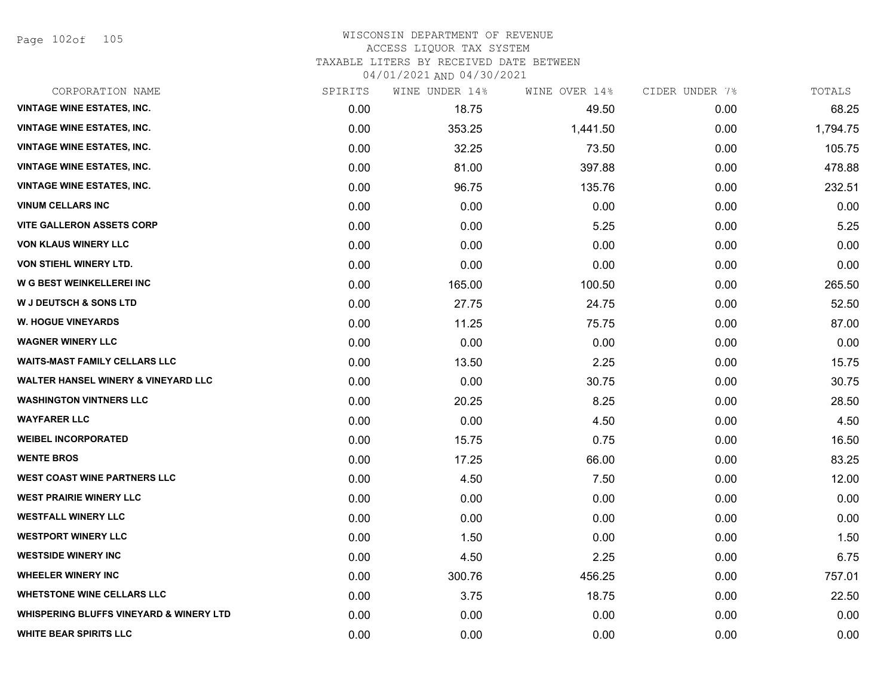# WISCONSIN DEPARTMENT OF REVENUE
ACCESS LIQUOR TAX SYSTEM
TAXABLE LITERS BY RECEIVED DATE BETWEEN
04/01/2021 AND 04/30/2021

| CORPORATION NAME | SPIRITS | WINE UNDER 14% | WINE OVER 14% | CIDER UNDER 7% | TOTALS |
|---|---|---|---|---|---|
| VINTAGE WINE ESTATES, INC. | 0.00 | 18.75 | 49.50 | 0.00 | 68.25 |
| VINTAGE WINE ESTATES, INC. | 0.00 | 353.25 | 1,441.50 | 0.00 | 1,794.75 |
| VINTAGE WINE ESTATES, INC. | 0.00 | 32.25 | 73.50 | 0.00 | 105.75 |
| VINTAGE WINE ESTATES, INC. | 0.00 | 81.00 | 397.88 | 0.00 | 478.88 |
| VINTAGE WINE ESTATES, INC. | 0.00 | 96.75 | 135.76 | 0.00 | 232.51 |
| VINUM CELLARS INC | 0.00 | 0.00 | 0.00 | 0.00 | 0.00 |
| VITE GALLERON ASSETS CORP | 0.00 | 0.00 | 5.25 | 0.00 | 5.25 |
| VON KLAUS WINERY LLC | 0.00 | 0.00 | 0.00 | 0.00 | 0.00 |
| VON STIEHL WINERY LTD. | 0.00 | 0.00 | 0.00 | 0.00 | 0.00 |
| W G BEST WEINKELLEREI INC | 0.00 | 165.00 | 100.50 | 0.00 | 265.50 |
| W J DEUTSCH & SONS LTD | 0.00 | 27.75 | 24.75 | 0.00 | 52.50 |
| W. HOGUE VINEYARDS | 0.00 | 11.25 | 75.75 | 0.00 | 87.00 |
| WAGNER WINERY LLC | 0.00 | 0.00 | 0.00 | 0.00 | 0.00 |
| WAITS-MAST FAMILY CELLARS LLC | 0.00 | 13.50 | 2.25 | 0.00 | 15.75 |
| WALTER HANSEL WINERY & VINEYARD LLC | 0.00 | 0.00 | 30.75 | 0.00 | 30.75 |
| WASHINGTON VINTNERS LLC | 0.00 | 20.25 | 8.25 | 0.00 | 28.50 |
| WAYFARER LLC | 0.00 | 0.00 | 4.50 | 0.00 | 4.50 |
| WEIBEL INCORPORATED | 0.00 | 15.75 | 0.75 | 0.00 | 16.50 |
| WENTE BROS | 0.00 | 17.25 | 66.00 | 0.00 | 83.25 |
| WEST COAST WINE PARTNERS LLC | 0.00 | 4.50 | 7.50 | 0.00 | 12.00 |
| WEST PRAIRIE WINERY LLC | 0.00 | 0.00 | 0.00 | 0.00 | 0.00 |
| WESTFALL WINERY LLC | 0.00 | 0.00 | 0.00 | 0.00 | 0.00 |
| WESTPORT WINERY LLC | 0.00 | 1.50 | 0.00 | 0.00 | 1.50 |
| WESTSIDE WINERY INC | 0.00 | 4.50 | 2.25 | 0.00 | 6.75 |
| WHEELER WINERY INC | 0.00 | 300.76 | 456.25 | 0.00 | 757.01 |
| WHETSTONE WINE CELLARS LLC | 0.00 | 3.75 | 18.75 | 0.00 | 22.50 |
| WHISPERING BLUFFS VINEYARD & WINERY LTD | 0.00 | 0.00 | 0.00 | 0.00 | 0.00 |
| WHITE BEAR SPIRITS LLC | 0.00 | 0.00 | 0.00 | 0.00 | 0.00 |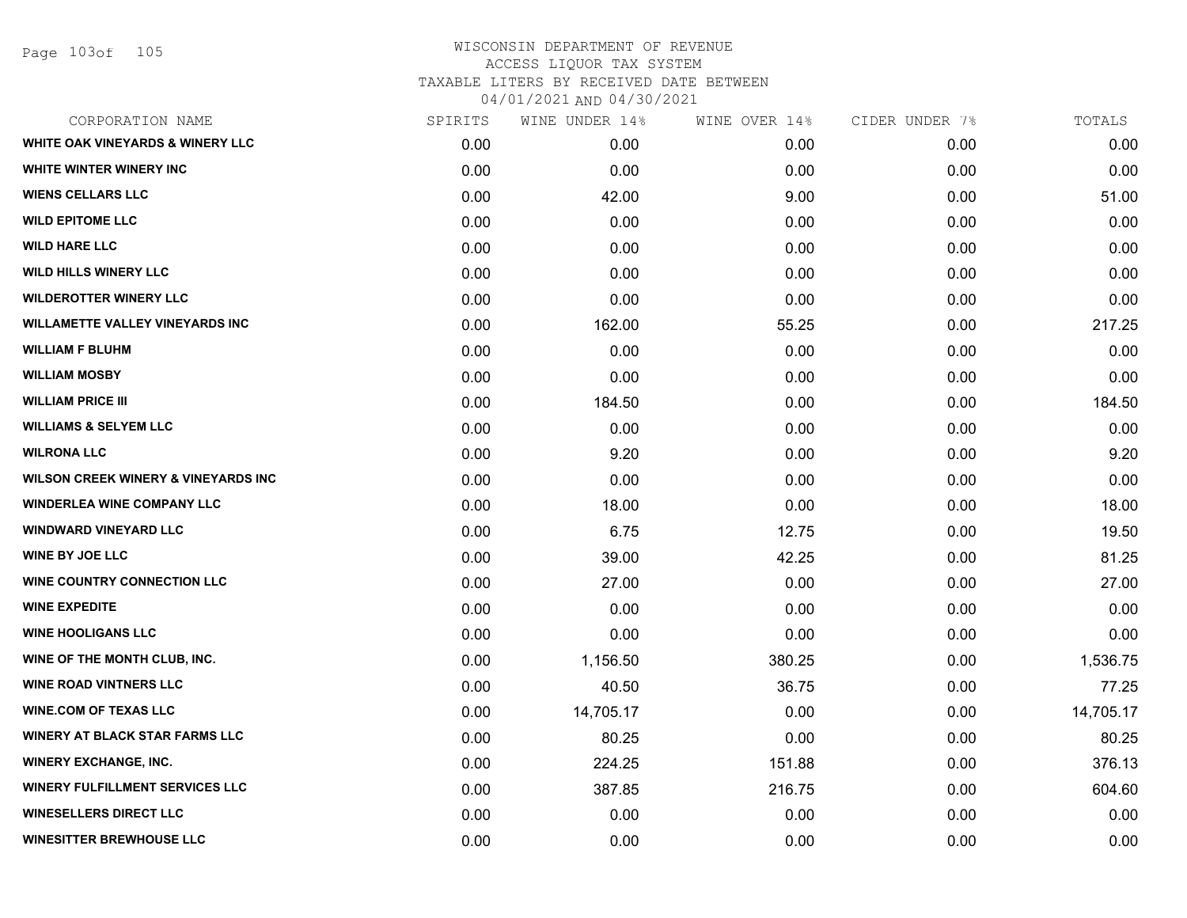# WISCONSIN DEPARTMENT OF REVENUE
## ACCESS LIQUOR TAX SYSTEM
### TAXABLE LITERS BY RECEIVED DATE BETWEEN 04/01/2021 AND 04/30/2021

| CORPORATION NAME | SPIRITS | WINE UNDER 14% | WINE OVER 14% | CIDER UNDER 7% | TOTALS |
|---|---|---|---|---|---|
| WHITE OAK VINEYARDS & WINERY LLC | 0.00 | 0.00 | 0.00 | 0.00 | 0.00 |
| WHITE WINTER WINERY INC | 0.00 | 0.00 | 0.00 | 0.00 | 0.00 |
| WIENS CELLARS LLC | 0.00 | 42.00 | 9.00 | 0.00 | 51.00 |
| WILD EPITOME LLC | 0.00 | 0.00 | 0.00 | 0.00 | 0.00 |
| WILD HARE LLC | 0.00 | 0.00 | 0.00 | 0.00 | 0.00 |
| WILD HILLS WINERY LLC | 0.00 | 0.00 | 0.00 | 0.00 | 0.00 |
| WILDEROTTER WINERY LLC | 0.00 | 0.00 | 0.00 | 0.00 | 0.00 |
| WILLAMETTE VALLEY VINEYARDS INC | 0.00 | 162.00 | 55.25 | 0.00 | 217.25 |
| WILLIAM F BLUHM | 0.00 | 0.00 | 0.00 | 0.00 | 0.00 |
| WILLIAM MOSBY | 0.00 | 0.00 | 0.00 | 0.00 | 0.00 |
| WILLIAM PRICE III | 0.00 | 184.50 | 0.00 | 0.00 | 184.50 |
| WILLIAMS & SELYEM LLC | 0.00 | 0.00 | 0.00 | 0.00 | 0.00 |
| WILRONA LLC | 0.00 | 9.20 | 0.00 | 0.00 | 9.20 |
| WILSON CREEK WINERY & VINEYARDS INC | 0.00 | 0.00 | 0.00 | 0.00 | 0.00 |
| WINDERLEA WINE COMPANY LLC | 0.00 | 18.00 | 0.00 | 0.00 | 18.00 |
| WINDWARD VINEYARD LLC | 0.00 | 6.75 | 12.75 | 0.00 | 19.50 |
| WINE BY JOE LLC | 0.00 | 39.00 | 42.25 | 0.00 | 81.25 |
| WINE COUNTRY CONNECTION LLC | 0.00 | 27.00 | 0.00 | 0.00 | 27.00 |
| WINE EXPEDITE | 0.00 | 0.00 | 0.00 | 0.00 | 0.00 |
| WINE HOOLIGANS LLC | 0.00 | 0.00 | 0.00 | 0.00 | 0.00 |
| WINE OF THE MONTH CLUB, INC. | 0.00 | 1,156.50 | 380.25 | 0.00 | 1,536.75 |
| WINE ROAD VINTNERS LLC | 0.00 | 40.50 | 36.75 | 0.00 | 77.25 |
| WINE.COM OF TEXAS LLC | 0.00 | 14,705.17 | 0.00 | 0.00 | 14,705.17 |
| WINERY AT BLACK STAR FARMS LLC | 0.00 | 80.25 | 0.00 | 0.00 | 80.25 |
| WINERY EXCHANGE, INC. | 0.00 | 224.25 | 151.88 | 0.00 | 376.13 |
| WINERY FULFILLMENT SERVICES LLC | 0.00 | 387.85 | 216.75 | 0.00 | 604.60 |
| WINESELLERS DIRECT LLC | 0.00 | 0.00 | 0.00 | 0.00 | 0.00 |
| WINESITTER BREWHOUSE LLC | 0.00 | 0.00 | 0.00 | 0.00 | 0.00 |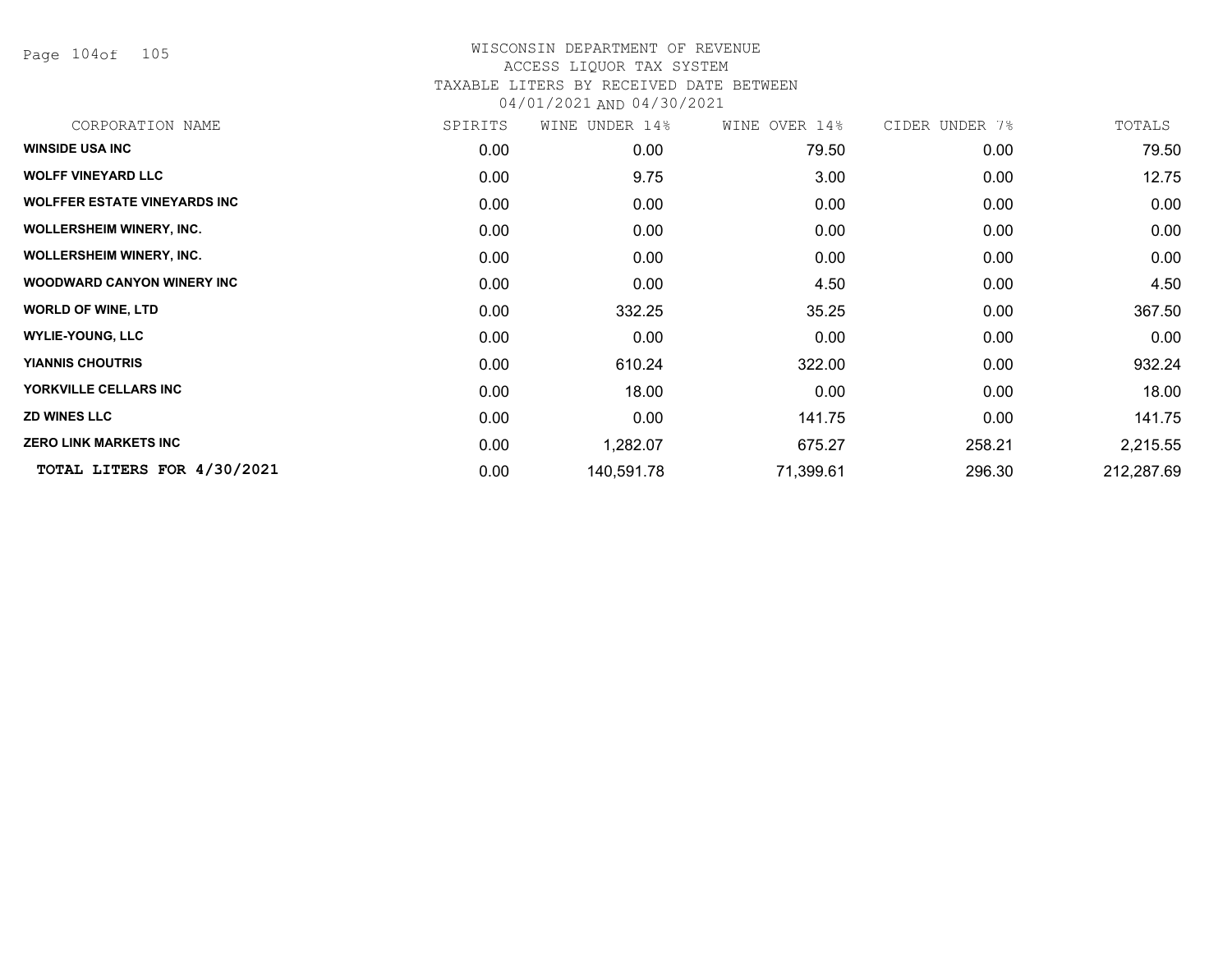# WISCONSIN DEPARTMENT OF REVENUE
## ACCESS LIQUOR TAX SYSTEM
### TAXABLE LITERS BY RECEIVED DATE BETWEEN 04/01/2021 AND 04/30/2021

| CORPORATION NAME | SPIRITS | WINE UNDER 14% | WINE OVER 14% | CIDER UNDER 7% | TOTALS |
|---|---|---|---|---|---|
| WINSIDE USA INC | 0.00 | 0.00 | 79.50 | 0.00 | 79.50 |
| WOLFF VINEYARD LLC | 0.00 | 9.75 | 3.00 | 0.00 | 12.75 |
| WOLFFER ESTATE VINEYARDS INC | 0.00 | 0.00 | 0.00 | 0.00 | 0.00 |
| WOLLERSHEIM WINERY, INC. | 0.00 | 0.00 | 0.00 | 0.00 | 0.00 |
| WOLLERSHEIM WINERY, INC. | 0.00 | 0.00 | 0.00 | 0.00 | 0.00 |
| WOODWARD CANYON WINERY INC | 0.00 | 0.00 | 4.50 | 0.00 | 4.50 |
| WORLD OF WINE, LTD | 0.00 | 332.25 | 35.25 | 0.00 | 367.50 |
| WYLIE-YOUNG, LLC | 0.00 | 0.00 | 0.00 | 0.00 | 0.00 |
| YIANNIS CHOUTRIS | 0.00 | 610.24 | 322.00 | 0.00 | 932.24 |
| YORKVILLE CELLARS INC | 0.00 | 18.00 | 0.00 | 0.00 | 18.00 |
| ZD WINES LLC | 0.00 | 0.00 | 141.75 | 0.00 | 141.75 |
| ZERO LINK MARKETS INC | 0.00 | 1,282.07 | 675.27 | 258.21 | 2,215.55 |
| **TOTAL LITERS FOR 4/30/2021** | 0.00 | 140,591.78 | 71,399.61 | 296.30 | 212,287.69 |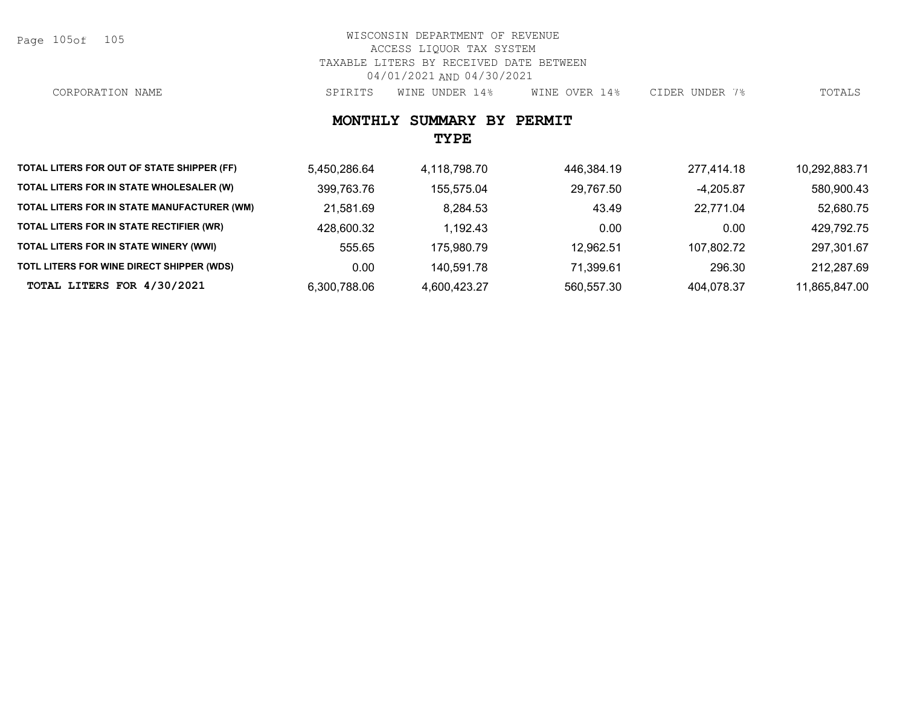WISCONSIN DEPARTMENT OF REVENUE
ACCESS LIQUOR TAX SYSTEM
TAXABLE LITERS BY RECEIVED DATE BETWEEN
04/01/2021 AND 04/30/2021

## MONTHLY SUMMARY BY PERMIT TYPE

| CORPORATION NAME | SPIRITS | WINE UNDER 14% | WINE OVER 14% | CIDER UNDER 7% | TOTALS |
|---|---|---|---|---|---|
| TOTAL LITERS FOR OUT OF STATE SHIPPER (FF) | 5,450,286.64 | 4,118,798.70 | 446,384.19 | 277,414.18 | 10,292,883.71 |
| TOTAL LITERS FOR IN STATE WHOLESALER (W) | 399,763.76 | 155,575.04 | 29,767.50 | -4,205.87 | 580,900.43 |
| TOTAL LITERS FOR IN STATE MANUFACTURER (WM) | 21,581.69 | 8,284.53 | 43.49 | 22,771.04 | 52,680.75 |
| TOTAL LITERS FOR IN STATE RECTIFIER (WR) | 428,600.32 | 1,192.43 | 0.00 | 0.00 | 429,792.75 |
| TOTAL LITERS FOR IN STATE WINERY (WWI) | 555.65 | 175,980.79 | 12,962.51 | 107,802.72 | 297,301.67 |
| TOTL LITERS FOR WINE DIRECT SHIPPER (WDS) | 0.00 | 140,591.78 | 71,399.61 | 296.30 | 212,287.69 |
| **TOTAL LITERS FOR 4/30/2021** | 6,300,788.06 | 4,600,423.27 | 560,557.30 | 404,078.37 | 11,865,847.00 |